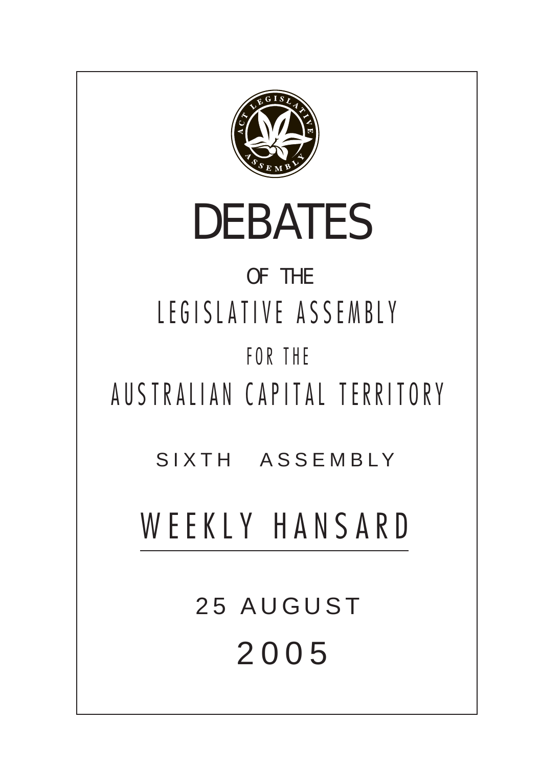# DEBATES

OF THE

LEGISLATIVE ASSEMBLY

FOR THE

AUSTRALIAN CAPITAL TERRITORY

SIXTH ASSEMBLY

## WEEKLY HANSARD

25 AUGUST

2005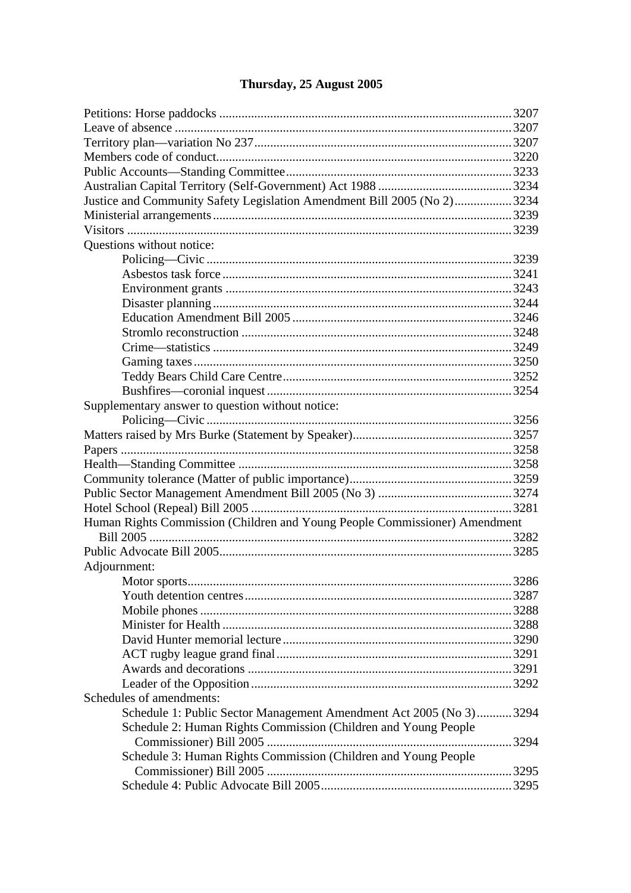# Thursday, 25 August 2005

Petitions: Horse paddocks ... 3207
Leave of absence ... 3207
Territory plan—variation No 237 ... 3207
Members code of conduct ... 3220
Public Accounts—Standing Committee ... 3233
Australian Capital Territory (Self-Government) Act 1988 ... 3234
Justice and Community Safety Legislation Amendment Bill 2005 (No 2) ... 3234
Ministerial arrangements ... 3239
Visitors ... 3239
Questions without notice:
- Policing—Civic ... 3239
- Asbestos task force ... 3241
- Environment grants ... 3243
- Disaster planning ... 3244
- Education Amendment Bill 2005 ... 3246
- Stromlo reconstruction ... 3248
- Crime—statistics ... 3249
- Gaming taxes ... 3250
- Teddy Bears Child Care Centre ... 3252
- Bushfires—coronial inquest ... 3254

Supplementary answer to question without notice:
- Policing—Civic ... 3256

Matters raised by Mrs Burke (Statement by Speaker) ... 3257
Papers ... 3258
Health—Standing Committee ... 3258
Community tolerance (Matter of public importance) ... 3259
Public Sector Management Amendment Bill 2005 (No 3) ... 3274
Hotel School (Repeal) Bill 2005 ... 3281
Human Rights Commission (Children and Young People Commissioner) Amendment Bill 2005 ... 3282
Public Advocate Bill 2005 ... 3285
Adjournment:
- Motor sports ... 3286
- Youth detention centres ... 3287
- Mobile phones ... 3288
- Minister for Health ... 3288
- David Hunter memorial lecture ... 3290
- ACT rugby league grand final ... 3291
- Awards and decorations ... 3291
- Leader of the Opposition ... 3292

Schedules of amendments:
- Schedule 1: Public Sector Management Amendment Act 2005 (No 3) ... 3294
- Schedule 2: Human Rights Commission (Children and Young People Commissioner) Bill 2005 ... 3294
- Schedule 3: Human Rights Commission (Children and Young People Commissioner) Bill 2005 ... 3295
- Schedule 4: Public Advocate Bill 2005 ... 3295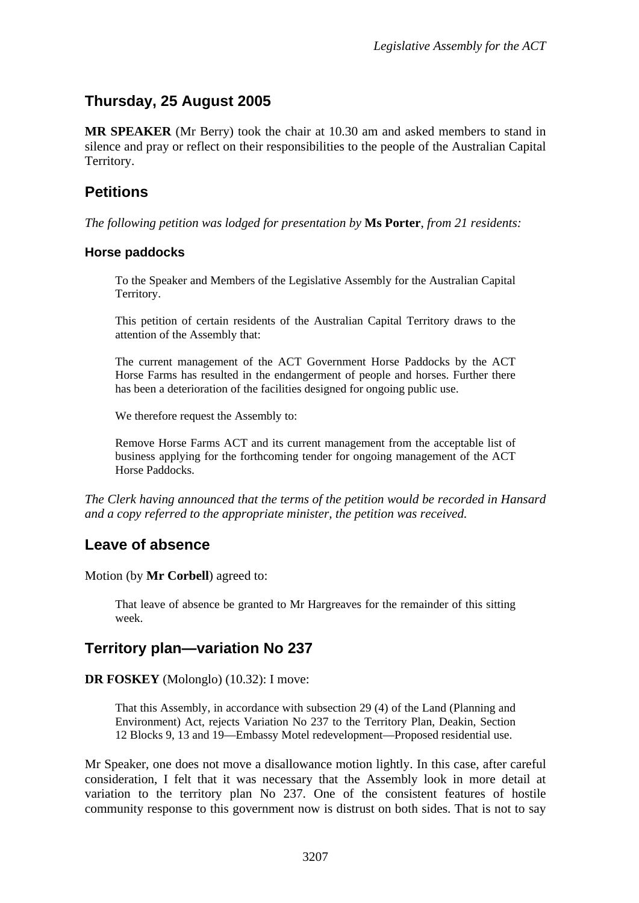## Thursday, 25 August 2005

**MR SPEAKER** (Mr Berry) took the chair at 10.30 am and asked members to stand in silence and pray or reflect on their responsibilities to the people of the Australian Capital Territory.

## Petitions

*The following petition was lodged for presentation by* **Ms Porter**, *from 21 residents:*

### Horse paddocks

> To the Speaker and Members of the Legislative Assembly for the Australian Capital Territory.
>
> This petition of certain residents of the Australian Capital Territory draws to the attention of the Assembly that:
>
> The current management of the ACT Government Horse Paddocks by the ACT Horse Farms has resulted in the endangerment of people and horses. Further there has been a deterioration of the facilities designed for ongoing public use.
>
> We therefore request the Assembly to:
>
> Remove Horse Farms ACT and its current management from the acceptable list of business applying for the forthcoming tender for ongoing management of the ACT Horse Paddocks.

*The Clerk having announced that the terms of the petition would be recorded in Hansard and a copy referred to the appropriate minister, the petition was received.*

## Leave of absence

Motion (by **Mr Corbell**) agreed to:

> That leave of absence be granted to Mr Hargreaves for the remainder of this sitting week.

## Territory plan—variation No 237

**DR FOSKEY** (Molonglo) (10.32): I move:

> That this Assembly, in accordance with subsection 29 (4) of the Land (Planning and Environment) Act, rejects Variation No 237 to the Territory Plan, Deakin, Section 12 Blocks 9, 13 and 19—Embassy Motel redevelopment—Proposed residential use.

Mr Speaker, one does not move a disallowance motion lightly. In this case, after careful consideration, I felt that it was necessary that the Assembly look in more detail at variation to the territory plan No 237. One of the consistent features of hostile community response to this government now is distrust on both sides. That is not to say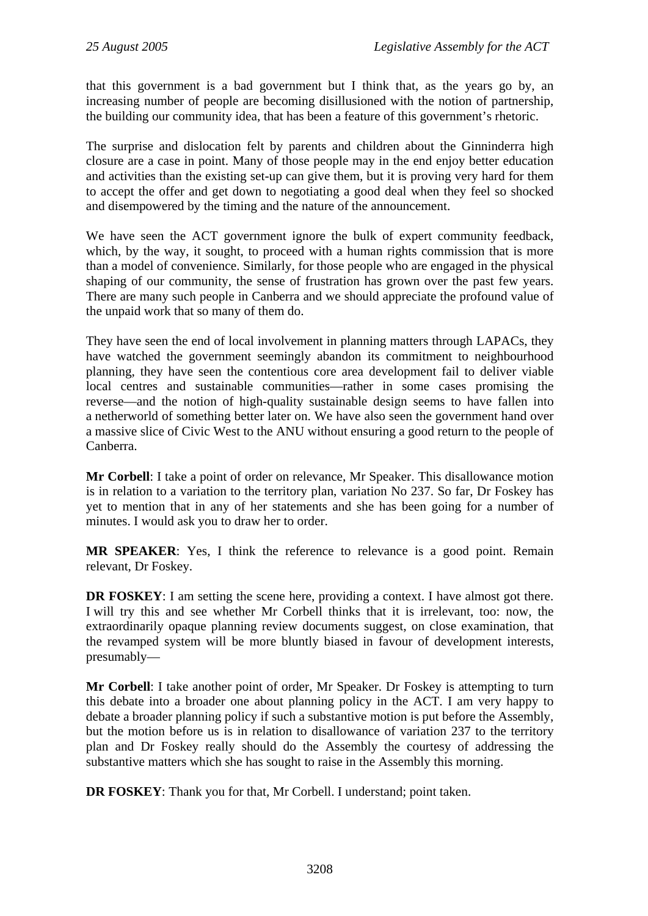that this government is a bad government but I think that, as the years go by, an increasing number of people are becoming disillusioned with the notion of partnership, the building our community idea, that has been a feature of this government's rhetoric.

The surprise and dislocation felt by parents and children about the Ginninderra high closure are a case in point. Many of those people may in the end enjoy better education and activities than the existing set-up can give them, but it is proving very hard for them to accept the offer and get down to negotiating a good deal when they feel so shocked and disempowered by the timing and the nature of the announcement.

We have seen the ACT government ignore the bulk of expert community feedback, which, by the way, it sought, to proceed with a human rights commission that is more than a model of convenience. Similarly, for those people who are engaged in the physical shaping of our community, the sense of frustration has grown over the past few years. There are many such people in Canberra and we should appreciate the profound value of the unpaid work that so many of them do.

They have seen the end of local involvement in planning matters through LAPACs, they have watched the government seemingly abandon its commitment to neighbourhood planning, they have seen the contentious core area development fail to deliver viable local centres and sustainable communities—rather in some cases promising the reverse—and the notion of high-quality sustainable design seems to have fallen into a netherworld of something better later on. We have also seen the government hand over a massive slice of Civic West to the ANU without ensuring a good return to the people of Canberra.

**Mr Corbell**: I take a point of order on relevance, Mr Speaker. This disallowance motion is in relation to a variation to the territory plan, variation No 237. So far, Dr Foskey has yet to mention that in any of her statements and she has been going for a number of minutes. I would ask you to draw her to order.

**MR SPEAKER**: Yes, I think the reference to relevance is a good point. Remain relevant, Dr Foskey.

**DR FOSKEY**: I am setting the scene here, providing a context. I have almost got there. I will try this and see whether Mr Corbell thinks that it is irrelevant, too: now, the extraordinarily opaque planning review documents suggest, on close examination, that the revamped system will be more bluntly biased in favour of development interests, presumably—

**Mr Corbell**: I take another point of order, Mr Speaker. Dr Foskey is attempting to turn this debate into a broader one about planning policy in the ACT. I am very happy to debate a broader planning policy if such a substantive motion is put before the Assembly, but the motion before us is in relation to disallowance of variation 237 to the territory plan and Dr Foskey really should do the Assembly the courtesy of addressing the substantive matters which she has sought to raise in the Assembly this morning.

**DR FOSKEY**: Thank you for that, Mr Corbell. I understand; point taken.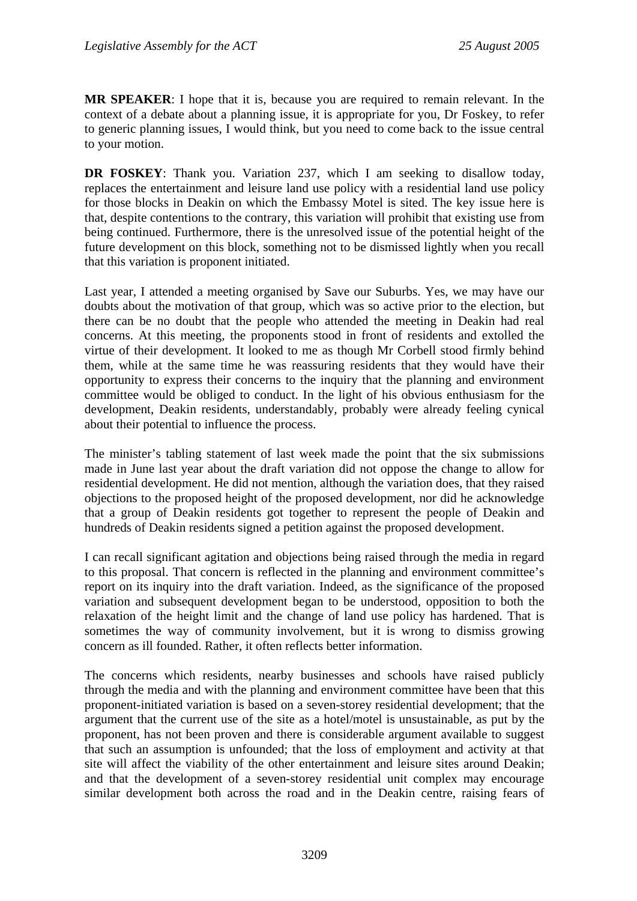**MR SPEAKER**: I hope that it is, because you are required to remain relevant. In the context of a debate about a planning issue, it is appropriate for you, Dr Foskey, to refer to generic planning issues, I would think, but you need to come back to the issue central to your motion.

**DR FOSKEY**: Thank you. Variation 237, which I am seeking to disallow today, replaces the entertainment and leisure land use policy with a residential land use policy for those blocks in Deakin on which the Embassy Motel is sited. The key issue here is that, despite contentions to the contrary, this variation will prohibit that existing use from being continued. Furthermore, there is the unresolved issue of the potential height of the future development on this block, something not to be dismissed lightly when you recall that this variation is proponent initiated.

Last year, I attended a meeting organised by Save our Suburbs. Yes, we may have our doubts about the motivation of that group, which was so active prior to the election, but there can be no doubt that the people who attended the meeting in Deakin had real concerns. At this meeting, the proponents stood in front of residents and extolled the virtue of their development. It looked to me as though Mr Corbell stood firmly behind them, while at the same time he was reassuring residents that they would have their opportunity to express their concerns to the inquiry that the planning and environment committee would be obliged to conduct. In the light of his obvious enthusiasm for the development, Deakin residents, understandably, probably were already feeling cynical about their potential to influence the process.

The minister's tabling statement of last week made the point that the six submissions made in June last year about the draft variation did not oppose the change to allow for residential development. He did not mention, although the variation does, that they raised objections to the proposed height of the proposed development, nor did he acknowledge that a group of Deakin residents got together to represent the people of Deakin and hundreds of Deakin residents signed a petition against the proposed development.

I can recall significant agitation and objections being raised through the media in regard to this proposal. That concern is reflected in the planning and environment committee's report on its inquiry into the draft variation. Indeed, as the significance of the proposed variation and subsequent development began to be understood, opposition to both the relaxation of the height limit and the change of land use policy has hardened. That is sometimes the way of community involvement, but it is wrong to dismiss growing concern as ill founded. Rather, it often reflects better information.

The concerns which residents, nearby businesses and schools have raised publicly through the media and with the planning and environment committee have been that this proponent-initiated variation is based on a seven-storey residential development; that the argument that the current use of the site as a hotel/motel is unsustainable, as put by the proponent, has not been proven and there is considerable argument available to suggest that such an assumption is unfounded; that the loss of employment and activity at that site will affect the viability of the other entertainment and leisure sites around Deakin; and that the development of a seven-storey residential unit complex may encourage similar development both across the road and in the Deakin centre, raising fears of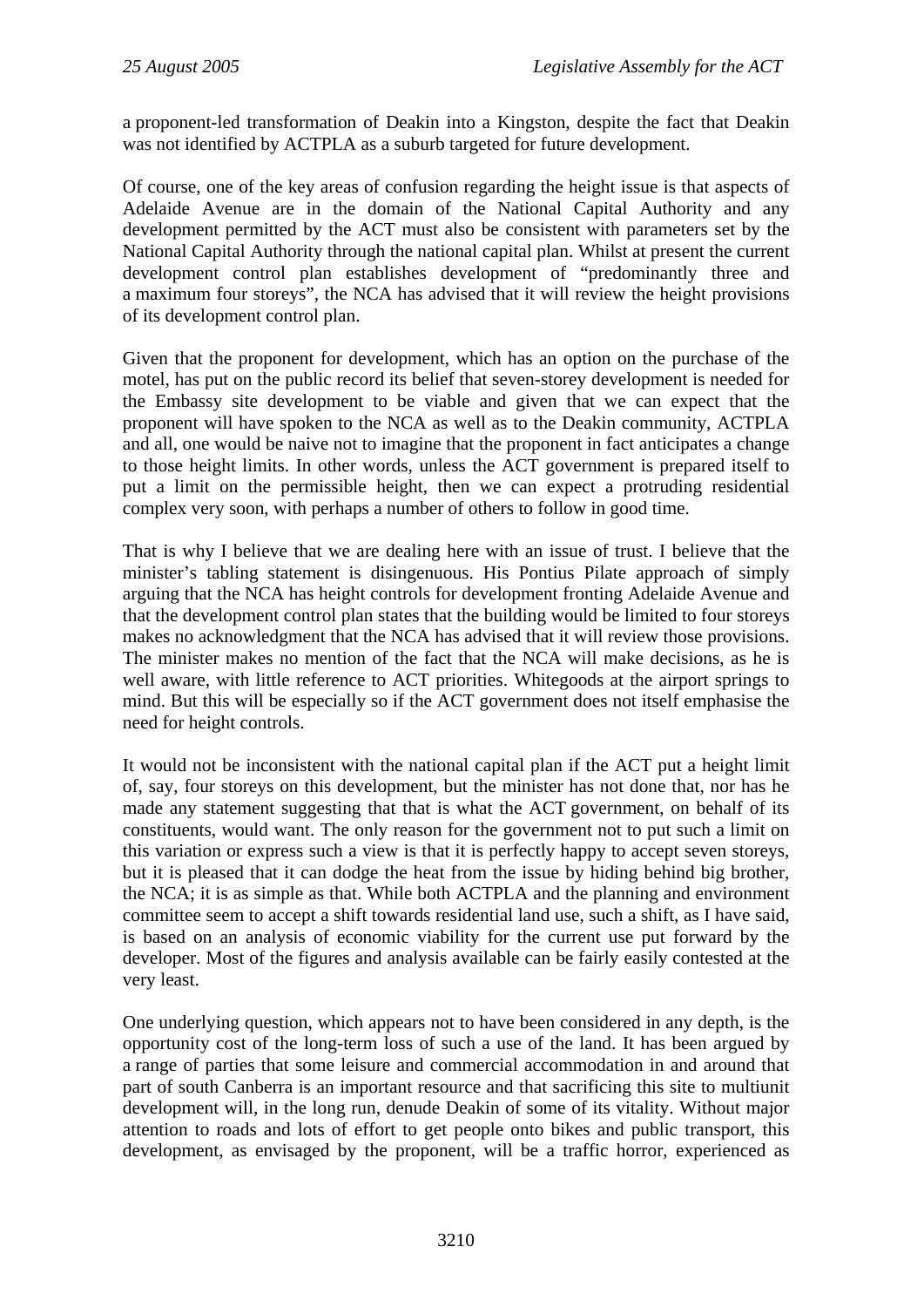a proponent-led transformation of Deakin into a Kingston, despite the fact that Deakin was not identified by ACTPLA as a suburb targeted for future development.

Of course, one of the key areas of confusion regarding the height issue is that aspects of Adelaide Avenue are in the domain of the National Capital Authority and any development permitted by the ACT must also be consistent with parameters set by the National Capital Authority through the national capital plan. Whilst at present the current development control plan establishes development of "predominantly three and a maximum four storeys", the NCA has advised that it will review the height provisions of its development control plan.

Given that the proponent for development, which has an option on the purchase of the motel, has put on the public record its belief that seven-storey development is needed for the Embassy site development to be viable and given that we can expect that the proponent will have spoken to the NCA as well as to the Deakin community, ACTPLA and all, one would be naive not to imagine that the proponent in fact anticipates a change to those height limits. In other words, unless the ACT government is prepared itself to put a limit on the permissible height, then we can expect a protruding residential complex very soon, with perhaps a number of others to follow in good time.

That is why I believe that we are dealing here with an issue of trust. I believe that the minister's tabling statement is disingenuous. His Pontius Pilate approach of simply arguing that the NCA has height controls for development fronting Adelaide Avenue and that the development control plan states that the building would be limited to four storeys makes no acknowledgment that the NCA has advised that it will review those provisions. The minister makes no mention of the fact that the NCA will make decisions, as he is well aware, with little reference to ACT priorities. Whitegoods at the airport springs to mind. But this will be especially so if the ACT government does not itself emphasise the need for height controls.

It would not be inconsistent with the national capital plan if the ACT put a height limit of, say, four storeys on this development, but the minister has not done that, nor has he made any statement suggesting that that is what the ACT government, on behalf of its constituents, would want. The only reason for the government not to put such a limit on this variation or express such a view is that it is perfectly happy to accept seven storeys, but it is pleased that it can dodge the heat from the issue by hiding behind big brother, the NCA; it is as simple as that. While both ACTPLA and the planning and environment committee seem to accept a shift towards residential land use, such a shift, as I have said, is based on an analysis of economic viability for the current use put forward by the developer. Most of the figures and analysis available can be fairly easily contested at the very least.

One underlying question, which appears not to have been considered in any depth, is the opportunity cost of the long-term loss of such a use of the land. It has been argued by a range of parties that some leisure and commercial accommodation in and around that part of south Canberra is an important resource and that sacrificing this site to multiunit development will, in the long run, denude Deakin of some of its vitality. Without major attention to roads and lots of effort to get people onto bikes and public transport, this development, as envisaged by the proponent, will be a traffic horror, experienced as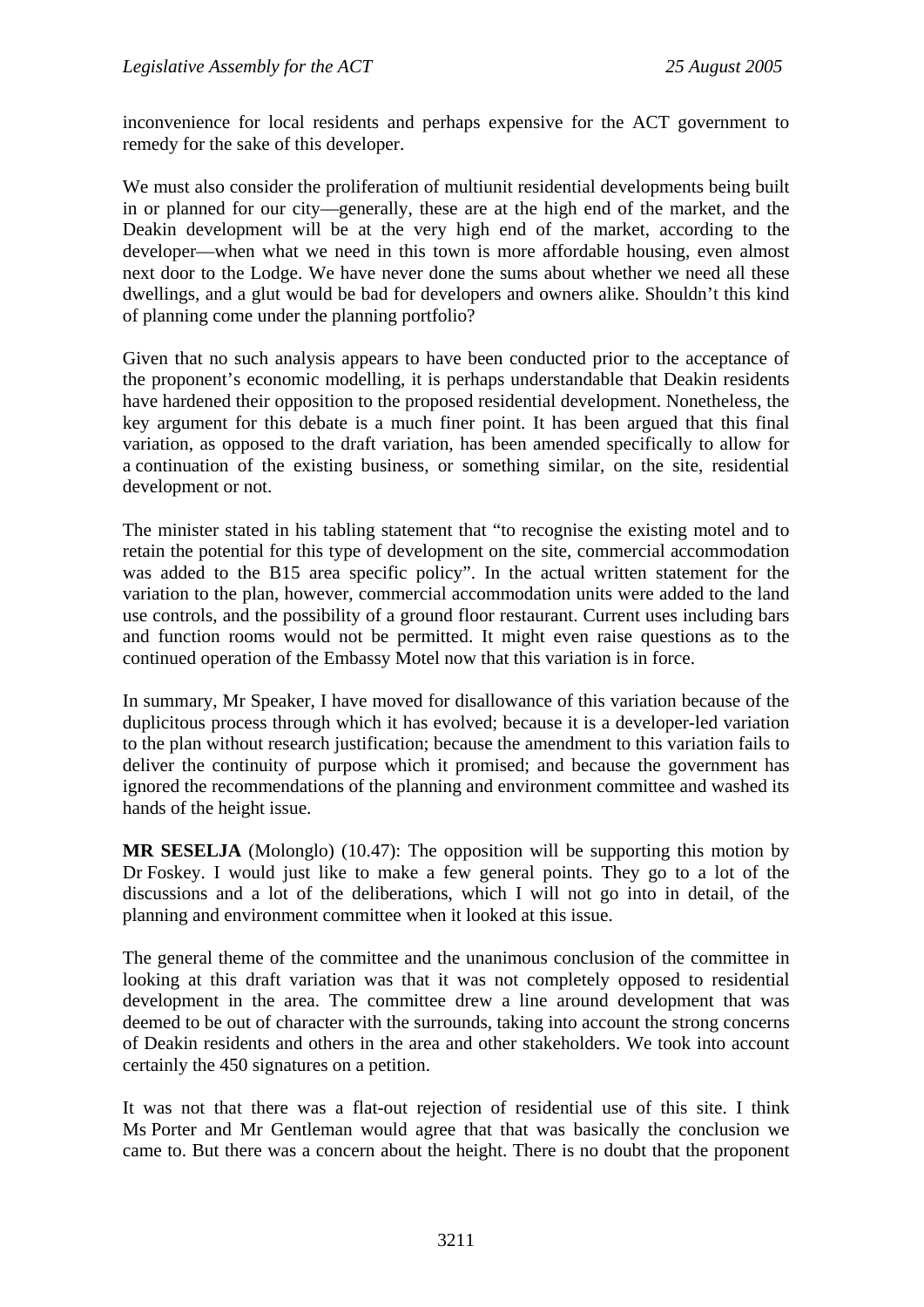inconvenience for local residents and perhaps expensive for the ACT government to remedy for the sake of this developer.

We must also consider the proliferation of multiunit residential developments being built in or planned for our city—generally, these are at the high end of the market, and the Deakin development will be at the very high end of the market, according to the developer—when what we need in this town is more affordable housing, even almost next door to the Lodge. We have never done the sums about whether we need all these dwellings, and a glut would be bad for developers and owners alike. Shouldn't this kind of planning come under the planning portfolio?

Given that no such analysis appears to have been conducted prior to the acceptance of the proponent's economic modelling, it is perhaps understandable that Deakin residents have hardened their opposition to the proposed residential development. Nonetheless, the key argument for this debate is a much finer point. It has been argued that this final variation, as opposed to the draft variation, has been amended specifically to allow for a continuation of the existing business, or something similar, on the site, residential development or not.

The minister stated in his tabling statement that "to recognise the existing motel and to retain the potential for this type of development on the site, commercial accommodation was added to the B15 area specific policy". In the actual written statement for the variation to the plan, however, commercial accommodation units were added to the land use controls, and the possibility of a ground floor restaurant. Current uses including bars and function rooms would not be permitted. It might even raise questions as to the continued operation of the Embassy Motel now that this variation is in force.

In summary, Mr Speaker, I have moved for disallowance of this variation because of the duplicitous process through which it has evolved; because it is a developer-led variation to the plan without research justification; because the amendment to this variation fails to deliver the continuity of purpose which it promised; and because the government has ignored the recommendations of the planning and environment committee and washed its hands of the height issue.

**MR SESELJA** (Molonglo) (10.47): The opposition will be supporting this motion by Dr Foskey. I would just like to make a few general points. They go to a lot of the discussions and a lot of the deliberations, which I will not go into in detail, of the planning and environment committee when it looked at this issue.

The general theme of the committee and the unanimous conclusion of the committee in looking at this draft variation was that it was not completely opposed to residential development in the area. The committee drew a line around development that was deemed to be out of character with the surrounds, taking into account the strong concerns of Deakin residents and others in the area and other stakeholders. We took into account certainly the 450 signatures on a petition.

It was not that there was a flat-out rejection of residential use of this site. I think Ms Porter and Mr Gentleman would agree that that was basically the conclusion we came to. But there was a concern about the height. There is no doubt that the proponent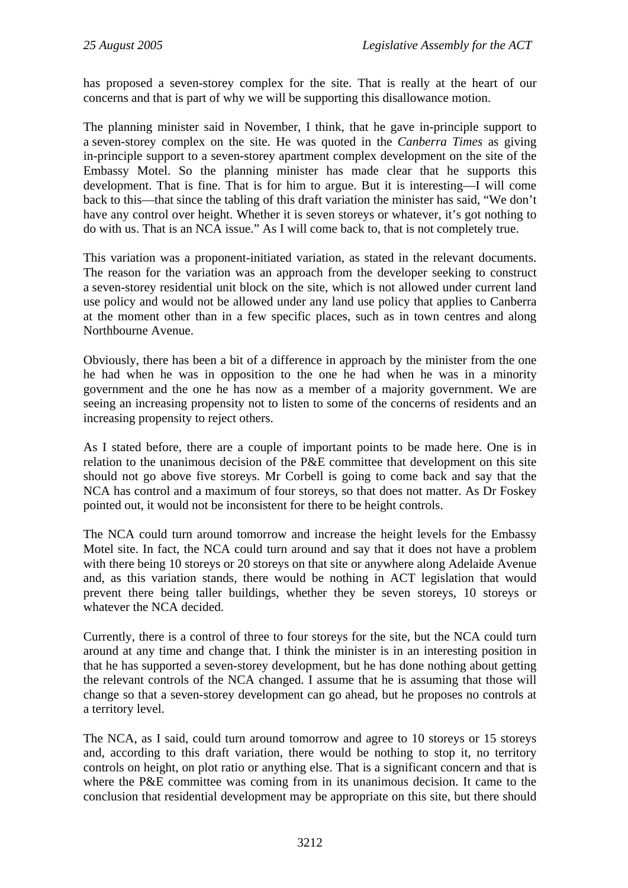has proposed a seven-storey complex for the site. That is really at the heart of our concerns and that is part of why we will be supporting this disallowance motion.

The planning minister said in November, I think, that he gave in-principle support to a seven-storey complex on the site. He was quoted in the *Canberra Times* as giving in-principle support to a seven-storey apartment complex development on the site of the Embassy Motel. So the planning minister has made clear that he supports this development. That is fine. That is for him to argue. But it is interesting—I will come back to this—that since the tabling of this draft variation the minister has said, "We don't have any control over height. Whether it is seven storeys or whatever, it's got nothing to do with us. That is an NCA issue." As I will come back to, that is not completely true.

This variation was a proponent-initiated variation, as stated in the relevant documents. The reason for the variation was an approach from the developer seeking to construct a seven-storey residential unit block on the site, which is not allowed under current land use policy and would not be allowed under any land use policy that applies to Canberra at the moment other than in a few specific places, such as in town centres and along Northbourne Avenue.

Obviously, there has been a bit of a difference in approach by the minister from the one he had when he was in opposition to the one he had when he was in a minority government and the one he has now as a member of a majority government. We are seeing an increasing propensity not to listen to some of the concerns of residents and an increasing propensity to reject others.

As I stated before, there are a couple of important points to be made here. One is in relation to the unanimous decision of the P&E committee that development on this site should not go above five storeys. Mr Corbell is going to come back and say that the NCA has control and a maximum of four storeys, so that does not matter. As Dr Foskey pointed out, it would not be inconsistent for there to be height controls.

The NCA could turn around tomorrow and increase the height levels for the Embassy Motel site. In fact, the NCA could turn around and say that it does not have a problem with there being 10 storeys or 20 storeys on that site or anywhere along Adelaide Avenue and, as this variation stands, there would be nothing in ACT legislation that would prevent there being taller buildings, whether they be seven storeys, 10 storeys or whatever the NCA decided.

Currently, there is a control of three to four storeys for the site, but the NCA could turn around at any time and change that. I think the minister is in an interesting position in that he has supported a seven-storey development, but he has done nothing about getting the relevant controls of the NCA changed. I assume that he is assuming that those will change so that a seven-storey development can go ahead, but he proposes no controls at a territory level.

The NCA, as I said, could turn around tomorrow and agree to 10 storeys or 15 storeys and, according to this draft variation, there would be nothing to stop it, no territory controls on height, on plot ratio or anything else. That is a significant concern and that is where the P&E committee was coming from in its unanimous decision. It came to the conclusion that residential development may be appropriate on this site, but there should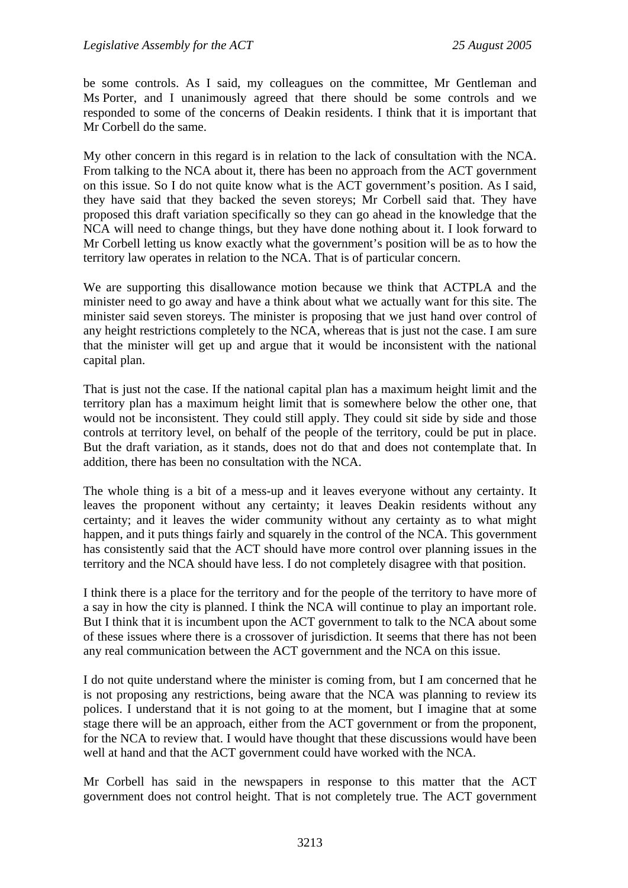be some controls. As I said, my colleagues on the committee, Mr Gentleman and Ms Porter, and I unanimously agreed that there should be some controls and we responded to some of the concerns of Deakin residents. I think that it is important that Mr Corbell do the same.

My other concern in this regard is in relation to the lack of consultation with the NCA. From talking to the NCA about it, there has been no approach from the ACT government on this issue. So I do not quite know what is the ACT government's position. As I said, they have said that they backed the seven storeys; Mr Corbell said that. They have proposed this draft variation specifically so they can go ahead in the knowledge that the NCA will need to change things, but they have done nothing about it. I look forward to Mr Corbell letting us know exactly what the government's position will be as to how the territory law operates in relation to the NCA. That is of particular concern.

We are supporting this disallowance motion because we think that ACTPLA and the minister need to go away and have a think about what we actually want for this site. The minister said seven storeys. The minister is proposing that we just hand over control of any height restrictions completely to the NCA, whereas that is just not the case. I am sure that the minister will get up and argue that it would be inconsistent with the national capital plan.

That is just not the case. If the national capital plan has a maximum height limit and the territory plan has a maximum height limit that is somewhere below the other one, that would not be inconsistent. They could still apply. They could sit side by side and those controls at territory level, on behalf of the people of the territory, could be put in place. But the draft variation, as it stands, does not do that and does not contemplate that. In addition, there has been no consultation with the NCA.

The whole thing is a bit of a mess-up and it leaves everyone without any certainty. It leaves the proponent without any certainty; it leaves Deakin residents without any certainty; and it leaves the wider community without any certainty as to what might happen, and it puts things fairly and squarely in the control of the NCA. This government has consistently said that the ACT should have more control over planning issues in the territory and the NCA should have less. I do not completely disagree with that position.

I think there is a place for the territory and for the people of the territory to have more of a say in how the city is planned. I think the NCA will continue to play an important role. But I think that it is incumbent upon the ACT government to talk to the NCA about some of these issues where there is a crossover of jurisdiction. It seems that there has not been any real communication between the ACT government and the NCA on this issue.

I do not quite understand where the minister is coming from, but I am concerned that he is not proposing any restrictions, being aware that the NCA was planning to review its polices. I understand that it is not going to at the moment, but I imagine that at some stage there will be an approach, either from the ACT government or from the proponent, for the NCA to review that. I would have thought that these discussions would have been well at hand and that the ACT government could have worked with the NCA.

Mr Corbell has said in the newspapers in response to this matter that the ACT government does not control height. That is not completely true. The ACT government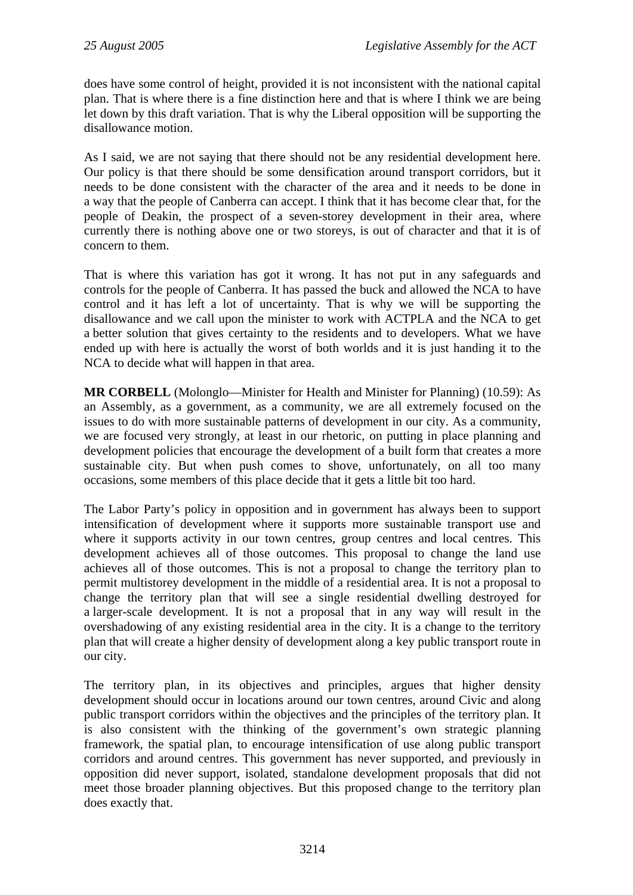does have some control of height, provided it is not inconsistent with the national capital plan. That is where there is a fine distinction here and that is where I think we are being let down by this draft variation. That is why the Liberal opposition will be supporting the disallowance motion.

As I said, we are not saying that there should not be any residential development here. Our policy is that there should be some densification around transport corridors, but it needs to be done consistent with the character of the area and it needs to be done in a way that the people of Canberra can accept. I think that it has become clear that, for the people of Deakin, the prospect of a seven-storey development in their area, where currently there is nothing above one or two storeys, is out of character and that it is of concern to them.

That is where this variation has got it wrong. It has not put in any safeguards and controls for the people of Canberra. It has passed the buck and allowed the NCA to have control and it has left a lot of uncertainty. That is why we will be supporting the disallowance and we call upon the minister to work with ACTPLA and the NCA to get a better solution that gives certainty to the residents and to developers. What we have ended up with here is actually the worst of both worlds and it is just handing it to the NCA to decide what will happen in that area.

**MR CORBELL** (Molonglo—Minister for Health and Minister for Planning) (10.59): As an Assembly, as a government, as a community, we are all extremely focused on the issues to do with more sustainable patterns of development in our city. As a community, we are focused very strongly, at least in our rhetoric, on putting in place planning and development policies that encourage the development of a built form that creates a more sustainable city. But when push comes to shove, unfortunately, on all too many occasions, some members of this place decide that it gets a little bit too hard.

The Labor Party's policy in opposition and in government has always been to support intensification of development where it supports more sustainable transport use and where it supports activity in our town centres, group centres and local centres. This development achieves all of those outcomes. This proposal to change the land use achieves all of those outcomes. This is not a proposal to change the territory plan to permit multistorey development in the middle of a residential area. It is not a proposal to change the territory plan that will see a single residential dwelling destroyed for a larger-scale development. It is not a proposal that in any way will result in the overshadowing of any existing residential area in the city. It is a change to the territory plan that will create a higher density of development along a key public transport route in our city.

The territory plan, in its objectives and principles, argues that higher density development should occur in locations around our town centres, around Civic and along public transport corridors within the objectives and the principles of the territory plan. It is also consistent with the thinking of the government's own strategic planning framework, the spatial plan, to encourage intensification of use along public transport corridors and around centres. This government has never supported, and previously in opposition did never support, isolated, standalone development proposals that did not meet those broader planning objectives. But this proposed change to the territory plan does exactly that.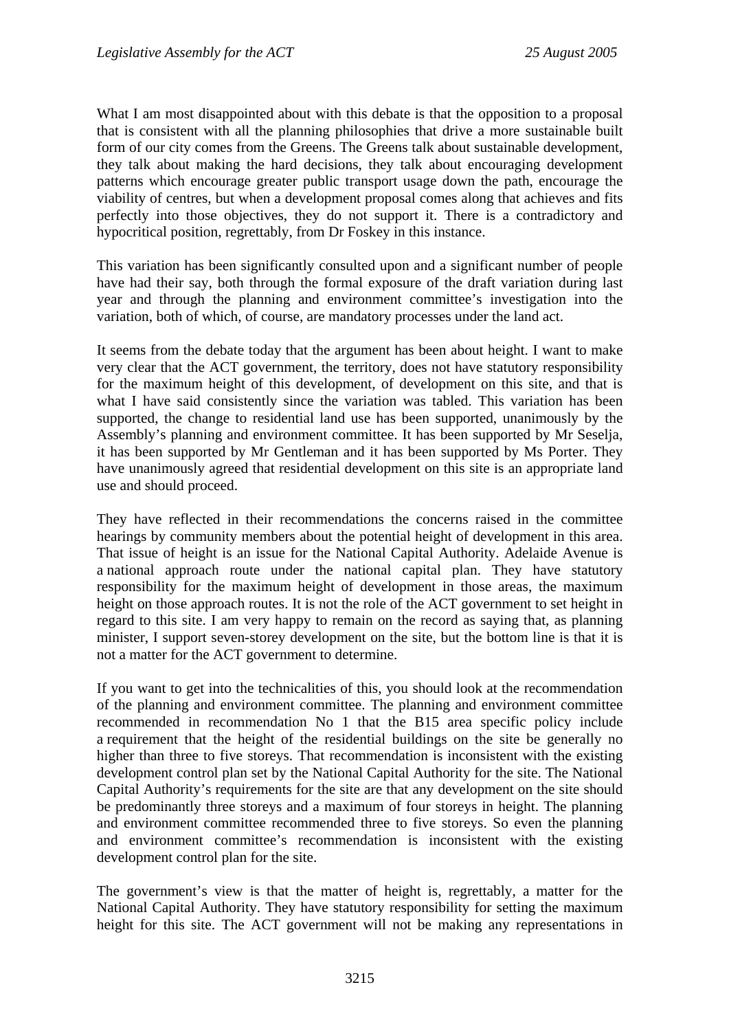What I am most disappointed about with this debate is that the opposition to a proposal that is consistent with all the planning philosophies that drive a more sustainable built form of our city comes from the Greens. The Greens talk about sustainable development, they talk about making the hard decisions, they talk about encouraging development patterns which encourage greater public transport usage down the path, encourage the viability of centres, but when a development proposal comes along that achieves and fits perfectly into those objectives, they do not support it. There is a contradictory and hypocritical position, regrettably, from Dr Foskey in this instance.

This variation has been significantly consulted upon and a significant number of people have had their say, both through the formal exposure of the draft variation during last year and through the planning and environment committee's investigation into the variation, both of which, of course, are mandatory processes under the land act.

It seems from the debate today that the argument has been about height. I want to make very clear that the ACT government, the territory, does not have statutory responsibility for the maximum height of this development, of development on this site, and that is what I have said consistently since the variation was tabled. This variation has been supported, the change to residential land use has been supported, unanimously by the Assembly's planning and environment committee. It has been supported by Mr Seselja, it has been supported by Mr Gentleman and it has been supported by Ms Porter. They have unanimously agreed that residential development on this site is an appropriate land use and should proceed.

They have reflected in their recommendations the concerns raised in the committee hearings by community members about the potential height of development in this area. That issue of height is an issue for the National Capital Authority. Adelaide Avenue is a national approach route under the national capital plan. They have statutory responsibility for the maximum height of development in those areas, the maximum height on those approach routes. It is not the role of the ACT government to set height in regard to this site. I am very happy to remain on the record as saying that, as planning minister, I support seven-storey development on the site, but the bottom line is that it is not a matter for the ACT government to determine.

If you want to get into the technicalities of this, you should look at the recommendation of the planning and environment committee. The planning and environment committee recommended in recommendation No 1 that the B15 area specific policy include a requirement that the height of the residential buildings on the site be generally no higher than three to five storeys. That recommendation is inconsistent with the existing development control plan set by the National Capital Authority for the site. The National Capital Authority's requirements for the site are that any development on the site should be predominantly three storeys and a maximum of four storeys in height. The planning and environment committee recommended three to five storeys. So even the planning and environment committee's recommendation is inconsistent with the existing development control plan for the site.

The government's view is that the matter of height is, regrettably, a matter for the National Capital Authority. They have statutory responsibility for setting the maximum height for this site. The ACT government will not be making any representations in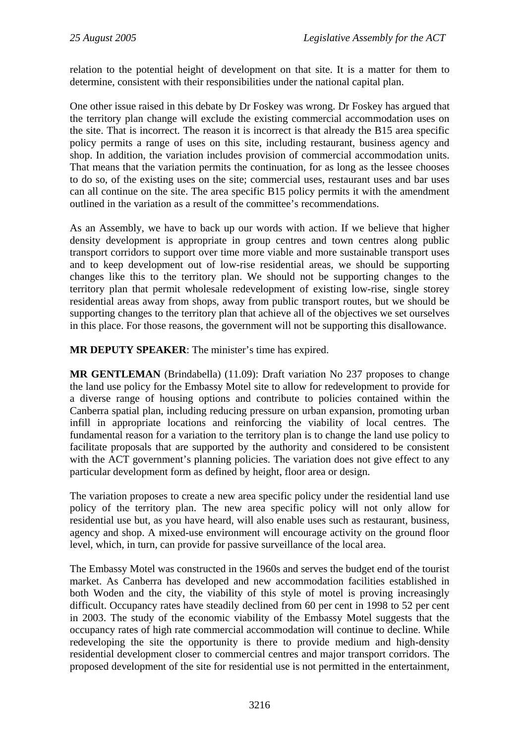relation to the potential height of development on that site. It is a matter for them to determine, consistent with their responsibilities under the national capital plan.

One other issue raised in this debate by Dr Foskey was wrong. Dr Foskey has argued that the territory plan change will exclude the existing commercial accommodation uses on the site. That is incorrect. The reason it is incorrect is that already the B15 area specific policy permits a range of uses on this site, including restaurant, business agency and shop. In addition, the variation includes provision of commercial accommodation units. That means that the variation permits the continuation, for as long as the lessee chooses to do so, of the existing uses on the site; commercial uses, restaurant uses and bar uses can all continue on the site. The area specific B15 policy permits it with the amendment outlined in the variation as a result of the committee's recommendations.

As an Assembly, we have to back up our words with action. If we believe that higher density development is appropriate in group centres and town centres along public transport corridors to support over time more viable and more sustainable transport uses and to keep development out of low-rise residential areas, we should be supporting changes like this to the territory plan. We should not be supporting changes to the territory plan that permit wholesale redevelopment of existing low-rise, single storey residential areas away from shops, away from public transport routes, but we should be supporting changes to the territory plan that achieve all of the objectives we set ourselves in this place. For those reasons, the government will not be supporting this disallowance.

**MR DEPUTY SPEAKER**: The minister's time has expired.

**MR GENTLEMAN** (Brindabella) (11.09): Draft variation No 237 proposes to change the land use policy for the Embassy Motel site to allow for redevelopment to provide for a diverse range of housing options and contribute to policies contained within the Canberra spatial plan, including reducing pressure on urban expansion, promoting urban infill in appropriate locations and reinforcing the viability of local centres. The fundamental reason for a variation to the territory plan is to change the land use policy to facilitate proposals that are supported by the authority and considered to be consistent with the ACT government's planning policies. The variation does not give effect to any particular development form as defined by height, floor area or design.

The variation proposes to create a new area specific policy under the residential land use policy of the territory plan. The new area specific policy will not only allow for residential use but, as you have heard, will also enable uses such as restaurant, business, agency and shop. A mixed-use environment will encourage activity on the ground floor level, which, in turn, can provide for passive surveillance of the local area.

The Embassy Motel was constructed in the 1960s and serves the budget end of the tourist market. As Canberra has developed and new accommodation facilities established in both Woden and the city, the viability of this style of motel is proving increasingly difficult. Occupancy rates have steadily declined from 60 per cent in 1998 to 52 per cent in 2003. The study of the economic viability of the Embassy Motel suggests that the occupancy rates of high rate commercial accommodation will continue to decline. While redeveloping the site the opportunity is there to provide medium and high-density residential development closer to commercial centres and major transport corridors. The proposed development of the site for residential use is not permitted in the entertainment,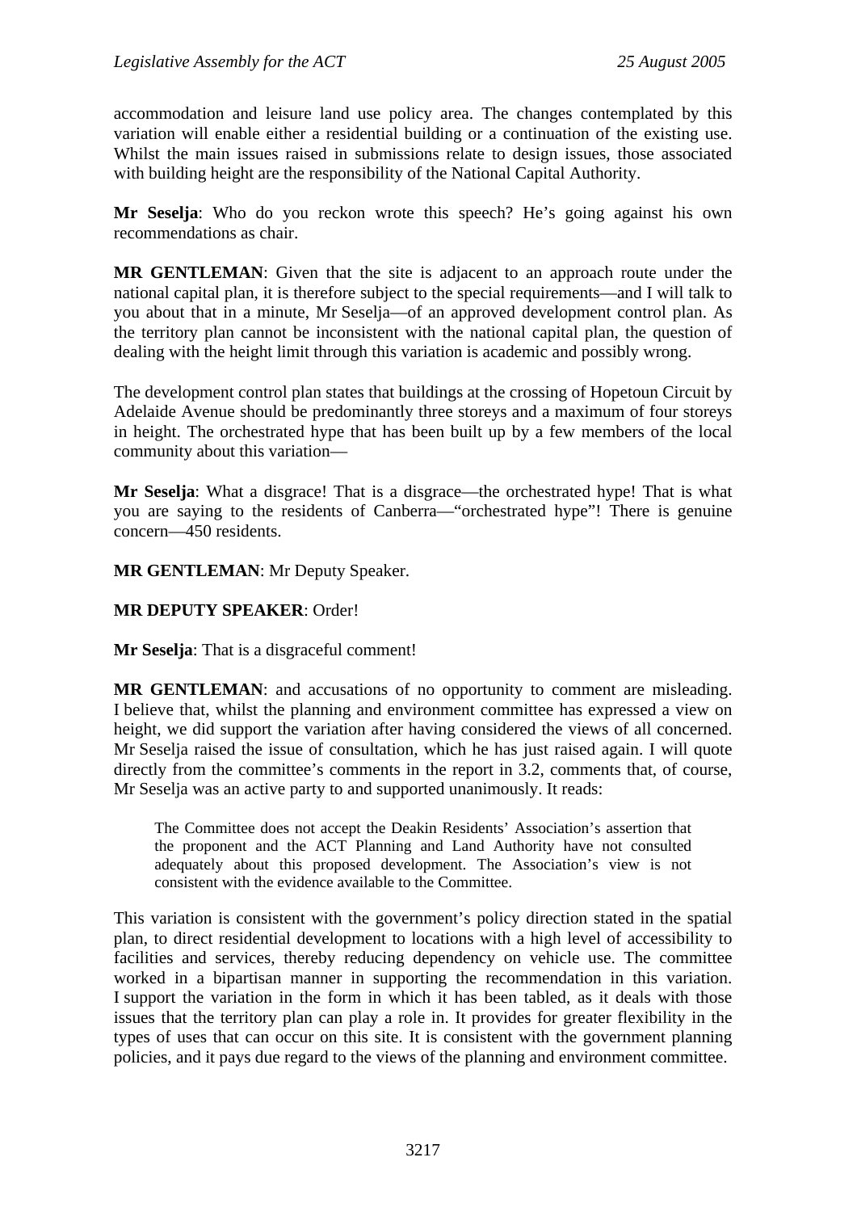accommodation and leisure land use policy area. The changes contemplated by this variation will enable either a residential building or a continuation of the existing use. Whilst the main issues raised in submissions relate to design issues, those associated with building height are the responsibility of the National Capital Authority.

**Mr Seselja**: Who do you reckon wrote this speech? He's going against his own recommendations as chair.

**MR GENTLEMAN**: Given that the site is adjacent to an approach route under the national capital plan, it is therefore subject to the special requirements—and I will talk to you about that in a minute, Mr Seselja—of an approved development control plan. As the territory plan cannot be inconsistent with the national capital plan, the question of dealing with the height limit through this variation is academic and possibly wrong.

The development control plan states that buildings at the crossing of Hopetoun Circuit by Adelaide Avenue should be predominantly three storeys and a maximum of four storeys in height. The orchestrated hype that has been built up by a few members of the local community about this variation—

**Mr Seselja**: What a disgrace! That is a disgrace—the orchestrated hype! That is what you are saying to the residents of Canberra—"orchestrated hype"! There is genuine concern—450 residents.

**MR GENTLEMAN**: Mr Deputy Speaker.

**MR DEPUTY SPEAKER**: Order!

**Mr Seselja**: That is a disgraceful comment!

**MR GENTLEMAN**: and accusations of no opportunity to comment are misleading. I believe that, whilst the planning and environment committee has expressed a view on height, we did support the variation after having considered the views of all concerned. Mr Seselja raised the issue of consultation, which he has just raised again. I will quote directly from the committee's comments in the report in 3.2, comments that, of course, Mr Seselja was an active party to and supported unanimously. It reads:

> The Committee does not accept the Deakin Residents' Association's assertion that the proponent and the ACT Planning and Land Authority have not consulted adequately about this proposed development. The Association's view is not consistent with the evidence available to the Committee.

This variation is consistent with the government's policy direction stated in the spatial plan, to direct residential development to locations with a high level of accessibility to facilities and services, thereby reducing dependency on vehicle use. The committee worked in a bipartisan manner in supporting the recommendation in this variation. I support the variation in the form in which it has been tabled, as it deals with those issues that the territory plan can play a role in. It provides for greater flexibility in the types of uses that can occur on this site. It is consistent with the government planning policies, and it pays due regard to the views of the planning and environment committee.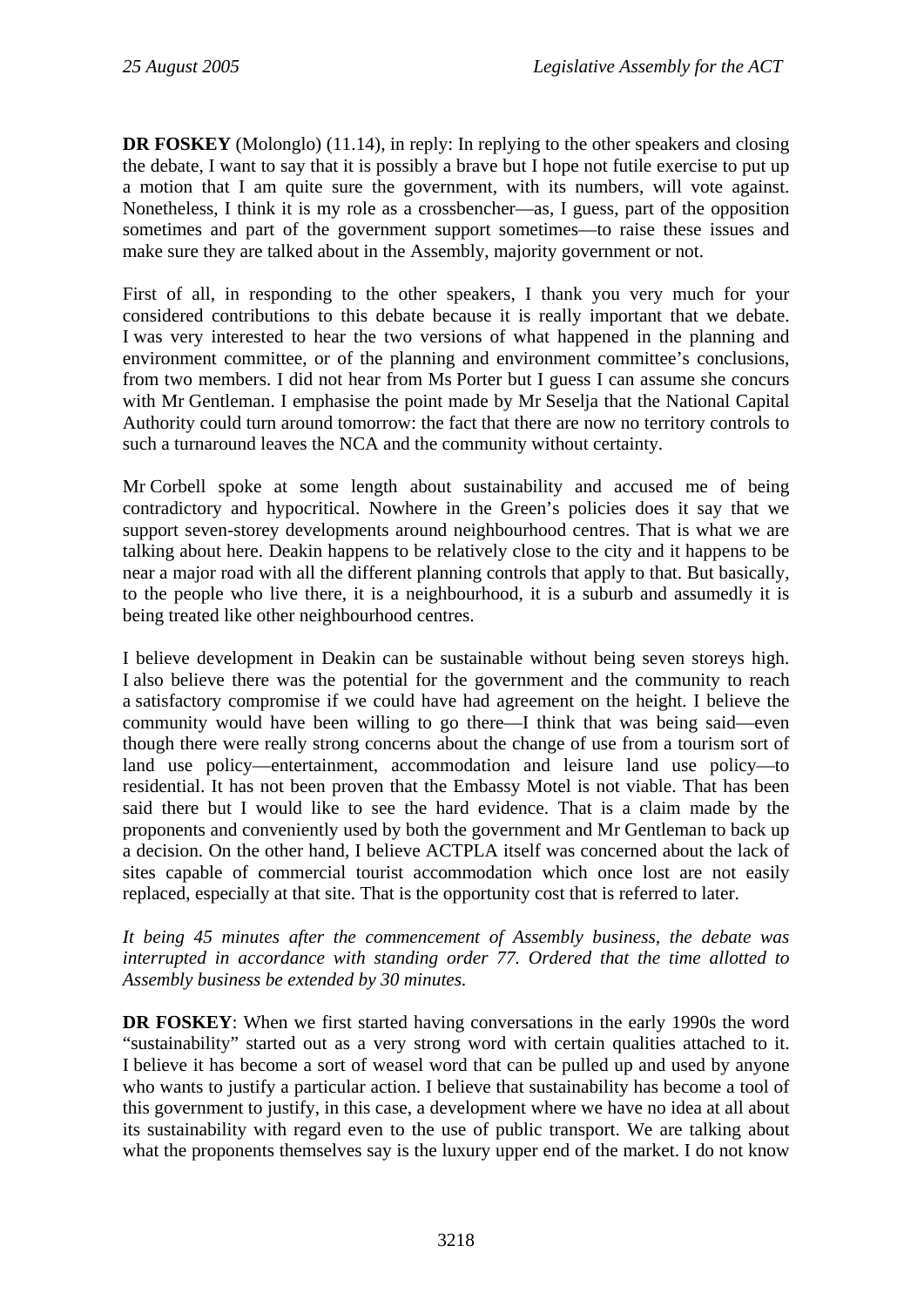**DR FOSKEY** (Molonglo) (11.14), in reply: In replying to the other speakers and closing the debate, I want to say that it is possibly a brave but I hope not futile exercise to put up a motion that I am quite sure the government, with its numbers, will vote against. Nonetheless, I think it is my role as a crossbencher—as, I guess, part of the opposition sometimes and part of the government support sometimes—to raise these issues and make sure they are talked about in the Assembly, majority government or not.

First of all, in responding to the other speakers, I thank you very much for your considered contributions to this debate because it is really important that we debate. I was very interested to hear the two versions of what happened in the planning and environment committee, or of the planning and environment committee's conclusions, from two members. I did not hear from Ms Porter but I guess I can assume she concurs with Mr Gentleman. I emphasise the point made by Mr Seselja that the National Capital Authority could turn around tomorrow: the fact that there are now no territory controls to such a turnaround leaves the NCA and the community without certainty.

Mr Corbell spoke at some length about sustainability and accused me of being contradictory and hypocritical. Nowhere in the Green's policies does it say that we support seven-storey developments around neighbourhood centres. That is what we are talking about here. Deakin happens to be relatively close to the city and it happens to be near a major road with all the different planning controls that apply to that. But basically, to the people who live there, it is a neighbourhood, it is a suburb and assumedly it is being treated like other neighbourhood centres.

I believe development in Deakin can be sustainable without being seven storeys high. I also believe there was the potential for the government and the community to reach a satisfactory compromise if we could have had agreement on the height. I believe the community would have been willing to go there—I think that was being said—even though there were really strong concerns about the change of use from a tourism sort of land use policy—entertainment, accommodation and leisure land use policy—to residential. It has not been proven that the Embassy Motel is not viable. That has been said there but I would like to see the hard evidence. That is a claim made by the proponents and conveniently used by both the government and Mr Gentleman to back up a decision. On the other hand, I believe ACTPLA itself was concerned about the lack of sites capable of commercial tourist accommodation which once lost are not easily replaced, especially at that site. That is the opportunity cost that is referred to later.

*It being 45 minutes after the commencement of Assembly business, the debate was interrupted in accordance with standing order 77. Ordered that the time allotted to Assembly business be extended by 30 minutes.*

**DR FOSKEY**: When we first started having conversations in the early 1990s the word "sustainability" started out as a very strong word with certain qualities attached to it. I believe it has become a sort of weasel word that can be pulled up and used by anyone who wants to justify a particular action. I believe that sustainability has become a tool of this government to justify, in this case, a development where we have no idea at all about its sustainability with regard even to the use of public transport. We are talking about what the proponents themselves say is the luxury upper end of the market. I do not know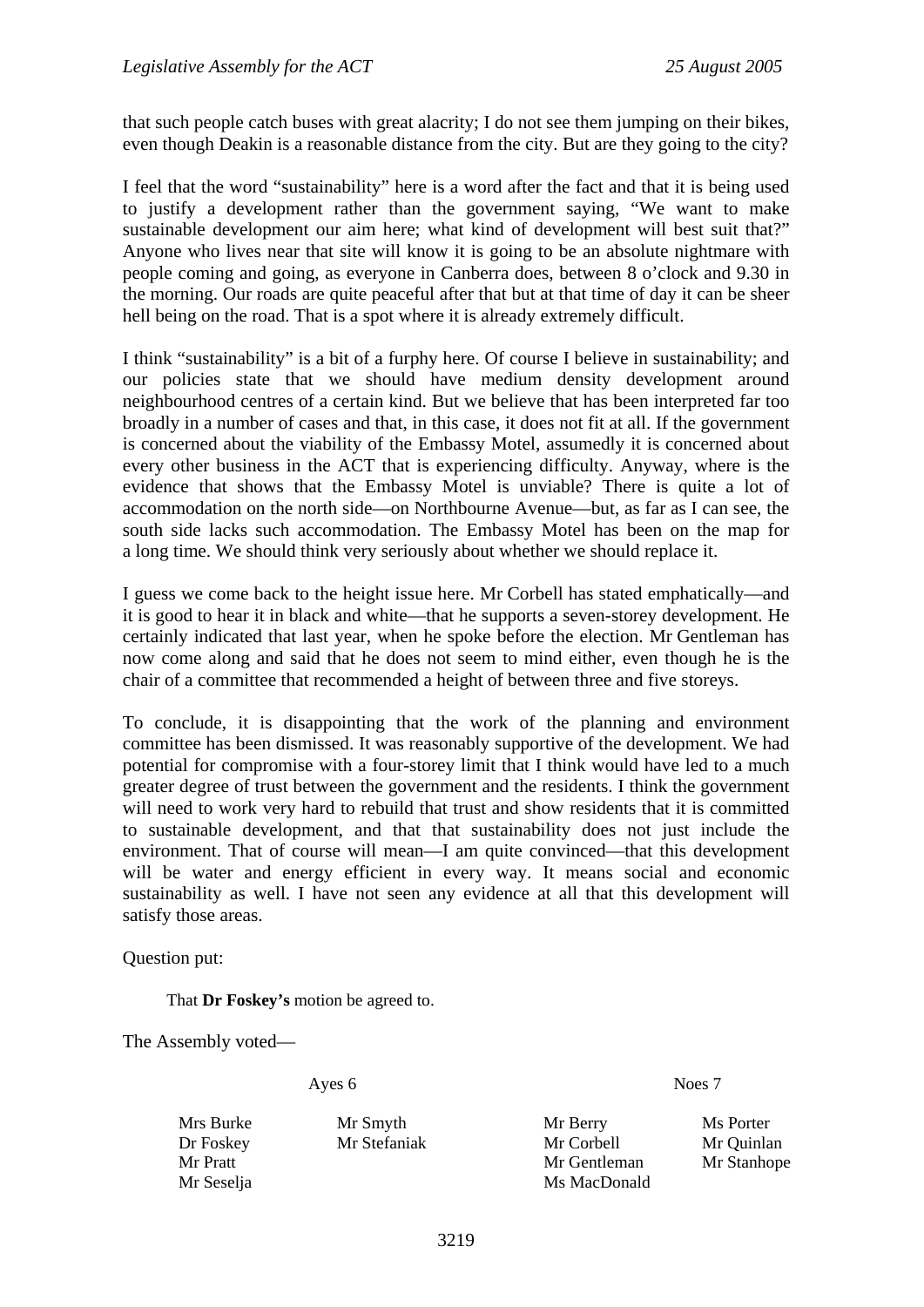that such people catch buses with great alacrity; I do not see them jumping on their bikes, even though Deakin is a reasonable distance from the city. But are they going to the city?

I feel that the word "sustainability" here is a word after the fact and that it is being used to justify a development rather than the government saying, "We want to make sustainable development our aim here; what kind of development will best suit that?" Anyone who lives near that site will know it is going to be an absolute nightmare with people coming and going, as everyone in Canberra does, between 8 o'clock and 9.30 in the morning. Our roads are quite peaceful after that but at that time of day it can be sheer hell being on the road. That is a spot where it is already extremely difficult.

I think "sustainability" is a bit of a furphy here. Of course I believe in sustainability; and our policies state that we should have medium density development around neighbourhood centres of a certain kind. But we believe that has been interpreted far too broadly in a number of cases and that, in this case, it does not fit at all. If the government is concerned about the viability of the Embassy Motel, assumedly it is concerned about every other business in the ACT that is experiencing difficulty. Anyway, where is the evidence that shows that the Embassy Motel is unviable? There is quite a lot of accommodation on the north side—on Northbourne Avenue—but, as far as I can see, the south side lacks such accommodation. The Embassy Motel has been on the map for a long time. We should think very seriously about whether we should replace it.

I guess we come back to the height issue here. Mr Corbell has stated emphatically—and it is good to hear it in black and white—that he supports a seven-storey development. He certainly indicated that last year, when he spoke before the election. Mr Gentleman has now come along and said that he does not seem to mind either, even though he is the chair of a committee that recommended a height of between three and five storeys.

To conclude, it is disappointing that the work of the planning and environment committee has been dismissed. It was reasonably supportive of the development. We had potential for compromise with a four-storey limit that I think would have led to a much greater degree of trust between the government and the residents. I think the government will need to work very hard to rebuild that trust and show residents that it is committed to sustainable development, and that that sustainability does not just include the environment. That of course will mean—I am quite convinced—that this development will be water and energy efficient in every way. It means social and economic sustainability as well. I have not seen any evidence at all that this development will satisfy those areas.

Question put:

That **Dr Foskey's** motion be agreed to.

The Assembly voted—

| Ayes 6 | | Noes 7 | |
|---|---|---|---|
| Mrs Burke | Mr Smyth | Mr Berry | Ms Porter |
| Dr Foskey | Mr Stefaniak | Mr Corbell | Mr Quinlan |
| Mr Pratt | | Mr Gentleman | Mr Stanhope |
| Mr Seselja | | Ms MacDonald | |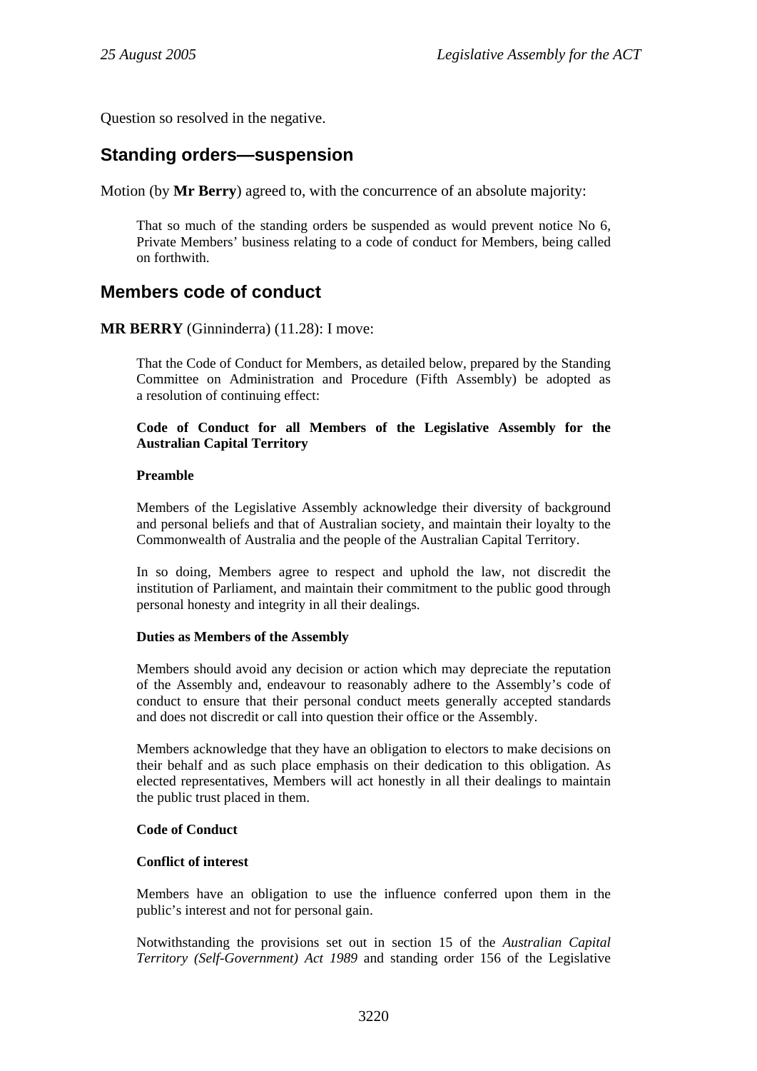Question so resolved in the negative.

## Standing orders—suspension

Motion (by **Mr Berry**) agreed to, with the concurrence of an absolute majority:

> That so much of the standing orders be suspended as would prevent notice No 6, Private Members' business relating to a code of conduct for Members, being called on forthwith.

## Members code of conduct

**MR BERRY** (Ginninderra) (11.28): I move:

> That the Code of Conduct for Members, as detailed below, prepared by the Standing Committee on Administration and Procedure (Fifth Assembly) be adopted as a resolution of continuing effect:
>
> **Code of Conduct for all Members of the Legislative Assembly for the Australian Capital Territory**
>
> **Preamble**
>
> Members of the Legislative Assembly acknowledge their diversity of background and personal beliefs and that of Australian society, and maintain their loyalty to the Commonwealth of Australia and the people of the Australian Capital Territory.
>
> In so doing, Members agree to respect and uphold the law, not discredit the institution of Parliament, and maintain their commitment to the public good through personal honesty and integrity in all their dealings.
>
> **Duties as Members of the Assembly**
>
> Members should avoid any decision or action which may depreciate the reputation of the Assembly and, endeavour to reasonably adhere to the Assembly's code of conduct to ensure that their personal conduct meets generally accepted standards and does not discredit or call into question their office or the Assembly.
>
> Members acknowledge that they have an obligation to electors to make decisions on their behalf and as such place emphasis on their dedication to this obligation. As elected representatives, Members will act honestly in all their dealings to maintain the public trust placed in them.
>
> **Code of Conduct**
>
> **Conflict of interest**
>
> Members have an obligation to use the influence conferred upon them in the public's interest and not for personal gain.
>
> Notwithstanding the provisions set out in section 15 of the *Australian Capital Territory (Self-Government) Act 1989* and standing order 156 of the Legislative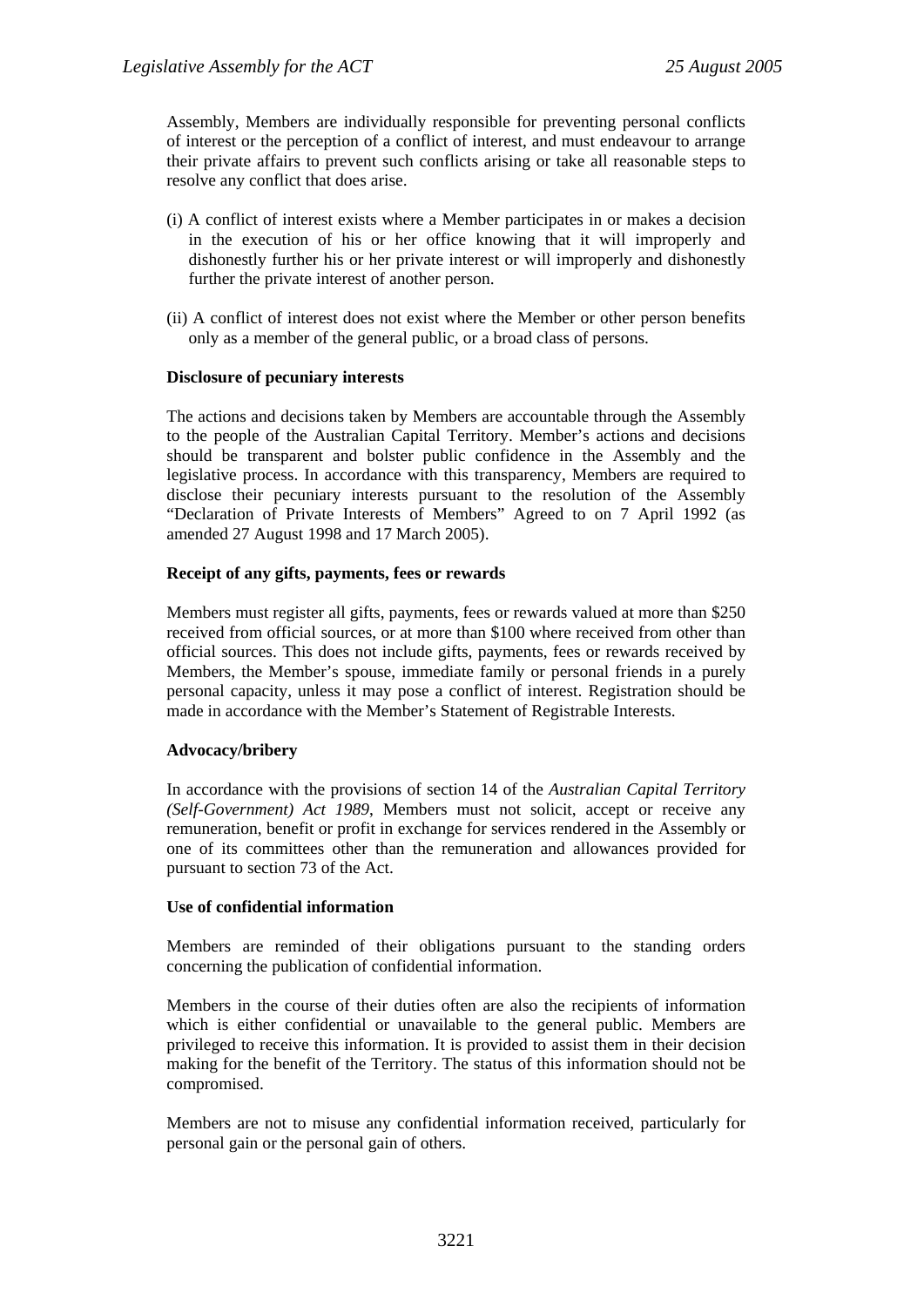Assembly, Members are individually responsible for preventing personal conflicts of interest or the perception of a conflict of interest, and must endeavour to arrange their private affairs to prevent such conflicts arising or take all reasonable steps to resolve any conflict that does arise.

(i) A conflict of interest exists where a Member participates in or makes a decision in the execution of his or her office knowing that it will improperly and dishonestly further his or her private interest or will improperly and dishonestly further the private interest of another person.

(ii) A conflict of interest does not exist where the Member or other person benefits only as a member of the general public, or a broad class of persons.

**Disclosure of pecuniary interests**

The actions and decisions taken by Members are accountable through the Assembly to the people of the Australian Capital Territory. Member's actions and decisions should be transparent and bolster public confidence in the Assembly and the legislative process. In accordance with this transparency, Members are required to disclose their pecuniary interests pursuant to the resolution of the Assembly "Declaration of Private Interests of Members" Agreed to on 7 April 1992 (as amended 27 August 1998 and 17 March 2005).

**Receipt of any gifts, payments, fees or rewards**

Members must register all gifts, payments, fees or rewards valued at more than $250 received from official sources, or at more than $100 where received from other than official sources. This does not include gifts, payments, fees or rewards received by Members, the Member's spouse, immediate family or personal friends in a purely personal capacity, unless it may pose a conflict of interest. Registration should be made in accordance with the Member's Statement of Registrable Interests.

**Advocacy/bribery**

In accordance with the provisions of section 14 of the *Australian Capital Territory (Self-Government) Act 1989*, Members must not solicit, accept or receive any remuneration, benefit or profit in exchange for services rendered in the Assembly or one of its committees other than the remuneration and allowances provided for pursuant to section 73 of the Act.

**Use of confidential information**

Members are reminded of their obligations pursuant to the standing orders concerning the publication of confidential information.

Members in the course of their duties often are also the recipients of information which is either confidential or unavailable to the general public. Members are privileged to receive this information. It is provided to assist them in their decision making for the benefit of the Territory. The status of this information should not be compromised.

Members are not to misuse any confidential information received, particularly for personal gain or the personal gain of others.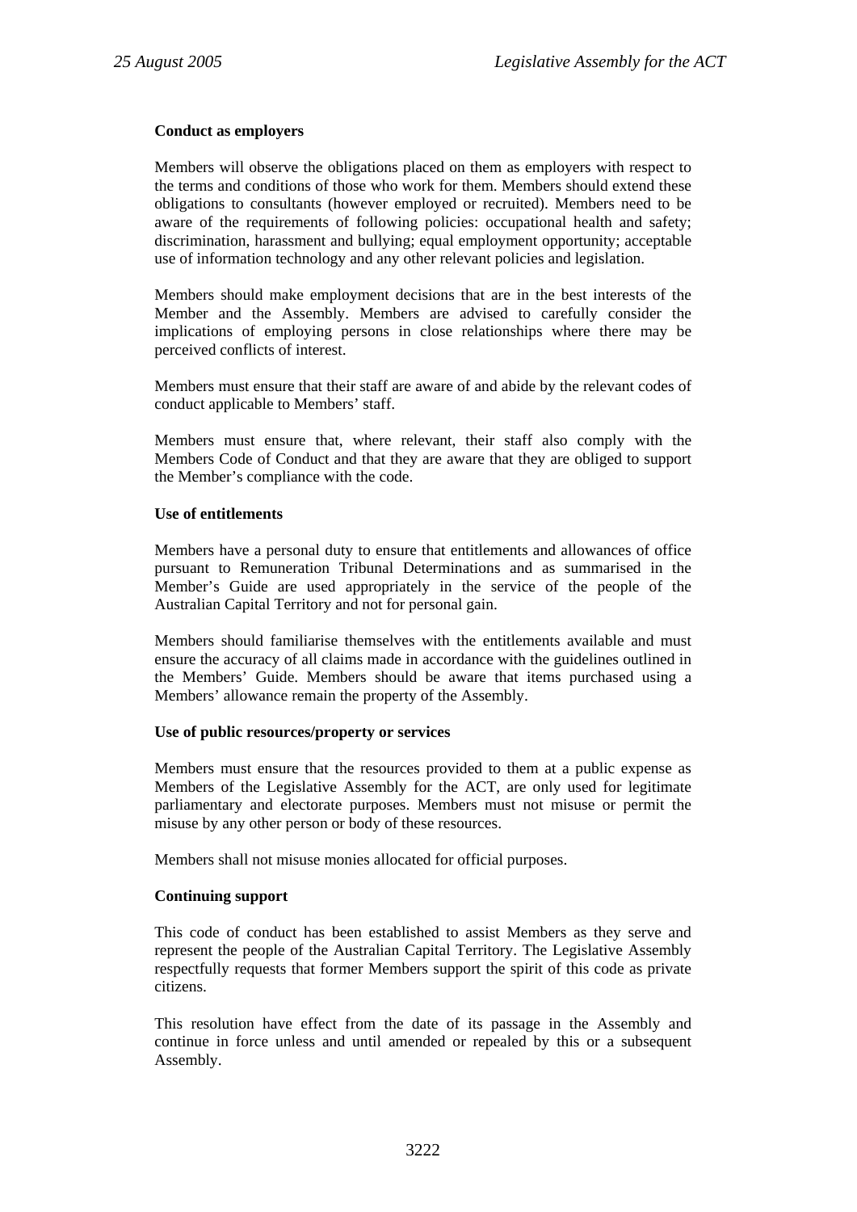**Conduct as employers**

Members will observe the obligations placed on them as employers with respect to the terms and conditions of those who work for them. Members should extend these obligations to consultants (however employed or recruited). Members need to be aware of the requirements of following policies: occupational health and safety; discrimination, harassment and bullying; equal employment opportunity; acceptable use of information technology and any other relevant policies and legislation.

Members should make employment decisions that are in the best interests of the Member and the Assembly. Members are advised to carefully consider the implications of employing persons in close relationships where there may be perceived conflicts of interest.

Members must ensure that their staff are aware of and abide by the relevant codes of conduct applicable to Members' staff.

Members must ensure that, where relevant, their staff also comply with the Members Code of Conduct and that they are aware that they are obliged to support the Member's compliance with the code.

**Use of entitlements**

Members have a personal duty to ensure that entitlements and allowances of office pursuant to Remuneration Tribunal Determinations and as summarised in the Member's Guide are used appropriately in the service of the people of the Australian Capital Territory and not for personal gain.

Members should familiarise themselves with the entitlements available and must ensure the accuracy of all claims made in accordance with the guidelines outlined in the Members' Guide. Members should be aware that items purchased using a Members' allowance remain the property of the Assembly.

**Use of public resources/property or services**

Members must ensure that the resources provided to them at a public expense as Members of the Legislative Assembly for the ACT, are only used for legitimate parliamentary and electorate purposes. Members must not misuse or permit the misuse by any other person or body of these resources.

Members shall not misuse monies allocated for official purposes.

**Continuing support**

This code of conduct has been established to assist Members as they serve and represent the people of the Australian Capital Territory. The Legislative Assembly respectfully requests that former Members support the spirit of this code as private citizens.

This resolution have effect from the date of its passage in the Assembly and continue in force unless and until amended or repealed by this or a subsequent Assembly.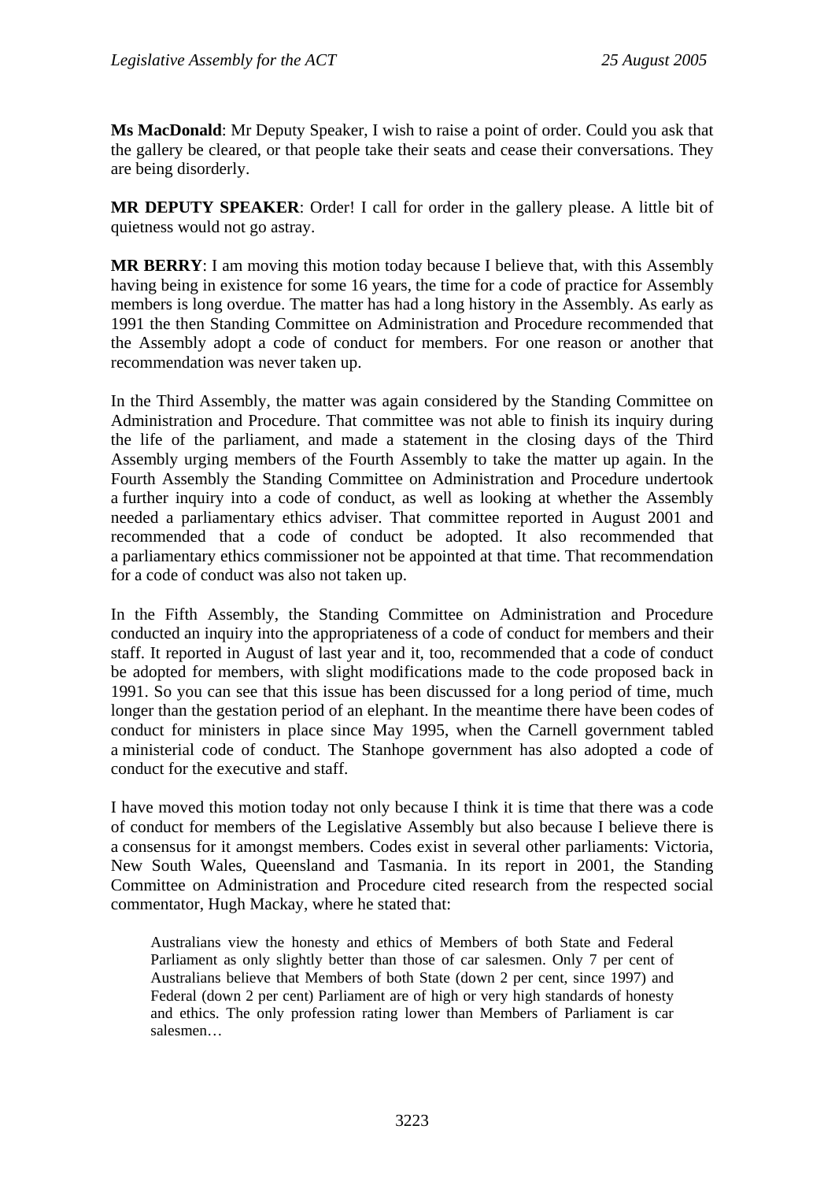**Ms MacDonald**: Mr Deputy Speaker, I wish to raise a point of order. Could you ask that the gallery be cleared, or that people take their seats and cease their conversations. They are being disorderly.

**MR DEPUTY SPEAKER**: Order! I call for order in the gallery please. A little bit of quietness would not go astray.

**MR BERRY**: I am moving this motion today because I believe that, with this Assembly having being in existence for some 16 years, the time for a code of practice for Assembly members is long overdue. The matter has had a long history in the Assembly. As early as 1991 the then Standing Committee on Administration and Procedure recommended that the Assembly adopt a code of conduct for members. For one reason or another that recommendation was never taken up.

In the Third Assembly, the matter was again considered by the Standing Committee on Administration and Procedure. That committee was not able to finish its inquiry during the life of the parliament, and made a statement in the closing days of the Third Assembly urging members of the Fourth Assembly to take the matter up again. In the Fourth Assembly the Standing Committee on Administration and Procedure undertook a further inquiry into a code of conduct, as well as looking at whether the Assembly needed a parliamentary ethics adviser. That committee reported in August 2001 and recommended that a code of conduct be adopted. It also recommended that a parliamentary ethics commissioner not be appointed at that time. That recommendation for a code of conduct was also not taken up.

In the Fifth Assembly, the Standing Committee on Administration and Procedure conducted an inquiry into the appropriateness of a code of conduct for members and their staff. It reported in August of last year and it, too, recommended that a code of conduct be adopted for members, with slight modifications made to the code proposed back in 1991. So you can see that this issue has been discussed for a long period of time, much longer than the gestation period of an elephant. In the meantime there have been codes of conduct for ministers in place since May 1995, when the Carnell government tabled a ministerial code of conduct. The Stanhope government has also adopted a code of conduct for the executive and staff.

I have moved this motion today not only because I think it is time that there was a code of conduct for members of the Legislative Assembly but also because I believe there is a consensus for it amongst members. Codes exist in several other parliaments: Victoria, New South Wales, Queensland and Tasmania. In its report in 2001, the Standing Committee on Administration and Procedure cited research from the respected social commentator, Hugh Mackay, where he stated that:

> Australians view the honesty and ethics of Members of both State and Federal Parliament as only slightly better than those of car salesmen. Only 7 per cent of Australians believe that Members of both State (down 2 per cent, since 1997) and Federal (down 2 per cent) Parliament are of high or very high standards of honesty and ethics. The only profession rating lower than Members of Parliament is car salesmen…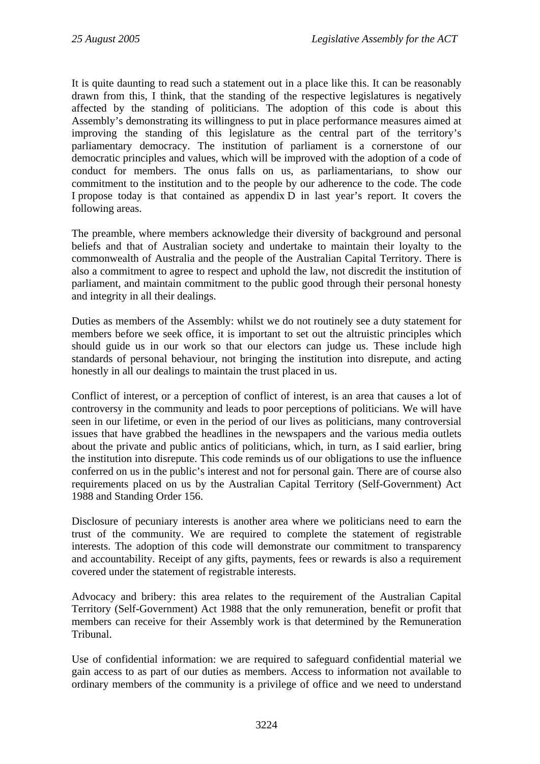It is quite daunting to read such a statement out in a place like this. It can be reasonably drawn from this, I think, that the standing of the respective legislatures is negatively affected by the standing of politicians. The adoption of this code is about this Assembly's demonstrating its willingness to put in place performance measures aimed at improving the standing of this legislature as the central part of the territory's parliamentary democracy. The institution of parliament is a cornerstone of our democratic principles and values, which will be improved with the adoption of a code of conduct for members. The onus falls on us, as parliamentarians, to show our commitment to the institution and to the people by our adherence to the code. The code I propose today is that contained as appendix D in last year's report. It covers the following areas.

The preamble, where members acknowledge their diversity of background and personal beliefs and that of Australian society and undertake to maintain their loyalty to the commonwealth of Australia and the people of the Australian Capital Territory. There is also a commitment to agree to respect and uphold the law, not discredit the institution of parliament, and maintain commitment to the public good through their personal honesty and integrity in all their dealings.

Duties as members of the Assembly: whilst we do not routinely see a duty statement for members before we seek office, it is important to set out the altruistic principles which should guide us in our work so that our electors can judge us. These include high standards of personal behaviour, not bringing the institution into disrepute, and acting honestly in all our dealings to maintain the trust placed in us.

Conflict of interest, or a perception of conflict of interest, is an area that causes a lot of controversy in the community and leads to poor perceptions of politicians. We will have seen in our lifetime, or even in the period of our lives as politicians, many controversial issues that have grabbed the headlines in the newspapers and the various media outlets about the private and public antics of politicians, which, in turn, as I said earlier, bring the institution into disrepute. This code reminds us of our obligations to use the influence conferred on us in the public's interest and not for personal gain. There are of course also requirements placed on us by the Australian Capital Territory (Self-Government) Act 1988 and Standing Order 156.

Disclosure of pecuniary interests is another area where we politicians need to earn the trust of the community. We are required to complete the statement of registrable interests. The adoption of this code will demonstrate our commitment to transparency and accountability. Receipt of any gifts, payments, fees or rewards is also a requirement covered under the statement of registrable interests.

Advocacy and bribery: this area relates to the requirement of the Australian Capital Territory (Self-Government) Act 1988 that the only remuneration, benefit or profit that members can receive for their Assembly work is that determined by the Remuneration Tribunal.

Use of confidential information: we are required to safeguard confidential material we gain access to as part of our duties as members. Access to information not available to ordinary members of the community is a privilege of office and we need to understand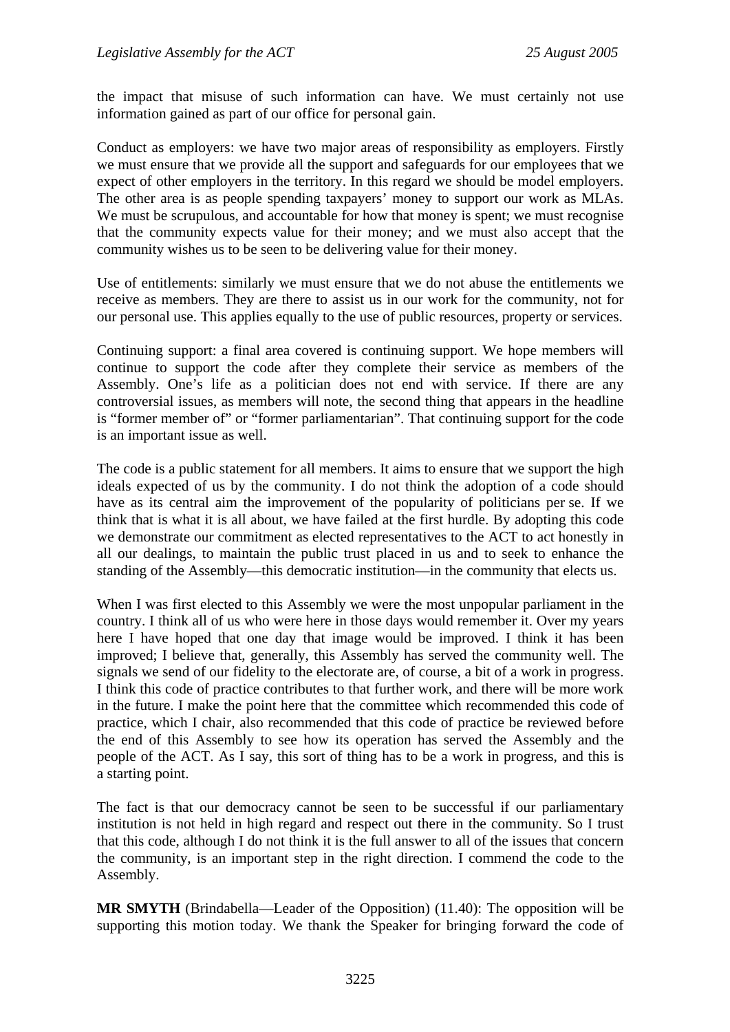the impact that misuse of such information can have. We must certainly not use information gained as part of our office for personal gain.

Conduct as employers: we have two major areas of responsibility as employers. Firstly we must ensure that we provide all the support and safeguards for our employees that we expect of other employers in the territory. In this regard we should be model employers. The other area is as people spending taxpayers' money to support our work as MLAs. We must be scrupulous, and accountable for how that money is spent; we must recognise that the community expects value for their money; and we must also accept that the community wishes us to be seen to be delivering value for their money.

Use of entitlements: similarly we must ensure that we do not abuse the entitlements we receive as members. They are there to assist us in our work for the community, not for our personal use. This applies equally to the use of public resources, property or services.

Continuing support: a final area covered is continuing support. We hope members will continue to support the code after they complete their service as members of the Assembly. One's life as a politician does not end with service. If there are any controversial issues, as members will note, the second thing that appears in the headline is "former member of" or "former parliamentarian". That continuing support for the code is an important issue as well.

The code is a public statement for all members. It aims to ensure that we support the high ideals expected of us by the community. I do not think the adoption of a code should have as its central aim the improvement of the popularity of politicians per se. If we think that is what it is all about, we have failed at the first hurdle. By adopting this code we demonstrate our commitment as elected representatives to the ACT to act honestly in all our dealings, to maintain the public trust placed in us and to seek to enhance the standing of the Assembly—this democratic institution—in the community that elects us.

When I was first elected to this Assembly we were the most unpopular parliament in the country. I think all of us who were here in those days would remember it. Over my years here I have hoped that one day that image would be improved. I think it has been improved; I believe that, generally, this Assembly has served the community well. The signals we send of our fidelity to the electorate are, of course, a bit of a work in progress. I think this code of practice contributes to that further work, and there will be more work in the future. I make the point here that the committee which recommended this code of practice, which I chair, also recommended that this code of practice be reviewed before the end of this Assembly to see how its operation has served the Assembly and the people of the ACT. As I say, this sort of thing has to be a work in progress, and this is a starting point.

The fact is that our democracy cannot be seen to be successful if our parliamentary institution is not held in high regard and respect out there in the community. So I trust that this code, although I do not think it is the full answer to all of the issues that concern the community, is an important step in the right direction. I commend the code to the Assembly.

**MR SMYTH** (Brindabella—Leader of the Opposition) (11.40): The opposition will be supporting this motion today. We thank the Speaker for bringing forward the code of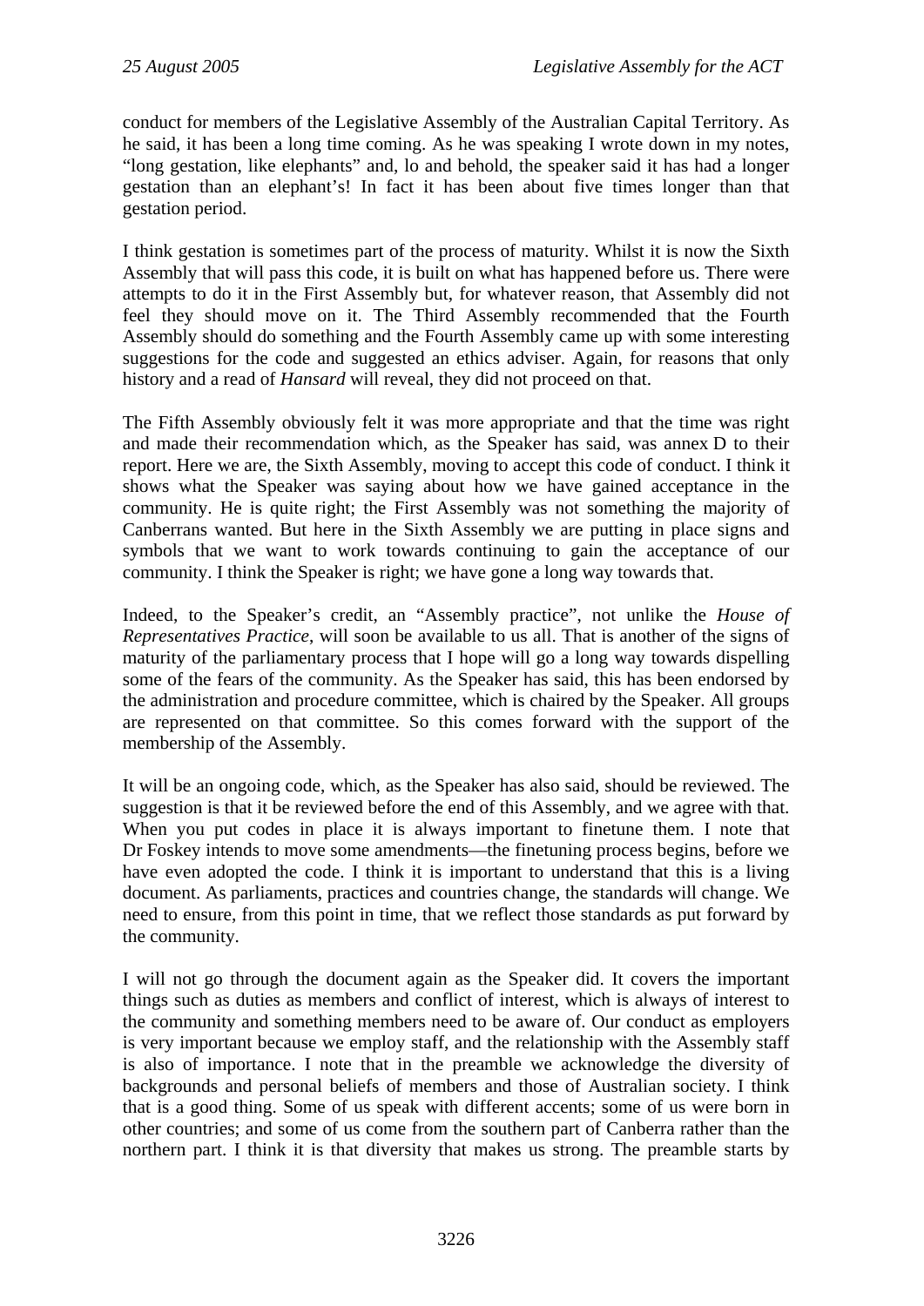conduct for members of the Legislative Assembly of the Australian Capital Territory. As he said, it has been a long time coming. As he was speaking I wrote down in my notes, "long gestation, like elephants" and, lo and behold, the speaker said it has had a longer gestation than an elephant's! In fact it has been about five times longer than that gestation period.

I think gestation is sometimes part of the process of maturity. Whilst it is now the Sixth Assembly that will pass this code, it is built on what has happened before us. There were attempts to do it in the First Assembly but, for whatever reason, that Assembly did not feel they should move on it. The Third Assembly recommended that the Fourth Assembly should do something and the Fourth Assembly came up with some interesting suggestions for the code and suggested an ethics adviser. Again, for reasons that only history and a read of *Hansard* will reveal, they did not proceed on that.

The Fifth Assembly obviously felt it was more appropriate and that the time was right and made their recommendation which, as the Speaker has said, was annex D to their report. Here we are, the Sixth Assembly, moving to accept this code of conduct. I think it shows what the Speaker was saying about how we have gained acceptance in the community. He is quite right; the First Assembly was not something the majority of Canberrans wanted. But here in the Sixth Assembly we are putting in place signs and symbols that we want to work towards continuing to gain the acceptance of our community. I think the Speaker is right; we have gone a long way towards that.

Indeed, to the Speaker's credit, an "Assembly practice", not unlike the *House of Representatives Practice*, will soon be available to us all. That is another of the signs of maturity of the parliamentary process that I hope will go a long way towards dispelling some of the fears of the community. As the Speaker has said, this has been endorsed by the administration and procedure committee, which is chaired by the Speaker. All groups are represented on that committee. So this comes forward with the support of the membership of the Assembly.

It will be an ongoing code, which, as the Speaker has also said, should be reviewed. The suggestion is that it be reviewed before the end of this Assembly, and we agree with that. When you put codes in place it is always important to finetune them. I note that Dr Foskey intends to move some amendments—the finetuning process begins, before we have even adopted the code. I think it is important to understand that this is a living document. As parliaments, practices and countries change, the standards will change. We need to ensure, from this point in time, that we reflect those standards as put forward by the community.

I will not go through the document again as the Speaker did. It covers the important things such as duties as members and conflict of interest, which is always of interest to the community and something members need to be aware of. Our conduct as employers is very important because we employ staff, and the relationship with the Assembly staff is also of importance. I note that in the preamble we acknowledge the diversity of backgrounds and personal beliefs of members and those of Australian society. I think that is a good thing. Some of us speak with different accents; some of us were born in other countries; and some of us come from the southern part of Canberra rather than the northern part. I think it is that diversity that makes us strong. The preamble starts by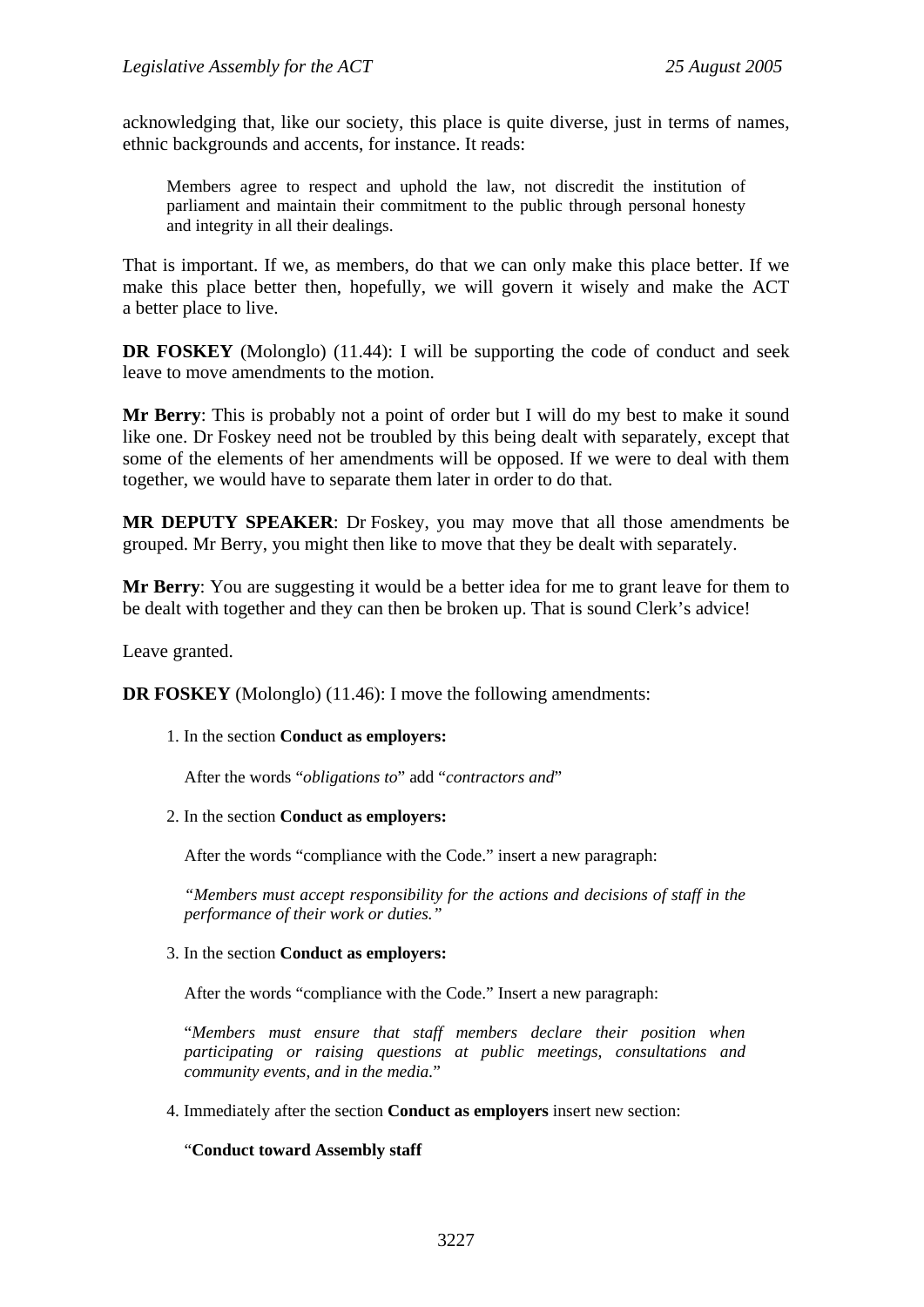acknowledging that, like our society, this place is quite diverse, just in terms of names, ethnic backgrounds and accents, for instance. It reads:

> Members agree to respect and uphold the law, not discredit the institution of parliament and maintain their commitment to the public through personal honesty and integrity in all their dealings.

That is important. If we, as members, do that we can only make this place better. If we make this place better then, hopefully, we will govern it wisely and make the ACT a better place to live.

**DR FOSKEY** (Molonglo) (11.44): I will be supporting the code of conduct and seek leave to move amendments to the motion.

**Mr Berry**: This is probably not a point of order but I will do my best to make it sound like one. Dr Foskey need not be troubled by this being dealt with separately, except that some of the elements of her amendments will be opposed. If we were to deal with them together, we would have to separate them later in order to do that.

**MR DEPUTY SPEAKER**: Dr Foskey, you may move that all those amendments be grouped. Mr Berry, you might then like to move that they be dealt with separately.

**Mr Berry**: You are suggesting it would be a better idea for me to grant leave for them to be dealt with together and they can then be broken up. That is sound Clerk's advice!

Leave granted.

**DR FOSKEY** (Molonglo) (11.46): I move the following amendments:

1. In the section **Conduct as employers:**

   After the words "*obligations to*" add "*contractors and*"

2. In the section **Conduct as employers:**

   After the words "compliance with the Code." insert a new paragraph:

   *"Members must accept responsibility for the actions and decisions of staff in the performance of their work or duties."*

3. In the section **Conduct as employers:**

   After the words "compliance with the Code." Insert a new paragraph:

   "*Members must ensure that staff members declare their position when participating or raising questions at public meetings, consultations and community events, and in the media*."

4. Immediately after the section **Conduct as employers** insert new section:

   "**Conduct toward Assembly staff**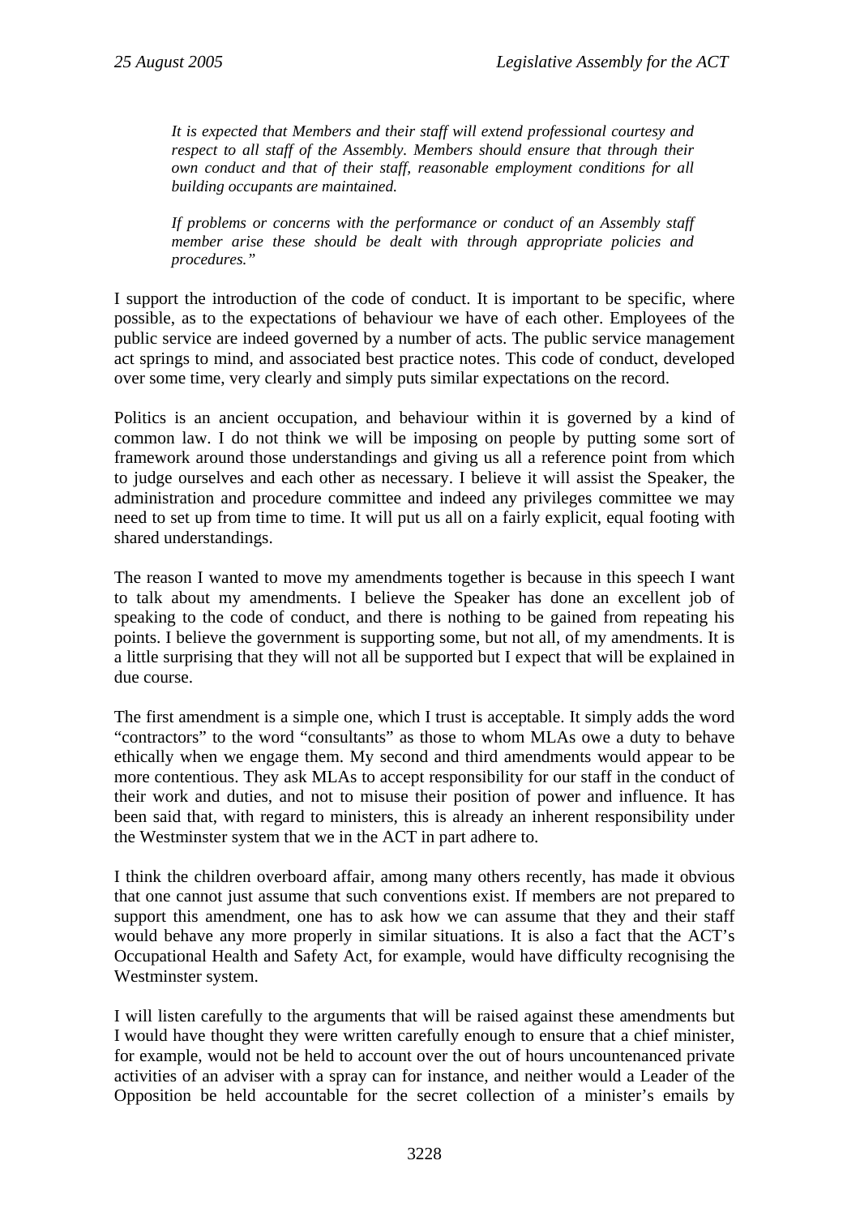*It is expected that Members and their staff will extend professional courtesy and respect to all staff of the Assembly. Members should ensure that through their own conduct and that of their staff, reasonable employment conditions for all building occupants are maintained.*

*If problems or concerns with the performance or conduct of an Assembly staff member arise these should be dealt with through appropriate policies and procedures."*

I support the introduction of the code of conduct. It is important to be specific, where possible, as to the expectations of behaviour we have of each other. Employees of the public service are indeed governed by a number of acts. The public service management act springs to mind, and associated best practice notes. This code of conduct, developed over some time, very clearly and simply puts similar expectations on the record.

Politics is an ancient occupation, and behaviour within it is governed by a kind of common law. I do not think we will be imposing on people by putting some sort of framework around those understandings and giving us all a reference point from which to judge ourselves and each other as necessary. I believe it will assist the Speaker, the administration and procedure committee and indeed any privileges committee we may need to set up from time to time. It will put us all on a fairly explicit, equal footing with shared understandings.

The reason I wanted to move my amendments together is because in this speech I want to talk about my amendments. I believe the Speaker has done an excellent job of speaking to the code of conduct, and there is nothing to be gained from repeating his points. I believe the government is supporting some, but not all, of my amendments. It is a little surprising that they will not all be supported but I expect that will be explained in due course.

The first amendment is a simple one, which I trust is acceptable. It simply adds the word "contractors" to the word "consultants" as those to whom MLAs owe a duty to behave ethically when we engage them. My second and third amendments would appear to be more contentious. They ask MLAs to accept responsibility for our staff in the conduct of their work and duties, and not to misuse their position of power and influence. It has been said that, with regard to ministers, this is already an inherent responsibility under the Westminster system that we in the ACT in part adhere to.

I think the children overboard affair, among many others recently, has made it obvious that one cannot just assume that such conventions exist. If members are not prepared to support this amendment, one has to ask how we can assume that they and their staff would behave any more properly in similar situations. It is also a fact that the ACT's Occupational Health and Safety Act, for example, would have difficulty recognising the Westminster system.

I will listen carefully to the arguments that will be raised against these amendments but I would have thought they were written carefully enough to ensure that a chief minister, for example, would not be held to account over the out of hours uncountenanced private activities of an adviser with a spray can for instance, and neither would a Leader of the Opposition be held accountable for the secret collection of a minister's emails by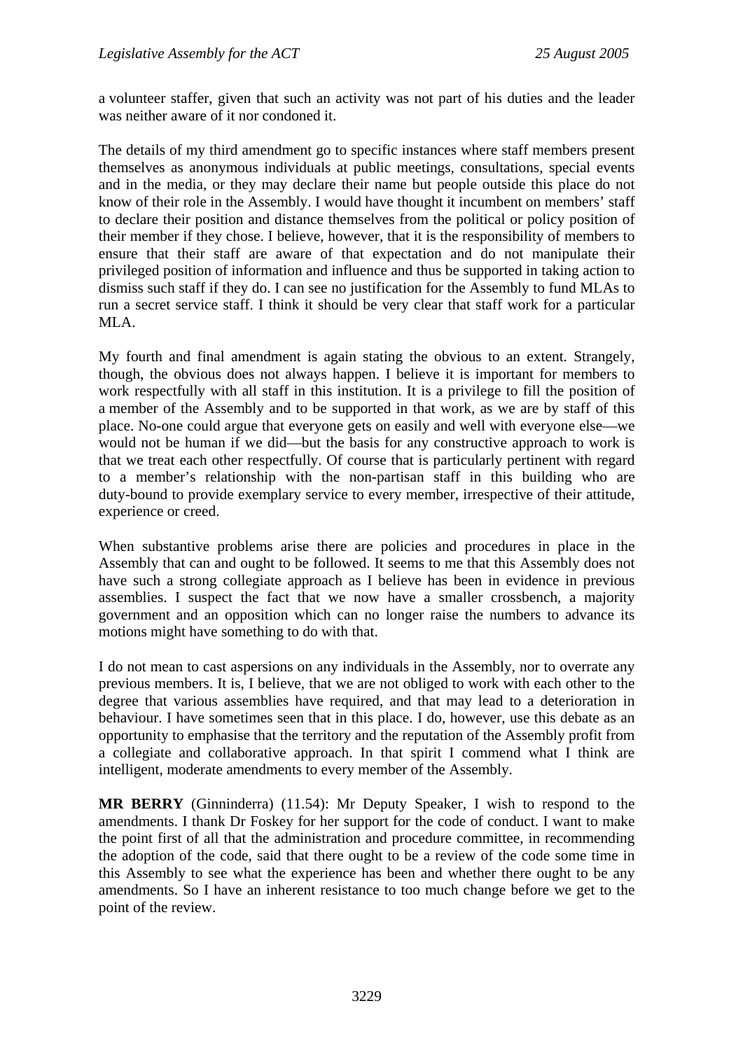a volunteer staffer, given that such an activity was not part of his duties and the leader was neither aware of it nor condoned it.

The details of my third amendment go to specific instances where staff members present themselves as anonymous individuals at public meetings, consultations, special events and in the media, or they may declare their name but people outside this place do not know of their role in the Assembly. I would have thought it incumbent on members' staff to declare their position and distance themselves from the political or policy position of their member if they chose. I believe, however, that it is the responsibility of members to ensure that their staff are aware of that expectation and do not manipulate their privileged position of information and influence and thus be supported in taking action to dismiss such staff if they do. I can see no justification for the Assembly to fund MLAs to run a secret service staff. I think it should be very clear that staff work for a particular MLA.

My fourth and final amendment is again stating the obvious to an extent. Strangely, though, the obvious does not always happen. I believe it is important for members to work respectfully with all staff in this institution. It is a privilege to fill the position of a member of the Assembly and to be supported in that work, as we are by staff of this place. No-one could argue that everyone gets on easily and well with everyone else—we would not be human if we did—but the basis for any constructive approach to work is that we treat each other respectfully. Of course that is particularly pertinent with regard to a member's relationship with the non-partisan staff in this building who are duty-bound to provide exemplary service to every member, irrespective of their attitude, experience or creed.

When substantive problems arise there are policies and procedures in place in the Assembly that can and ought to be followed. It seems to me that this Assembly does not have such a strong collegiate approach as I believe has been in evidence in previous assemblies. I suspect the fact that we now have a smaller crossbench, a majority government and an opposition which can no longer raise the numbers to advance its motions might have something to do with that.

I do not mean to cast aspersions on any individuals in the Assembly, nor to overrate any previous members. It is, I believe, that we are not obliged to work with each other to the degree that various assemblies have required, and that may lead to a deterioration in behaviour. I have sometimes seen that in this place. I do, however, use this debate as an opportunity to emphasise that the territory and the reputation of the Assembly profit from a collegiate and collaborative approach. In that spirit I commend what I think are intelligent, moderate amendments to every member of the Assembly.

**MR BERRY** (Ginninderra) (11.54): Mr Deputy Speaker, I wish to respond to the amendments. I thank Dr Foskey for her support for the code of conduct. I want to make the point first of all that the administration and procedure committee, in recommending the adoption of the code, said that there ought to be a review of the code some time in this Assembly to see what the experience has been and whether there ought to be any amendments. So I have an inherent resistance to too much change before we get to the point of the review.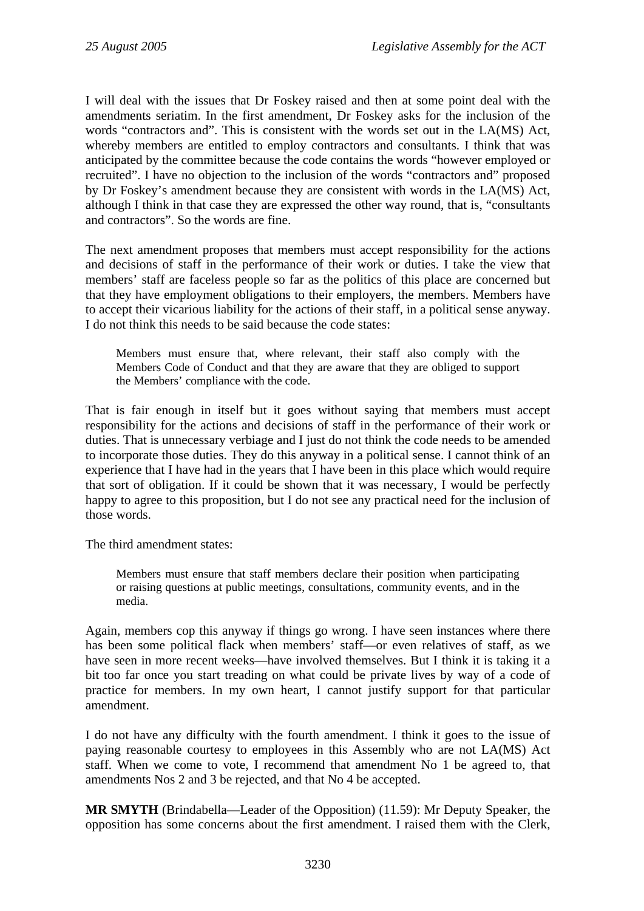I will deal with the issues that Dr Foskey raised and then at some point deal with the amendments seriatim. In the first amendment, Dr Foskey asks for the inclusion of the words "contractors and". This is consistent with the words set out in the LA(MS) Act, whereby members are entitled to employ contractors and consultants. I think that was anticipated by the committee because the code contains the words "however employed or recruited". I have no objection to the inclusion of the words "contractors and" proposed by Dr Foskey's amendment because they are consistent with words in the LA(MS) Act, although I think in that case they are expressed the other way round, that is, "consultants and contractors". So the words are fine.

The next amendment proposes that members must accept responsibility for the actions and decisions of staff in the performance of their work or duties. I take the view that members' staff are faceless people so far as the politics of this place are concerned but that they have employment obligations to their employers, the members. Members have to accept their vicarious liability for the actions of their staff, in a political sense anyway. I do not think this needs to be said because the code states:

> Members must ensure that, where relevant, their staff also comply with the Members Code of Conduct and that they are aware that they are obliged to support the Members' compliance with the code.

That is fair enough in itself but it goes without saying that members must accept responsibility for the actions and decisions of staff in the performance of their work or duties. That is unnecessary verbiage and I just do not think the code needs to be amended to incorporate those duties. They do this anyway in a political sense. I cannot think of an experience that I have had in the years that I have been in this place which would require that sort of obligation. If it could be shown that it was necessary, I would be perfectly happy to agree to this proposition, but I do not see any practical need for the inclusion of those words.

The third amendment states:

> Members must ensure that staff members declare their position when participating or raising questions at public meetings, consultations, community events, and in the media.

Again, members cop this anyway if things go wrong. I have seen instances where there has been some political flack when members' staff—or even relatives of staff, as we have seen in more recent weeks—have involved themselves. But I think it is taking it a bit too far once you start treading on what could be private lives by way of a code of practice for members. In my own heart, I cannot justify support for that particular amendment.

I do not have any difficulty with the fourth amendment. I think it goes to the issue of paying reasonable courtesy to employees in this Assembly who are not LA(MS) Act staff. When we come to vote, I recommend that amendment No 1 be agreed to, that amendments Nos 2 and 3 be rejected, and that No 4 be accepted.

**MR SMYTH** (Brindabella—Leader of the Opposition) (11.59): Mr Deputy Speaker, the opposition has some concerns about the first amendment. I raised them with the Clerk,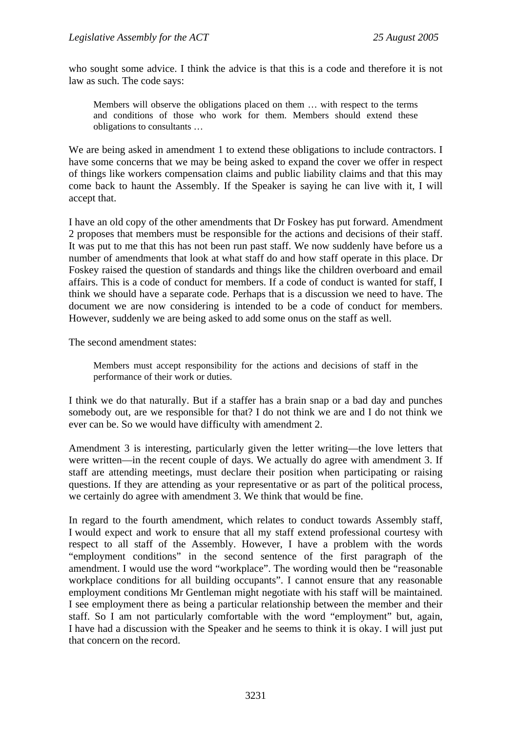who sought some advice. I think the advice is that this is a code and therefore it is not law as such. The code says:

> Members will observe the obligations placed on them … with respect to the terms and conditions of those who work for them. Members should extend these obligations to consultants …

We are being asked in amendment 1 to extend these obligations to include contractors. I have some concerns that we may be being asked to expand the cover we offer in respect of things like workers compensation claims and public liability claims and that this may come back to haunt the Assembly. If the Speaker is saying he can live with it, I will accept that.

I have an old copy of the other amendments that Dr Foskey has put forward. Amendment 2 proposes that members must be responsible for the actions and decisions of their staff. It was put to me that this has not been run past staff. We now suddenly have before us a number of amendments that look at what staff do and how staff operate in this place. Dr Foskey raised the question of standards and things like the children overboard and email affairs. This is a code of conduct for members. If a code of conduct is wanted for staff, I think we should have a separate code. Perhaps that is a discussion we need to have. The document we are now considering is intended to be a code of conduct for members. However, suddenly we are being asked to add some onus on the staff as well.

The second amendment states:

> Members must accept responsibility for the actions and decisions of staff in the performance of their work or duties.

I think we do that naturally. But if a staffer has a brain snap or a bad day and punches somebody out, are we responsible for that? I do not think we are and I do not think we ever can be. So we would have difficulty with amendment 2.

Amendment 3 is interesting, particularly given the letter writing—the love letters that were written—in the recent couple of days. We actually do agree with amendment 3. If staff are attending meetings, must declare their position when participating or raising questions. If they are attending as your representative or as part of the political process, we certainly do agree with amendment 3. We think that would be fine.

In regard to the fourth amendment, which relates to conduct towards Assembly staff, I would expect and work to ensure that all my staff extend professional courtesy with respect to all staff of the Assembly. However, I have a problem with the words "employment conditions" in the second sentence of the first paragraph of the amendment. I would use the word "workplace". The wording would then be "reasonable workplace conditions for all building occupants". I cannot ensure that any reasonable employment conditions Mr Gentleman might negotiate with his staff will be maintained. I see employment there as being a particular relationship between the member and their staff. So I am not particularly comfortable with the word "employment" but, again, I have had a discussion with the Speaker and he seems to think it is okay. I will just put that concern on the record.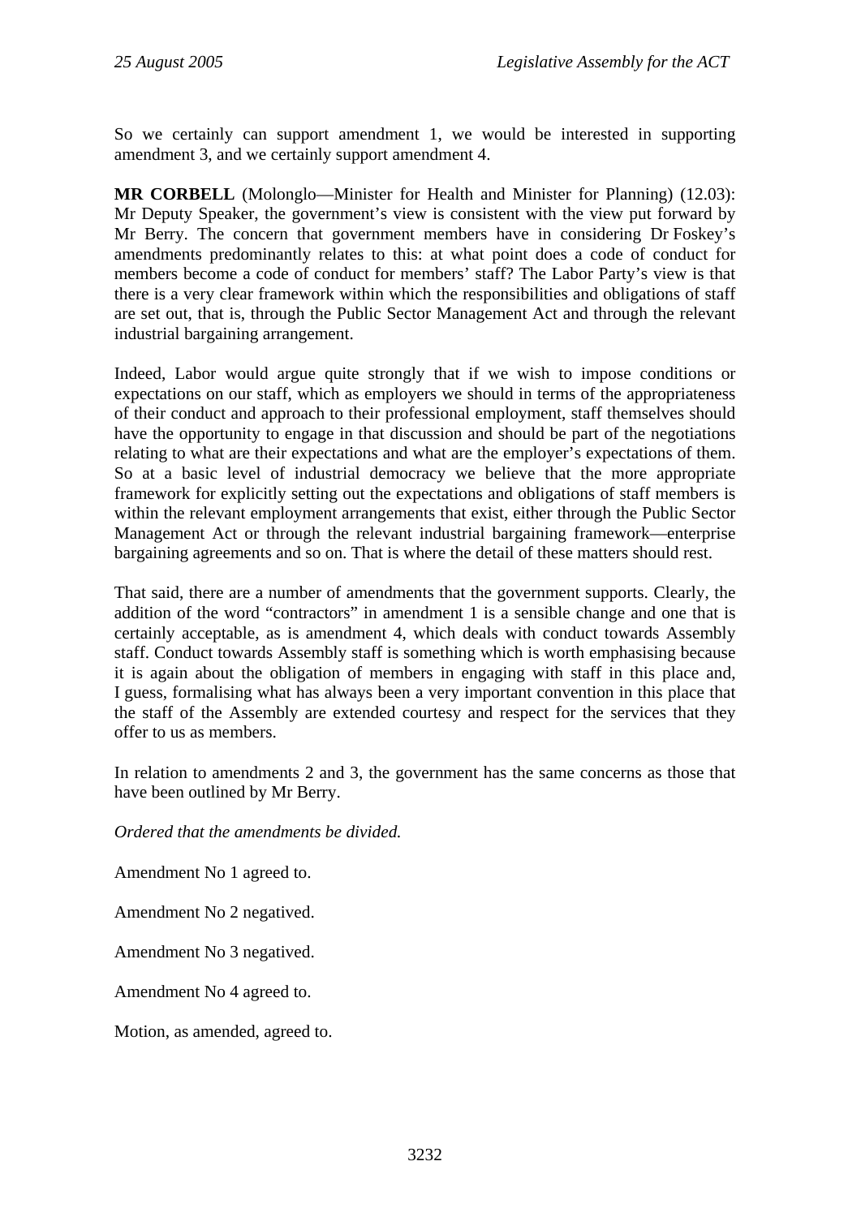So we certainly can support amendment 1, we would be interested in supporting amendment 3, and we certainly support amendment 4.

**MR CORBELL** (Molonglo—Minister for Health and Minister for Planning) (12.03): Mr Deputy Speaker, the government's view is consistent with the view put forward by Mr Berry. The concern that government members have in considering Dr Foskey's amendments predominantly relates to this: at what point does a code of conduct for members become a code of conduct for members' staff? The Labor Party's view is that there is a very clear framework within which the responsibilities and obligations of staff are set out, that is, through the Public Sector Management Act and through the relevant industrial bargaining arrangement.

Indeed, Labor would argue quite strongly that if we wish to impose conditions or expectations on our staff, which as employers we should in terms of the appropriateness of their conduct and approach to their professional employment, staff themselves should have the opportunity to engage in that discussion and should be part of the negotiations relating to what are their expectations and what are the employer's expectations of them. So at a basic level of industrial democracy we believe that the more appropriate framework for explicitly setting out the expectations and obligations of staff members is within the relevant employment arrangements that exist, either through the Public Sector Management Act or through the relevant industrial bargaining framework—enterprise bargaining agreements and so on. That is where the detail of these matters should rest.

That said, there are a number of amendments that the government supports. Clearly, the addition of the word "contractors" in amendment 1 is a sensible change and one that is certainly acceptable, as is amendment 4, which deals with conduct towards Assembly staff. Conduct towards Assembly staff is something which is worth emphasising because it is again about the obligation of members in engaging with staff in this place and, I guess, formalising what has always been a very important convention in this place that the staff of the Assembly are extended courtesy and respect for the services that they offer to us as members.

In relation to amendments 2 and 3, the government has the same concerns as those that have been outlined by Mr Berry.

*Ordered that the amendments be divided.*

Amendment No 1 agreed to.

Amendment No 2 negatived.

Amendment No 3 negatived.

Amendment No 4 agreed to.

Motion, as amended, agreed to.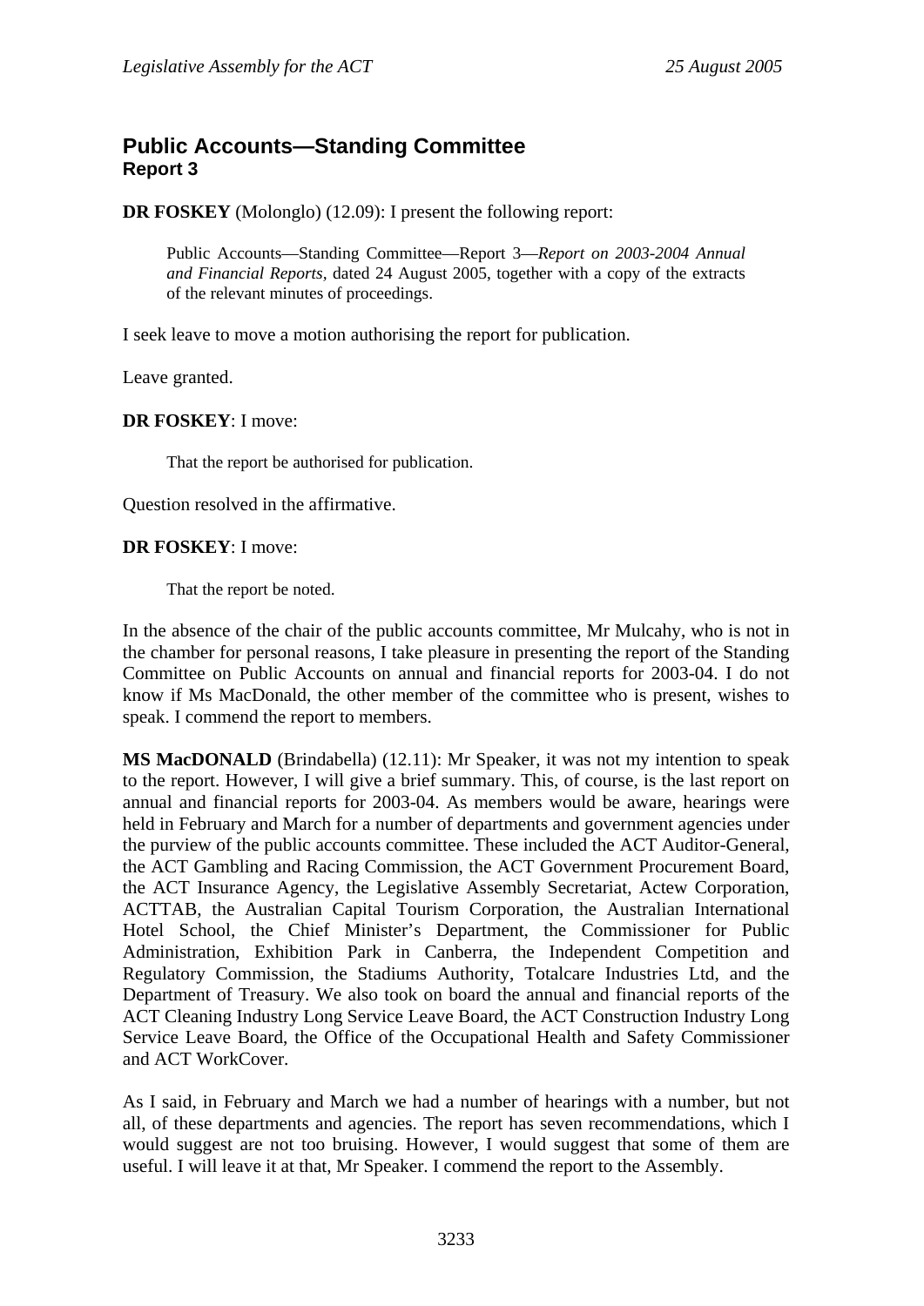## Public Accounts—Standing Committee
### Report 3

**DR FOSKEY** (Molonglo) (12.09): I present the following report:

> Public Accounts—Standing Committee—Report 3—*Report on 2003-2004 Annual and Financial Reports*, dated 24 August 2005, together with a copy of the extracts of the relevant minutes of proceedings.

I seek leave to move a motion authorising the report for publication.

Leave granted.

**DR FOSKEY**: I move:

> That the report be authorised for publication.

Question resolved in the affirmative.

**DR FOSKEY**: I move:

> That the report be noted.

In the absence of the chair of the public accounts committee, Mr Mulcahy, who is not in the chamber for personal reasons, I take pleasure in presenting the report of the Standing Committee on Public Accounts on annual and financial reports for 2003-04. I do not know if Ms MacDonald, the other member of the committee who is present, wishes to speak. I commend the report to members.

**MS MacDONALD** (Brindabella) (12.11): Mr Speaker, it was not my intention to speak to the report. However, I will give a brief summary. This, of course, is the last report on annual and financial reports for 2003-04. As members would be aware, hearings were held in February and March for a number of departments and government agencies under the purview of the public accounts committee. These included the ACT Auditor-General, the ACT Gambling and Racing Commission, the ACT Government Procurement Board, the ACT Insurance Agency, the Legislative Assembly Secretariat, Actew Corporation, ACTTAB, the Australian Capital Tourism Corporation, the Australian International Hotel School, the Chief Minister's Department, the Commissioner for Public Administration, Exhibition Park in Canberra, the Independent Competition and Regulatory Commission, the Stadiums Authority, Totalcare Industries Ltd, and the Department of Treasury. We also took on board the annual and financial reports of the ACT Cleaning Industry Long Service Leave Board, the ACT Construction Industry Long Service Leave Board, the Office of the Occupational Health and Safety Commissioner and ACT WorkCover.

As I said, in February and March we had a number of hearings with a number, but not all, of these departments and agencies. The report has seven recommendations, which I would suggest are not too bruising. However, I would suggest that some of them are useful. I will leave it at that, Mr Speaker. I commend the report to the Assembly.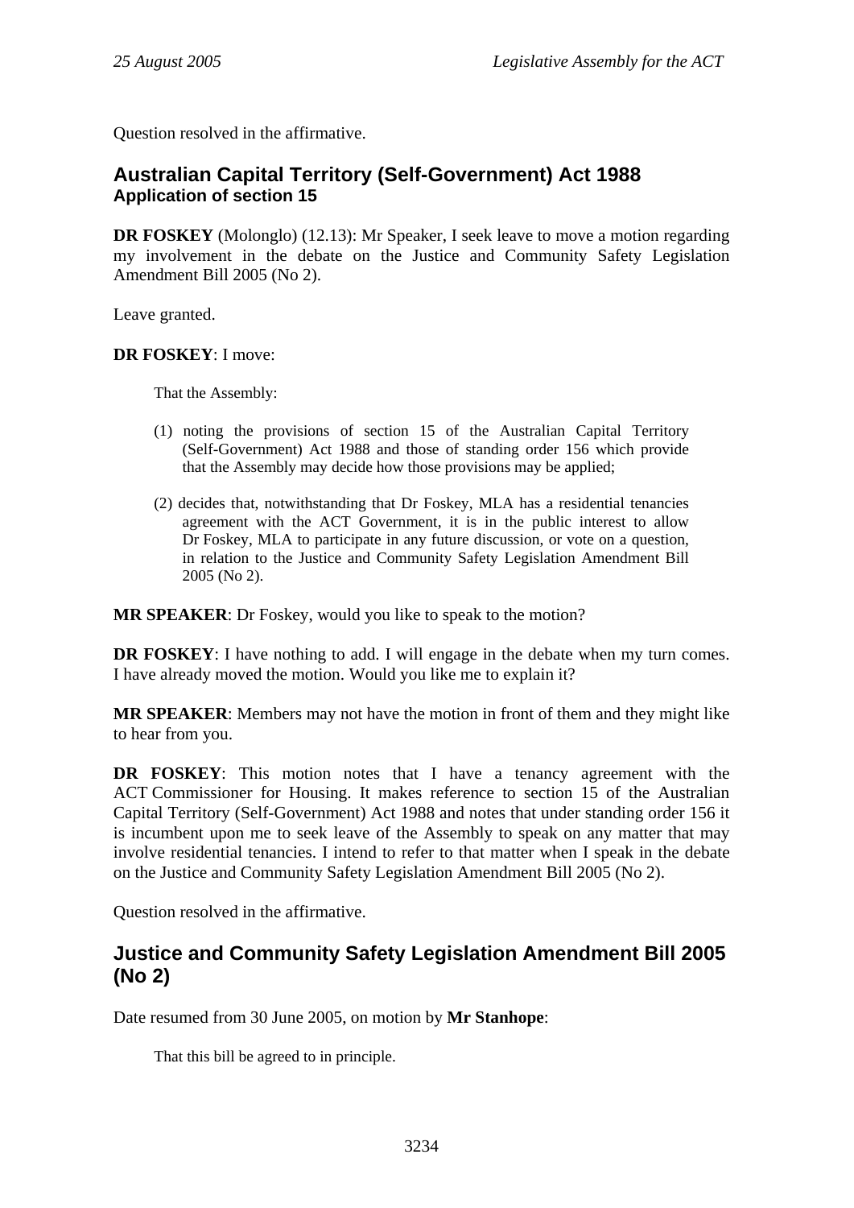Question resolved in the affirmative.

## Australian Capital Territory (Self-Government) Act 1988
### Application of section 15

**DR FOSKEY** (Molonglo) (12.13): Mr Speaker, I seek leave to move a motion regarding my involvement in the debate on the Justice and Community Safety Legislation Amendment Bill 2005 (No 2).

Leave granted.

**DR FOSKEY**: I move:

> That the Assembly:
>
> (1) noting the provisions of section 15 of the Australian Capital Territory (Self-Government) Act 1988 and those of standing order 156 which provide that the Assembly may decide how those provisions may be applied;
>
> (2) decides that, notwithstanding that Dr Foskey, MLA has a residential tenancies agreement with the ACT Government, it is in the public interest to allow Dr Foskey, MLA to participate in any future discussion, or vote on a question, in relation to the Justice and Community Safety Legislation Amendment Bill 2005 (No 2).

**MR SPEAKER**: Dr Foskey, would you like to speak to the motion?

**DR FOSKEY**: I have nothing to add. I will engage in the debate when my turn comes. I have already moved the motion. Would you like me to explain it?

**MR SPEAKER**: Members may not have the motion in front of them and they might like to hear from you.

**DR FOSKEY**: This motion notes that I have a tenancy agreement with the ACT Commissioner for Housing. It makes reference to section 15 of the Australian Capital Territory (Self-Government) Act 1988 and notes that under standing order 156 it is incumbent upon me to seek leave of the Assembly to speak on any matter that may involve residential tenancies. I intend to refer to that matter when I speak in the debate on the Justice and Community Safety Legislation Amendment Bill 2005 (No 2).

Question resolved in the affirmative.

## Justice and Community Safety Legislation Amendment Bill 2005 (No 2)

Date resumed from 30 June 2005, on motion by **Mr Stanhope**:

> That this bill be agreed to in principle.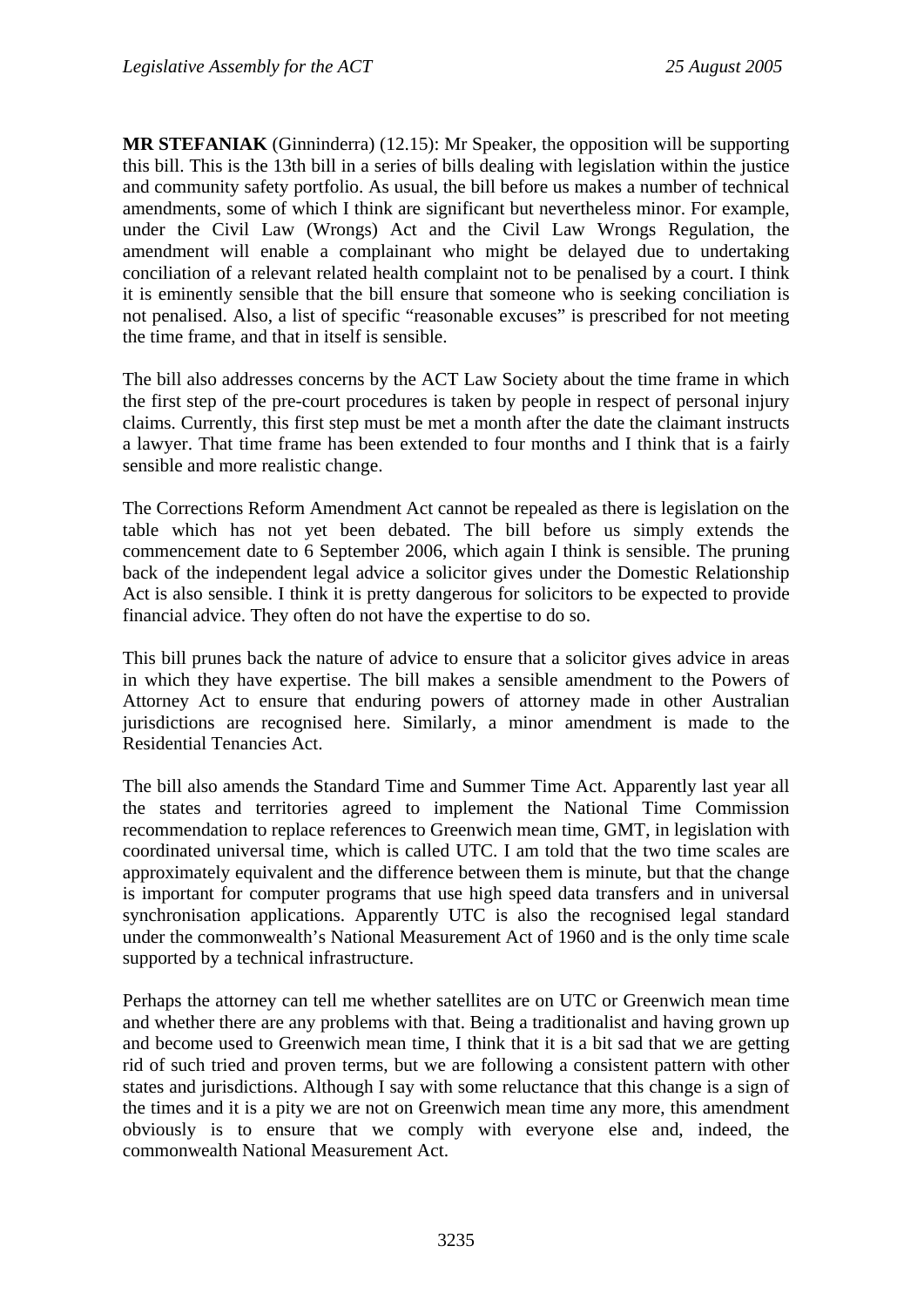**MR STEFANIAK** (Ginninderra) (12.15): Mr Speaker, the opposition will be supporting this bill. This is the 13th bill in a series of bills dealing with legislation within the justice and community safety portfolio. As usual, the bill before us makes a number of technical amendments, some of which I think are significant but nevertheless minor. For example, under the Civil Law (Wrongs) Act and the Civil Law Wrongs Regulation, the amendment will enable a complainant who might be delayed due to undertaking conciliation of a relevant related health complaint not to be penalised by a court. I think it is eminently sensible that the bill ensure that someone who is seeking conciliation is not penalised. Also, a list of specific "reasonable excuses" is prescribed for not meeting the time frame, and that in itself is sensible.

The bill also addresses concerns by the ACT Law Society about the time frame in which the first step of the pre-court procedures is taken by people in respect of personal injury claims. Currently, this first step must be met a month after the date the claimant instructs a lawyer. That time frame has been extended to four months and I think that is a fairly sensible and more realistic change.

The Corrections Reform Amendment Act cannot be repealed as there is legislation on the table which has not yet been debated. The bill before us simply extends the commencement date to 6 September 2006, which again I think is sensible. The pruning back of the independent legal advice a solicitor gives under the Domestic Relationship Act is also sensible. I think it is pretty dangerous for solicitors to be expected to provide financial advice. They often do not have the expertise to do so.

This bill prunes back the nature of advice to ensure that a solicitor gives advice in areas in which they have expertise. The bill makes a sensible amendment to the Powers of Attorney Act to ensure that enduring powers of attorney made in other Australian jurisdictions are recognised here. Similarly, a minor amendment is made to the Residential Tenancies Act.

The bill also amends the Standard Time and Summer Time Act. Apparently last year all the states and territories agreed to implement the National Time Commission recommendation to replace references to Greenwich mean time, GMT, in legislation with coordinated universal time, which is called UTC. I am told that the two time scales are approximately equivalent and the difference between them is minute, but that the change is important for computer programs that use high speed data transfers and in universal synchronisation applications. Apparently UTC is also the recognised legal standard under the commonwealth's National Measurement Act of 1960 and is the only time scale supported by a technical infrastructure.

Perhaps the attorney can tell me whether satellites are on UTC or Greenwich mean time and whether there are any problems with that. Being a traditionalist and having grown up and become used to Greenwich mean time, I think that it is a bit sad that we are getting rid of such tried and proven terms, but we are following a consistent pattern with other states and jurisdictions. Although I say with some reluctance that this change is a sign of the times and it is a pity we are not on Greenwich mean time any more, this amendment obviously is to ensure that we comply with everyone else and, indeed, the commonwealth National Measurement Act.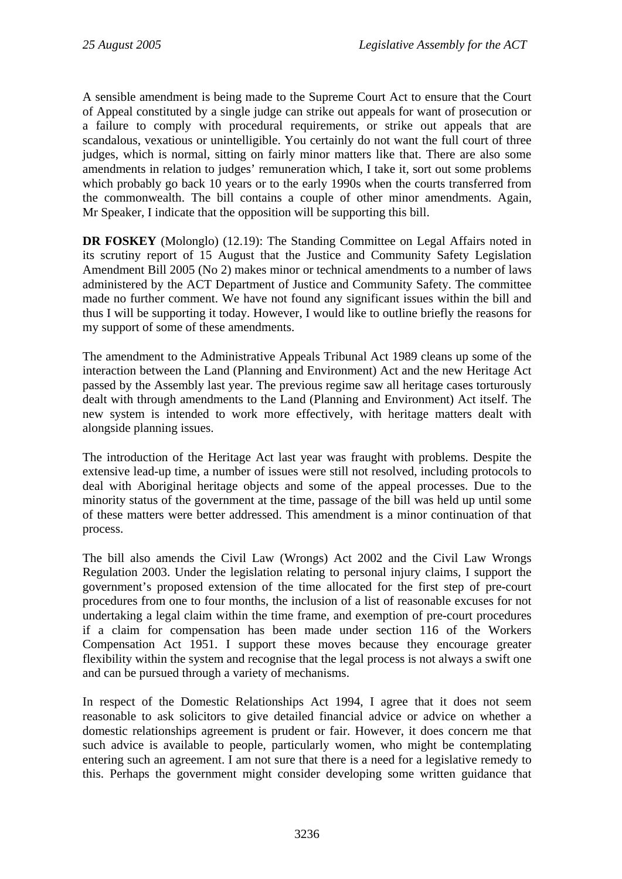A sensible amendment is being made to the Supreme Court Act to ensure that the Court of Appeal constituted by a single judge can strike out appeals for want of prosecution or a failure to comply with procedural requirements, or strike out appeals that are scandalous, vexatious or unintelligible. You certainly do not want the full court of three judges, which is normal, sitting on fairly minor matters like that. There are also some amendments in relation to judges' remuneration which, I take it, sort out some problems which probably go back 10 years or to the early 1990s when the courts transferred from the commonwealth. The bill contains a couple of other minor amendments. Again, Mr Speaker, I indicate that the opposition will be supporting this bill.

**DR FOSKEY** (Molonglo) (12.19): The Standing Committee on Legal Affairs noted in its scrutiny report of 15 August that the Justice and Community Safety Legislation Amendment Bill 2005 (No 2) makes minor or technical amendments to a number of laws administered by the ACT Department of Justice and Community Safety. The committee made no further comment. We have not found any significant issues within the bill and thus I will be supporting it today. However, I would like to outline briefly the reasons for my support of some of these amendments.

The amendment to the Administrative Appeals Tribunal Act 1989 cleans up some of the interaction between the Land (Planning and Environment) Act and the new Heritage Act passed by the Assembly last year. The previous regime saw all heritage cases torturously dealt with through amendments to the Land (Planning and Environment) Act itself. The new system is intended to work more effectively, with heritage matters dealt with alongside planning issues.

The introduction of the Heritage Act last year was fraught with problems. Despite the extensive lead-up time, a number of issues were still not resolved, including protocols to deal with Aboriginal heritage objects and some of the appeal processes. Due to the minority status of the government at the time, passage of the bill was held up until some of these matters were better addressed. This amendment is a minor continuation of that process.

The bill also amends the Civil Law (Wrongs) Act 2002 and the Civil Law Wrongs Regulation 2003. Under the legislation relating to personal injury claims, I support the government's proposed extension of the time allocated for the first step of pre-court procedures from one to four months, the inclusion of a list of reasonable excuses for not undertaking a legal claim within the time frame, and exemption of pre-court procedures if a claim for compensation has been made under section 116 of the Workers Compensation Act 1951. I support these moves because they encourage greater flexibility within the system and recognise that the legal process is not always a swift one and can be pursued through a variety of mechanisms.

In respect of the Domestic Relationships Act 1994, I agree that it does not seem reasonable to ask solicitors to give detailed financial advice or advice on whether a domestic relationships agreement is prudent or fair. However, it does concern me that such advice is available to people, particularly women, who might be contemplating entering such an agreement. I am not sure that there is a need for a legislative remedy to this. Perhaps the government might consider developing some written guidance that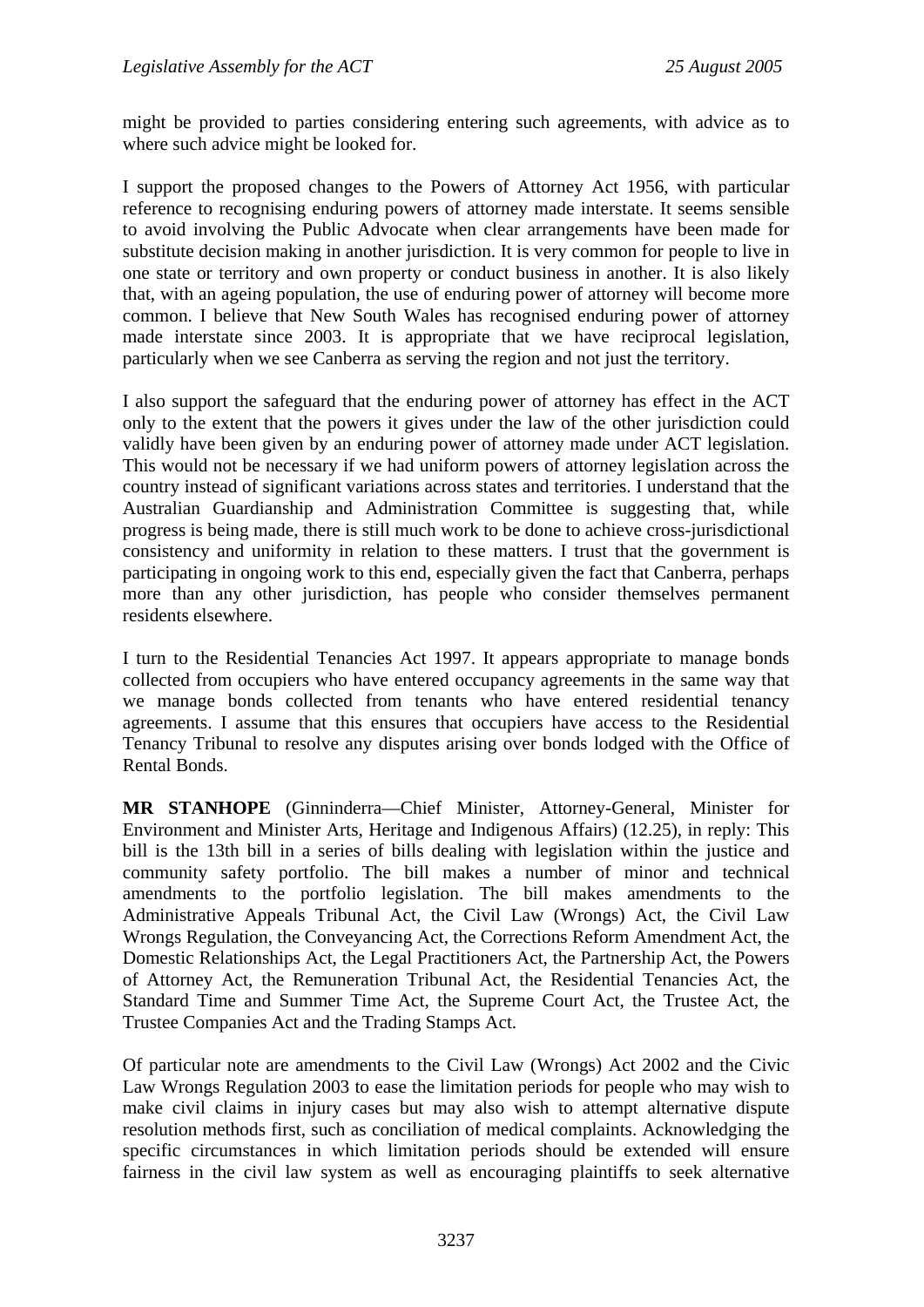might be provided to parties considering entering such agreements, with advice as to where such advice might be looked for.

I support the proposed changes to the Powers of Attorney Act 1956, with particular reference to recognising enduring powers of attorney made interstate. It seems sensible to avoid involving the Public Advocate when clear arrangements have been made for substitute decision making in another jurisdiction. It is very common for people to live in one state or territory and own property or conduct business in another. It is also likely that, with an ageing population, the use of enduring power of attorney will become more common. I believe that New South Wales has recognised enduring power of attorney made interstate since 2003. It is appropriate that we have reciprocal legislation, particularly when we see Canberra as serving the region and not just the territory.

I also support the safeguard that the enduring power of attorney has effect in the ACT only to the extent that the powers it gives under the law of the other jurisdiction could validly have been given by an enduring power of attorney made under ACT legislation. This would not be necessary if we had uniform powers of attorney legislation across the country instead of significant variations across states and territories. I understand that the Australian Guardianship and Administration Committee is suggesting that, while progress is being made, there is still much work to be done to achieve cross-jurisdictional consistency and uniformity in relation to these matters. I trust that the government is participating in ongoing work to this end, especially given the fact that Canberra, perhaps more than any other jurisdiction, has people who consider themselves permanent residents elsewhere.

I turn to the Residential Tenancies Act 1997. It appears appropriate to manage bonds collected from occupiers who have entered occupancy agreements in the same way that we manage bonds collected from tenants who have entered residential tenancy agreements. I assume that this ensures that occupiers have access to the Residential Tenancy Tribunal to resolve any disputes arising over bonds lodged with the Office of Rental Bonds.

**MR STANHOPE** (Ginninderra—Chief Minister, Attorney-General, Minister for Environment and Minister Arts, Heritage and Indigenous Affairs) (12.25), in reply: This bill is the 13th bill in a series of bills dealing with legislation within the justice and community safety portfolio. The bill makes a number of minor and technical amendments to the portfolio legislation. The bill makes amendments to the Administrative Appeals Tribunal Act, the Civil Law (Wrongs) Act, the Civil Law Wrongs Regulation, the Conveyancing Act, the Corrections Reform Amendment Act, the Domestic Relationships Act, the Legal Practitioners Act, the Partnership Act, the Powers of Attorney Act, the Remuneration Tribunal Act, the Residential Tenancies Act, the Standard Time and Summer Time Act, the Supreme Court Act, the Trustee Act, the Trustee Companies Act and the Trading Stamps Act.

Of particular note are amendments to the Civil Law (Wrongs) Act 2002 and the Civic Law Wrongs Regulation 2003 to ease the limitation periods for people who may wish to make civil claims in injury cases but may also wish to attempt alternative dispute resolution methods first, such as conciliation of medical complaints. Acknowledging the specific circumstances in which limitation periods should be extended will ensure fairness in the civil law system as well as encouraging plaintiffs to seek alternative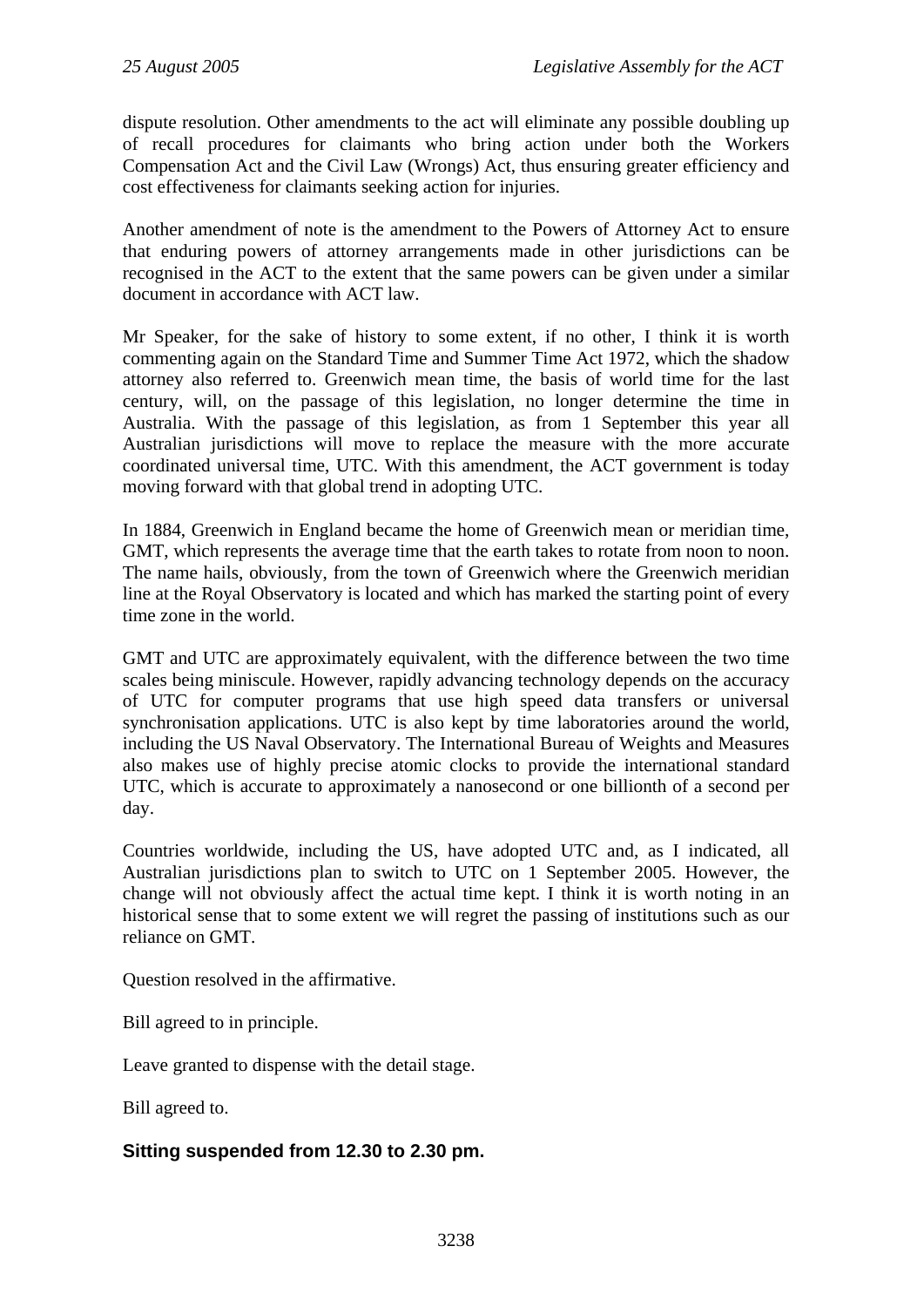dispute resolution. Other amendments to the act will eliminate any possible doubling up of recall procedures for claimants who bring action under both the Workers Compensation Act and the Civil Law (Wrongs) Act, thus ensuring greater efficiency and cost effectiveness for claimants seeking action for injuries.

Another amendment of note is the amendment to the Powers of Attorney Act to ensure that enduring powers of attorney arrangements made in other jurisdictions can be recognised in the ACT to the extent that the same powers can be given under a similar document in accordance with ACT law.

Mr Speaker, for the sake of history to some extent, if no other, I think it is worth commenting again on the Standard Time and Summer Time Act 1972, which the shadow attorney also referred to. Greenwich mean time, the basis of world time for the last century, will, on the passage of this legislation, no longer determine the time in Australia. With the passage of this legislation, as from 1 September this year all Australian jurisdictions will move to replace the measure with the more accurate coordinated universal time, UTC. With this amendment, the ACT government is today moving forward with that global trend in adopting UTC.

In 1884, Greenwich in England became the home of Greenwich mean or meridian time, GMT, which represents the average time that the earth takes to rotate from noon to noon. The name hails, obviously, from the town of Greenwich where the Greenwich meridian line at the Royal Observatory is located and which has marked the starting point of every time zone in the world.

GMT and UTC are approximately equivalent, with the difference between the two time scales being miniscule. However, rapidly advancing technology depends on the accuracy of UTC for computer programs that use high speed data transfers or universal synchronisation applications. UTC is also kept by time laboratories around the world, including the US Naval Observatory. The International Bureau of Weights and Measures also makes use of highly precise atomic clocks to provide the international standard UTC, which is accurate to approximately a nanosecond or one billionth of a second per day.

Countries worldwide, including the US, have adopted UTC and, as I indicated, all Australian jurisdictions plan to switch to UTC on 1 September 2005. However, the change will not obviously affect the actual time kept. I think it is worth noting in an historical sense that to some extent we will regret the passing of institutions such as our reliance on GMT.

Question resolved in the affirmative.

Bill agreed to in principle.

Leave granted to dispense with the detail stage.

Bill agreed to.

**Sitting suspended from 12.30 to 2.30 pm.**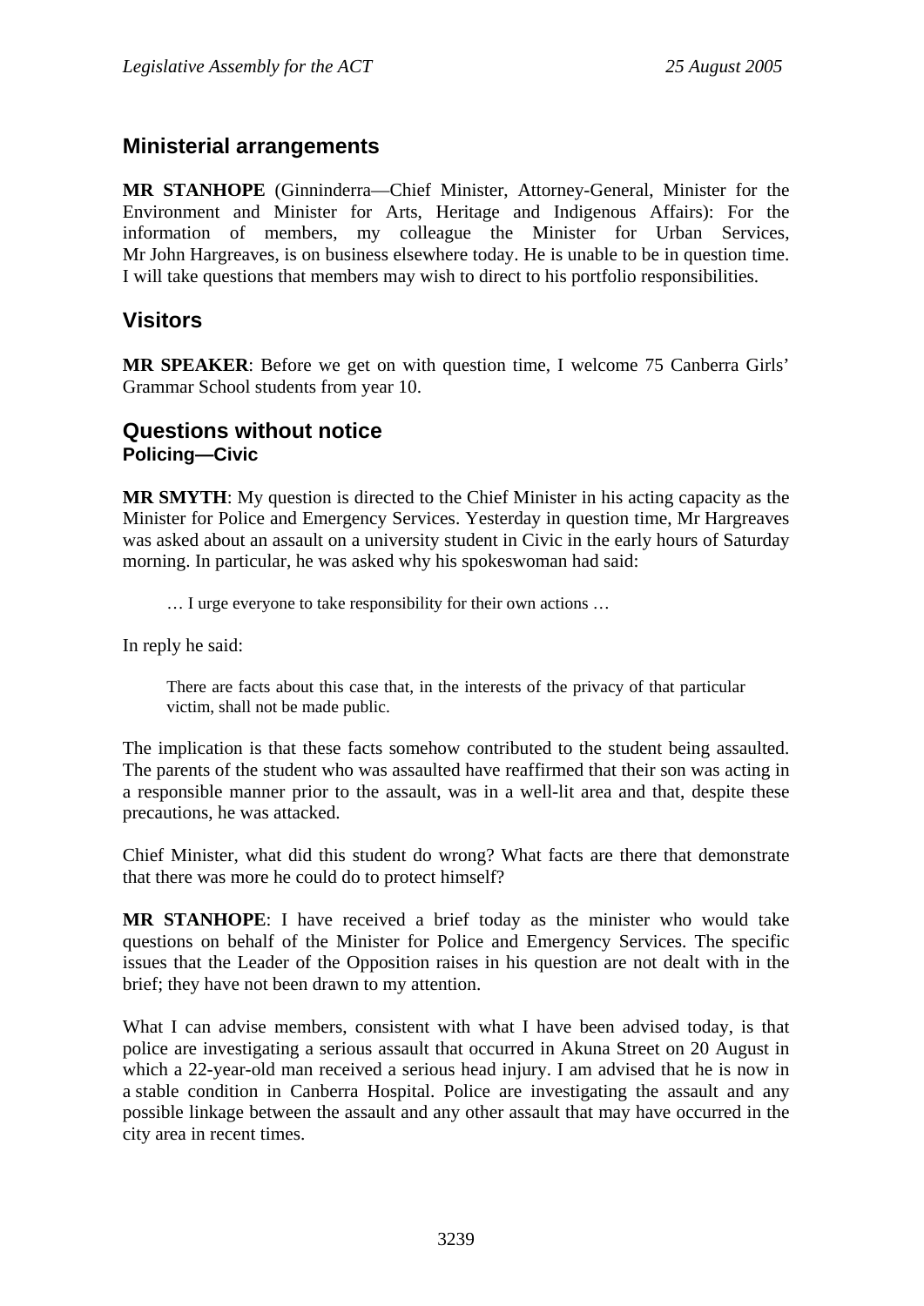## Ministerial arrangements

**MR STANHOPE** (Ginninderra—Chief Minister, Attorney-General, Minister for the Environment and Minister for Arts, Heritage and Indigenous Affairs): For the information of members, my colleague the Minister for Urban Services, Mr John Hargreaves, is on business elsewhere today. He is unable to be in question time. I will take questions that members may wish to direct to his portfolio responsibilities.

## Visitors

**MR SPEAKER**: Before we get on with question time, I welcome 75 Canberra Girls' Grammar School students from year 10.

## Questions without notice

### Policing—Civic

**MR SMYTH**: My question is directed to the Chief Minister in his acting capacity as the Minister for Police and Emergency Services. Yesterday in question time, Mr Hargreaves was asked about an assault on a university student in Civic in the early hours of Saturday morning. In particular, he was asked why his spokeswoman had said:

> … I urge everyone to take responsibility for their own actions …

In reply he said:

> There are facts about this case that, in the interests of the privacy of that particular victim, shall not be made public.

The implication is that these facts somehow contributed to the student being assaulted. The parents of the student who was assaulted have reaffirmed that their son was acting in a responsible manner prior to the assault, was in a well-lit area and that, despite these precautions, he was attacked.

Chief Minister, what did this student do wrong? What facts are there that demonstrate that there was more he could do to protect himself?

**MR STANHOPE**: I have received a brief today as the minister who would take questions on behalf of the Minister for Police and Emergency Services. The specific issues that the Leader of the Opposition raises in his question are not dealt with in the brief; they have not been drawn to my attention.

What I can advise members, consistent with what I have been advised today, is that police are investigating a serious assault that occurred in Akuna Street on 20 August in which a 22-year-old man received a serious head injury. I am advised that he is now in a stable condition in Canberra Hospital. Police are investigating the assault and any possible linkage between the assault and any other assault that may have occurred in the city area in recent times.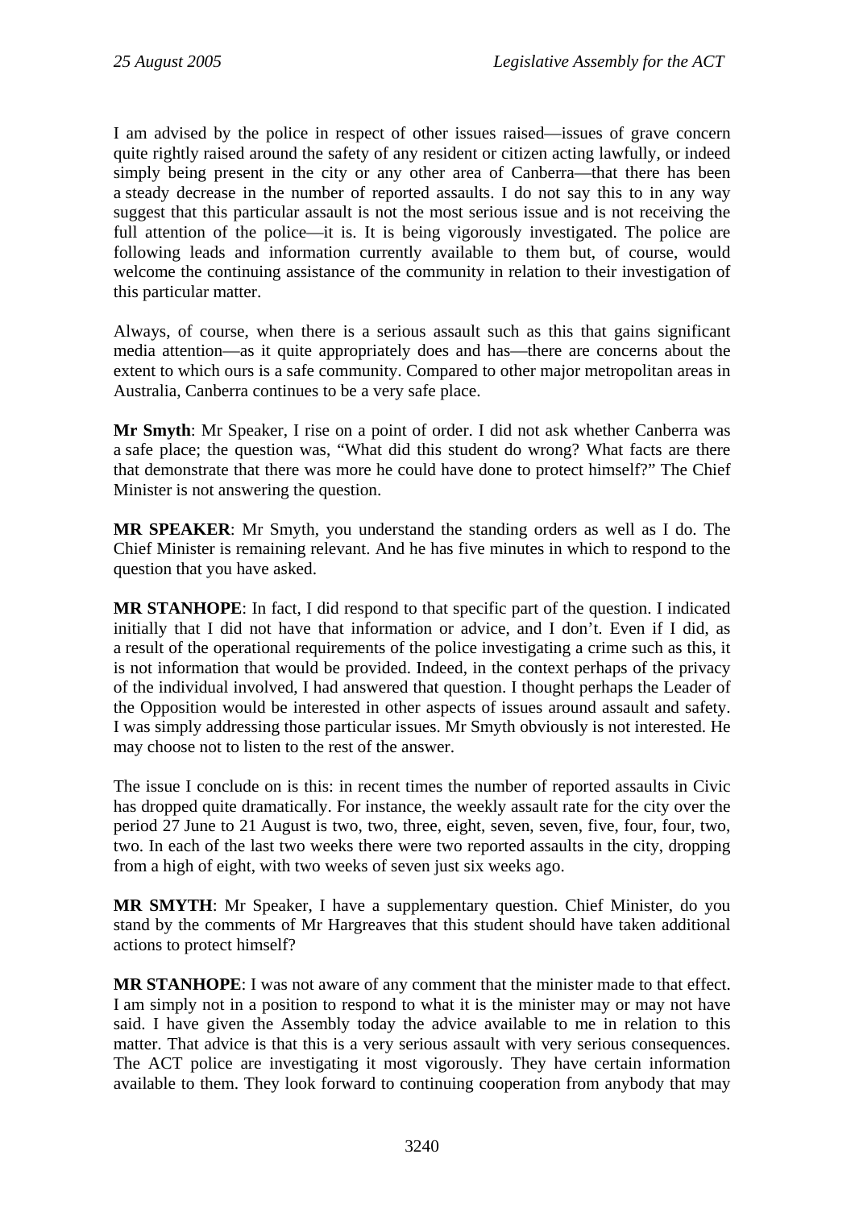I am advised by the police in respect of other issues raised—issues of grave concern quite rightly raised around the safety of any resident or citizen acting lawfully, or indeed simply being present in the city or any other area of Canberra—that there has been a steady decrease in the number of reported assaults. I do not say this to in any way suggest that this particular assault is not the most serious issue and is not receiving the full attention of the police—it is. It is being vigorously investigated. The police are following leads and information currently available to them but, of course, would welcome the continuing assistance of the community in relation to their investigation of this particular matter.

Always, of course, when there is a serious assault such as this that gains significant media attention—as it quite appropriately does and has—there are concerns about the extent to which ours is a safe community. Compared to other major metropolitan areas in Australia, Canberra continues to be a very safe place.

**Mr Smyth**: Mr Speaker, I rise on a point of order. I did not ask whether Canberra was a safe place; the question was, "What did this student do wrong? What facts are there that demonstrate that there was more he could have done to protect himself?" The Chief Minister is not answering the question.

**MR SPEAKER**: Mr Smyth, you understand the standing orders as well as I do. The Chief Minister is remaining relevant. And he has five minutes in which to respond to the question that you have asked.

**MR STANHOPE**: In fact, I did respond to that specific part of the question. I indicated initially that I did not have that information or advice, and I don't. Even if I did, as a result of the operational requirements of the police investigating a crime such as this, it is not information that would be provided. Indeed, in the context perhaps of the privacy of the individual involved, I had answered that question. I thought perhaps the Leader of the Opposition would be interested in other aspects of issues around assault and safety. I was simply addressing those particular issues. Mr Smyth obviously is not interested. He may choose not to listen to the rest of the answer.

The issue I conclude on is this: in recent times the number of reported assaults in Civic has dropped quite dramatically. For instance, the weekly assault rate for the city over the period 27 June to 21 August is two, two, three, eight, seven, seven, five, four, four, two, two. In each of the last two weeks there were two reported assaults in the city, dropping from a high of eight, with two weeks of seven just six weeks ago.

**MR SMYTH**: Mr Speaker, I have a supplementary question. Chief Minister, do you stand by the comments of Mr Hargreaves that this student should have taken additional actions to protect himself?

**MR STANHOPE**: I was not aware of any comment that the minister made to that effect. I am simply not in a position to respond to what it is the minister may or may not have said. I have given the Assembly today the advice available to me in relation to this matter. That advice is that this is a very serious assault with very serious consequences. The ACT police are investigating it most vigorously. They have certain information available to them. They look forward to continuing cooperation from anybody that may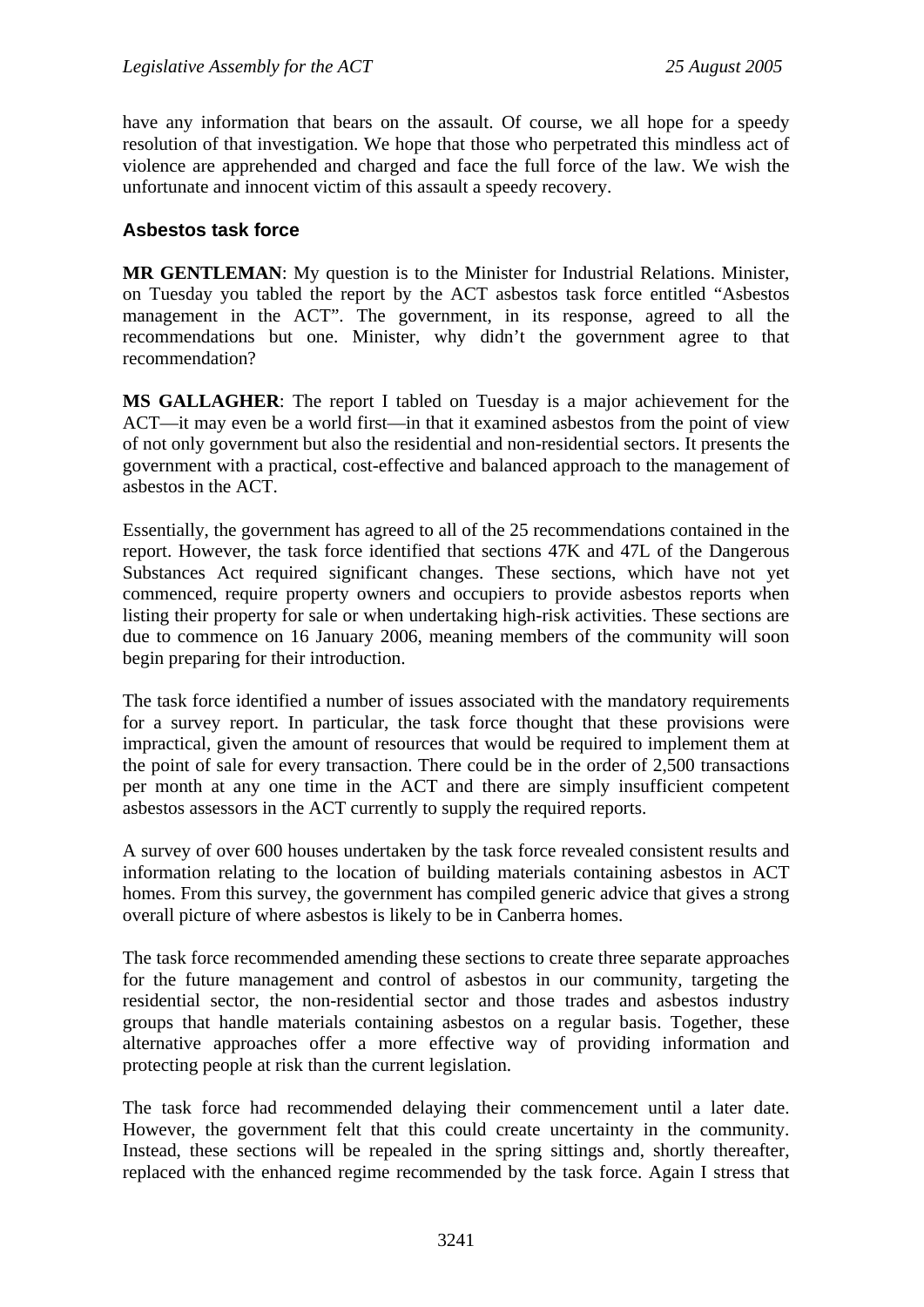have any information that bears on the assault. Of course, we all hope for a speedy resolution of that investigation. We hope that those who perpetrated this mindless act of violence are apprehended and charged and face the full force of the law. We wish the unfortunate and innocent victim of this assault a speedy recovery.

### Asbestos task force

**MR GENTLEMAN**: My question is to the Minister for Industrial Relations. Minister, on Tuesday you tabled the report by the ACT asbestos task force entitled "Asbestos management in the ACT". The government, in its response, agreed to all the recommendations but one. Minister, why didn't the government agree to that recommendation?

**MS GALLAGHER**: The report I tabled on Tuesday is a major achievement for the ACT—it may even be a world first—in that it examined asbestos from the point of view of not only government but also the residential and non-residential sectors. It presents the government with a practical, cost-effective and balanced approach to the management of asbestos in the ACT.

Essentially, the government has agreed to all of the 25 recommendations contained in the report. However, the task force identified that sections 47K and 47L of the Dangerous Substances Act required significant changes. These sections, which have not yet commenced, require property owners and occupiers to provide asbestos reports when listing their property for sale or when undertaking high-risk activities. These sections are due to commence on 16 January 2006, meaning members of the community will soon begin preparing for their introduction.

The task force identified a number of issues associated with the mandatory requirements for a survey report. In particular, the task force thought that these provisions were impractical, given the amount of resources that would be required to implement them at the point of sale for every transaction. There could be in the order of 2,500 transactions per month at any one time in the ACT and there are simply insufficient competent asbestos assessors in the ACT currently to supply the required reports.

A survey of over 600 houses undertaken by the task force revealed consistent results and information relating to the location of building materials containing asbestos in ACT homes. From this survey, the government has compiled generic advice that gives a strong overall picture of where asbestos is likely to be in Canberra homes.

The task force recommended amending these sections to create three separate approaches for the future management and control of asbestos in our community, targeting the residential sector, the non-residential sector and those trades and asbestos industry groups that handle materials containing asbestos on a regular basis. Together, these alternative approaches offer a more effective way of providing information and protecting people at risk than the current legislation.

The task force had recommended delaying their commencement until a later date. However, the government felt that this could create uncertainty in the community. Instead, these sections will be repealed in the spring sittings and, shortly thereafter, replaced with the enhanced regime recommended by the task force. Again I stress that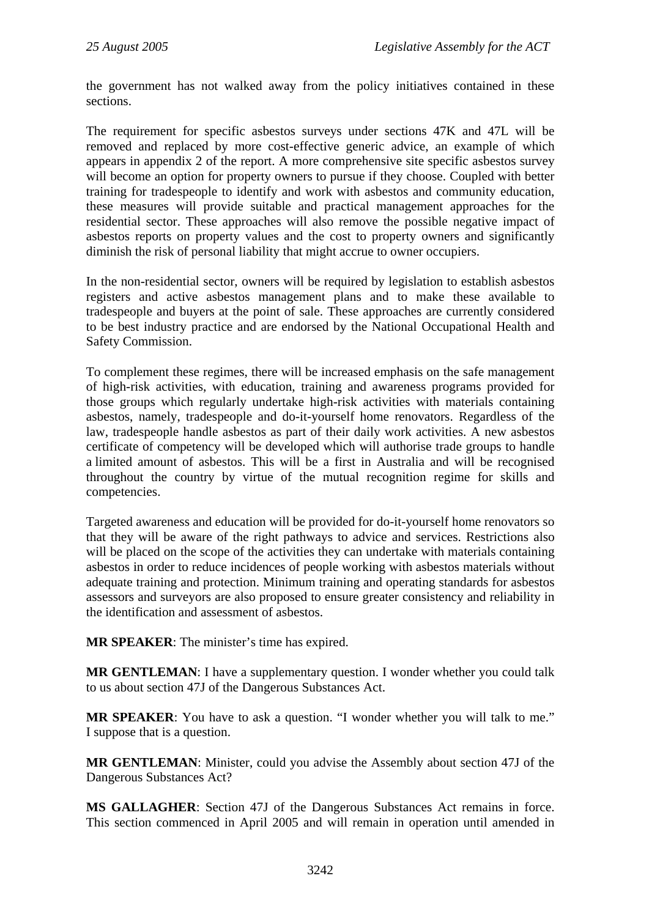the government has not walked away from the policy initiatives contained in these sections.

The requirement for specific asbestos surveys under sections 47K and 47L will be removed and replaced by more cost-effective generic advice, an example of which appears in appendix 2 of the report. A more comprehensive site specific asbestos survey will become an option for property owners to pursue if they choose. Coupled with better training for tradespeople to identify and work with asbestos and community education, these measures will provide suitable and practical management approaches for the residential sector. These approaches will also remove the possible negative impact of asbestos reports on property values and the cost to property owners and significantly diminish the risk of personal liability that might accrue to owner occupiers.

In the non-residential sector, owners will be required by legislation to establish asbestos registers and active asbestos management plans and to make these available to tradespeople and buyers at the point of sale. These approaches are currently considered to be best industry practice and are endorsed by the National Occupational Health and Safety Commission.

To complement these regimes, there will be increased emphasis on the safe management of high-risk activities, with education, training and awareness programs provided for those groups which regularly undertake high-risk activities with materials containing asbestos, namely, tradespeople and do-it-yourself home renovators. Regardless of the law, tradespeople handle asbestos as part of their daily work activities. A new asbestos certificate of competency will be developed which will authorise trade groups to handle a limited amount of asbestos. This will be a first in Australia and will be recognised throughout the country by virtue of the mutual recognition regime for skills and competencies.

Targeted awareness and education will be provided for do-it-yourself home renovators so that they will be aware of the right pathways to advice and services. Restrictions also will be placed on the scope of the activities they can undertake with materials containing asbestos in order to reduce incidences of people working with asbestos materials without adequate training and protection. Minimum training and operating standards for asbestos assessors and surveyors are also proposed to ensure greater consistency and reliability in the identification and assessment of asbestos.

**MR SPEAKER**: The minister's time has expired.

**MR GENTLEMAN**: I have a supplementary question. I wonder whether you could talk to us about section 47J of the Dangerous Substances Act.

**MR SPEAKER**: You have to ask a question. "I wonder whether you will talk to me." I suppose that is a question.

**MR GENTLEMAN**: Minister, could you advise the Assembly about section 47J of the Dangerous Substances Act?

**MS GALLAGHER**: Section 47J of the Dangerous Substances Act remains in force. This section commenced in April 2005 and will remain in operation until amended in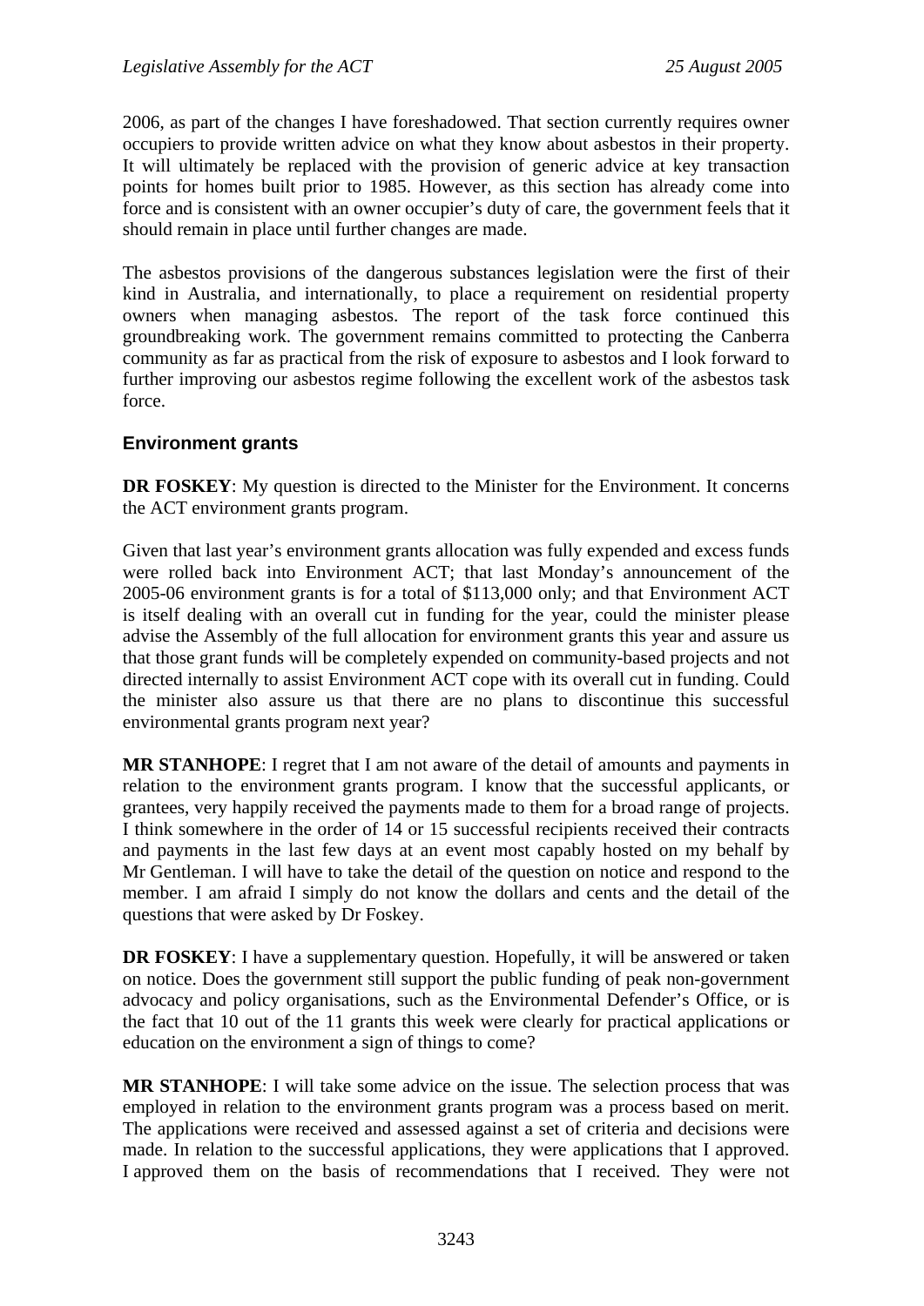2006, as part of the changes I have foreshadowed. That section currently requires owner occupiers to provide written advice on what they know about asbestos in their property. It will ultimately be replaced with the provision of generic advice at key transaction points for homes built prior to 1985. However, as this section has already come into force and is consistent with an owner occupier's duty of care, the government feels that it should remain in place until further changes are made.

The asbestos provisions of the dangerous substances legislation were the first of their kind in Australia, and internationally, to place a requirement on residential property owners when managing asbestos. The report of the task force continued this groundbreaking work. The government remains committed to protecting the Canberra community as far as practical from the risk of exposure to asbestos and I look forward to further improving our asbestos regime following the excellent work of the asbestos task force.

### Environment grants

**DR FOSKEY**: My question is directed to the Minister for the Environment. It concerns the ACT environment grants program.

Given that last year's environment grants allocation was fully expended and excess funds were rolled back into Environment ACT; that last Monday's announcement of the 2005-06 environment grants is for a total of $113,000 only; and that Environment ACT is itself dealing with an overall cut in funding for the year, could the minister please advise the Assembly of the full allocation for environment grants this year and assure us that those grant funds will be completely expended on community-based projects and not directed internally to assist Environment ACT cope with its overall cut in funding. Could the minister also assure us that there are no plans to discontinue this successful environmental grants program next year?

**MR STANHOPE**: I regret that I am not aware of the detail of amounts and payments in relation to the environment grants program. I know that the successful applicants, or grantees, very happily received the payments made to them for a broad range of projects. I think somewhere in the order of 14 or 15 successful recipients received their contracts and payments in the last few days at an event most capably hosted on my behalf by Mr Gentleman. I will have to take the detail of the question on notice and respond to the member. I am afraid I simply do not know the dollars and cents and the detail of the questions that were asked by Dr Foskey.

**DR FOSKEY**: I have a supplementary question. Hopefully, it will be answered or taken on notice. Does the government still support the public funding of peak non-government advocacy and policy organisations, such as the Environmental Defender's Office, or is the fact that 10 out of the 11 grants this week were clearly for practical applications or education on the environment a sign of things to come?

**MR STANHOPE**: I will take some advice on the issue. The selection process that was employed in relation to the environment grants program was a process based on merit. The applications were received and assessed against a set of criteria and decisions were made. In relation to the successful applications, they were applications that I approved. I approved them on the basis of recommendations that I received. They were not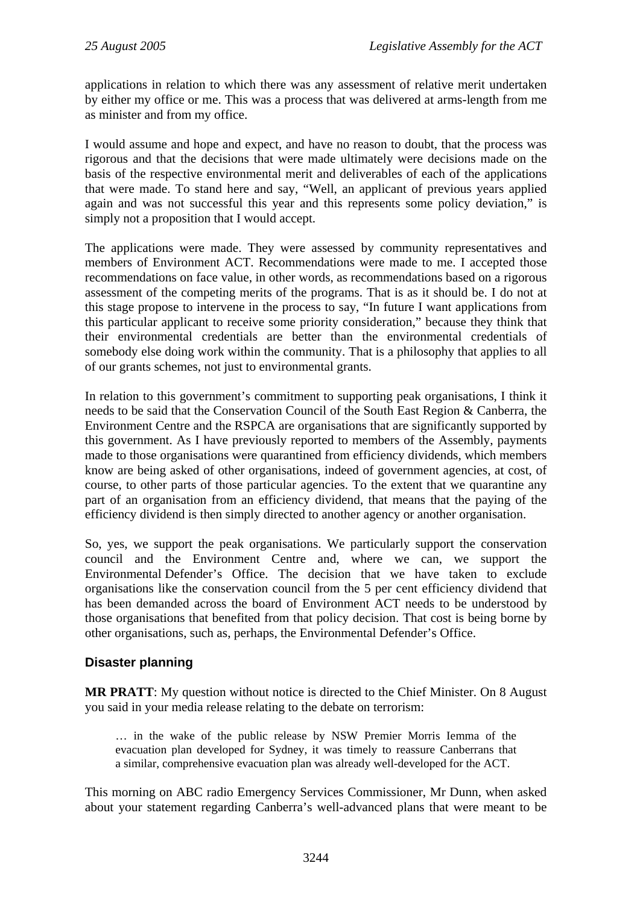applications in relation to which there was any assessment of relative merit undertaken by either my office or me. This was a process that was delivered at arms-length from me as minister and from my office.

I would assume and hope and expect, and have no reason to doubt, that the process was rigorous and that the decisions that were made ultimately were decisions made on the basis of the respective environmental merit and deliverables of each of the applications that were made. To stand here and say, "Well, an applicant of previous years applied again and was not successful this year and this represents some policy deviation," is simply not a proposition that I would accept.

The applications were made. They were assessed by community representatives and members of Environment ACT. Recommendations were made to me. I accepted those recommendations on face value, in other words, as recommendations based on a rigorous assessment of the competing merits of the programs. That is as it should be. I do not at this stage propose to intervene in the process to say, "In future I want applications from this particular applicant to receive some priority consideration," because they think that their environmental credentials are better than the environmental credentials of somebody else doing work within the community. That is a philosophy that applies to all of our grants schemes, not just to environmental grants.

In relation to this government's commitment to supporting peak organisations, I think it needs to be said that the Conservation Council of the South East Region & Canberra, the Environment Centre and the RSPCA are organisations that are significantly supported by this government. As I have previously reported to members of the Assembly, payments made to those organisations were quarantined from efficiency dividends, which members know are being asked of other organisations, indeed of government agencies, at cost, of course, to other parts of those particular agencies. To the extent that we quarantine any part of an organisation from an efficiency dividend, that means that the paying of the efficiency dividend is then simply directed to another agency or another organisation.

So, yes, we support the peak organisations. We particularly support the conservation council and the Environment Centre and, where we can, we support the Environmental Defender's Office. The decision that we have taken to exclude organisations like the conservation council from the 5 per cent efficiency dividend that has been demanded across the board of Environment ACT needs to be understood by those organisations that benefited from that policy decision. That cost is being borne by other organisations, such as, perhaps, the Environmental Defender's Office.

### Disaster planning

**MR PRATT**: My question without notice is directed to the Chief Minister. On 8 August you said in your media release relating to the debate on terrorism:

> … in the wake of the public release by NSW Premier Morris Iemma of the evacuation plan developed for Sydney, it was timely to reassure Canberrans that a similar, comprehensive evacuation plan was already well-developed for the ACT.

This morning on ABC radio Emergency Services Commissioner, Mr Dunn, when asked about your statement regarding Canberra's well-advanced plans that were meant to be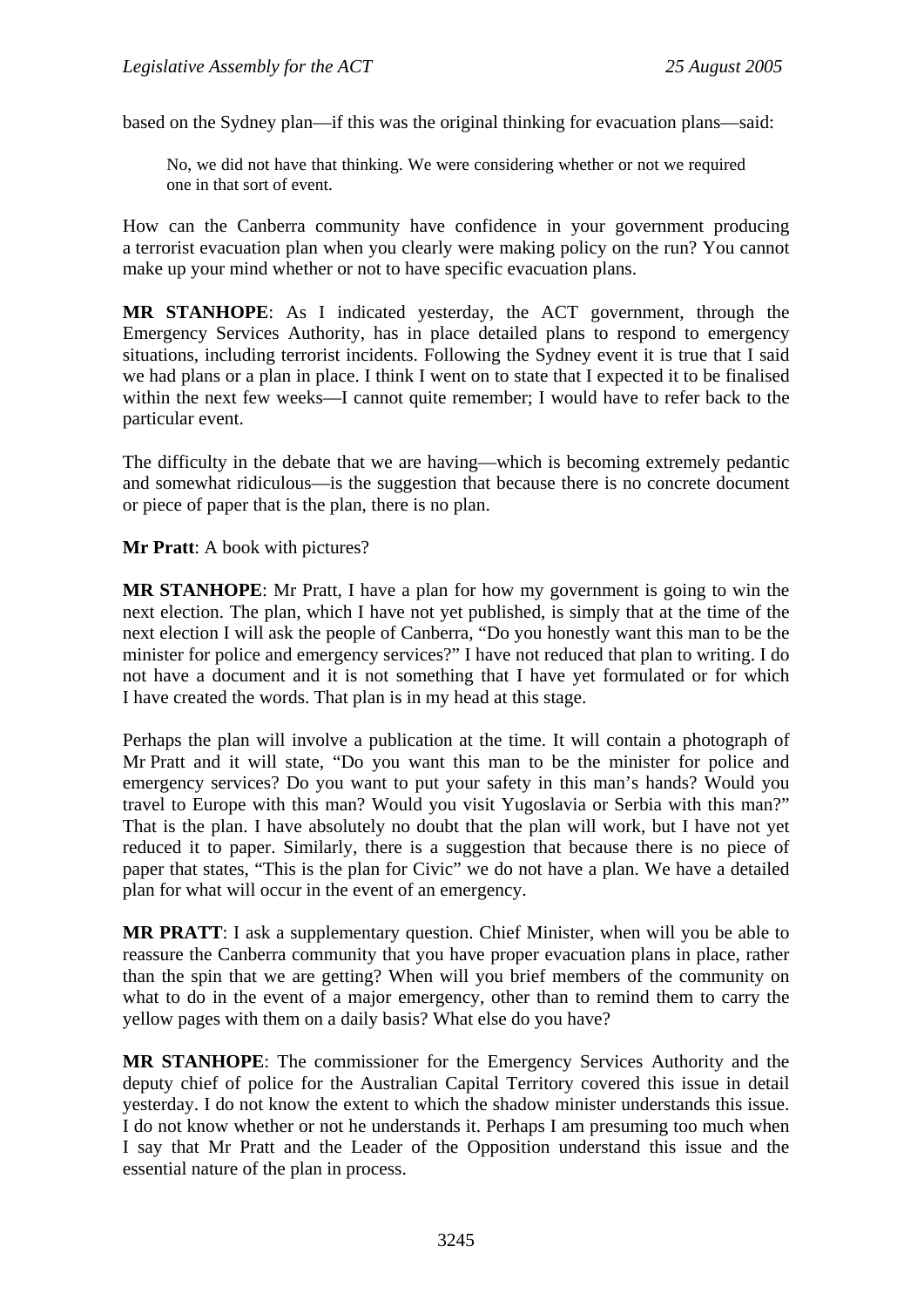based on the Sydney plan—if this was the original thinking for evacuation plans—said:

> No, we did not have that thinking. We were considering whether or not we required one in that sort of event.

How can the Canberra community have confidence in your government producing a terrorist evacuation plan when you clearly were making policy on the run? You cannot make up your mind whether or not to have specific evacuation plans.

**MR STANHOPE**: As I indicated yesterday, the ACT government, through the Emergency Services Authority, has in place detailed plans to respond to emergency situations, including terrorist incidents. Following the Sydney event it is true that I said we had plans or a plan in place. I think I went on to state that I expected it to be finalised within the next few weeks—I cannot quite remember; I would have to refer back to the particular event.

The difficulty in the debate that we are having—which is becoming extremely pedantic and somewhat ridiculous—is the suggestion that because there is no concrete document or piece of paper that is the plan, there is no plan.

**Mr Pratt**: A book with pictures?

**MR STANHOPE**: Mr Pratt, I have a plan for how my government is going to win the next election. The plan, which I have not yet published, is simply that at the time of the next election I will ask the people of Canberra, "Do you honestly want this man to be the minister for police and emergency services?" I have not reduced that plan to writing. I do not have a document and it is not something that I have yet formulated or for which I have created the words. That plan is in my head at this stage.

Perhaps the plan will involve a publication at the time. It will contain a photograph of Mr Pratt and it will state, "Do you want this man to be the minister for police and emergency services? Do you want to put your safety in this man's hands? Would you travel to Europe with this man? Would you visit Yugoslavia or Serbia with this man?" That is the plan. I have absolutely no doubt that the plan will work, but I have not yet reduced it to paper. Similarly, there is a suggestion that because there is no piece of paper that states, "This is the plan for Civic" we do not have a plan. We have a detailed plan for what will occur in the event of an emergency.

**MR PRATT**: I ask a supplementary question. Chief Minister, when will you be able to reassure the Canberra community that you have proper evacuation plans in place, rather than the spin that we are getting? When will you brief members of the community on what to do in the event of a major emergency, other than to remind them to carry the yellow pages with them on a daily basis? What else do you have?

**MR STANHOPE**: The commissioner for the Emergency Services Authority and the deputy chief of police for the Australian Capital Territory covered this issue in detail yesterday. I do not know the extent to which the shadow minister understands this issue. I do not know whether or not he understands it. Perhaps I am presuming too much when I say that Mr Pratt and the Leader of the Opposition understand this issue and the essential nature of the plan in process.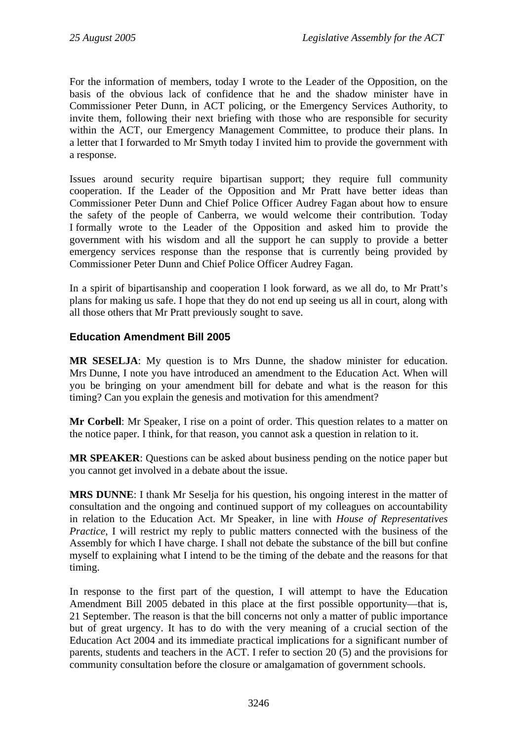For the information of members, today I wrote to the Leader of the Opposition, on the basis of the obvious lack of confidence that he and the shadow minister have in Commissioner Peter Dunn, in ACT policing, or the Emergency Services Authority, to invite them, following their next briefing with those who are responsible for security within the ACT, our Emergency Management Committee, to produce their plans. In a letter that I forwarded to Mr Smyth today I invited him to provide the government with a response.

Issues around security require bipartisan support; they require full community cooperation. If the Leader of the Opposition and Mr Pratt have better ideas than Commissioner Peter Dunn and Chief Police Officer Audrey Fagan about how to ensure the safety of the people of Canberra, we would welcome their contribution. Today I formally wrote to the Leader of the Opposition and asked him to provide the government with his wisdom and all the support he can supply to provide a better emergency services response than the response that is currently being provided by Commissioner Peter Dunn and Chief Police Officer Audrey Fagan.

In a spirit of bipartisanship and cooperation I look forward, as we all do, to Mr Pratt's plans for making us safe. I hope that they do not end up seeing us all in court, along with all those others that Mr Pratt previously sought to save.

### Education Amendment Bill 2005

**MR SESELJA**: My question is to Mrs Dunne, the shadow minister for education. Mrs Dunne, I note you have introduced an amendment to the Education Act. When will you be bringing on your amendment bill for debate and what is the reason for this timing? Can you explain the genesis and motivation for this amendment?

**Mr Corbell**: Mr Speaker, I rise on a point of order. This question relates to a matter on the notice paper. I think, for that reason, you cannot ask a question in relation to it.

**MR SPEAKER**: Questions can be asked about business pending on the notice paper but you cannot get involved in a debate about the issue.

**MRS DUNNE**: I thank Mr Seselja for his question, his ongoing interest in the matter of consultation and the ongoing and continued support of my colleagues on accountability in relation to the Education Act. Mr Speaker, in line with *House of Representatives Practice*, I will restrict my reply to public matters connected with the business of the Assembly for which I have charge. I shall not debate the substance of the bill but confine myself to explaining what I intend to be the timing of the debate and the reasons for that timing.

In response to the first part of the question, I will attempt to have the Education Amendment Bill 2005 debated in this place at the first possible opportunity—that is, 21 September. The reason is that the bill concerns not only a matter of public importance but of great urgency. It has to do with the very meaning of a crucial section of the Education Act 2004 and its immediate practical implications for a significant number of parents, students and teachers in the ACT. I refer to section 20 (5) and the provisions for community consultation before the closure or amalgamation of government schools.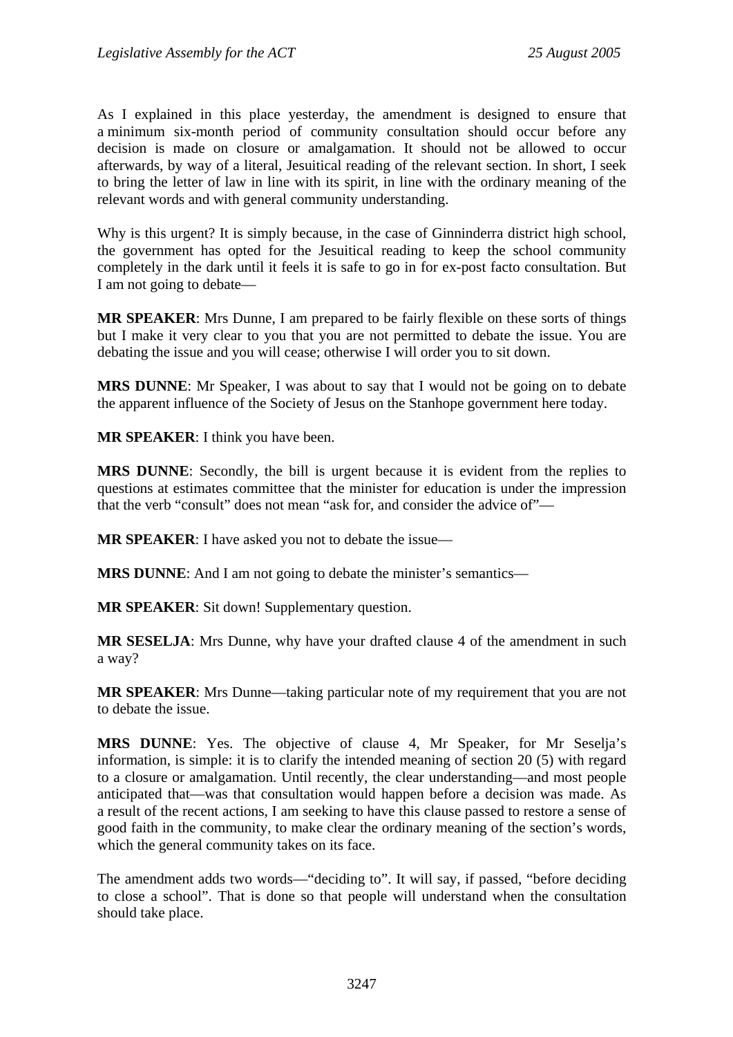As I explained in this place yesterday, the amendment is designed to ensure that a minimum six-month period of community consultation should occur before any decision is made on closure or amalgamation. It should not be allowed to occur afterwards, by way of a literal, Jesuitical reading of the relevant section. In short, I seek to bring the letter of law in line with its spirit, in line with the ordinary meaning of the relevant words and with general community understanding.

Why is this urgent? It is simply because, in the case of Ginninderra district high school, the government has opted for the Jesuitical reading to keep the school community completely in the dark until it feels it is safe to go in for ex-post facto consultation. But I am not going to debate—

**MR SPEAKER**: Mrs Dunne, I am prepared to be fairly flexible on these sorts of things but I make it very clear to you that you are not permitted to debate the issue. You are debating the issue and you will cease; otherwise I will order you to sit down.

**MRS DUNNE**: Mr Speaker, I was about to say that I would not be going on to debate the apparent influence of the Society of Jesus on the Stanhope government here today.

**MR SPEAKER**: I think you have been.

**MRS DUNNE**: Secondly, the bill is urgent because it is evident from the replies to questions at estimates committee that the minister for education is under the impression that the verb "consult" does not mean "ask for, and consider the advice of"—

**MR SPEAKER**: I have asked you not to debate the issue—

**MRS DUNNE**: And I am not going to debate the minister's semantics—

**MR SPEAKER**: Sit down! Supplementary question.

**MR SESELJA**: Mrs Dunne, why have your drafted clause 4 of the amendment in such a way?

**MR SPEAKER**: Mrs Dunne—taking particular note of my requirement that you are not to debate the issue.

**MRS DUNNE**: Yes. The objective of clause 4, Mr Speaker, for Mr Seselja's information, is simple: it is to clarify the intended meaning of section 20 (5) with regard to a closure or amalgamation. Until recently, the clear understanding—and most people anticipated that—was that consultation would happen before a decision was made. As a result of the recent actions, I am seeking to have this clause passed to restore a sense of good faith in the community, to make clear the ordinary meaning of the section's words, which the general community takes on its face.

The amendment adds two words—"deciding to". It will say, if passed, "before deciding to close a school". That is done so that people will understand when the consultation should take place.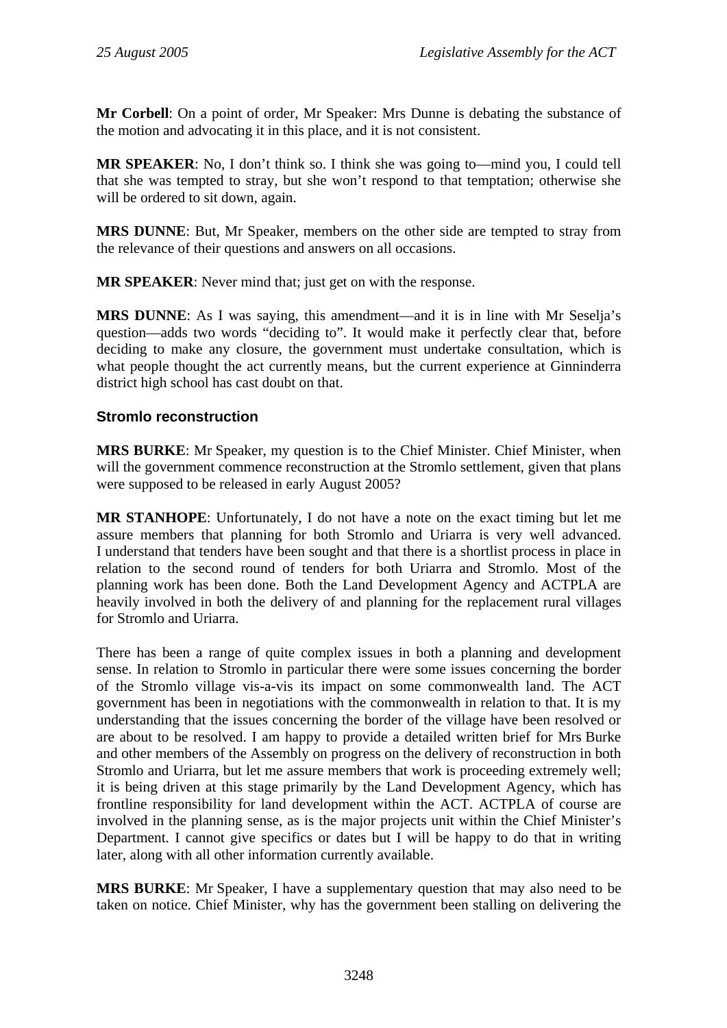**Mr Corbell**: On a point of order, Mr Speaker: Mrs Dunne is debating the substance of the motion and advocating it in this place, and it is not consistent.

**MR SPEAKER**: No, I don't think so. I think she was going to—mind you, I could tell that she was tempted to stray, but she won't respond to that temptation; otherwise she will be ordered to sit down, again.

**MRS DUNNE**: But, Mr Speaker, members on the other side are tempted to stray from the relevance of their questions and answers on all occasions.

**MR SPEAKER**: Never mind that; just get on with the response.

**MRS DUNNE**: As I was saying, this amendment—and it is in line with Mr Seselja's question—adds two words "deciding to". It would make it perfectly clear that, before deciding to make any closure, the government must undertake consultation, which is what people thought the act currently means, but the current experience at Ginninderra district high school has cast doubt on that.

### Stromlo reconstruction

**MRS BURKE**: Mr Speaker, my question is to the Chief Minister. Chief Minister, when will the government commence reconstruction at the Stromlo settlement, given that plans were supposed to be released in early August 2005?

**MR STANHOPE**: Unfortunately, I do not have a note on the exact timing but let me assure members that planning for both Stromlo and Uriarra is very well advanced. I understand that tenders have been sought and that there is a shortlist process in place in relation to the second round of tenders for both Uriarra and Stromlo. Most of the planning work has been done. Both the Land Development Agency and ACTPLA are heavily involved in both the delivery of and planning for the replacement rural villages for Stromlo and Uriarra.

There has been a range of quite complex issues in both a planning and development sense. In relation to Stromlo in particular there were some issues concerning the border of the Stromlo village vis-a-vis its impact on some commonwealth land. The ACT government has been in negotiations with the commonwealth in relation to that. It is my understanding that the issues concerning the border of the village have been resolved or are about to be resolved. I am happy to provide a detailed written brief for Mrs Burke and other members of the Assembly on progress on the delivery of reconstruction in both Stromlo and Uriarra, but let me assure members that work is proceeding extremely well; it is being driven at this stage primarily by the Land Development Agency, which has frontline responsibility for land development within the ACT. ACTPLA of course are involved in the planning sense, as is the major projects unit within the Chief Minister's Department. I cannot give specifics or dates but I will be happy to do that in writing later, along with all other information currently available.

**MRS BURKE**: Mr Speaker, I have a supplementary question that may also need to be taken on notice. Chief Minister, why has the government been stalling on delivering the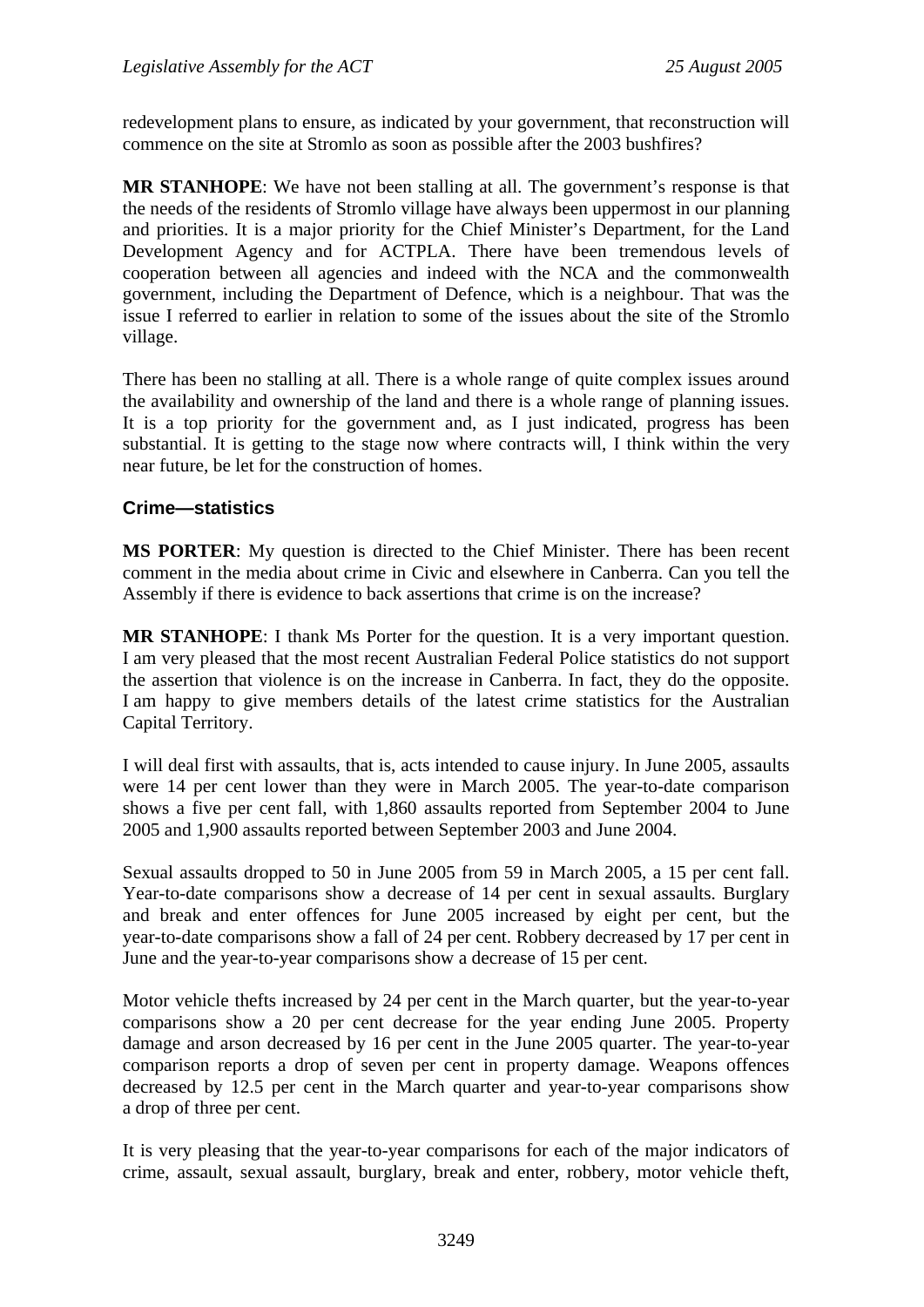redevelopment plans to ensure, as indicated by your government, that reconstruction will commence on the site at Stromlo as soon as possible after the 2003 bushfires?

**MR STANHOPE**: We have not been stalling at all. The government's response is that the needs of the residents of Stromlo village have always been uppermost in our planning and priorities. It is a major priority for the Chief Minister's Department, for the Land Development Agency and for ACTPLA. There have been tremendous levels of cooperation between all agencies and indeed with the NCA and the commonwealth government, including the Department of Defence, which is a neighbour. That was the issue I referred to earlier in relation to some of the issues about the site of the Stromlo village.

There has been no stalling at all. There is a whole range of quite complex issues around the availability and ownership of the land and there is a whole range of planning issues. It is a top priority for the government and, as I just indicated, progress has been substantial. It is getting to the stage now where contracts will, I think within the very near future, be let for the construction of homes.

### Crime—statistics

**MS PORTER**: My question is directed to the Chief Minister. There has been recent comment in the media about crime in Civic and elsewhere in Canberra. Can you tell the Assembly if there is evidence to back assertions that crime is on the increase?

**MR STANHOPE**: I thank Ms Porter for the question. It is a very important question. I am very pleased that the most recent Australian Federal Police statistics do not support the assertion that violence is on the increase in Canberra. In fact, they do the opposite. I am happy to give members details of the latest crime statistics for the Australian Capital Territory.

I will deal first with assaults, that is, acts intended to cause injury. In June 2005, assaults were 14 per cent lower than they were in March 2005. The year-to-date comparison shows a five per cent fall, with 1,860 assaults reported from September 2004 to June 2005 and 1,900 assaults reported between September 2003 and June 2004.

Sexual assaults dropped to 50 in June 2005 from 59 in March 2005, a 15 per cent fall. Year-to-date comparisons show a decrease of 14 per cent in sexual assaults. Burglary and break and enter offences for June 2005 increased by eight per cent, but the year-to-date comparisons show a fall of 24 per cent. Robbery decreased by 17 per cent in June and the year-to-year comparisons show a decrease of 15 per cent.

Motor vehicle thefts increased by 24 per cent in the March quarter, but the year-to-year comparisons show a 20 per cent decrease for the year ending June 2005. Property damage and arson decreased by 16 per cent in the June 2005 quarter. The year-to-year comparison reports a drop of seven per cent in property damage. Weapons offences decreased by 12.5 per cent in the March quarter and year-to-year comparisons show a drop of three per cent.

It is very pleasing that the year-to-year comparisons for each of the major indicators of crime, assault, sexual assault, burglary, break and enter, robbery, motor vehicle theft,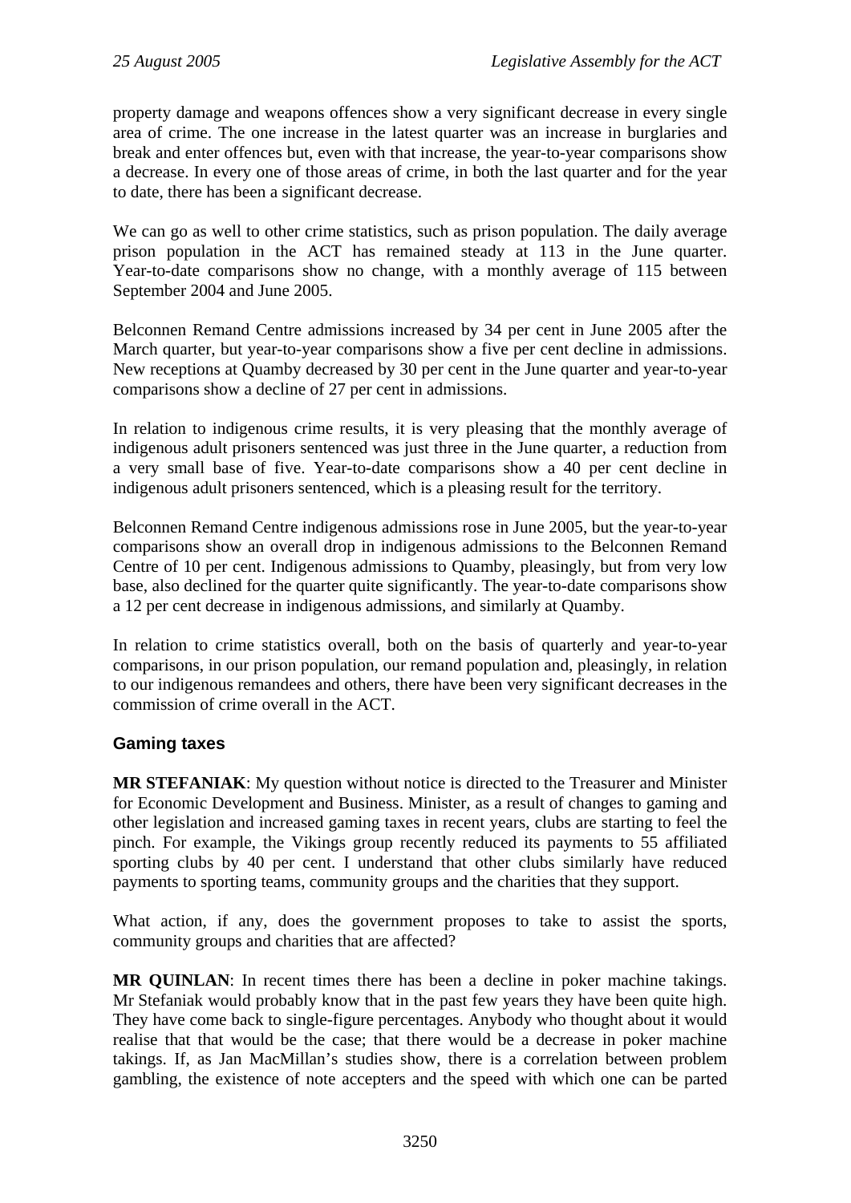property damage and weapons offences show a very significant decrease in every single area of crime. The one increase in the latest quarter was an increase in burglaries and break and enter offences but, even with that increase, the year-to-year comparisons show a decrease. In every one of those areas of crime, in both the last quarter and for the year to date, there has been a significant decrease.

We can go as well to other crime statistics, such as prison population. The daily average prison population in the ACT has remained steady at 113 in the June quarter. Year-to-date comparisons show no change, with a monthly average of 115 between September 2004 and June 2005.

Belconnen Remand Centre admissions increased by 34 per cent in June 2005 after the March quarter, but year-to-year comparisons show a five per cent decline in admissions. New receptions at Quamby decreased by 30 per cent in the June quarter and year-to-year comparisons show a decline of 27 per cent in admissions.

In relation to indigenous crime results, it is very pleasing that the monthly average of indigenous adult prisoners sentenced was just three in the June quarter, a reduction from a very small base of five. Year-to-date comparisons show a 40 per cent decline in indigenous adult prisoners sentenced, which is a pleasing result for the territory.

Belconnen Remand Centre indigenous admissions rose in June 2005, but the year-to-year comparisons show an overall drop in indigenous admissions to the Belconnen Remand Centre of 10 per cent. Indigenous admissions to Quamby, pleasingly, but from very low base, also declined for the quarter quite significantly. The year-to-date comparisons show a 12 per cent decrease in indigenous admissions, and similarly at Quamby.

In relation to crime statistics overall, both on the basis of quarterly and year-to-year comparisons, in our prison population, our remand population and, pleasingly, in relation to our indigenous remandees and others, there have been very significant decreases in the commission of crime overall in the ACT.

## Gaming taxes

**MR STEFANIAK**: My question without notice is directed to the Treasurer and Minister for Economic Development and Business. Minister, as a result of changes to gaming and other legislation and increased gaming taxes in recent years, clubs are starting to feel the pinch. For example, the Vikings group recently reduced its payments to 55 affiliated sporting clubs by 40 per cent. I understand that other clubs similarly have reduced payments to sporting teams, community groups and the charities that they support.

What action, if any, does the government proposes to take to assist the sports, community groups and charities that are affected?

**MR QUINLAN**: In recent times there has been a decline in poker machine takings. Mr Stefaniak would probably know that in the past few years they have been quite high. They have come back to single-figure percentages. Anybody who thought about it would realise that that would be the case; that there would be a decrease in poker machine takings. If, as Jan MacMillan's studies show, there is a correlation between problem gambling, the existence of note accepters and the speed with which one can be parted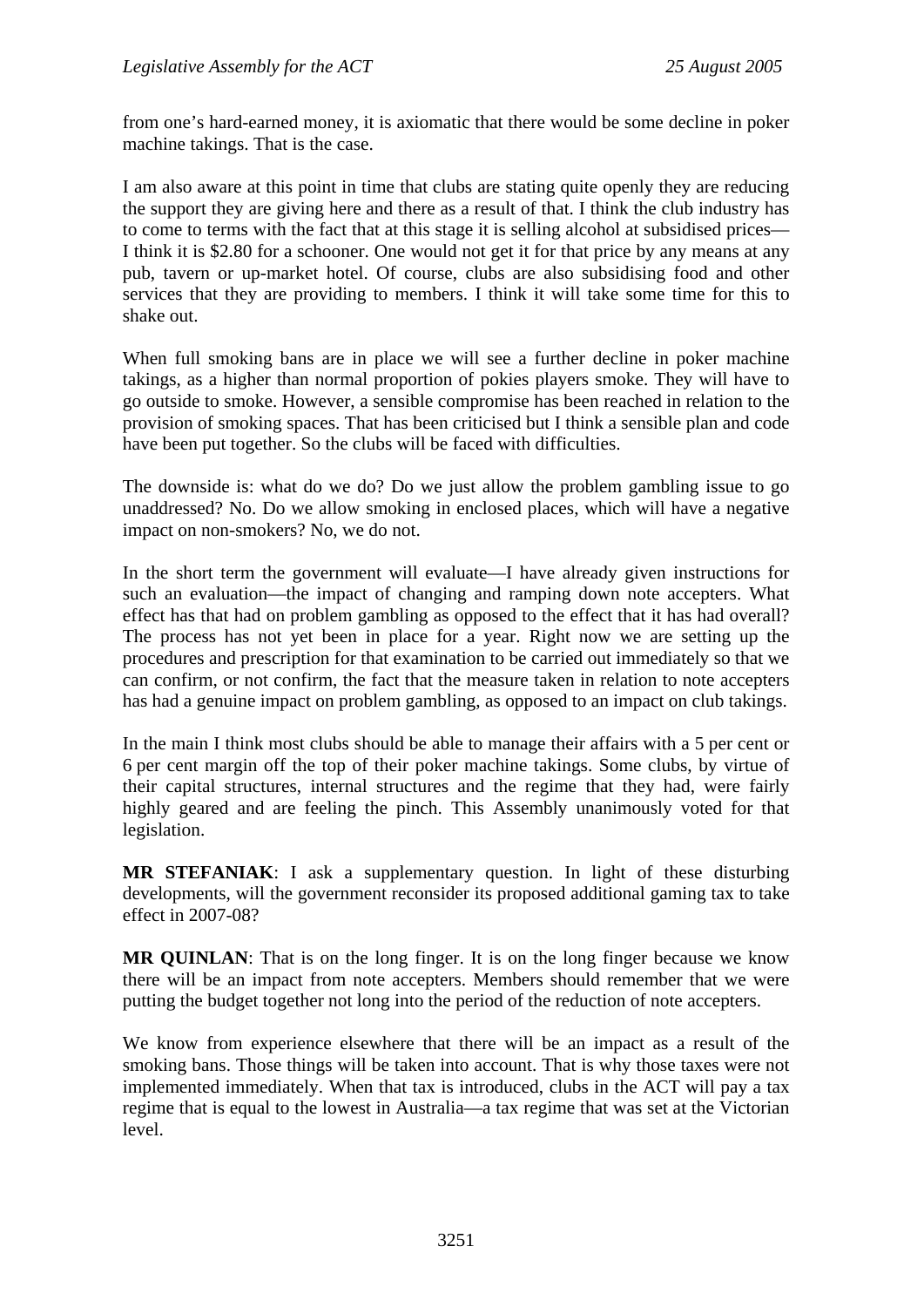from one's hard-earned money, it is axiomatic that there would be some decline in poker machine takings. That is the case.

I am also aware at this point in time that clubs are stating quite openly they are reducing the support they are giving here and there as a result of that. I think the club industry has to come to terms with the fact that at this stage it is selling alcohol at subsidised prices—I think it is $2.80 for a schooner. One would not get it for that price by any means at any pub, tavern or up-market hotel. Of course, clubs are also subsidising food and other services that they are providing to members. I think it will take some time for this to shake out.

When full smoking bans are in place we will see a further decline in poker machine takings, as a higher than normal proportion of pokies players smoke. They will have to go outside to smoke. However, a sensible compromise has been reached in relation to the provision of smoking spaces. That has been criticised but I think a sensible plan and code have been put together. So the clubs will be faced with difficulties.

The downside is: what do we do? Do we just allow the problem gambling issue to go unaddressed? No. Do we allow smoking in enclosed places, which will have a negative impact on non-smokers? No, we do not.

In the short term the government will evaluate—I have already given instructions for such an evaluation—the impact of changing and ramping down note accepters. What effect has that had on problem gambling as opposed to the effect that it has had overall? The process has not yet been in place for a year. Right now we are setting up the procedures and prescription for that examination to be carried out immediately so that we can confirm, or not confirm, the fact that the measure taken in relation to note accepters has had a genuine impact on problem gambling, as opposed to an impact on club takings.

In the main I think most clubs should be able to manage their affairs with a 5 per cent or 6 per cent margin off the top of their poker machine takings. Some clubs, by virtue of their capital structures, internal structures and the regime that they had, were fairly highly geared and are feeling the pinch. This Assembly unanimously voted for that legislation.

**MR STEFANIAK**: I ask a supplementary question. In light of these disturbing developments, will the government reconsider its proposed additional gaming tax to take effect in 2007-08?

**MR QUINLAN**: That is on the long finger. It is on the long finger because we know there will be an impact from note accepters. Members should remember that we were putting the budget together not long into the period of the reduction of note accepters.

We know from experience elsewhere that there will be an impact as a result of the smoking bans. Those things will be taken into account. That is why those taxes were not implemented immediately. When that tax is introduced, clubs in the ACT will pay a tax regime that is equal to the lowest in Australia—a tax regime that was set at the Victorian level.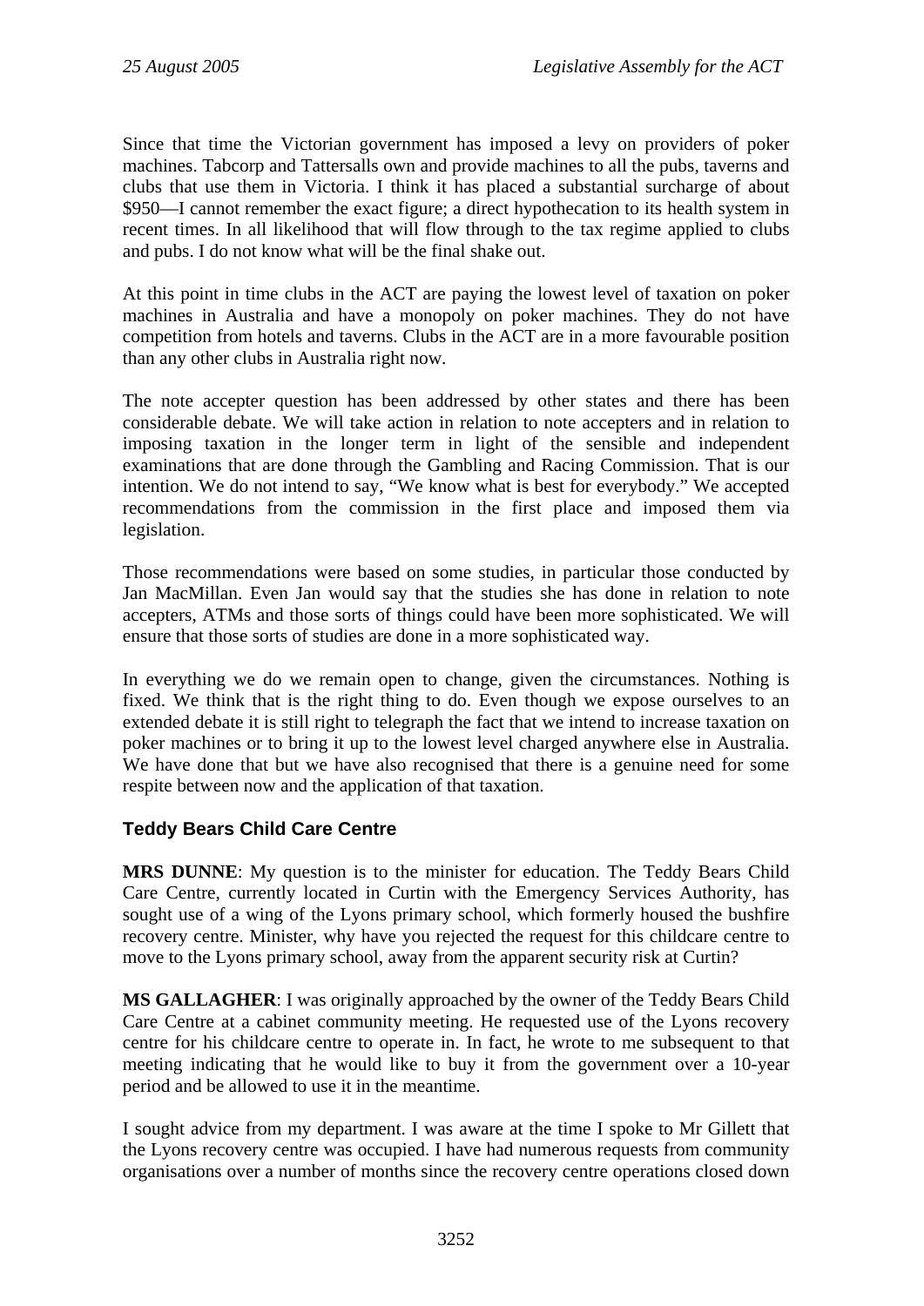Since that time the Victorian government has imposed a levy on providers of poker machines. Tabcorp and Tattersalls own and provide machines to all the pubs, taverns and clubs that use them in Victoria. I think it has placed a substantial surcharge of about $950—I cannot remember the exact figure; a direct hypothecation to its health system in recent times. In all likelihood that will flow through to the tax regime applied to clubs and pubs. I do not know what will be the final shake out.

At this point in time clubs in the ACT are paying the lowest level of taxation on poker machines in Australia and have a monopoly on poker machines. They do not have competition from hotels and taverns. Clubs in the ACT are in a more favourable position than any other clubs in Australia right now.

The note accepter question has been addressed by other states and there has been considerable debate. We will take action in relation to note accepters and in relation to imposing taxation in the longer term in light of the sensible and independent examinations that are done through the Gambling and Racing Commission. That is our intention. We do not intend to say, "We know what is best for everybody." We accepted recommendations from the commission in the first place and imposed them via legislation.

Those recommendations were based on some studies, in particular those conducted by Jan MacMillan. Even Jan would say that the studies she has done in relation to note accepters, ATMs and those sorts of things could have been more sophisticated. We will ensure that those sorts of studies are done in a more sophisticated way.

In everything we do we remain open to change, given the circumstances. Nothing is fixed. We think that is the right thing to do. Even though we expose ourselves to an extended debate it is still right to telegraph the fact that we intend to increase taxation on poker machines or to bring it up to the lowest level charged anywhere else in Australia. We have done that but we have also recognised that there is a genuine need for some respite between now and the application of that taxation.

## Teddy Bears Child Care Centre

**MRS DUNNE**: My question is to the minister for education. The Teddy Bears Child Care Centre, currently located in Curtin with the Emergency Services Authority, has sought use of a wing of the Lyons primary school, which formerly housed the bushfire recovery centre. Minister, why have you rejected the request for this childcare centre to move to the Lyons primary school, away from the apparent security risk at Curtin?

**MS GALLAGHER**: I was originally approached by the owner of the Teddy Bears Child Care Centre at a cabinet community meeting. He requested use of the Lyons recovery centre for his childcare centre to operate in. In fact, he wrote to me subsequent to that meeting indicating that he would like to buy it from the government over a 10-year period and be allowed to use it in the meantime.

I sought advice from my department. I was aware at the time I spoke to Mr Gillett that the Lyons recovery centre was occupied. I have had numerous requests from community organisations over a number of months since the recovery centre operations closed down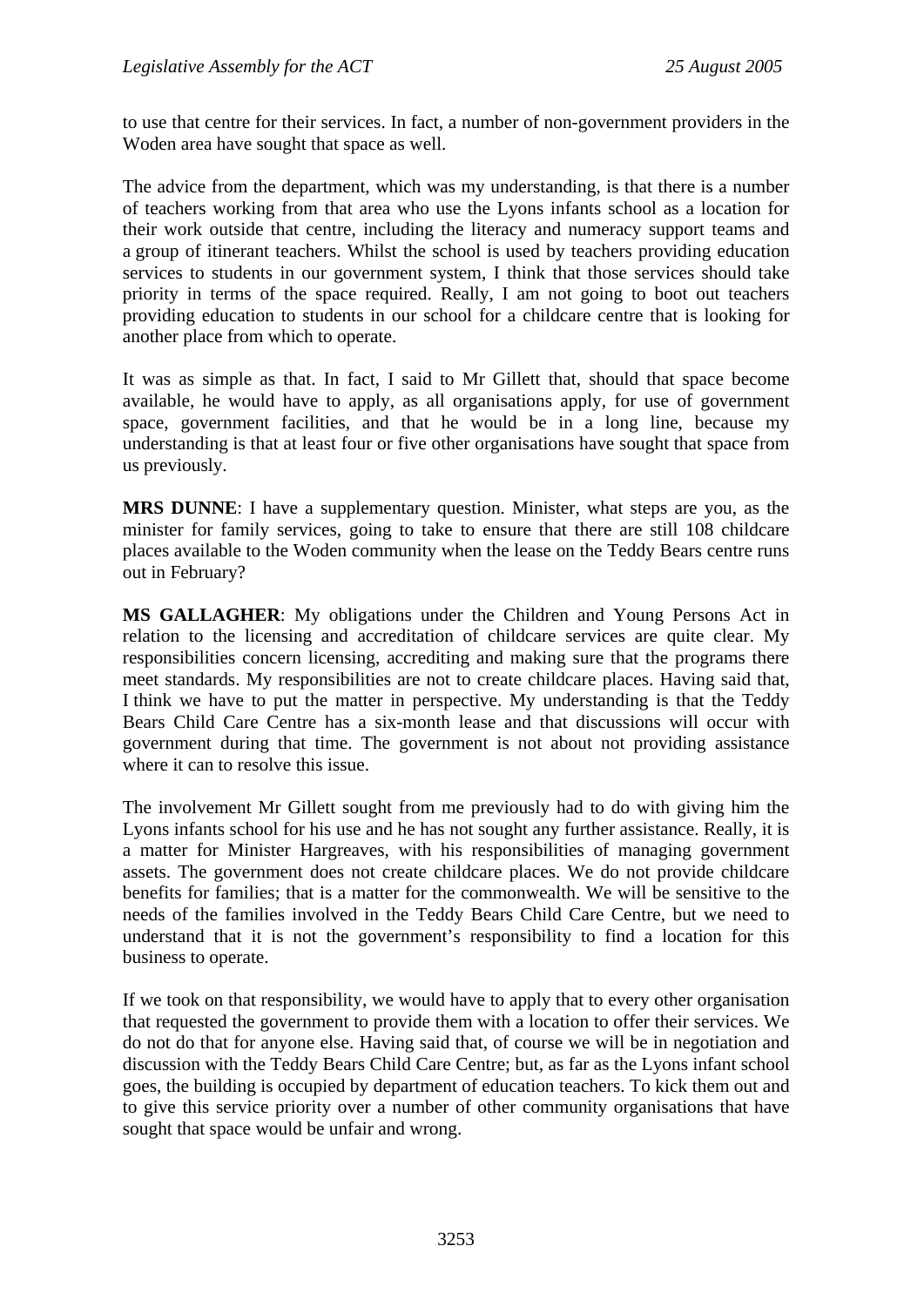to use that centre for their services. In fact, a number of non-government providers in the Woden area have sought that space as well.

The advice from the department, which was my understanding, is that there is a number of teachers working from that area who use the Lyons infants school as a location for their work outside that centre, including the literacy and numeracy support teams and a group of itinerant teachers. Whilst the school is used by teachers providing education services to students in our government system, I think that those services should take priority in terms of the space required. Really, I am not going to boot out teachers providing education to students in our school for a childcare centre that is looking for another place from which to operate.

It was as simple as that. In fact, I said to Mr Gillett that, should that space become available, he would have to apply, as all organisations apply, for use of government space, government facilities, and that he would be in a long line, because my understanding is that at least four or five other organisations have sought that space from us previously.

**MRS DUNNE**: I have a supplementary question. Minister, what steps are you, as the minister for family services, going to take to ensure that there are still 108 childcare places available to the Woden community when the lease on the Teddy Bears centre runs out in February?

**MS GALLAGHER**: My obligations under the Children and Young Persons Act in relation to the licensing and accreditation of childcare services are quite clear. My responsibilities concern licensing, accrediting and making sure that the programs there meet standards. My responsibilities are not to create childcare places. Having said that, I think we have to put the matter in perspective. My understanding is that the Teddy Bears Child Care Centre has a six-month lease and that discussions will occur with government during that time. The government is not about not providing assistance where it can to resolve this issue.

The involvement Mr Gillett sought from me previously had to do with giving him the Lyons infants school for his use and he has not sought any further assistance. Really, it is a matter for Minister Hargreaves, with his responsibilities of managing government assets. The government does not create childcare places. We do not provide childcare benefits for families; that is a matter for the commonwealth. We will be sensitive to the needs of the families involved in the Teddy Bears Child Care Centre, but we need to understand that it is not the government's responsibility to find a location for this business to operate.

If we took on that responsibility, we would have to apply that to every other organisation that requested the government to provide them with a location to offer their services. We do not do that for anyone else. Having said that, of course we will be in negotiation and discussion with the Teddy Bears Child Care Centre; but, as far as the Lyons infant school goes, the building is occupied by department of education teachers. To kick them out and to give this service priority over a number of other community organisations that have sought that space would be unfair and wrong.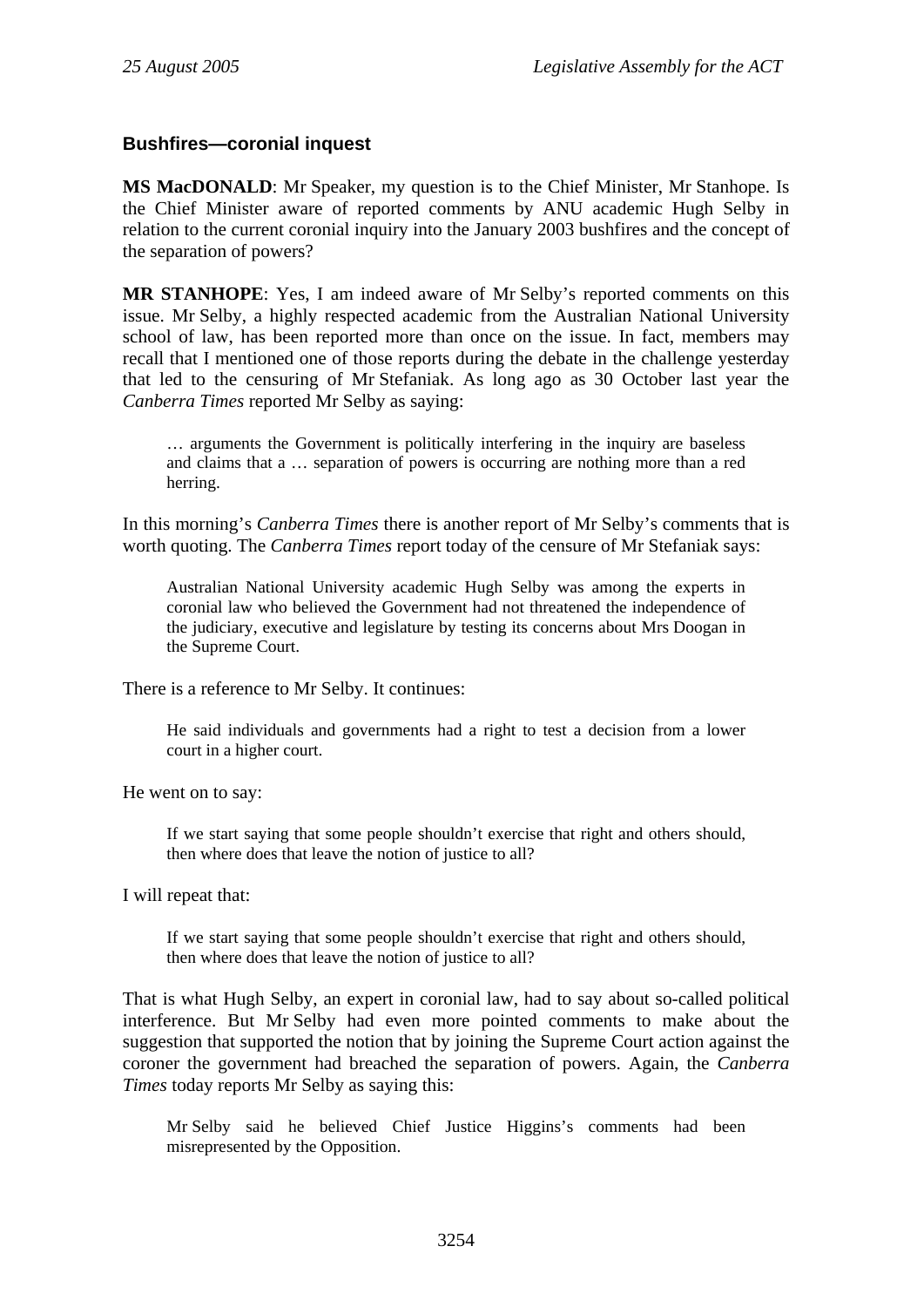### Bushfires—coronial inquest

**MS MacDONALD**: Mr Speaker, my question is to the Chief Minister, Mr Stanhope. Is the Chief Minister aware of reported comments by ANU academic Hugh Selby in relation to the current coronial inquiry into the January 2003 bushfires and the concept of the separation of powers?

**MR STANHOPE**: Yes, I am indeed aware of Mr Selby's reported comments on this issue. Mr Selby, a highly respected academic from the Australian National University school of law, has been reported more than once on the issue. In fact, members may recall that I mentioned one of those reports during the debate in the challenge yesterday that led to the censuring of Mr Stefaniak. As long ago as 30 October last year the *Canberra Times* reported Mr Selby as saying:

> … arguments the Government is politically interfering in the inquiry are baseless and claims that a … separation of powers is occurring are nothing more than a red herring.

In this morning's *Canberra Times* there is another report of Mr Selby's comments that is worth quoting. The *Canberra Times* report today of the censure of Mr Stefaniak says:

> Australian National University academic Hugh Selby was among the experts in coronial law who believed the Government had not threatened the independence of the judiciary, executive and legislature by testing its concerns about Mrs Doogan in the Supreme Court.

There is a reference to Mr Selby. It continues:

> He said individuals and governments had a right to test a decision from a lower court in a higher court.

He went on to say:

> If we start saying that some people shouldn't exercise that right and others should, then where does that leave the notion of justice to all?

I will repeat that:

> If we start saying that some people shouldn't exercise that right and others should, then where does that leave the notion of justice to all?

That is what Hugh Selby, an expert in coronial law, had to say about so-called political interference. But Mr Selby had even more pointed comments to make about the suggestion that supported the notion that by joining the Supreme Court action against the coroner the government had breached the separation of powers. Again, the *Canberra Times* today reports Mr Selby as saying this:

> Mr Selby said he believed Chief Justice Higgins's comments had been misrepresented by the Opposition.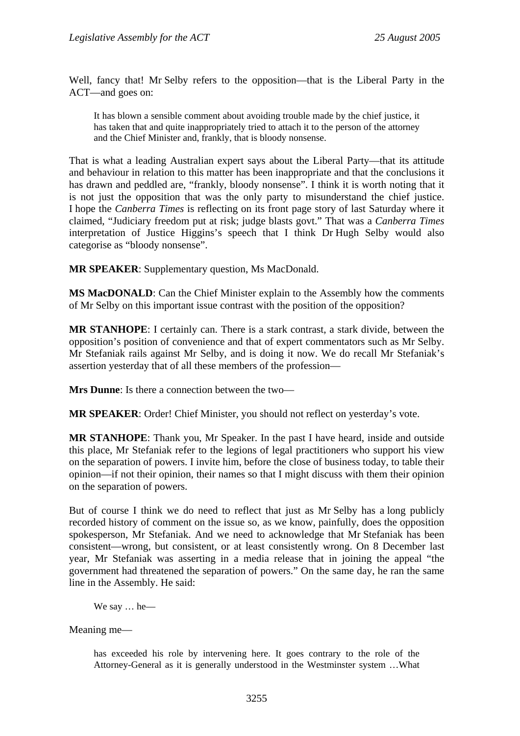Well, fancy that! Mr Selby refers to the opposition—that is the Liberal Party in the ACT—and goes on:

> It has blown a sensible comment about avoiding trouble made by the chief justice, it has taken that and quite inappropriately tried to attach it to the person of the attorney and the Chief Minister and, frankly, that is bloody nonsense.

That is what a leading Australian expert says about the Liberal Party—that its attitude and behaviour in relation to this matter has been inappropriate and that the conclusions it has drawn and peddled are, "frankly, bloody nonsense". I think it is worth noting that it is not just the opposition that was the only party to misunderstand the chief justice. I hope the *Canberra Times* is reflecting on its front page story of last Saturday where it claimed, "Judiciary freedom put at risk; judge blasts govt." That was a *Canberra Times* interpretation of Justice Higgins's speech that I think Dr Hugh Selby would also categorise as "bloody nonsense".

**MR SPEAKER**: Supplementary question, Ms MacDonald.

**MS MacDONALD**: Can the Chief Minister explain to the Assembly how the comments of Mr Selby on this important issue contrast with the position of the opposition?

**MR STANHOPE**: I certainly can. There is a stark contrast, a stark divide, between the opposition's position of convenience and that of expert commentators such as Mr Selby. Mr Stefaniak rails against Mr Selby, and is doing it now. We do recall Mr Stefaniak's assertion yesterday that of all these members of the profession—

**Mrs Dunne**: Is there a connection between the two—

**MR SPEAKER**: Order! Chief Minister, you should not reflect on yesterday's vote.

**MR STANHOPE**: Thank you, Mr Speaker. In the past I have heard, inside and outside this place, Mr Stefaniak refer to the legions of legal practitioners who support his view on the separation of powers. I invite him, before the close of business today, to table their opinion—if not their opinion, their names so that I might discuss with them their opinion on the separation of powers.

But of course I think we do need to reflect that just as Mr Selby has a long publicly recorded history of comment on the issue so, as we know, painfully, does the opposition spokesperson, Mr Stefaniak. And we need to acknowledge that Mr Stefaniak has been consistent—wrong, but consistent, or at least consistently wrong. On 8 December last year, Mr Stefaniak was asserting in a media release that in joining the appeal "the government had threatened the separation of powers." On the same day, he ran the same line in the Assembly. He said:

> We say … he—

Meaning me—

> has exceeded his role by intervening here. It goes contrary to the role of the Attorney-General as it is generally understood in the Westminster system …What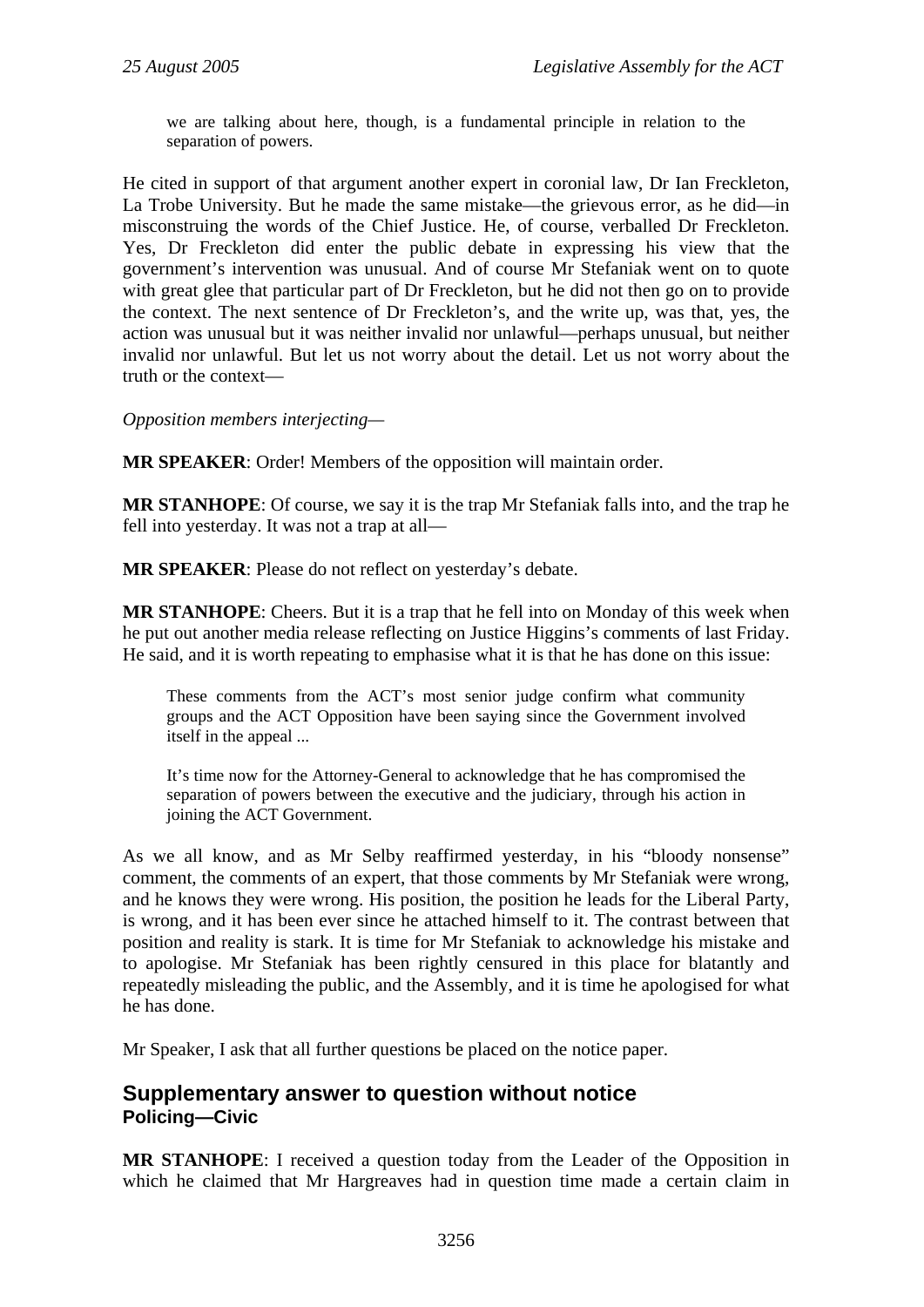> we are talking about here, though, is a fundamental principle in relation to the separation of powers.

He cited in support of that argument another expert in coronial law, Dr Ian Freckleton, La Trobe University. But he made the same mistake—the grievous error, as he did—in misconstruing the words of the Chief Justice. He, of course, verballed Dr Freckleton. Yes, Dr Freckleton did enter the public debate in expressing his view that the government's intervention was unusual. And of course Mr Stefaniak went on to quote with great glee that particular part of Dr Freckleton, but he did not then go on to provide the context. The next sentence of Dr Freckleton's, and the write up, was that, yes, the action was unusual but it was neither invalid nor unlawful—perhaps unusual, but neither invalid nor unlawful. But let us not worry about the detail. Let us not worry about the truth or the context—

*Opposition members interjecting—*

**MR SPEAKER**: Order! Members of the opposition will maintain order.

**MR STANHOPE**: Of course, we say it is the trap Mr Stefaniak falls into, and the trap he fell into yesterday. It was not a trap at all—

**MR SPEAKER**: Please do not reflect on yesterday's debate.

**MR STANHOPE**: Cheers. But it is a trap that he fell into on Monday of this week when he put out another media release reflecting on Justice Higgins's comments of last Friday. He said, and it is worth repeating to emphasise what it is that he has done on this issue:

> These comments from the ACT's most senior judge confirm what community groups and the ACT Opposition have been saying since the Government involved itself in the appeal ...
>
> It's time now for the Attorney-General to acknowledge that he has compromised the separation of powers between the executive and the judiciary, through his action in joining the ACT Government.

As we all know, and as Mr Selby reaffirmed yesterday, in his "bloody nonsense" comment, the comments of an expert, that those comments by Mr Stefaniak were wrong, and he knows they were wrong. His position, the position he leads for the Liberal Party, is wrong, and it has been ever since he attached himself to it. The contrast between that position and reality is stark. It is time for Mr Stefaniak to acknowledge his mistake and to apologise. Mr Stefaniak has been rightly censured in this place for blatantly and repeatedly misleading the public, and the Assembly, and it is time he apologised for what he has done.

Mr Speaker, I ask that all further questions be placed on the notice paper.

## Supplementary answer to question without notice

### Policing—Civic

**MR STANHOPE**: I received a question today from the Leader of the Opposition in which he claimed that Mr Hargreaves had in question time made a certain claim in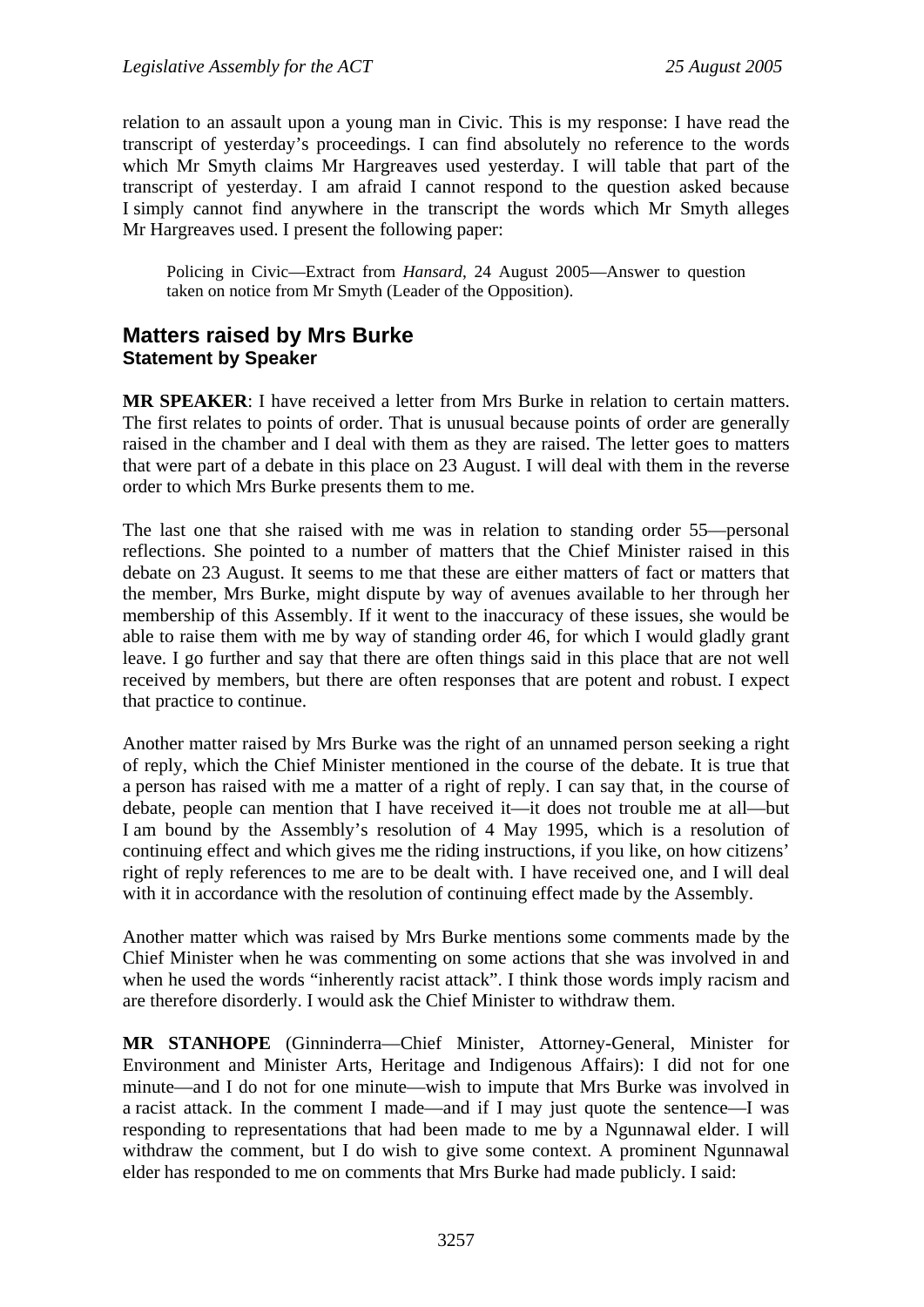relation to an assault upon a young man in Civic. This is my response: I have read the transcript of yesterday's proceedings. I can find absolutely no reference to the words which Mr Smyth claims Mr Hargreaves used yesterday. I will table that part of the transcript of yesterday. I am afraid I cannot respond to the question asked because I simply cannot find anywhere in the transcript the words which Mr Smyth alleges Mr Hargreaves used. I present the following paper:

> Policing in Civic—Extract from *Hansard*, 24 August 2005—Answer to question taken on notice from Mr Smyth (Leader of the Opposition).

## Matters raised by Mrs Burke
### Statement by Speaker

**MR SPEAKER**: I have received a letter from Mrs Burke in relation to certain matters. The first relates to points of order. That is unusual because points of order are generally raised in the chamber and I deal with them as they are raised. The letter goes to matters that were part of a debate in this place on 23 August. I will deal with them in the reverse order to which Mrs Burke presents them to me.

The last one that she raised with me was in relation to standing order 55—personal reflections. She pointed to a number of matters that the Chief Minister raised in this debate on 23 August. It seems to me that these are either matters of fact or matters that the member, Mrs Burke, might dispute by way of avenues available to her through her membership of this Assembly. If it went to the inaccuracy of these issues, she would be able to raise them with me by way of standing order 46, for which I would gladly grant leave. I go further and say that there are often things said in this place that are not well received by members, but there are often responses that are potent and robust. I expect that practice to continue.

Another matter raised by Mrs Burke was the right of an unnamed person seeking a right of reply, which the Chief Minister mentioned in the course of the debate. It is true that a person has raised with me a matter of a right of reply. I can say that, in the course of debate, people can mention that I have received it—it does not trouble me at all—but I am bound by the Assembly's resolution of 4 May 1995, which is a resolution of continuing effect and which gives me the riding instructions, if you like, on how citizens' right of reply references to me are to be dealt with. I have received one, and I will deal with it in accordance with the resolution of continuing effect made by the Assembly.

Another matter which was raised by Mrs Burke mentions some comments made by the Chief Minister when he was commenting on some actions that she was involved in and when he used the words "inherently racist attack". I think those words imply racism and are therefore disorderly. I would ask the Chief Minister to withdraw them.

**MR STANHOPE** (Ginninderra—Chief Minister, Attorney-General, Minister for Environment and Minister Arts, Heritage and Indigenous Affairs): I did not for one minute—and I do not for one minute—wish to impute that Mrs Burke was involved in a racist attack. In the comment I made—and if I may just quote the sentence—I was responding to representations that had been made to me by a Ngunnawal elder. I will withdraw the comment, but I do wish to give some context. A prominent Ngunnawal elder has responded to me on comments that Mrs Burke had made publicly. I said: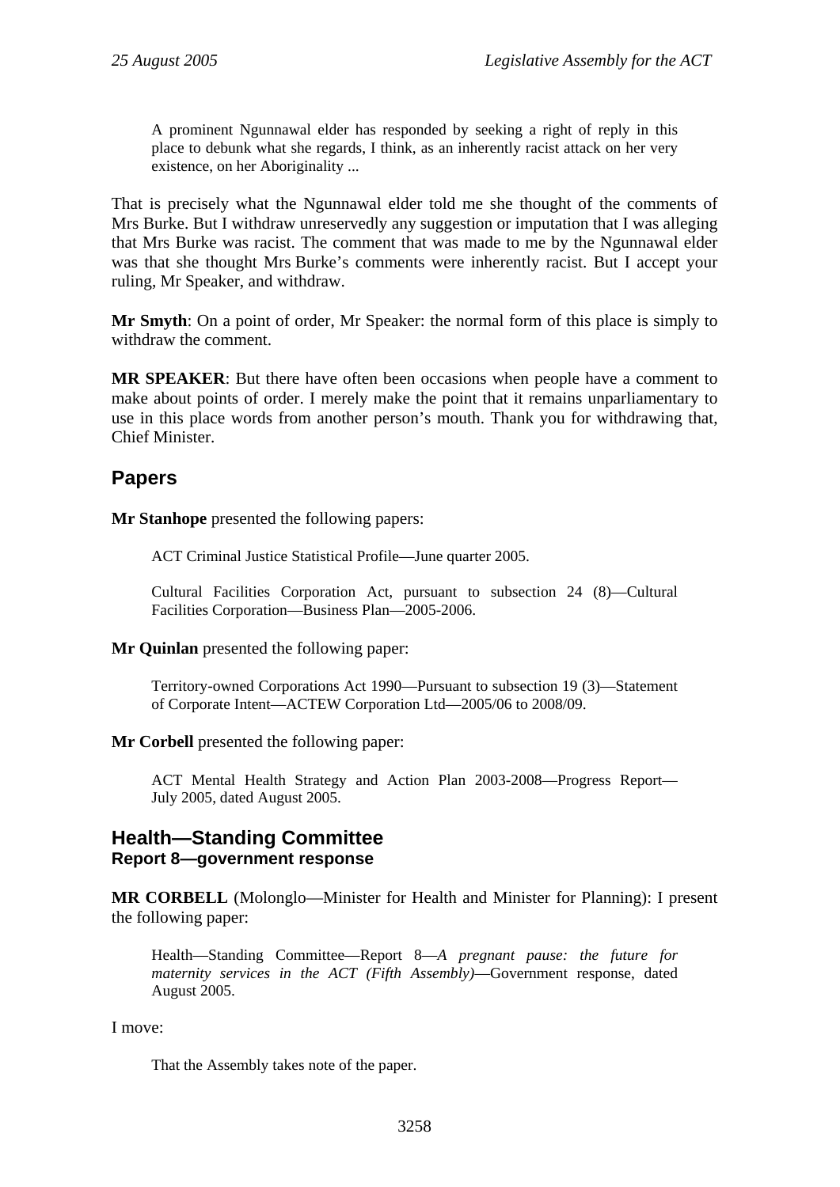> A prominent Ngunnawal elder has responded by seeking a right of reply in this place to debunk what she regards, I think, as an inherently racist attack on her very existence, on her Aboriginality ...

That is precisely what the Ngunnawal elder told me she thought of the comments of Mrs Burke. But I withdraw unreservedly any suggestion or imputation that I was alleging that Mrs Burke was racist. The comment that was made to me by the Ngunnawal elder was that she thought Mrs Burke's comments were inherently racist. But I accept your ruling, Mr Speaker, and withdraw.

**Mr Smyth**: On a point of order, Mr Speaker: the normal form of this place is simply to withdraw the comment.

**MR SPEAKER**: But there have often been occasions when people have a comment to make about points of order. I merely make the point that it remains unparliamentary to use in this place words from another person's mouth. Thank you for withdrawing that, Chief Minister.

## Papers

**Mr Stanhope** presented the following papers:

> ACT Criminal Justice Statistical Profile—June quarter 2005.
>
> Cultural Facilities Corporation Act, pursuant to subsection 24 (8)—Cultural Facilities Corporation—Business Plan—2005-2006.

**Mr Quinlan** presented the following paper:

> Territory-owned Corporations Act 1990—Pursuant to subsection 19 (3)—Statement of Corporate Intent—ACTEW Corporation Ltd—2005/06 to 2008/09.

**Mr Corbell** presented the following paper:

> ACT Mental Health Strategy and Action Plan 2003-2008—Progress Report—July 2005, dated August 2005.

## Health—Standing Committee
### Report 8—government response

**MR CORBELL** (Molonglo—Minister for Health and Minister for Planning): I present the following paper:

> Health—Standing Committee—Report 8—*A pregnant pause: the future for maternity services in the ACT (Fifth Assembly)*—Government response, dated August 2005.

I move:

> That the Assembly takes note of the paper.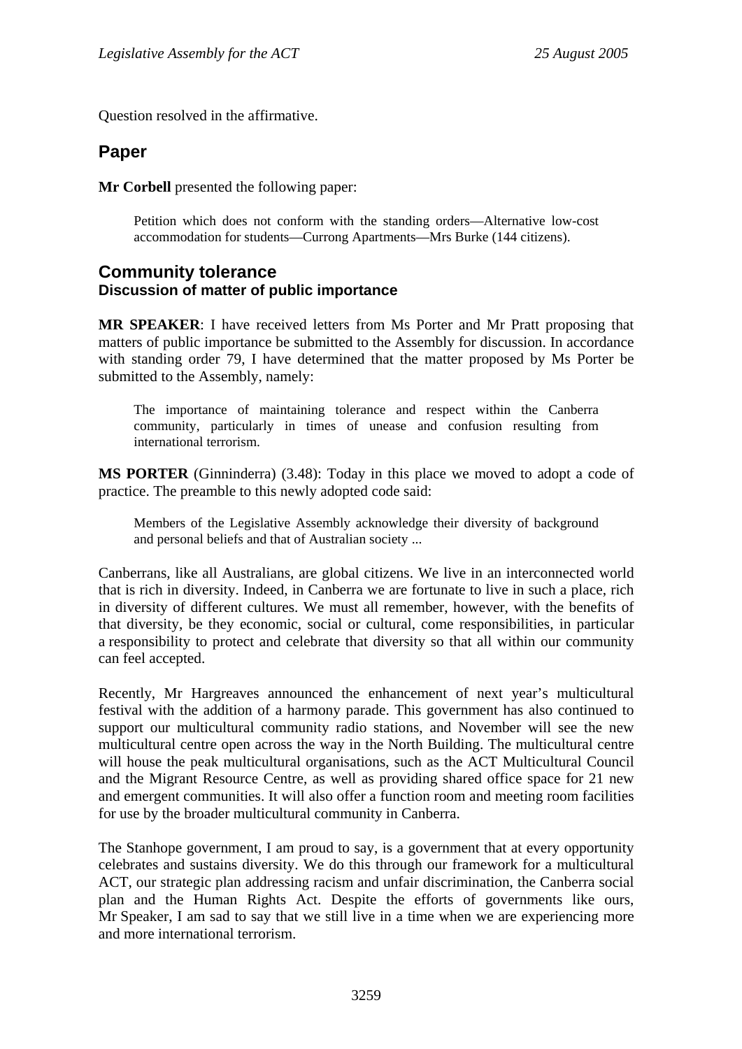Question resolved in the affirmative.

## Paper

**Mr Corbell** presented the following paper:

> Petition which does not conform with the standing orders—Alternative low-cost accommodation for students—Currong Apartments—Mrs Burke (144 citizens).

## Community tolerance
### Discussion of matter of public importance

**MR SPEAKER**: I have received letters from Ms Porter and Mr Pratt proposing that matters of public importance be submitted to the Assembly for discussion. In accordance with standing order 79, I have determined that the matter proposed by Ms Porter be submitted to the Assembly, namely:

> The importance of maintaining tolerance and respect within the Canberra community, particularly in times of unease and confusion resulting from international terrorism.

**MS PORTER** (Ginninderra) (3.48): Today in this place we moved to adopt a code of practice. The preamble to this newly adopted code said:

> Members of the Legislative Assembly acknowledge their diversity of background and personal beliefs and that of Australian society ...

Canberrans, like all Australians, are global citizens. We live in an interconnected world that is rich in diversity. Indeed, in Canberra we are fortunate to live in such a place, rich in diversity of different cultures. We must all remember, however, with the benefits of that diversity, be they economic, social or cultural, come responsibilities, in particular a responsibility to protect and celebrate that diversity so that all within our community can feel accepted.

Recently, Mr Hargreaves announced the enhancement of next year's multicultural festival with the addition of a harmony parade. This government has also continued to support our multicultural community radio stations, and November will see the new multicultural centre open across the way in the North Building. The multicultural centre will house the peak multicultural organisations, such as the ACT Multicultural Council and the Migrant Resource Centre, as well as providing shared office space for 21 new and emergent communities. It will also offer a function room and meeting room facilities for use by the broader multicultural community in Canberra.

The Stanhope government, I am proud to say, is a government that at every opportunity celebrates and sustains diversity. We do this through our framework for a multicultural ACT, our strategic plan addressing racism and unfair discrimination, the Canberra social plan and the Human Rights Act. Despite the efforts of governments like ours, Mr Speaker, I am sad to say that we still live in a time when we are experiencing more and more international terrorism.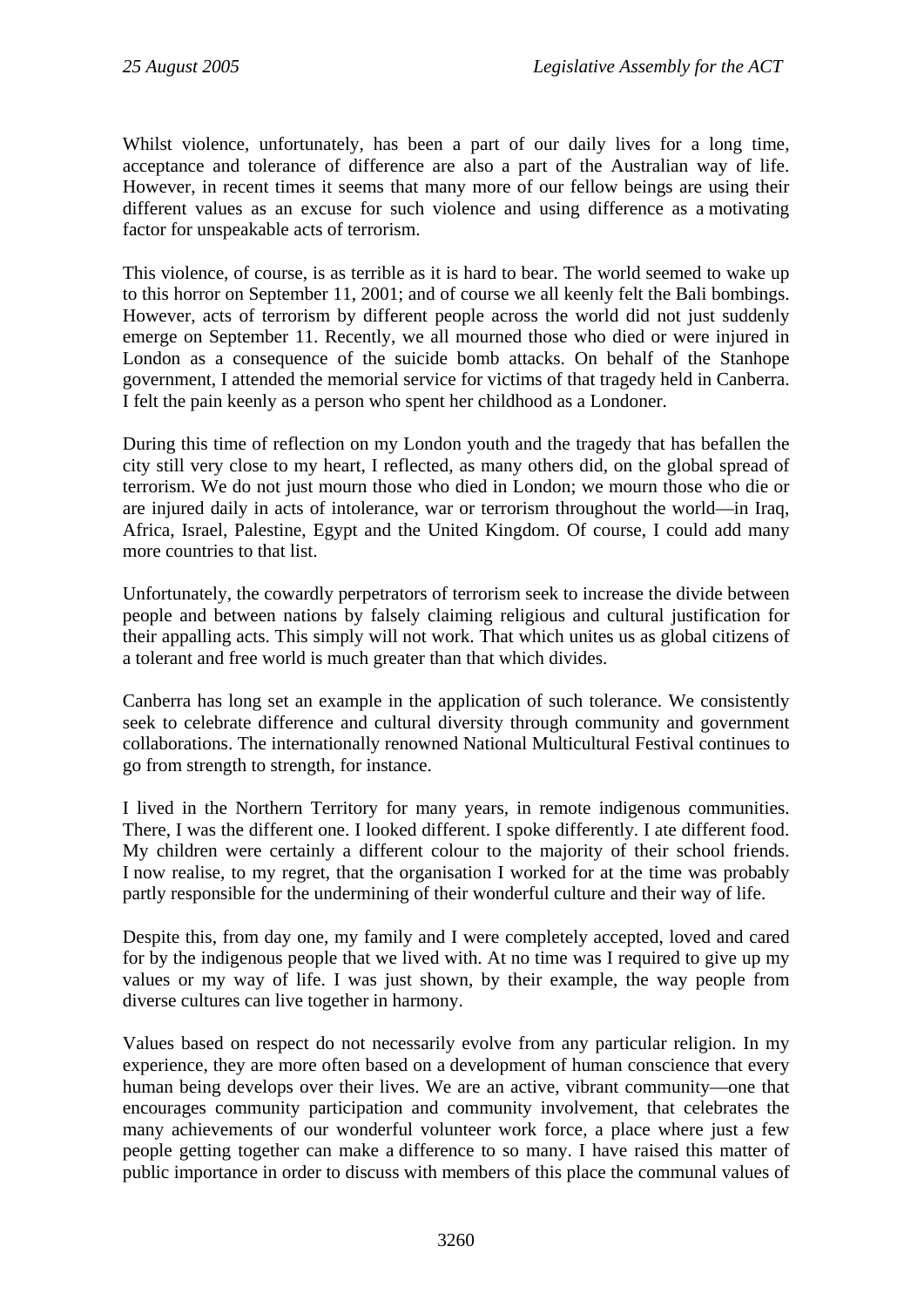Whilst violence, unfortunately, has been a part of our daily lives for a long time, acceptance and tolerance of difference are also a part of the Australian way of life. However, in recent times it seems that many more of our fellow beings are using their different values as an excuse for such violence and using difference as a motivating factor for unspeakable acts of terrorism.

This violence, of course, is as terrible as it is hard to bear. The world seemed to wake up to this horror on September 11, 2001; and of course we all keenly felt the Bali bombings. However, acts of terrorism by different people across the world did not just suddenly emerge on September 11. Recently, we all mourned those who died or were injured in London as a consequence of the suicide bomb attacks. On behalf of the Stanhope government, I attended the memorial service for victims of that tragedy held in Canberra. I felt the pain keenly as a person who spent her childhood as a Londoner.

During this time of reflection on my London youth and the tragedy that has befallen the city still very close to my heart, I reflected, as many others did, on the global spread of terrorism. We do not just mourn those who died in London; we mourn those who die or are injured daily in acts of intolerance, war or terrorism throughout the world—in Iraq, Africa, Israel, Palestine, Egypt and the United Kingdom. Of course, I could add many more countries to that list.

Unfortunately, the cowardly perpetrators of terrorism seek to increase the divide between people and between nations by falsely claiming religious and cultural justification for their appalling acts. This simply will not work. That which unites us as global citizens of a tolerant and free world is much greater than that which divides.

Canberra has long set an example in the application of such tolerance. We consistently seek to celebrate difference and cultural diversity through community and government collaborations. The internationally renowned National Multicultural Festival continues to go from strength to strength, for instance.

I lived in the Northern Territory for many years, in remote indigenous communities. There, I was the different one. I looked different. I spoke differently. I ate different food. My children were certainly a different colour to the majority of their school friends. I now realise, to my regret, that the organisation I worked for at the time was probably partly responsible for the undermining of their wonderful culture and their way of life.

Despite this, from day one, my family and I were completely accepted, loved and cared for by the indigenous people that we lived with. At no time was I required to give up my values or my way of life. I was just shown, by their example, the way people from diverse cultures can live together in harmony.

Values based on respect do not necessarily evolve from any particular religion. In my experience, they are more often based on a development of human conscience that every human being develops over their lives. We are an active, vibrant community—one that encourages community participation and community involvement, that celebrates the many achievements of our wonderful volunteer work force, a place where just a few people getting together can make a difference to so many. I have raised this matter of public importance in order to discuss with members of this place the communal values of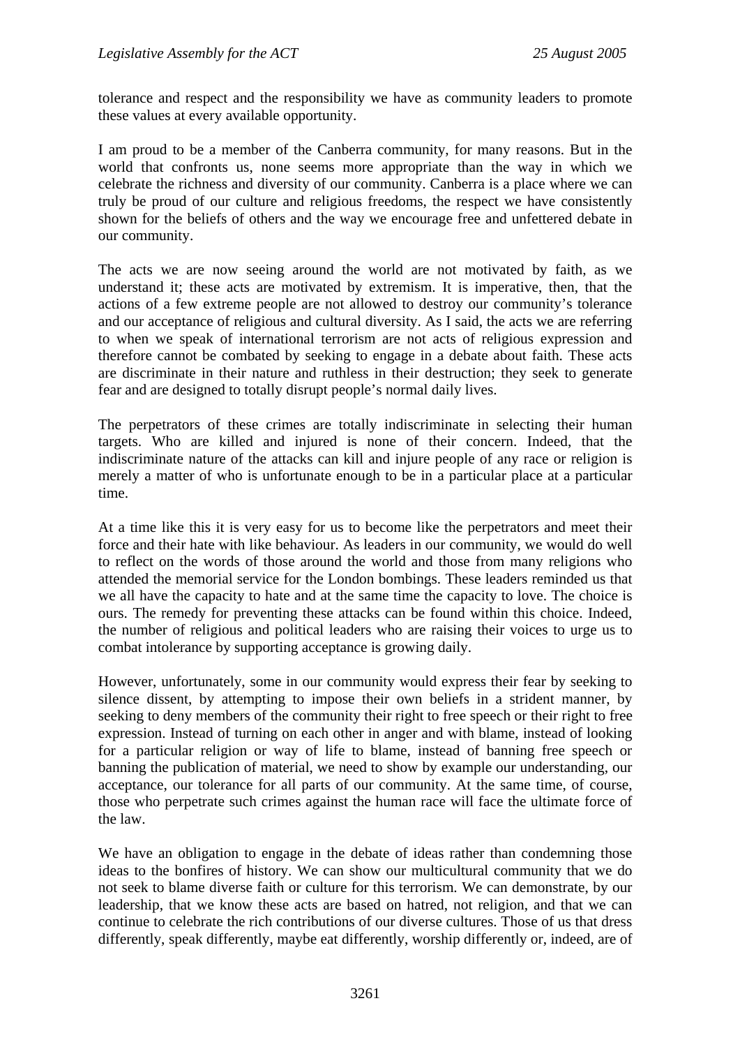tolerance and respect and the responsibility we have as community leaders to promote these values at every available opportunity.

I am proud to be a member of the Canberra community, for many reasons. But in the world that confronts us, none seems more appropriate than the way in which we celebrate the richness and diversity of our community. Canberra is a place where we can truly be proud of our culture and religious freedoms, the respect we have consistently shown for the beliefs of others and the way we encourage free and unfettered debate in our community.

The acts we are now seeing around the world are not motivated by faith, as we understand it; these acts are motivated by extremism. It is imperative, then, that the actions of a few extreme people are not allowed to destroy our community's tolerance and our acceptance of religious and cultural diversity. As I said, the acts we are referring to when we speak of international terrorism are not acts of religious expression and therefore cannot be combated by seeking to engage in a debate about faith. These acts are discriminate in their nature and ruthless in their destruction; they seek to generate fear and are designed to totally disrupt people's normal daily lives.

The perpetrators of these crimes are totally indiscriminate in selecting their human targets. Who are killed and injured is none of their concern. Indeed, that the indiscriminate nature of the attacks can kill and injure people of any race or religion is merely a matter of who is unfortunate enough to be in a particular place at a particular time.

At a time like this it is very easy for us to become like the perpetrators and meet their force and their hate with like behaviour. As leaders in our community, we would do well to reflect on the words of those around the world and those from many religions who attended the memorial service for the London bombings. These leaders reminded us that we all have the capacity to hate and at the same time the capacity to love. The choice is ours. The remedy for preventing these attacks can be found within this choice. Indeed, the number of religious and political leaders who are raising their voices to urge us to combat intolerance by supporting acceptance is growing daily.

However, unfortunately, some in our community would express their fear by seeking to silence dissent, by attempting to impose their own beliefs in a strident manner, by seeking to deny members of the community their right to free speech or their right to free expression. Instead of turning on each other in anger and with blame, instead of looking for a particular religion or way of life to blame, instead of banning free speech or banning the publication of material, we need to show by example our understanding, our acceptance, our tolerance for all parts of our community. At the same time, of course, those who perpetrate such crimes against the human race will face the ultimate force of the law.

We have an obligation to engage in the debate of ideas rather than condemning those ideas to the bonfires of history. We can show our multicultural community that we do not seek to blame diverse faith or culture for this terrorism. We can demonstrate, by our leadership, that we know these acts are based on hatred, not religion, and that we can continue to celebrate the rich contributions of our diverse cultures. Those of us that dress differently, speak differently, maybe eat differently, worship differently or, indeed, are of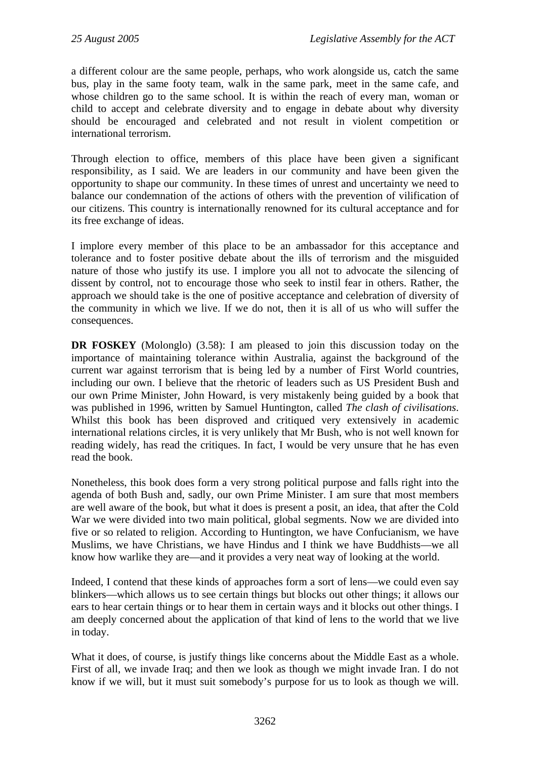a different colour are the same people, perhaps, who work alongside us, catch the same bus, play in the same footy team, walk in the same park, meet in the same cafe, and whose children go to the same school. It is within the reach of every man, woman or child to accept and celebrate diversity and to engage in debate about why diversity should be encouraged and celebrated and not result in violent competition or international terrorism.

Through election to office, members of this place have been given a significant responsibility, as I said. We are leaders in our community and have been given the opportunity to shape our community. In these times of unrest and uncertainty we need to balance our condemnation of the actions of others with the prevention of vilification of our citizens. This country is internationally renowned for its cultural acceptance and for its free exchange of ideas.

I implore every member of this place to be an ambassador for this acceptance and tolerance and to foster positive debate about the ills of terrorism and the misguided nature of those who justify its use. I implore you all not to advocate the silencing of dissent by control, not to encourage those who seek to instil fear in others. Rather, the approach we should take is the one of positive acceptance and celebration of diversity of the community in which we live. If we do not, then it is all of us who will suffer the consequences.

**DR FOSKEY** (Molonglo) (3.58): I am pleased to join this discussion today on the importance of maintaining tolerance within Australia, against the background of the current war against terrorism that is being led by a number of First World countries, including our own. I believe that the rhetoric of leaders such as US President Bush and our own Prime Minister, John Howard, is very mistakenly being guided by a book that was published in 1996, written by Samuel Huntington, called *The clash of civilisations*. Whilst this book has been disproved and critiqued very extensively in academic international relations circles, it is very unlikely that Mr Bush, who is not well known for reading widely, has read the critiques. In fact, I would be very unsure that he has even read the book.

Nonetheless, this book does form a very strong political purpose and falls right into the agenda of both Bush and, sadly, our own Prime Minister. I am sure that most members are well aware of the book, but what it does is present a posit, an idea, that after the Cold War we were divided into two main political, global segments. Now we are divided into five or so related to religion. According to Huntington, we have Confucianism, we have Muslims, we have Christians, we have Hindus and I think we have Buddhists—we all know how warlike they are—and it provides a very neat way of looking at the world.

Indeed, I contend that these kinds of approaches form a sort of lens—we could even say blinkers—which allows us to see certain things but blocks out other things; it allows our ears to hear certain things or to hear them in certain ways and it blocks out other things. I am deeply concerned about the application of that kind of lens to the world that we live in today.

What it does, of course, is justify things like concerns about the Middle East as a whole. First of all, we invade Iraq; and then we look as though we might invade Iran. I do not know if we will, but it must suit somebody's purpose for us to look as though we will.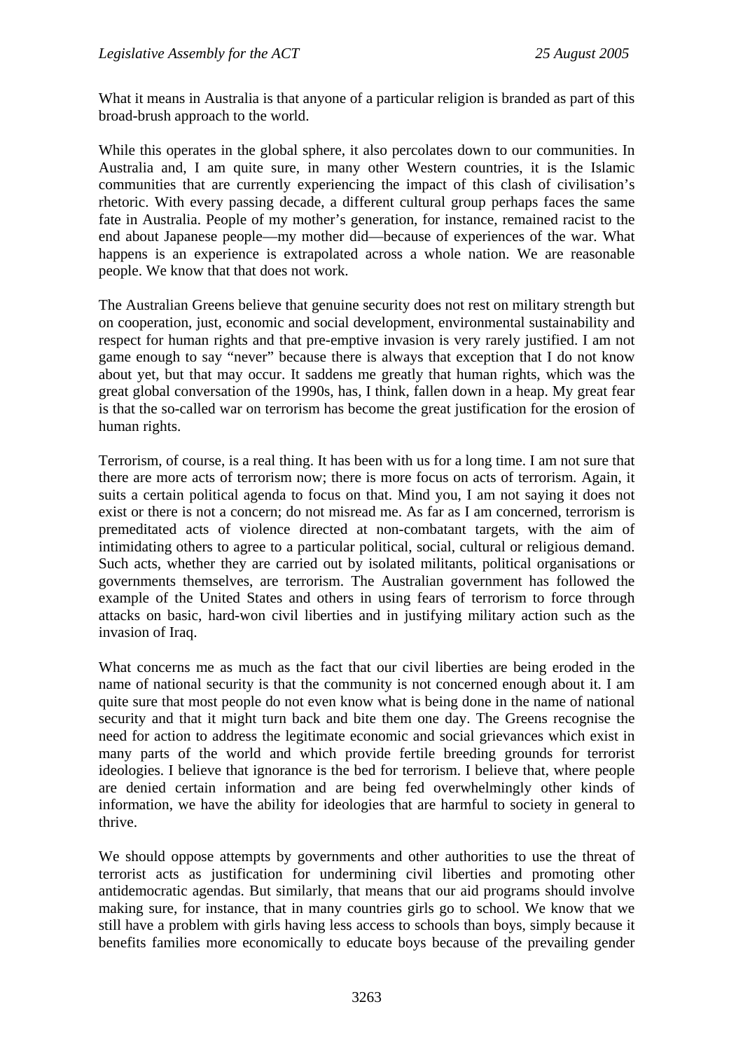What it means in Australia is that anyone of a particular religion is branded as part of this broad-brush approach to the world.

While this operates in the global sphere, it also percolates down to our communities. In Australia and, I am quite sure, in many other Western countries, it is the Islamic communities that are currently experiencing the impact of this clash of civilisation's rhetoric. With every passing decade, a different cultural group perhaps faces the same fate in Australia. People of my mother's generation, for instance, remained racist to the end about Japanese people—my mother did—because of experiences of the war. What happens is an experience is extrapolated across a whole nation. We are reasonable people. We know that that does not work.

The Australian Greens believe that genuine security does not rest on military strength but on cooperation, just, economic and social development, environmental sustainability and respect for human rights and that pre-emptive invasion is very rarely justified. I am not game enough to say "never" because there is always that exception that I do not know about yet, but that may occur. It saddens me greatly that human rights, which was the great global conversation of the 1990s, has, I think, fallen down in a heap. My great fear is that the so-called war on terrorism has become the great justification for the erosion of human rights.

Terrorism, of course, is a real thing. It has been with us for a long time. I am not sure that there are more acts of terrorism now; there is more focus on acts of terrorism. Again, it suits a certain political agenda to focus on that. Mind you, I am not saying it does not exist or there is not a concern; do not misread me. As far as I am concerned, terrorism is premeditated acts of violence directed at non-combatant targets, with the aim of intimidating others to agree to a particular political, social, cultural or religious demand. Such acts, whether they are carried out by isolated militants, political organisations or governments themselves, are terrorism. The Australian government has followed the example of the United States and others in using fears of terrorism to force through attacks on basic, hard-won civil liberties and in justifying military action such as the invasion of Iraq.

What concerns me as much as the fact that our civil liberties are being eroded in the name of national security is that the community is not concerned enough about it. I am quite sure that most people do not even know what is being done in the name of national security and that it might turn back and bite them one day. The Greens recognise the need for action to address the legitimate economic and social grievances which exist in many parts of the world and which provide fertile breeding grounds for terrorist ideologies. I believe that ignorance is the bed for terrorism. I believe that, where people are denied certain information and are being fed overwhelmingly other kinds of information, we have the ability for ideologies that are harmful to society in general to thrive.

We should oppose attempts by governments and other authorities to use the threat of terrorist acts as justification for undermining civil liberties and promoting other antidemocratic agendas. But similarly, that means that our aid programs should involve making sure, for instance, that in many countries girls go to school. We know that we still have a problem with girls having less access to schools than boys, simply because it benefits families more economically to educate boys because of the prevailing gender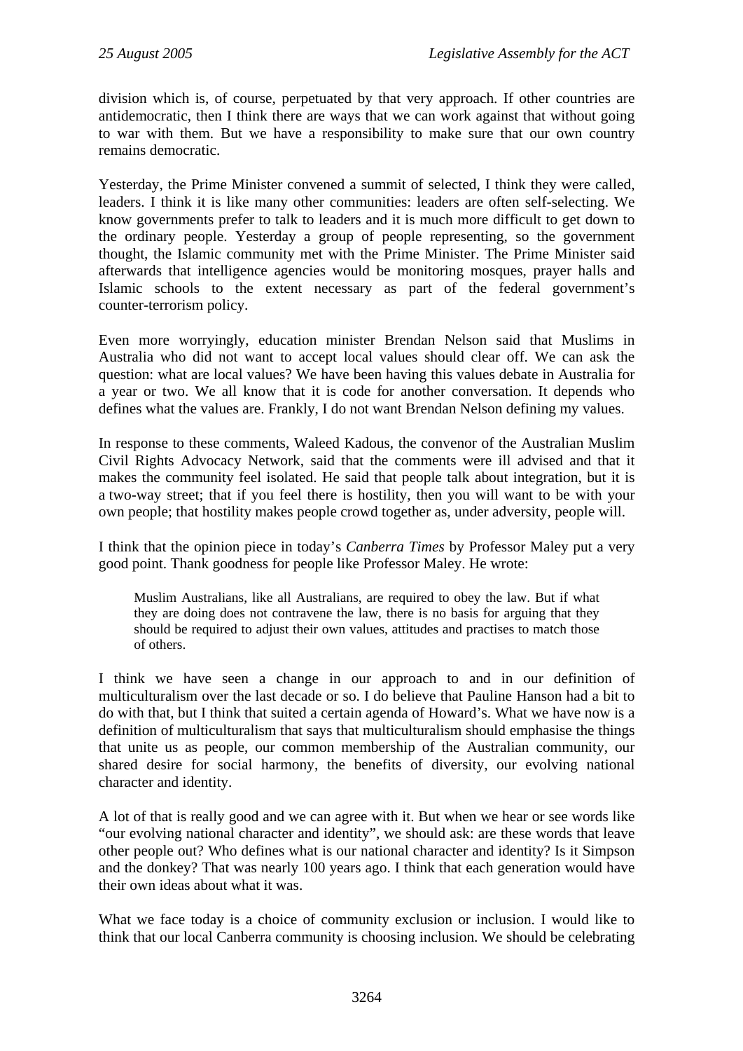division which is, of course, perpetuated by that very approach. If other countries are antidemocratic, then I think there are ways that we can work against that without going to war with them. But we have a responsibility to make sure that our own country remains democratic.

Yesterday, the Prime Minister convened a summit of selected, I think they were called, leaders. I think it is like many other communities: leaders are often self-selecting. We know governments prefer to talk to leaders and it is much more difficult to get down to the ordinary people. Yesterday a group of people representing, so the government thought, the Islamic community met with the Prime Minister. The Prime Minister said afterwards that intelligence agencies would be monitoring mosques, prayer halls and Islamic schools to the extent necessary as part of the federal government's counter-terrorism policy.

Even more worryingly, education minister Brendan Nelson said that Muslims in Australia who did not want to accept local values should clear off. We can ask the question: what are local values? We have been having this values debate in Australia for a year or two. We all know that it is code for another conversation. It depends who defines what the values are. Frankly, I do not want Brendan Nelson defining my values.

In response to these comments, Waleed Kadous, the convenor of the Australian Muslim Civil Rights Advocacy Network, said that the comments were ill advised and that it makes the community feel isolated. He said that people talk about integration, but it is a two-way street; that if you feel there is hostility, then you will want to be with your own people; that hostility makes people crowd together as, under adversity, people will.

I think that the opinion piece in today's *Canberra Times* by Professor Maley put a very good point. Thank goodness for people like Professor Maley. He wrote:

> Muslim Australians, like all Australians, are required to obey the law. But if what they are doing does not contravene the law, there is no basis for arguing that they should be required to adjust their own values, attitudes and practises to match those of others.

I think we have seen a change in our approach to and in our definition of multiculturalism over the last decade or so. I do believe that Pauline Hanson had a bit to do with that, but I think that suited a certain agenda of Howard's. What we have now is a definition of multiculturalism that says that multiculturalism should emphasise the things that unite us as people, our common membership of the Australian community, our shared desire for social harmony, the benefits of diversity, our evolving national character and identity.

A lot of that is really good and we can agree with it. But when we hear or see words like "our evolving national character and identity", we should ask: are these words that leave other people out? Who defines what is our national character and identity? Is it Simpson and the donkey? That was nearly 100 years ago. I think that each generation would have their own ideas about what it was.

What we face today is a choice of community exclusion or inclusion. I would like to think that our local Canberra community is choosing inclusion. We should be celebrating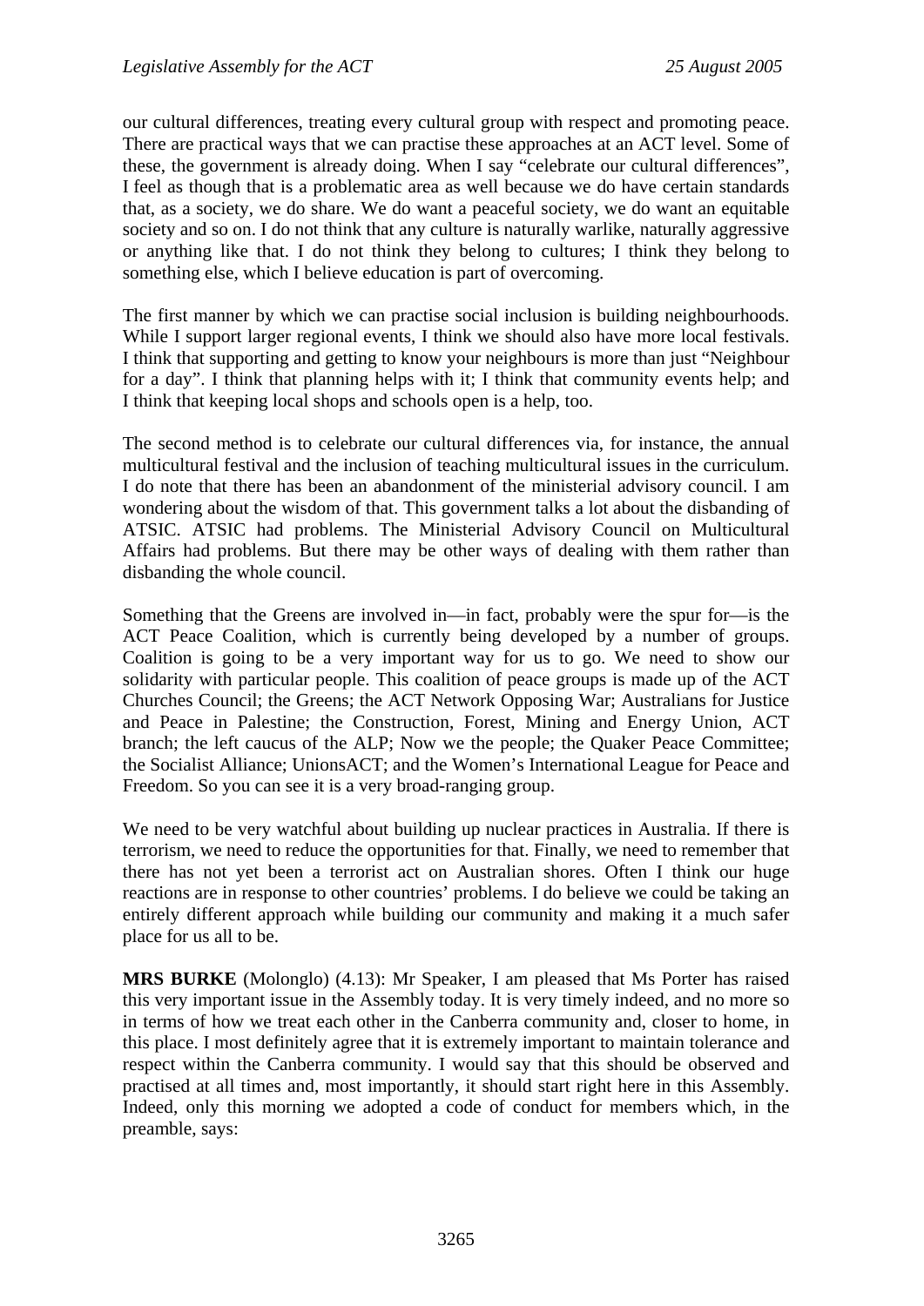our cultural differences, treating every cultural group with respect and promoting peace. There are practical ways that we can practise these approaches at an ACT level. Some of these, the government is already doing. When I say "celebrate our cultural differences", I feel as though that is a problematic area as well because we do have certain standards that, as a society, we do share. We do want a peaceful society, we do want an equitable society and so on. I do not think that any culture is naturally warlike, naturally aggressive or anything like that. I do not think they belong to cultures; I think they belong to something else, which I believe education is part of overcoming.

The first manner by which we can practise social inclusion is building neighbourhoods. While I support larger regional events, I think we should also have more local festivals. I think that supporting and getting to know your neighbours is more than just "Neighbour for a day". I think that planning helps with it; I think that community events help; and I think that keeping local shops and schools open is a help, too.

The second method is to celebrate our cultural differences via, for instance, the annual multicultural festival and the inclusion of teaching multicultural issues in the curriculum. I do note that there has been an abandonment of the ministerial advisory council. I am wondering about the wisdom of that. This government talks a lot about the disbanding of ATSIC. ATSIC had problems. The Ministerial Advisory Council on Multicultural Affairs had problems. But there may be other ways of dealing with them rather than disbanding the whole council.

Something that the Greens are involved in—in fact, probably were the spur for—is the ACT Peace Coalition, which is currently being developed by a number of groups. Coalition is going to be a very important way for us to go. We need to show our solidarity with particular people. This coalition of peace groups is made up of the ACT Churches Council; the Greens; the ACT Network Opposing War; Australians for Justice and Peace in Palestine; the Construction, Forest, Mining and Energy Union, ACT branch; the left caucus of the ALP; Now we the people; the Quaker Peace Committee; the Socialist Alliance; UnionsACT; and the Women's International League for Peace and Freedom. So you can see it is a very broad-ranging group.

We need to be very watchful about building up nuclear practices in Australia. If there is terrorism, we need to reduce the opportunities for that. Finally, we need to remember that there has not yet been a terrorist act on Australian shores. Often I think our huge reactions are in response to other countries' problems. I do believe we could be taking an entirely different approach while building our community and making it a much safer place for us all to be.

**MRS BURKE** (Molonglo) (4.13): Mr Speaker, I am pleased that Ms Porter has raised this very important issue in the Assembly today. It is very timely indeed, and no more so in terms of how we treat each other in the Canberra community and, closer to home, in this place. I most definitely agree that it is extremely important to maintain tolerance and respect within the Canberra community. I would say that this should be observed and practised at all times and, most importantly, it should start right here in this Assembly. Indeed, only this morning we adopted a code of conduct for members which, in the preamble, says: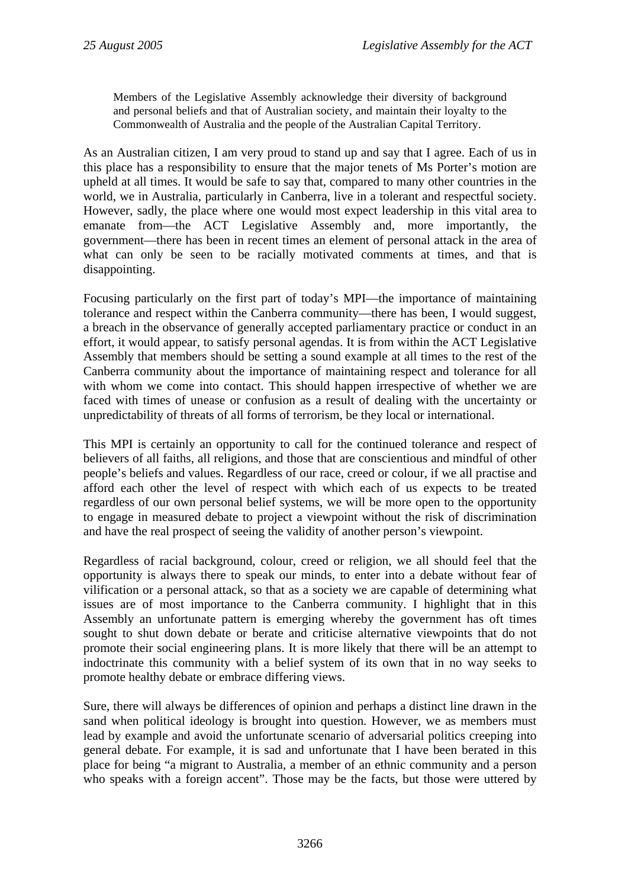> Members of the Legislative Assembly acknowledge their diversity of background and personal beliefs and that of Australian society, and maintain their loyalty to the Commonwealth of Australia and the people of the Australian Capital Territory.

As an Australian citizen, I am very proud to stand up and say that I agree. Each of us in this place has a responsibility to ensure that the major tenets of Ms Porter's motion are upheld at all times. It would be safe to say that, compared to many other countries in the world, we in Australia, particularly in Canberra, live in a tolerant and respectful society. However, sadly, the place where one would most expect leadership in this vital area to emanate from—the ACT Legislative Assembly and, more importantly, the government—there has been in recent times an element of personal attack in the area of what can only be seen to be racially motivated comments at times, and that is disappointing.

Focusing particularly on the first part of today's MPI—the importance of maintaining tolerance and respect within the Canberra community—there has been, I would suggest, a breach in the observance of generally accepted parliamentary practice or conduct in an effort, it would appear, to satisfy personal agendas. It is from within the ACT Legislative Assembly that members should be setting a sound example at all times to the rest of the Canberra community about the importance of maintaining respect and tolerance for all with whom we come into contact. This should happen irrespective of whether we are faced with times of unease or confusion as a result of dealing with the uncertainty or unpredictability of threats of all forms of terrorism, be they local or international.

This MPI is certainly an opportunity to call for the continued tolerance and respect of believers of all faiths, all religions, and those that are conscientious and mindful of other people's beliefs and values. Regardless of our race, creed or colour, if we all practise and afford each other the level of respect with which each of us expects to be treated regardless of our own personal belief systems, we will be more open to the opportunity to engage in measured debate to project a viewpoint without the risk of discrimination and have the real prospect of seeing the validity of another person's viewpoint.

Regardless of racial background, colour, creed or religion, we all should feel that the opportunity is always there to speak our minds, to enter into a debate without fear of vilification or a personal attack, so that as a society we are capable of determining what issues are of most importance to the Canberra community. I highlight that in this Assembly an unfortunate pattern is emerging whereby the government has oft times sought to shut down debate or berate and criticise alternative viewpoints that do not promote their social engineering plans. It is more likely that there will be an attempt to indoctrinate this community with a belief system of its own that in no way seeks to promote healthy debate or embrace differing views.

Sure, there will always be differences of opinion and perhaps a distinct line drawn in the sand when political ideology is brought into question. However, we as members must lead by example and avoid the unfortunate scenario of adversarial politics creeping into general debate. For example, it is sad and unfortunate that I have been berated in this place for being "a migrant to Australia, a member of an ethnic community and a person who speaks with a foreign accent". Those may be the facts, but those were uttered by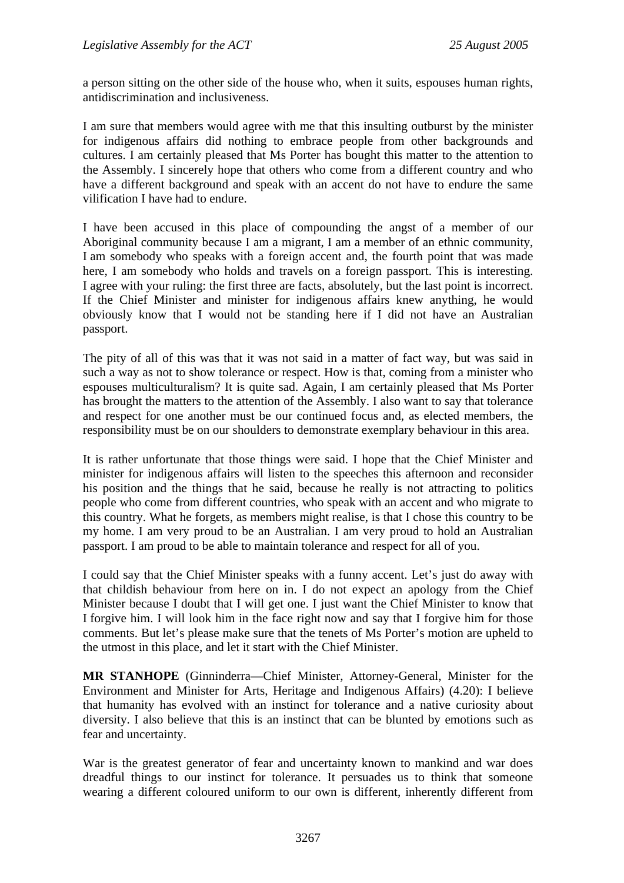a person sitting on the other side of the house who, when it suits, espouses human rights, antidiscrimination and inclusiveness.

I am sure that members would agree with me that this insulting outburst by the minister for indigenous affairs did nothing to embrace people from other backgrounds and cultures. I am certainly pleased that Ms Porter has bought this matter to the attention to the Assembly. I sincerely hope that others who come from a different country and who have a different background and speak with an accent do not have to endure the same vilification I have had to endure.

I have been accused in this place of compounding the angst of a member of our Aboriginal community because I am a migrant, I am a member of an ethnic community, I am somebody who speaks with a foreign accent and, the fourth point that was made here, I am somebody who holds and travels on a foreign passport. This is interesting. I agree with your ruling: the first three are facts, absolutely, but the last point is incorrect. If the Chief Minister and minister for indigenous affairs knew anything, he would obviously know that I would not be standing here if I did not have an Australian passport.

The pity of all of this was that it was not said in a matter of fact way, but was said in such a way as not to show tolerance or respect. How is that, coming from a minister who espouses multiculturalism? It is quite sad. Again, I am certainly pleased that Ms Porter has brought the matters to the attention of the Assembly. I also want to say that tolerance and respect for one another must be our continued focus and, as elected members, the responsibility must be on our shoulders to demonstrate exemplary behaviour in this area.

It is rather unfortunate that those things were said. I hope that the Chief Minister and minister for indigenous affairs will listen to the speeches this afternoon and reconsider his position and the things that he said, because he really is not attracting to politics people who come from different countries, who speak with an accent and who migrate to this country. What he forgets, as members might realise, is that I chose this country to be my home. I am very proud to be an Australian. I am very proud to hold an Australian passport. I am proud to be able to maintain tolerance and respect for all of you.

I could say that the Chief Minister speaks with a funny accent. Let's just do away with that childish behaviour from here on in. I do not expect an apology from the Chief Minister because I doubt that I will get one. I just want the Chief Minister to know that I forgive him. I will look him in the face right now and say that I forgive him for those comments. But let's please make sure that the tenets of Ms Porter's motion are upheld to the utmost in this place, and let it start with the Chief Minister.

**MR STANHOPE** (Ginninderra—Chief Minister, Attorney-General, Minister for the Environment and Minister for Arts, Heritage and Indigenous Affairs) (4.20): I believe that humanity has evolved with an instinct for tolerance and a native curiosity about diversity. I also believe that this is an instinct that can be blunted by emotions such as fear and uncertainty.

War is the greatest generator of fear and uncertainty known to mankind and war does dreadful things to our instinct for tolerance. It persuades us to think that someone wearing a different coloured uniform to our own is different, inherently different from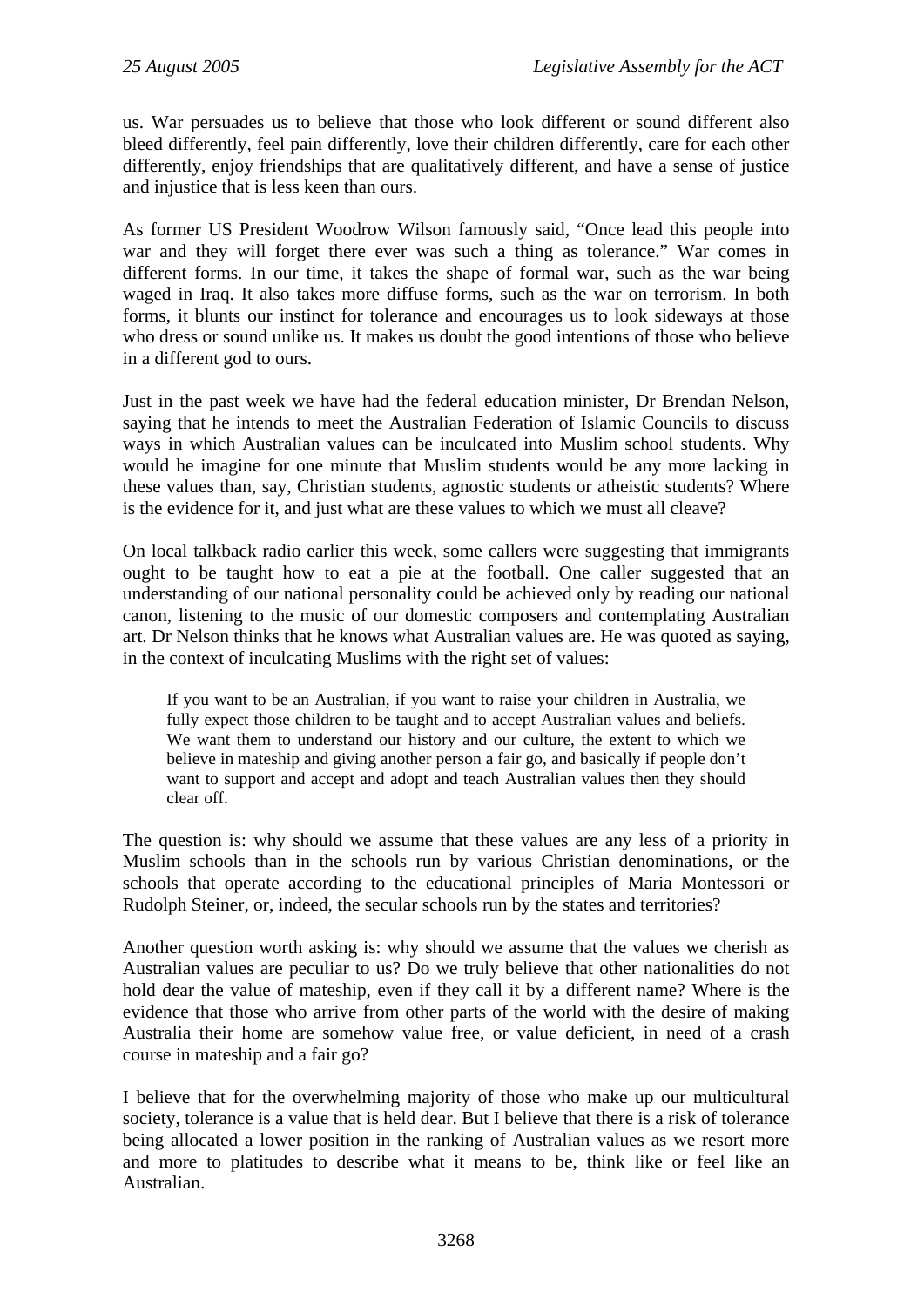us. War persuades us to believe that those who look different or sound different also bleed differently, feel pain differently, love their children differently, care for each other differently, enjoy friendships that are qualitatively different, and have a sense of justice and injustice that is less keen than ours.

As former US President Woodrow Wilson famously said, "Once lead this people into war and they will forget there ever was such a thing as tolerance." War comes in different forms. In our time, it takes the shape of formal war, such as the war being waged in Iraq. It also takes more diffuse forms, such as the war on terrorism. In both forms, it blunts our instinct for tolerance and encourages us to look sideways at those who dress or sound unlike us. It makes us doubt the good intentions of those who believe in a different god to ours.

Just in the past week we have had the federal education minister, Dr Brendan Nelson, saying that he intends to meet the Australian Federation of Islamic Councils to discuss ways in which Australian values can be inculcated into Muslim school students. Why would he imagine for one minute that Muslim students would be any more lacking in these values than, say, Christian students, agnostic students or atheistic students? Where is the evidence for it, and just what are these values to which we must all cleave?

On local talkback radio earlier this week, some callers were suggesting that immigrants ought to be taught how to eat a pie at the football. One caller suggested that an understanding of our national personality could be achieved only by reading our national canon, listening to the music of our domestic composers and contemplating Australian art. Dr Nelson thinks that he knows what Australian values are. He was quoted as saying, in the context of inculcating Muslims with the right set of values:

> If you want to be an Australian, if you want to raise your children in Australia, we fully expect those children to be taught and to accept Australian values and beliefs. We want them to understand our history and our culture, the extent to which we believe in mateship and giving another person a fair go, and basically if people don't want to support and accept and adopt and teach Australian values then they should clear off.

The question is: why should we assume that these values are any less of a priority in Muslim schools than in the schools run by various Christian denominations, or the schools that operate according to the educational principles of Maria Montessori or Rudolph Steiner, or, indeed, the secular schools run by the states and territories?

Another question worth asking is: why should we assume that the values we cherish as Australian values are peculiar to us? Do we truly believe that other nationalities do not hold dear the value of mateship, even if they call it by a different name? Where is the evidence that those who arrive from other parts of the world with the desire of making Australia their home are somehow value free, or value deficient, in need of a crash course in mateship and a fair go?

I believe that for the overwhelming majority of those who make up our multicultural society, tolerance is a value that is held dear. But I believe that there is a risk of tolerance being allocated a lower position in the ranking of Australian values as we resort more and more to platitudes to describe what it means to be, think like or feel like an Australian.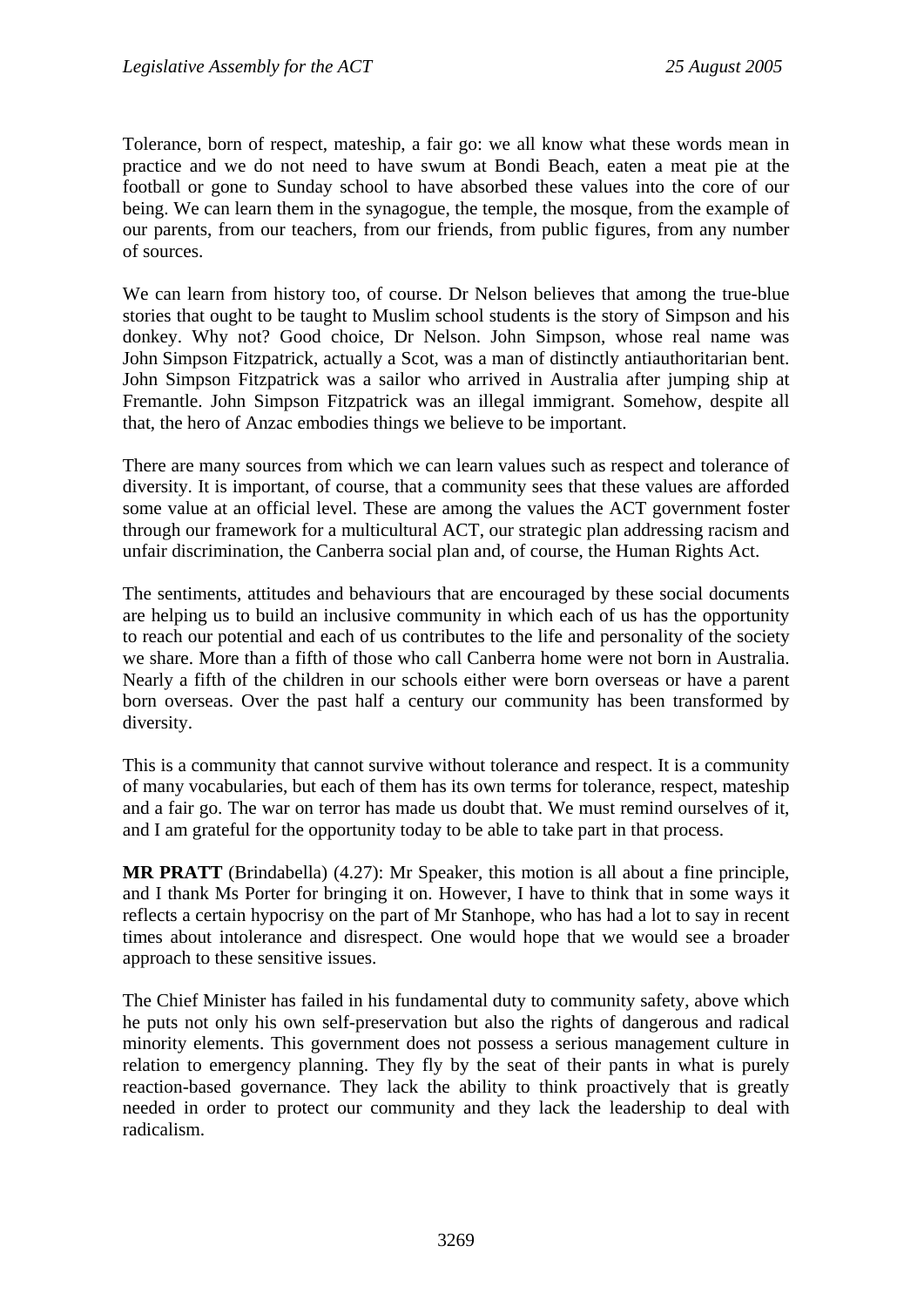Tolerance, born of respect, mateship, a fair go: we all know what these words mean in practice and we do not need to have swum at Bondi Beach, eaten a meat pie at the football or gone to Sunday school to have absorbed these values into the core of our being. We can learn them in the synagogue, the temple, the mosque, from the example of our parents, from our teachers, from our friends, from public figures, from any number of sources.

We can learn from history too, of course. Dr Nelson believes that among the true-blue stories that ought to be taught to Muslim school students is the story of Simpson and his donkey. Why not? Good choice, Dr Nelson. John Simpson, whose real name was John Simpson Fitzpatrick, actually a Scot, was a man of distinctly antiauthoritarian bent. John Simpson Fitzpatrick was a sailor who arrived in Australia after jumping ship at Fremantle. John Simpson Fitzpatrick was an illegal immigrant. Somehow, despite all that, the hero of Anzac embodies things we believe to be important.

There are many sources from which we can learn values such as respect and tolerance of diversity. It is important, of course, that a community sees that these values are afforded some value at an official level. These are among the values the ACT government foster through our framework for a multicultural ACT, our strategic plan addressing racism and unfair discrimination, the Canberra social plan and, of course, the Human Rights Act.

The sentiments, attitudes and behaviours that are encouraged by these social documents are helping us to build an inclusive community in which each of us has the opportunity to reach our potential and each of us contributes to the life and personality of the society we share. More than a fifth of those who call Canberra home were not born in Australia. Nearly a fifth of the children in our schools either were born overseas or have a parent born overseas. Over the past half a century our community has been transformed by diversity.

This is a community that cannot survive without tolerance and respect. It is a community of many vocabularies, but each of them has its own terms for tolerance, respect, mateship and a fair go. The war on terror has made us doubt that. We must remind ourselves of it, and I am grateful for the opportunity today to be able to take part in that process.

**MR PRATT** (Brindabella) (4.27): Mr Speaker, this motion is all about a fine principle, and I thank Ms Porter for bringing it on. However, I have to think that in some ways it reflects a certain hypocrisy on the part of Mr Stanhope, who has had a lot to say in recent times about intolerance and disrespect. One would hope that we would see a broader approach to these sensitive issues.

The Chief Minister has failed in his fundamental duty to community safety, above which he puts not only his own self-preservation but also the rights of dangerous and radical minority elements. This government does not possess a serious management culture in relation to emergency planning. They fly by the seat of their pants in what is purely reaction-based governance. They lack the ability to think proactively that is greatly needed in order to protect our community and they lack the leadership to deal with radicalism.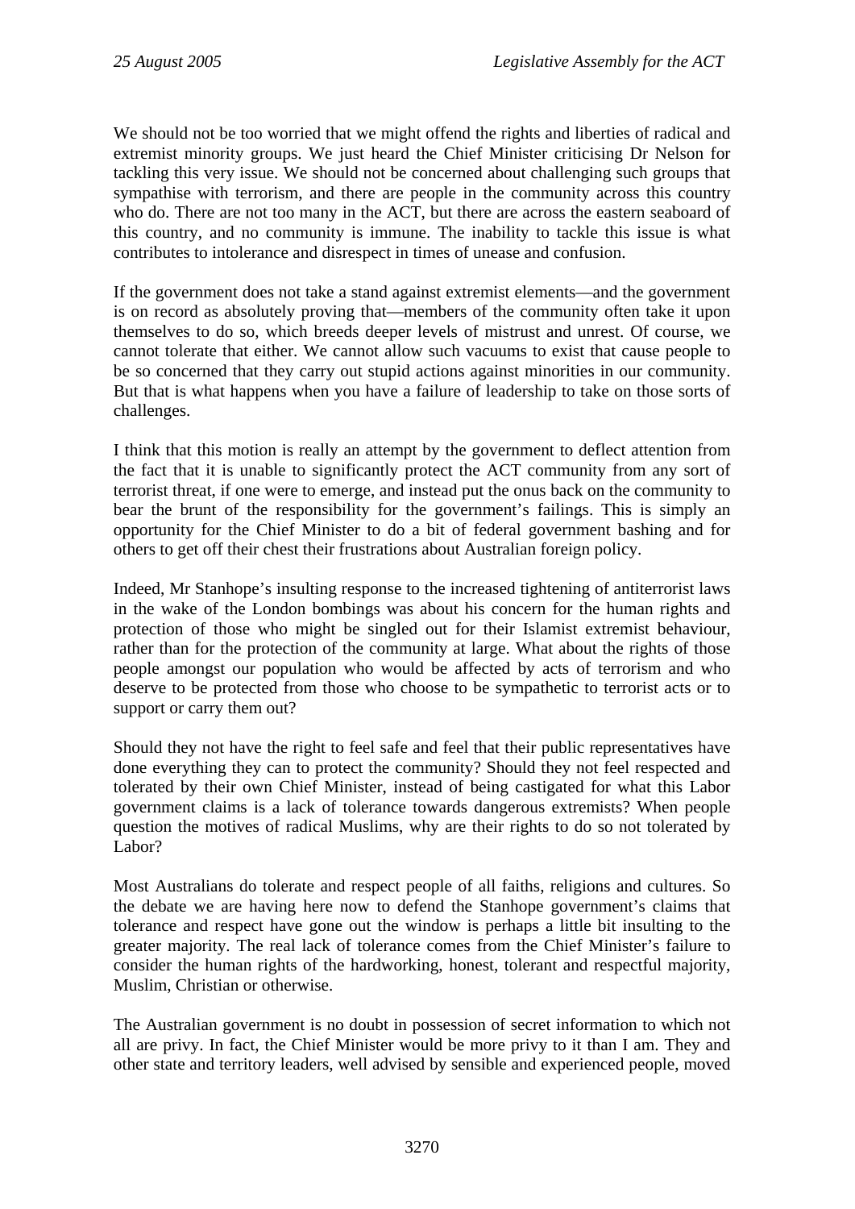We should not be too worried that we might offend the rights and liberties of radical and extremist minority groups. We just heard the Chief Minister criticising Dr Nelson for tackling this very issue. We should not be concerned about challenging such groups that sympathise with terrorism, and there are people in the community across this country who do. There are not too many in the ACT, but there are across the eastern seaboard of this country, and no community is immune. The inability to tackle this issue is what contributes to intolerance and disrespect in times of unease and confusion.

If the government does not take a stand against extremist elements—and the government is on record as absolutely proving that—members of the community often take it upon themselves to do so, which breeds deeper levels of mistrust and unrest. Of course, we cannot tolerate that either. We cannot allow such vacuums to exist that cause people to be so concerned that they carry out stupid actions against minorities in our community. But that is what happens when you have a failure of leadership to take on those sorts of challenges.

I think that this motion is really an attempt by the government to deflect attention from the fact that it is unable to significantly protect the ACT community from any sort of terrorist threat, if one were to emerge, and instead put the onus back on the community to bear the brunt of the responsibility for the government's failings. This is simply an opportunity for the Chief Minister to do a bit of federal government bashing and for others to get off their chest their frustrations about Australian foreign policy.

Indeed, Mr Stanhope's insulting response to the increased tightening of antiterrorist laws in the wake of the London bombings was about his concern for the human rights and protection of those who might be singled out for their Islamist extremist behaviour, rather than for the protection of the community at large. What about the rights of those people amongst our population who would be affected by acts of terrorism and who deserve to be protected from those who choose to be sympathetic to terrorist acts or to support or carry them out?

Should they not have the right to feel safe and feel that their public representatives have done everything they can to protect the community? Should they not feel respected and tolerated by their own Chief Minister, instead of being castigated for what this Labor government claims is a lack of tolerance towards dangerous extremists? When people question the motives of radical Muslims, why are their rights to do so not tolerated by Labor?

Most Australians do tolerate and respect people of all faiths, religions and cultures. So the debate we are having here now to defend the Stanhope government's claims that tolerance and respect have gone out the window is perhaps a little bit insulting to the greater majority. The real lack of tolerance comes from the Chief Minister's failure to consider the human rights of the hardworking, honest, tolerant and respectful majority, Muslim, Christian or otherwise.

The Australian government is no doubt in possession of secret information to which not all are privy. In fact, the Chief Minister would be more privy to it than I am. They and other state and territory leaders, well advised by sensible and experienced people, moved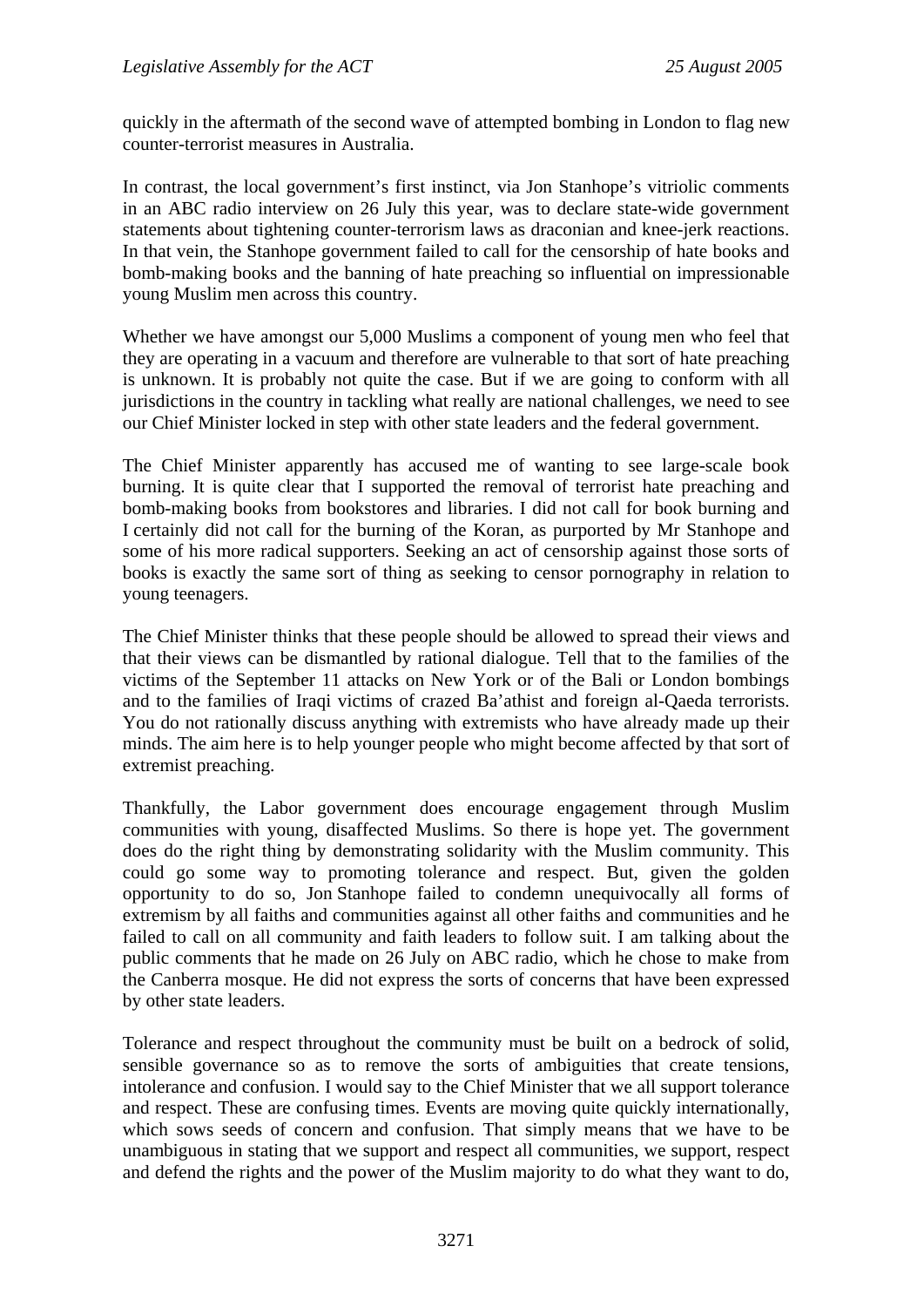quickly in the aftermath of the second wave of attempted bombing in London to flag new counter-terrorist measures in Australia.

In contrast, the local government's first instinct, via Jon Stanhope's vitriolic comments in an ABC radio interview on 26 July this year, was to declare state-wide government statements about tightening counter-terrorism laws as draconian and knee-jerk reactions. In that vein, the Stanhope government failed to call for the censorship of hate books and bomb-making books and the banning of hate preaching so influential on impressionable young Muslim men across this country.

Whether we have amongst our 5,000 Muslims a component of young men who feel that they are operating in a vacuum and therefore are vulnerable to that sort of hate preaching is unknown. It is probably not quite the case. But if we are going to conform with all jurisdictions in the country in tackling what really are national challenges, we need to see our Chief Minister locked in step with other state leaders and the federal government.

The Chief Minister apparently has accused me of wanting to see large-scale book burning. It is quite clear that I supported the removal of terrorist hate preaching and bomb-making books from bookstores and libraries. I did not call for book burning and I certainly did not call for the burning of the Koran, as purported by Mr Stanhope and some of his more radical supporters. Seeking an act of censorship against those sorts of books is exactly the same sort of thing as seeking to censor pornography in relation to young teenagers.

The Chief Minister thinks that these people should be allowed to spread their views and that their views can be dismantled by rational dialogue. Tell that to the families of the victims of the September 11 attacks on New York or of the Bali or London bombings and to the families of Iraqi victims of crazed Ba'athist and foreign al-Qaeda terrorists. You do not rationally discuss anything with extremists who have already made up their minds. The aim here is to help younger people who might become affected by that sort of extremist preaching.

Thankfully, the Labor government does encourage engagement through Muslim communities with young, disaffected Muslims. So there is hope yet. The government does do the right thing by demonstrating solidarity with the Muslim community. This could go some way to promoting tolerance and respect. But, given the golden opportunity to do so, Jon Stanhope failed to condemn unequivocally all forms of extremism by all faiths and communities against all other faiths and communities and he failed to call on all community and faith leaders to follow suit. I am talking about the public comments that he made on 26 July on ABC radio, which he chose to make from the Canberra mosque. He did not express the sorts of concerns that have been expressed by other state leaders.

Tolerance and respect throughout the community must be built on a bedrock of solid, sensible governance so as to remove the sorts of ambiguities that create tensions, intolerance and confusion. I would say to the Chief Minister that we all support tolerance and respect. These are confusing times. Events are moving quite quickly internationally, which sows seeds of concern and confusion. That simply means that we have to be unambiguous in stating that we support and respect all communities, we support, respect and defend the rights and the power of the Muslim majority to do what they want to do,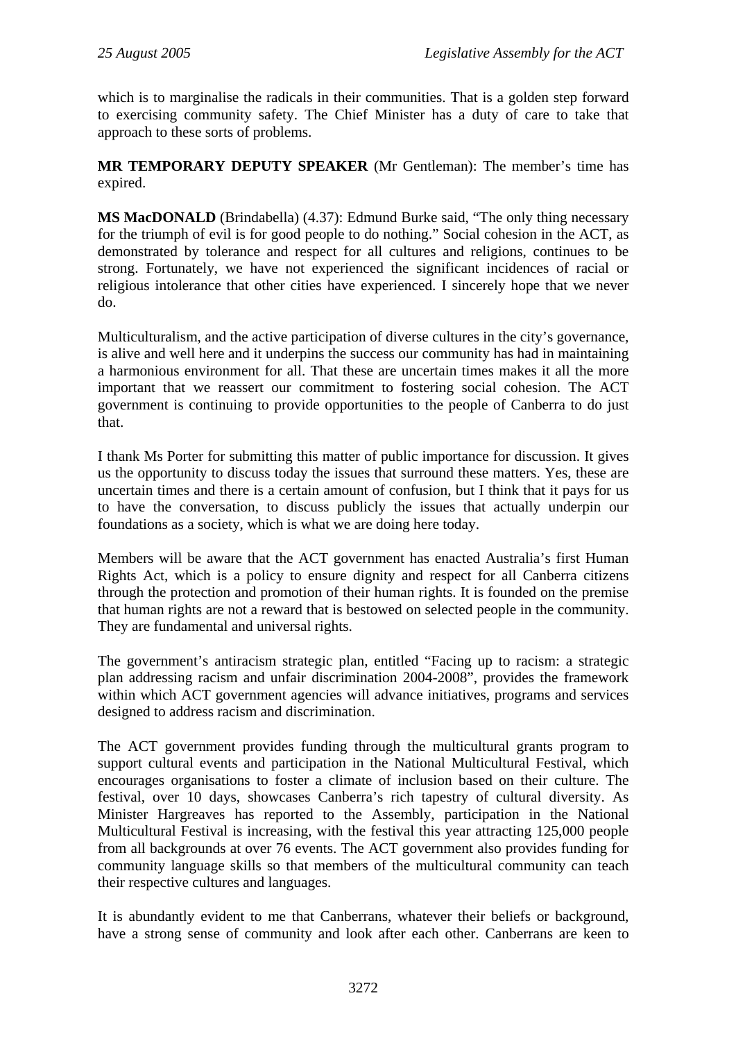which is to marginalise the radicals in their communities. That is a golden step forward to exercising community safety. The Chief Minister has a duty of care to take that approach to these sorts of problems.

**MR TEMPORARY DEPUTY SPEAKER** (Mr Gentleman): The member's time has expired.

**MS MacDONALD** (Brindabella) (4.37): Edmund Burke said, "The only thing necessary for the triumph of evil is for good people to do nothing." Social cohesion in the ACT, as demonstrated by tolerance and respect for all cultures and religions, continues to be strong. Fortunately, we have not experienced the significant incidences of racial or religious intolerance that other cities have experienced. I sincerely hope that we never do.

Multiculturalism, and the active participation of diverse cultures in the city's governance, is alive and well here and it underpins the success our community has had in maintaining a harmonious environment for all. That these are uncertain times makes it all the more important that we reassert our commitment to fostering social cohesion. The ACT government is continuing to provide opportunities to the people of Canberra to do just that.

I thank Ms Porter for submitting this matter of public importance for discussion. It gives us the opportunity to discuss today the issues that surround these matters. Yes, these are uncertain times and there is a certain amount of confusion, but I think that it pays for us to have the conversation, to discuss publicly the issues that actually underpin our foundations as a society, which is what we are doing here today.

Members will be aware that the ACT government has enacted Australia's first Human Rights Act, which is a policy to ensure dignity and respect for all Canberra citizens through the protection and promotion of their human rights. It is founded on the premise that human rights are not a reward that is bestowed on selected people in the community. They are fundamental and universal rights.

The government's antiracism strategic plan, entitled "Facing up to racism: a strategic plan addressing racism and unfair discrimination 2004-2008", provides the framework within which ACT government agencies will advance initiatives, programs and services designed to address racism and discrimination.

The ACT government provides funding through the multicultural grants program to support cultural events and participation in the National Multicultural Festival, which encourages organisations to foster a climate of inclusion based on their culture. The festival, over 10 days, showcases Canberra's rich tapestry of cultural diversity. As Minister Hargreaves has reported to the Assembly, participation in the National Multicultural Festival is increasing, with the festival this year attracting 125,000 people from all backgrounds at over 76 events. The ACT government also provides funding for community language skills so that members of the multicultural community can teach their respective cultures and languages.

It is abundantly evident to me that Canberrans, whatever their beliefs or background, have a strong sense of community and look after each other. Canberrans are keen to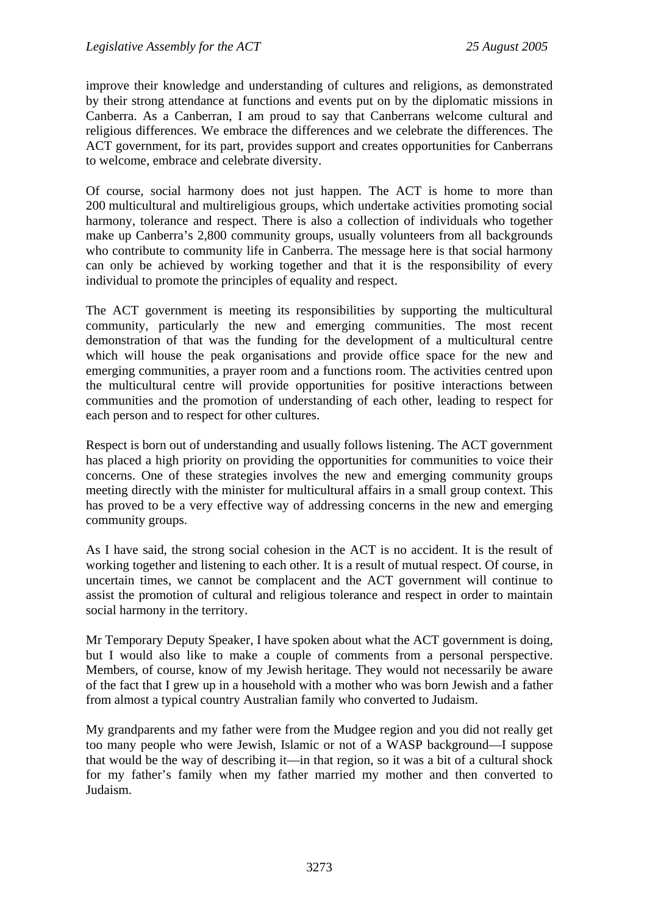improve their knowledge and understanding of cultures and religions, as demonstrated by their strong attendance at functions and events put on by the diplomatic missions in Canberra. As a Canberran, I am proud to say that Canberrans welcome cultural and religious differences. We embrace the differences and we celebrate the differences. The ACT government, for its part, provides support and creates opportunities for Canberrans to welcome, embrace and celebrate diversity.

Of course, social harmony does not just happen. The ACT is home to more than 200 multicultural and multireligious groups, which undertake activities promoting social harmony, tolerance and respect. There is also a collection of individuals who together make up Canberra's 2,800 community groups, usually volunteers from all backgrounds who contribute to community life in Canberra. The message here is that social harmony can only be achieved by working together and that it is the responsibility of every individual to promote the principles of equality and respect.

The ACT government is meeting its responsibilities by supporting the multicultural community, particularly the new and emerging communities. The most recent demonstration of that was the funding for the development of a multicultural centre which will house the peak organisations and provide office space for the new and emerging communities, a prayer room and a functions room. The activities centred upon the multicultural centre will provide opportunities for positive interactions between communities and the promotion of understanding of each other, leading to respect for each person and to respect for other cultures.

Respect is born out of understanding and usually follows listening. The ACT government has placed a high priority on providing the opportunities for communities to voice their concerns. One of these strategies involves the new and emerging community groups meeting directly with the minister for multicultural affairs in a small group context. This has proved to be a very effective way of addressing concerns in the new and emerging community groups.

As I have said, the strong social cohesion in the ACT is no accident. It is the result of working together and listening to each other. It is a result of mutual respect. Of course, in uncertain times, we cannot be complacent and the ACT government will continue to assist the promotion of cultural and religious tolerance and respect in order to maintain social harmony in the territory.

Mr Temporary Deputy Speaker, I have spoken about what the ACT government is doing, but I would also like to make a couple of comments from a personal perspective. Members, of course, know of my Jewish heritage. They would not necessarily be aware of the fact that I grew up in a household with a mother who was born Jewish and a father from almost a typical country Australian family who converted to Judaism.

My grandparents and my father were from the Mudgee region and you did not really get too many people who were Jewish, Islamic or not of a WASP background—I suppose that would be the way of describing it—in that region, so it was a bit of a cultural shock for my father's family when my father married my mother and then converted to Judaism.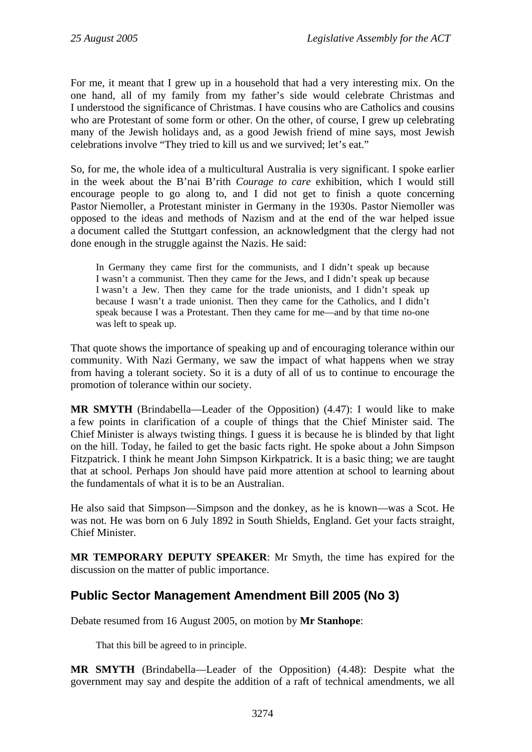For me, it meant that I grew up in a household that had a very interesting mix. On the one hand, all of my family from my father's side would celebrate Christmas and I understood the significance of Christmas. I have cousins who are Catholics and cousins who are Protestant of some form or other. On the other, of course, I grew up celebrating many of the Jewish holidays and, as a good Jewish friend of mine says, most Jewish celebrations involve "They tried to kill us and we survived; let's eat."

So, for me, the whole idea of a multicultural Australia is very significant. I spoke earlier in the week about the B'nai B'rith *Courage to care* exhibition, which I would still encourage people to go along to, and I did not get to finish a quote concerning Pastor Niemoller, a Protestant minister in Germany in the 1930s. Pastor Niemoller was opposed to the ideas and methods of Nazism and at the end of the war helped issue a document called the Stuttgart confession, an acknowledgment that the clergy had not done enough in the struggle against the Nazis. He said:

> In Germany they came first for the communists, and I didn't speak up because I wasn't a communist. Then they came for the Jews, and I didn't speak up because I wasn't a Jew. Then they came for the trade unionists, and I didn't speak up because I wasn't a trade unionist. Then they came for the Catholics, and I didn't speak because I was a Protestant. Then they came for me—and by that time no-one was left to speak up.

That quote shows the importance of speaking up and of encouraging tolerance within our community. With Nazi Germany, we saw the impact of what happens when we stray from having a tolerant society. So it is a duty of all of us to continue to encourage the promotion of tolerance within our society.

**MR SMYTH** (Brindabella—Leader of the Opposition) (4.47): I would like to make a few points in clarification of a couple of things that the Chief Minister said. The Chief Minister is always twisting things. I guess it is because he is blinded by that light on the hill. Today, he failed to get the basic facts right. He spoke about a John Simpson Fitzpatrick. I think he meant John Simpson Kirkpatrick. It is a basic thing; we are taught that at school. Perhaps Jon should have paid more attention at school to learning about the fundamentals of what it is to be an Australian.

He also said that Simpson—Simpson and the donkey, as he is known—was a Scot. He was not. He was born on 6 July 1892 in South Shields, England. Get your facts straight, Chief Minister.

**MR TEMPORARY DEPUTY SPEAKER**: Mr Smyth, the time has expired for the discussion on the matter of public importance.

## Public Sector Management Amendment Bill 2005 (No 3)

Debate resumed from 16 August 2005, on motion by **Mr Stanhope**:

> That this bill be agreed to in principle.

**MR SMYTH** (Brindabella—Leader of the Opposition) (4.48): Despite what the government may say and despite the addition of a raft of technical amendments, we all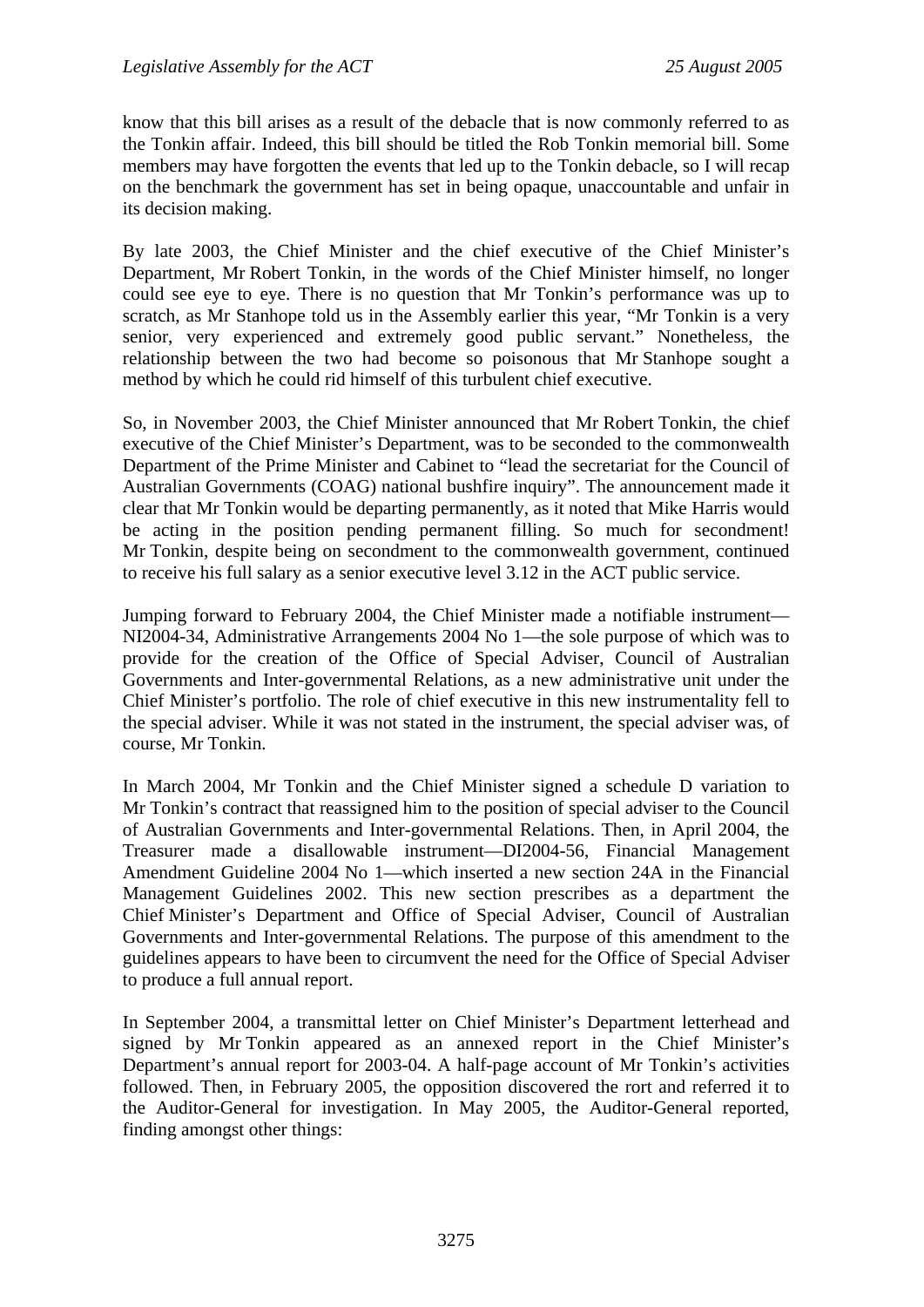know that this bill arises as a result of the debacle that is now commonly referred to as the Tonkin affair. Indeed, this bill should be titled the Rob Tonkin memorial bill. Some members may have forgotten the events that led up to the Tonkin debacle, so I will recap on the benchmark the government has set in being opaque, unaccountable and unfair in its decision making.

By late 2003, the Chief Minister and the chief executive of the Chief Minister's Department, Mr Robert Tonkin, in the words of the Chief Minister himself, no longer could see eye to eye. There is no question that Mr Tonkin's performance was up to scratch, as Mr Stanhope told us in the Assembly earlier this year, "Mr Tonkin is a very senior, very experienced and extremely good public servant." Nonetheless, the relationship between the two had become so poisonous that Mr Stanhope sought a method by which he could rid himself of this turbulent chief executive.

So, in November 2003, the Chief Minister announced that Mr Robert Tonkin, the chief executive of the Chief Minister's Department, was to be seconded to the commonwealth Department of the Prime Minister and Cabinet to "lead the secretariat for the Council of Australian Governments (COAG) national bushfire inquiry". The announcement made it clear that Mr Tonkin would be departing permanently, as it noted that Mike Harris would be acting in the position pending permanent filling. So much for secondment! Mr Tonkin, despite being on secondment to the commonwealth government, continued to receive his full salary as a senior executive level 3.12 in the ACT public service.

Jumping forward to February 2004, the Chief Minister made a notifiable instrument—NI2004-34, Administrative Arrangements 2004 No 1—the sole purpose of which was to provide for the creation of the Office of Special Adviser, Council of Australian Governments and Inter-governmental Relations, as a new administrative unit under the Chief Minister's portfolio. The role of chief executive in this new instrumentality fell to the special adviser. While it was not stated in the instrument, the special adviser was, of course, Mr Tonkin.

In March 2004, Mr Tonkin and the Chief Minister signed a schedule D variation to Mr Tonkin's contract that reassigned him to the position of special adviser to the Council of Australian Governments and Inter-governmental Relations. Then, in April 2004, the Treasurer made a disallowable instrument—DI2004-56, Financial Management Amendment Guideline 2004 No 1—which inserted a new section 24A in the Financial Management Guidelines 2002. This new section prescribes as a department the Chief Minister's Department and Office of Special Adviser, Council of Australian Governments and Inter-governmental Relations. The purpose of this amendment to the guidelines appears to have been to circumvent the need for the Office of Special Adviser to produce a full annual report.

In September 2004, a transmittal letter on Chief Minister's Department letterhead and signed by Mr Tonkin appeared as an annexed report in the Chief Minister's Department's annual report for 2003-04. A half-page account of Mr Tonkin's activities followed. Then, in February 2005, the opposition discovered the rort and referred it to the Auditor-General for investigation. In May 2005, the Auditor-General reported, finding amongst other things: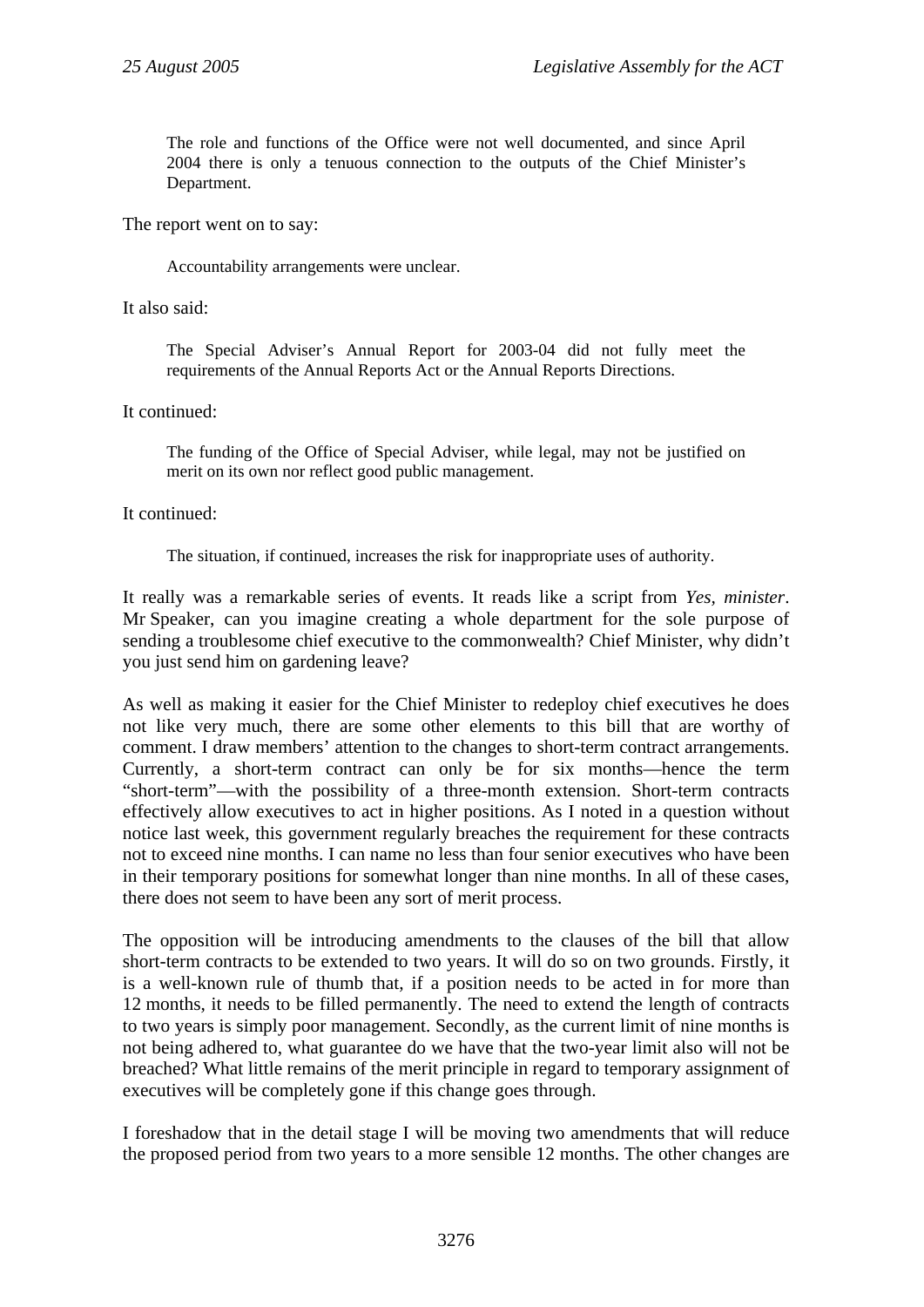> The role and functions of the Office were not well documented, and since April 2004 there is only a tenuous connection to the outputs of the Chief Minister's Department.

The report went on to say:

> Accountability arrangements were unclear.

It also said:

> The Special Adviser's Annual Report for 2003-04 did not fully meet the requirements of the Annual Reports Act or the Annual Reports Directions.

It continued:

> The funding of the Office of Special Adviser, while legal, may not be justified on merit on its own nor reflect good public management.

It continued:

> The situation, if continued, increases the risk for inappropriate uses of authority.

It really was a remarkable series of events. It reads like a script from *Yes, minister*. Mr Speaker, can you imagine creating a whole department for the sole purpose of sending a troublesome chief executive to the commonwealth? Chief Minister, why didn't you just send him on gardening leave?

As well as making it easier for the Chief Minister to redeploy chief executives he does not like very much, there are some other elements to this bill that are worthy of comment. I draw members' attention to the changes to short-term contract arrangements. Currently, a short-term contract can only be for six months—hence the term "short-term"—with the possibility of a three-month extension. Short-term contracts effectively allow executives to act in higher positions. As I noted in a question without notice last week, this government regularly breaches the requirement for these contracts not to exceed nine months. I can name no less than four senior executives who have been in their temporary positions for somewhat longer than nine months. In all of these cases, there does not seem to have been any sort of merit process.

The opposition will be introducing amendments to the clauses of the bill that allow short-term contracts to be extended to two years. It will do so on two grounds. Firstly, it is a well-known rule of thumb that, if a position needs to be acted in for more than 12 months, it needs to be filled permanently. The need to extend the length of contracts to two years is simply poor management. Secondly, as the current limit of nine months is not being adhered to, what guarantee do we have that the two-year limit also will not be breached? What little remains of the merit principle in regard to temporary assignment of executives will be completely gone if this change goes through.

I foreshadow that in the detail stage I will be moving two amendments that will reduce the proposed period from two years to a more sensible 12 months. The other changes are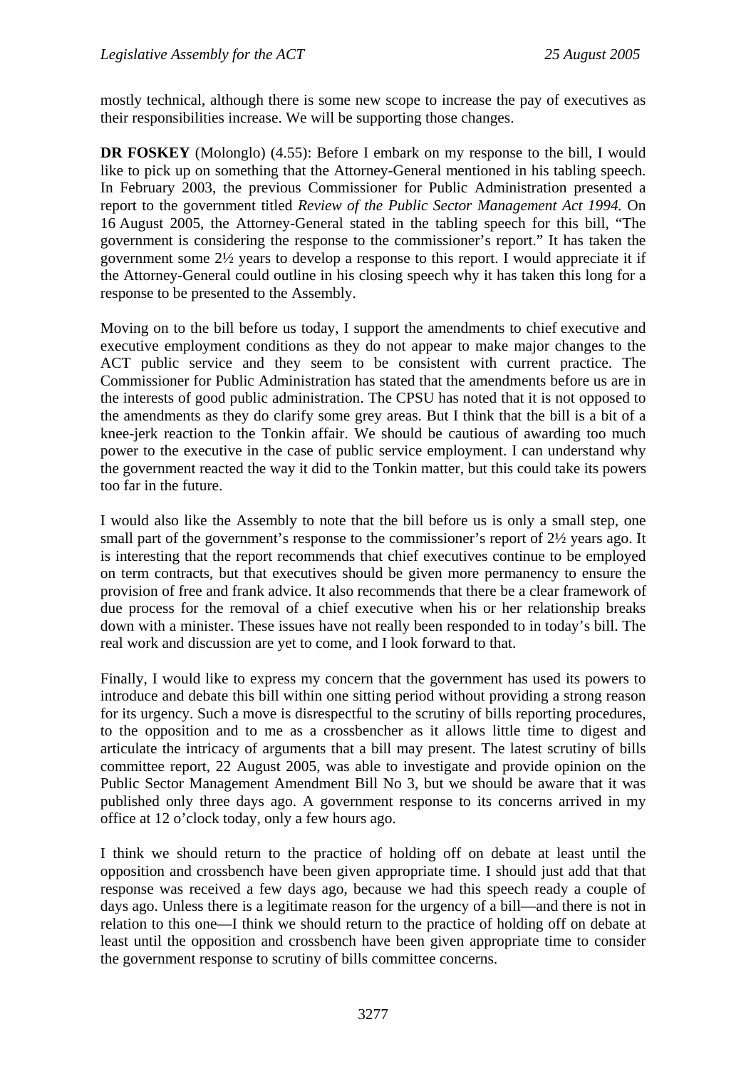mostly technical, although there is some new scope to increase the pay of executives as their responsibilities increase. We will be supporting those changes.

**DR FOSKEY** (Molonglo) (4.55): Before I embark on my response to the bill, I would like to pick up on something that the Attorney-General mentioned in his tabling speech. In February 2003, the previous Commissioner for Public Administration presented a report to the government titled *Review of the Public Sector Management Act 1994.* On 16 August 2005, the Attorney-General stated in the tabling speech for this bill, "The government is considering the response to the commissioner's report." It has taken the government some 2½ years to develop a response to this report. I would appreciate it if the Attorney-General could outline in his closing speech why it has taken this long for a response to be presented to the Assembly.

Moving on to the bill before us today, I support the amendments to chief executive and executive employment conditions as they do not appear to make major changes to the ACT public service and they seem to be consistent with current practice. The Commissioner for Public Administration has stated that the amendments before us are in the interests of good public administration. The CPSU has noted that it is not opposed to the amendments as they do clarify some grey areas. But I think that the bill is a bit of a knee-jerk reaction to the Tonkin affair. We should be cautious of awarding too much power to the executive in the case of public service employment. I can understand why the government reacted the way it did to the Tonkin matter, but this could take its powers too far in the future.

I would also like the Assembly to note that the bill before us is only a small step, one small part of the government's response to the commissioner's report of 2½ years ago. It is interesting that the report recommends that chief executives continue to be employed on term contracts, but that executives should be given more permanency to ensure the provision of free and frank advice. It also recommends that there be a clear framework of due process for the removal of a chief executive when his or her relationship breaks down with a minister. These issues have not really been responded to in today's bill. The real work and discussion are yet to come, and I look forward to that.

Finally, I would like to express my concern that the government has used its powers to introduce and debate this bill within one sitting period without providing a strong reason for its urgency. Such a move is disrespectful to the scrutiny of bills reporting procedures, to the opposition and to me as a crossbencher as it allows little time to digest and articulate the intricacy of arguments that a bill may present. The latest scrutiny of bills committee report, 22 August 2005, was able to investigate and provide opinion on the Public Sector Management Amendment Bill No 3, but we should be aware that it was published only three days ago. A government response to its concerns arrived in my office at 12 o'clock today, only a few hours ago.

I think we should return to the practice of holding off on debate at least until the opposition and crossbench have been given appropriate time. I should just add that that response was received a few days ago, because we had this speech ready a couple of days ago. Unless there is a legitimate reason for the urgency of a bill—and there is not in relation to this one—I think we should return to the practice of holding off on debate at least until the opposition and crossbench have been given appropriate time to consider the government response to scrutiny of bills committee concerns.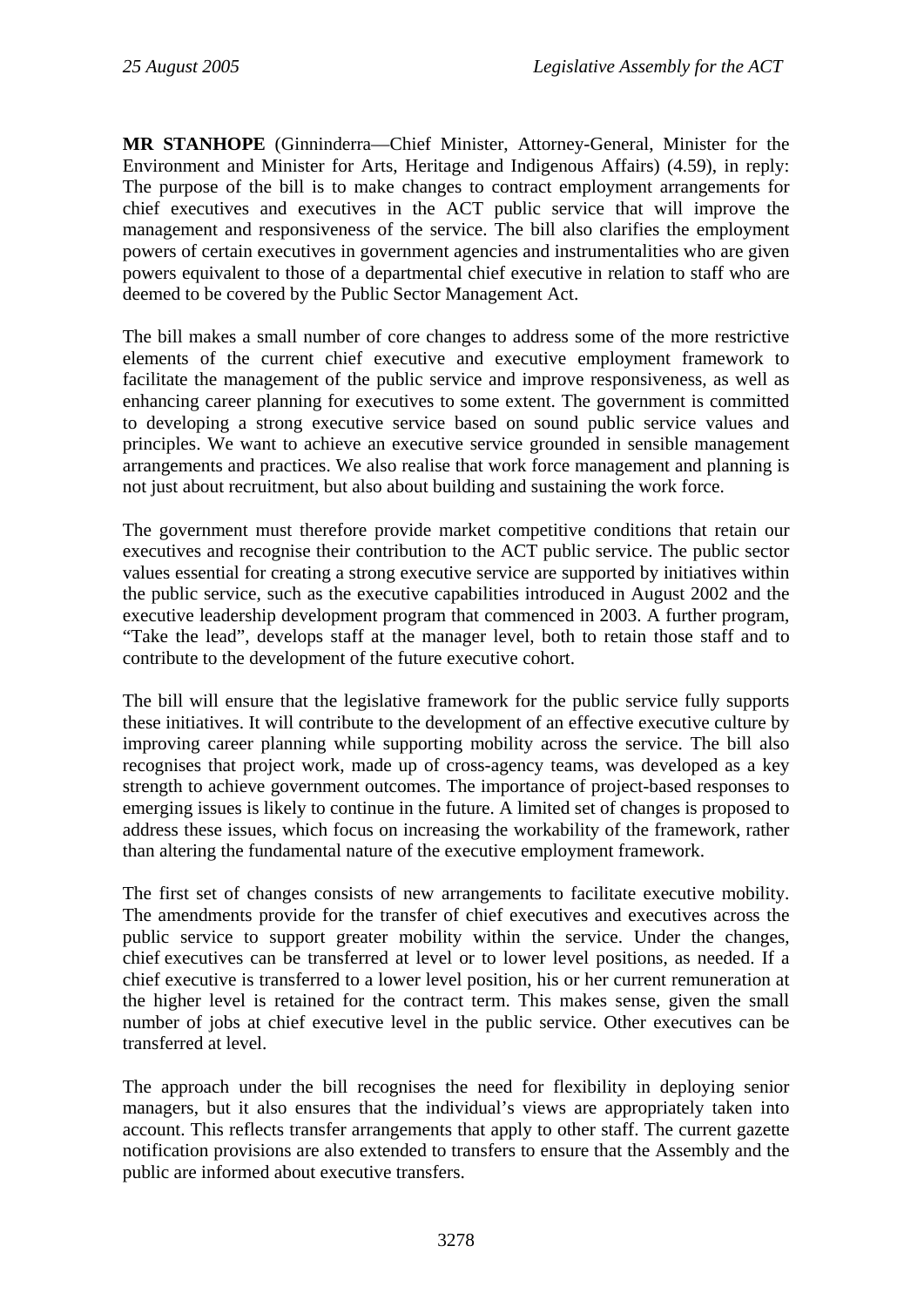**MR STANHOPE** (Ginninderra—Chief Minister, Attorney-General, Minister for the Environment and Minister for Arts, Heritage and Indigenous Affairs) (4.59), in reply: The purpose of the bill is to make changes to contract employment arrangements for chief executives and executives in the ACT public service that will improve the management and responsiveness of the service. The bill also clarifies the employment powers of certain executives in government agencies and instrumentalities who are given powers equivalent to those of a departmental chief executive in relation to staff who are deemed to be covered by the Public Sector Management Act.

The bill makes a small number of core changes to address some of the more restrictive elements of the current chief executive and executive employment framework to facilitate the management of the public service and improve responsiveness, as well as enhancing career planning for executives to some extent. The government is committed to developing a strong executive service based on sound public service values and principles. We want to achieve an executive service grounded in sensible management arrangements and practices. We also realise that work force management and planning is not just about recruitment, but also about building and sustaining the work force.

The government must therefore provide market competitive conditions that retain our executives and recognise their contribution to the ACT public service. The public sector values essential for creating a strong executive service are supported by initiatives within the public service, such as the executive capabilities introduced in August 2002 and the executive leadership development program that commenced in 2003. A further program, "Take the lead", develops staff at the manager level, both to retain those staff and to contribute to the development of the future executive cohort.

The bill will ensure that the legislative framework for the public service fully supports these initiatives. It will contribute to the development of an effective executive culture by improving career planning while supporting mobility across the service. The bill also recognises that project work, made up of cross-agency teams, was developed as a key strength to achieve government outcomes. The importance of project-based responses to emerging issues is likely to continue in the future. A limited set of changes is proposed to address these issues, which focus on increasing the workability of the framework, rather than altering the fundamental nature of the executive employment framework.

The first set of changes consists of new arrangements to facilitate executive mobility. The amendments provide for the transfer of chief executives and executives across the public service to support greater mobility within the service. Under the changes, chief executives can be transferred at level or to lower level positions, as needed. If a chief executive is transferred to a lower level position, his or her current remuneration at the higher level is retained for the contract term. This makes sense, given the small number of jobs at chief executive level in the public service. Other executives can be transferred at level.

The approach under the bill recognises the need for flexibility in deploying senior managers, but it also ensures that the individual's views are appropriately taken into account. This reflects transfer arrangements that apply to other staff. The current gazette notification provisions are also extended to transfers to ensure that the Assembly and the public are informed about executive transfers.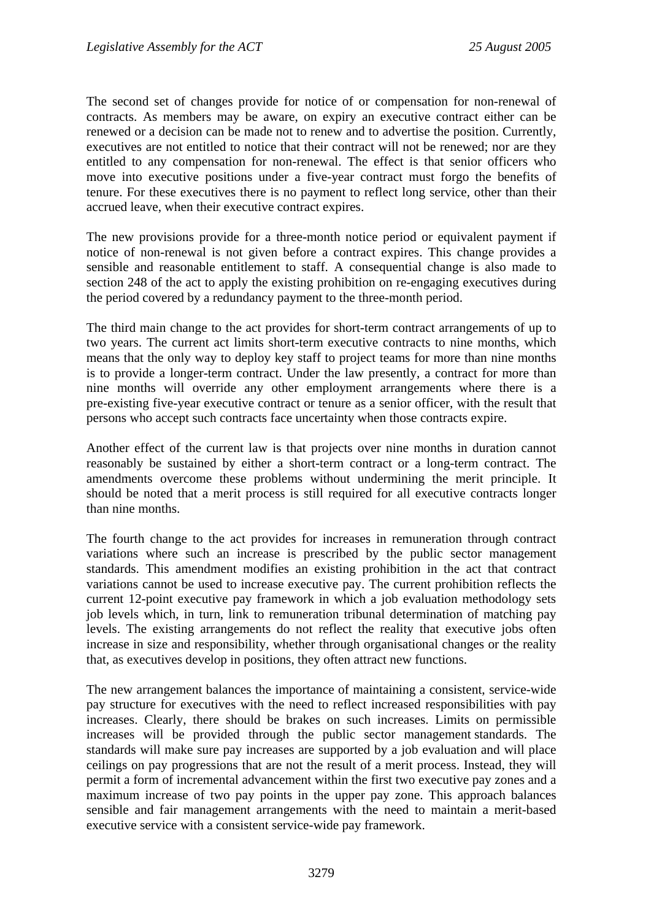The second set of changes provide for notice of or compensation for non-renewal of contracts. As members may be aware, on expiry an executive contract either can be renewed or a decision can be made not to renew and to advertise the position. Currently, executives are not entitled to notice that their contract will not be renewed; nor are they entitled to any compensation for non-renewal. The effect is that senior officers who move into executive positions under a five-year contract must forgo the benefits of tenure. For these executives there is no payment to reflect long service, other than their accrued leave, when their executive contract expires.

The new provisions provide for a three-month notice period or equivalent payment if notice of non-renewal is not given before a contract expires. This change provides a sensible and reasonable entitlement to staff. A consequential change is also made to section 248 of the act to apply the existing prohibition on re-engaging executives during the period covered by a redundancy payment to the three-month period.

The third main change to the act provides for short-term contract arrangements of up to two years. The current act limits short-term executive contracts to nine months, which means that the only way to deploy key staff to project teams for more than nine months is to provide a longer-term contract. Under the law presently, a contract for more than nine months will override any other employment arrangements where there is a pre-existing five-year executive contract or tenure as a senior officer, with the result that persons who accept such contracts face uncertainty when those contracts expire.

Another effect of the current law is that projects over nine months in duration cannot reasonably be sustained by either a short-term contract or a long-term contract. The amendments overcome these problems without undermining the merit principle. It should be noted that a merit process is still required for all executive contracts longer than nine months.

The fourth change to the act provides for increases in remuneration through contract variations where such an increase is prescribed by the public sector management standards. This amendment modifies an existing prohibition in the act that contract variations cannot be used to increase executive pay. The current prohibition reflects the current 12-point executive pay framework in which a job evaluation methodology sets job levels which, in turn, link to remuneration tribunal determination of matching pay levels. The existing arrangements do not reflect the reality that executive jobs often increase in size and responsibility, whether through organisational changes or the reality that, as executives develop in positions, they often attract new functions.

The new arrangement balances the importance of maintaining a consistent, service-wide pay structure for executives with the need to reflect increased responsibilities with pay increases. Clearly, there should be brakes on such increases. Limits on permissible increases will be provided through the public sector management standards. The standards will make sure pay increases are supported by a job evaluation and will place ceilings on pay progressions that are not the result of a merit process. Instead, they will permit a form of incremental advancement within the first two executive pay zones and a maximum increase of two pay points in the upper pay zone. This approach balances sensible and fair management arrangements with the need to maintain a merit-based executive service with a consistent service-wide pay framework.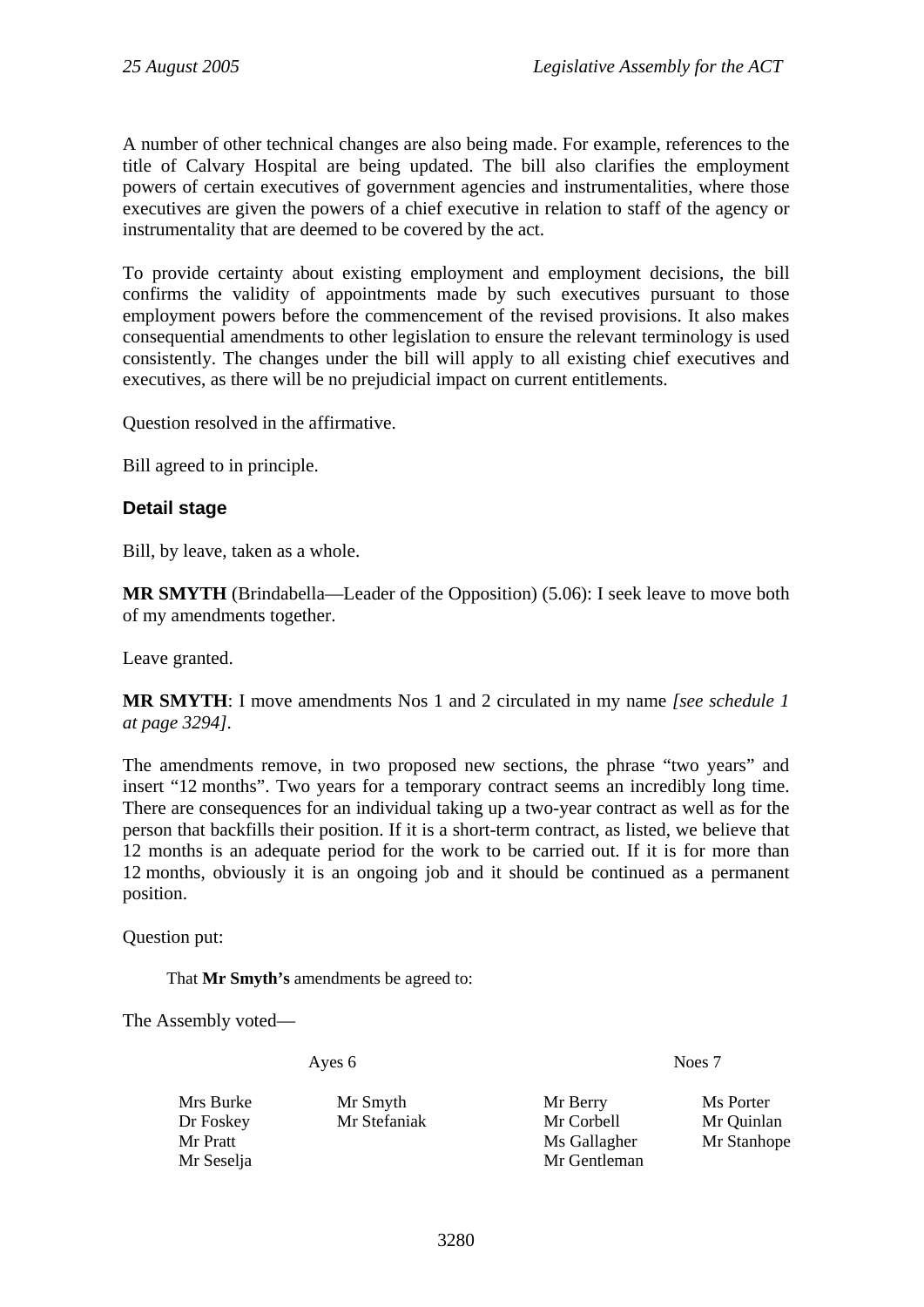A number of other technical changes are also being made. For example, references to the title of Calvary Hospital are being updated. The bill also clarifies the employment powers of certain executives of government agencies and instrumentalities, where those executives are given the powers of a chief executive in relation to staff of the agency or instrumentality that are deemed to be covered by the act.

To provide certainty about existing employment and employment decisions, the bill confirms the validity of appointments made by such executives pursuant to those employment powers before the commencement of the revised provisions. It also makes consequential amendments to other legislation to ensure the relevant terminology is used consistently. The changes under the bill will apply to all existing chief executives and executives, as there will be no prejudicial impact on current entitlements.

Question resolved in the affirmative.

Bill agreed to in principle.

### Detail stage

Bill, by leave, taken as a whole.

**MR SMYTH** (Brindabella—Leader of the Opposition) (5.06): I seek leave to move both of my amendments together.

Leave granted.

**MR SMYTH**: I move amendments Nos 1 and 2 circulated in my name *[see schedule 1 at page 3294]*.

The amendments remove, in two proposed new sections, the phrase "two years" and insert "12 months". Two years for a temporary contract seems an incredibly long time. There are consequences for an individual taking up a two-year contract as well as for the person that backfills their position. If it is a short-term contract, as listed, we believe that 12 months is an adequate period for the work to be carried out. If it is for more than 12 months, obviously it is an ongoing job and it should be continued as a permanent position.

Question put:

> That **Mr Smyth's** amendments be agreed to:

The Assembly voted—

| Ayes 6 | | Noes 7 | |
|---|---|---|---|
| Mrs Burke | Mr Smyth | Mr Berry | Ms Porter |
| Dr Foskey | Mr Stefaniak | Mr Corbell | Mr Quinlan |
| Mr Pratt | | Ms Gallagher | Mr Stanhope |
| Mr Seselja | | Mr Gentleman | |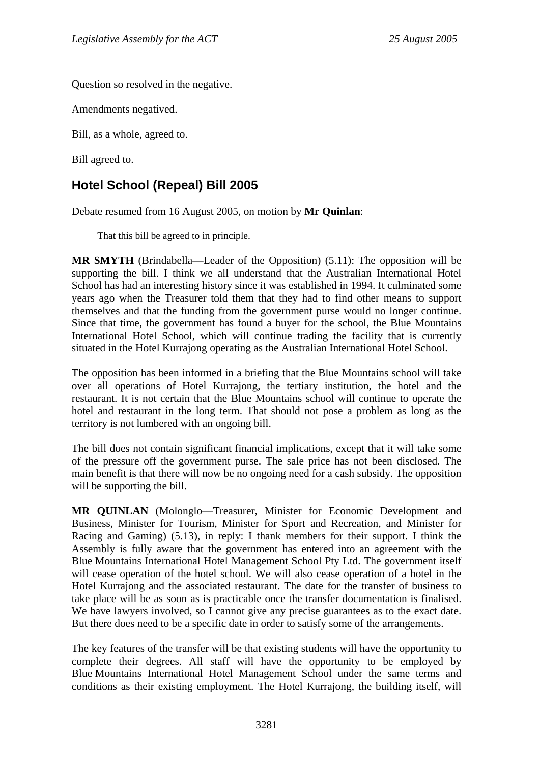Question so resolved in the negative.

Amendments negatived.

Bill, as a whole, agreed to.

Bill agreed to.

## Hotel School (Repeal) Bill 2005

Debate resumed from 16 August 2005, on motion by **Mr Quinlan**:

> That this bill be agreed to in principle.

**MR SMYTH** (Brindabella—Leader of the Opposition) (5.11): The opposition will be supporting the bill. I think we all understand that the Australian International Hotel School has had an interesting history since it was established in 1994. It culminated some years ago when the Treasurer told them that they had to find other means to support themselves and that the funding from the government purse would no longer continue. Since that time, the government has found a buyer for the school, the Blue Mountains International Hotel School, which will continue trading the facility that is currently situated in the Hotel Kurrajong operating as the Australian International Hotel School.

The opposition has been informed in a briefing that the Blue Mountains school will take over all operations of Hotel Kurrajong, the tertiary institution, the hotel and the restaurant. It is not certain that the Blue Mountains school will continue to operate the hotel and restaurant in the long term. That should not pose a problem as long as the territory is not lumbered with an ongoing bill.

The bill does not contain significant financial implications, except that it will take some of the pressure off the government purse. The sale price has not been disclosed. The main benefit is that there will now be no ongoing need for a cash subsidy. The opposition will be supporting the bill.

**MR QUINLAN** (Molonglo—Treasurer, Minister for Economic Development and Business, Minister for Tourism, Minister for Sport and Recreation, and Minister for Racing and Gaming) (5.13), in reply: I thank members for their support. I think the Assembly is fully aware that the government has entered into an agreement with the Blue Mountains International Hotel Management School Pty Ltd. The government itself will cease operation of the hotel school. We will also cease operation of a hotel in the Hotel Kurrajong and the associated restaurant. The date for the transfer of business to take place will be as soon as is practicable once the transfer documentation is finalised. We have lawyers involved, so I cannot give any precise guarantees as to the exact date. But there does need to be a specific date in order to satisfy some of the arrangements.

The key features of the transfer will be that existing students will have the opportunity to complete their degrees. All staff will have the opportunity to be employed by Blue Mountains International Hotel Management School under the same terms and conditions as their existing employment. The Hotel Kurrajong, the building itself, will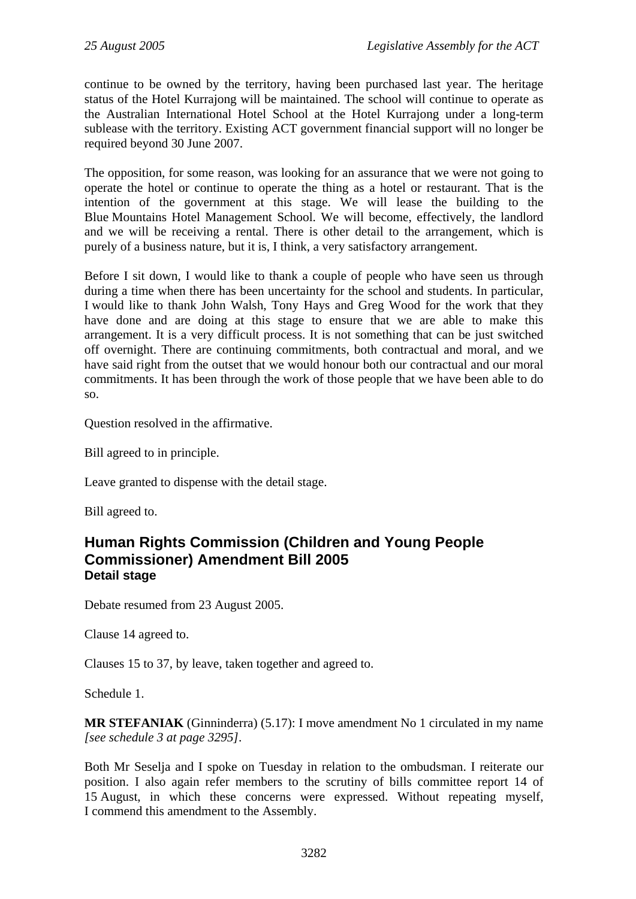continue to be owned by the territory, having been purchased last year. The heritage status of the Hotel Kurrajong will be maintained. The school will continue to operate as the Australian International Hotel School at the Hotel Kurrajong under a long-term sublease with the territory. Existing ACT government financial support will no longer be required beyond 30 June 2007.

The opposition, for some reason, was looking for an assurance that we were not going to operate the hotel or continue to operate the thing as a hotel or restaurant. That is the intention of the government at this stage. We will lease the building to the Blue Mountains Hotel Management School. We will become, effectively, the landlord and we will be receiving a rental. There is other detail to the arrangement, which is purely of a business nature, but it is, I think, a very satisfactory arrangement.

Before I sit down, I would like to thank a couple of people who have seen us through during a time when there has been uncertainty for the school and students. In particular, I would like to thank John Walsh, Tony Hays and Greg Wood for the work that they have done and are doing at this stage to ensure that we are able to make this arrangement. It is a very difficult process. It is not something that can be just switched off overnight. There are continuing commitments, both contractual and moral, and we have said right from the outset that we would honour both our contractual and our moral commitments. It has been through the work of those people that we have been able to do so.

Question resolved in the affirmative.

Bill agreed to in principle.

Leave granted to dispense with the detail stage.

Bill agreed to.

## Human Rights Commission (Children and Young People Commissioner) Amendment Bill 2005
### Detail stage

Debate resumed from 23 August 2005.

Clause 14 agreed to.

Clauses 15 to 37, by leave, taken together and agreed to.

Schedule 1.

**MR STEFANIAK** (Ginninderra) (5.17): I move amendment No 1 circulated in my name *[see schedule 3 at page 3295]*.

Both Mr Seselja and I spoke on Tuesday in relation to the ombudsman. I reiterate our position. I also again refer members to the scrutiny of bills committee report 14 of 15 August, in which these concerns were expressed. Without repeating myself, I commend this amendment to the Assembly.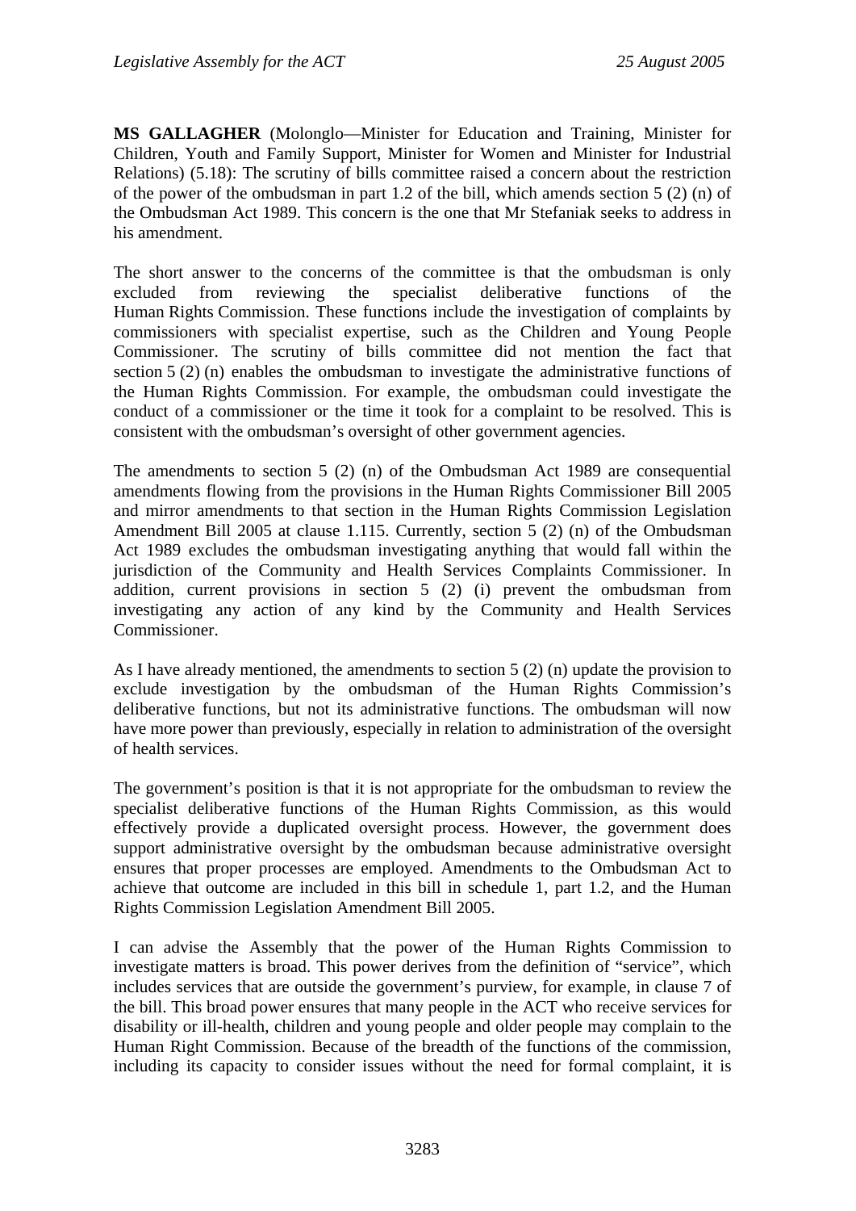**MS GALLAGHER** (Molonglo—Minister for Education and Training, Minister for Children, Youth and Family Support, Minister for Women and Minister for Industrial Relations) (5.18): The scrutiny of bills committee raised a concern about the restriction of the power of the ombudsman in part 1.2 of the bill, which amends section 5 (2) (n) of the Ombudsman Act 1989. This concern is the one that Mr Stefaniak seeks to address in his amendment.

The short answer to the concerns of the committee is that the ombudsman is only excluded from reviewing the specialist deliberative functions of the Human Rights Commission. These functions include the investigation of complaints by commissioners with specialist expertise, such as the Children and Young People Commissioner. The scrutiny of bills committee did not mention the fact that section 5 (2) (n) enables the ombudsman to investigate the administrative functions of the Human Rights Commission. For example, the ombudsman could investigate the conduct of a commissioner or the time it took for a complaint to be resolved. This is consistent with the ombudsman's oversight of other government agencies.

The amendments to section 5 (2) (n) of the Ombudsman Act 1989 are consequential amendments flowing from the provisions in the Human Rights Commissioner Bill 2005 and mirror amendments to that section in the Human Rights Commission Legislation Amendment Bill 2005 at clause 1.115. Currently, section 5 (2) (n) of the Ombudsman Act 1989 excludes the ombudsman investigating anything that would fall within the jurisdiction of the Community and Health Services Complaints Commissioner. In addition, current provisions in section 5 (2) (i) prevent the ombudsman from investigating any action of any kind by the Community and Health Services Commissioner.

As I have already mentioned, the amendments to section 5 (2) (n) update the provision to exclude investigation by the ombudsman of the Human Rights Commission's deliberative functions, but not its administrative functions. The ombudsman will now have more power than previously, especially in relation to administration of the oversight of health services.

The government's position is that it is not appropriate for the ombudsman to review the specialist deliberative functions of the Human Rights Commission, as this would effectively provide a duplicated oversight process. However, the government does support administrative oversight by the ombudsman because administrative oversight ensures that proper processes are employed. Amendments to the Ombudsman Act to achieve that outcome are included in this bill in schedule 1, part 1.2, and the Human Rights Commission Legislation Amendment Bill 2005.

I can advise the Assembly that the power of the Human Rights Commission to investigate matters is broad. This power derives from the definition of "service", which includes services that are outside the government's purview, for example, in clause 7 of the bill. This broad power ensures that many people in the ACT who receive services for disability or ill-health, children and young people and older people may complain to the Human Right Commission. Because of the breadth of the functions of the commission, including its capacity to consider issues without the need for formal complaint, it is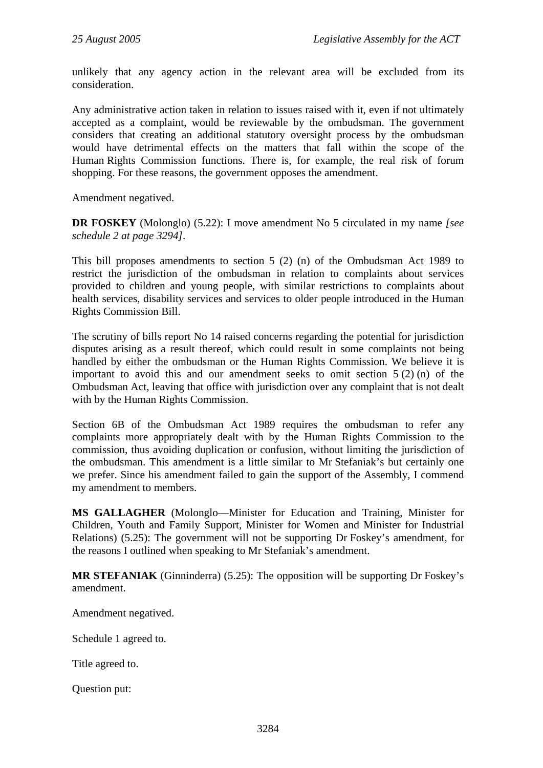unlikely that any agency action in the relevant area will be excluded from its consideration.

Any administrative action taken in relation to issues raised with it, even if not ultimately accepted as a complaint, would be reviewable by the ombudsman. The government considers that creating an additional statutory oversight process by the ombudsman would have detrimental effects on the matters that fall within the scope of the Human Rights Commission functions. There is, for example, the real risk of forum shopping. For these reasons, the government opposes the amendment.

Amendment negatived.

**DR FOSKEY** (Molonglo) (5.22): I move amendment No 5 circulated in my name *[see schedule 2 at page 3294]*.

This bill proposes amendments to section 5 (2) (n) of the Ombudsman Act 1989 to restrict the jurisdiction of the ombudsman in relation to complaints about services provided to children and young people, with similar restrictions to complaints about health services, disability services and services to older people introduced in the Human Rights Commission Bill.

The scrutiny of bills report No 14 raised concerns regarding the potential for jurisdiction disputes arising as a result thereof, which could result in some complaints not being handled by either the ombudsman or the Human Rights Commission. We believe it is important to avoid this and our amendment seeks to omit section 5 (2) (n) of the Ombudsman Act, leaving that office with jurisdiction over any complaint that is not dealt with by the Human Rights Commission.

Section 6B of the Ombudsman Act 1989 requires the ombudsman to refer any complaints more appropriately dealt with by the Human Rights Commission to the commission, thus avoiding duplication or confusion, without limiting the jurisdiction of the ombudsman. This amendment is a little similar to Mr Stefaniak's but certainly one we prefer. Since his amendment failed to gain the support of the Assembly, I commend my amendment to members.

**MS GALLAGHER** (Molonglo—Minister for Education and Training, Minister for Children, Youth and Family Support, Minister for Women and Minister for Industrial Relations) (5.25): The government will not be supporting Dr Foskey's amendment, for the reasons I outlined when speaking to Mr Stefaniak's amendment.

**MR STEFANIAK** (Ginninderra) (5.25): The opposition will be supporting Dr Foskey's amendment.

Amendment negatived.

Schedule 1 agreed to.

Title agreed to.

Question put: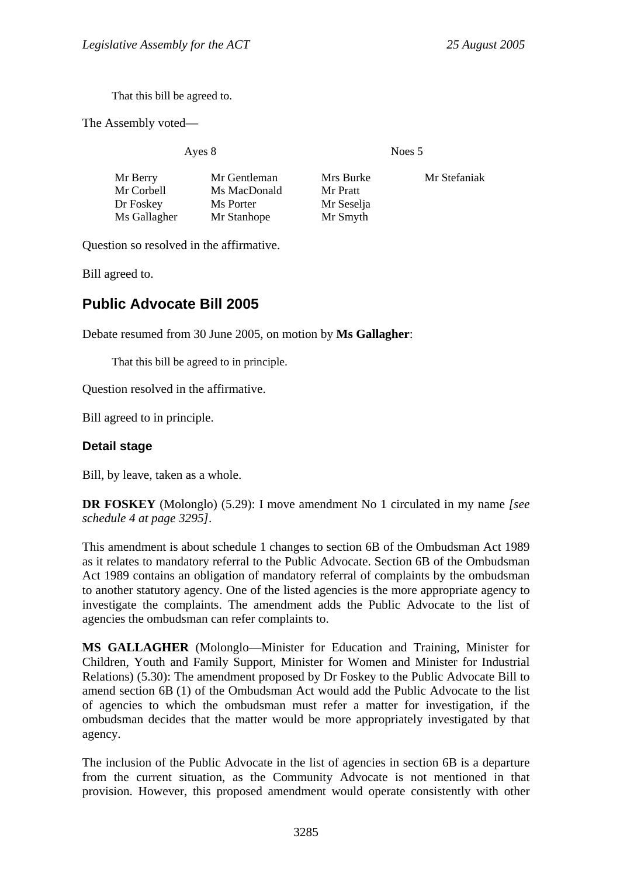That this bill be agreed to.

The Assembly voted—

| Ayes 8 | | Noes 5 | |
|---|---|---|---|
| Mr Berry | Mr Gentleman | Mrs Burke | Mr Stefaniak |
| Mr Corbell | Ms MacDonald | Mr Pratt | |
| Dr Foskey | Ms Porter | Mr Seselja | |
| Ms Gallagher | Mr Stanhope | Mr Smyth | |

Question so resolved in the affirmative.

Bill agreed to.

## Public Advocate Bill 2005

Debate resumed from 30 June 2005, on motion by **Ms Gallagher**:

That this bill be agreed to in principle.

Question resolved in the affirmative.

Bill agreed to in principle.

### Detail stage

Bill, by leave, taken as a whole.

**DR FOSKEY** (Molonglo) (5.29): I move amendment No 1 circulated in my name *[see schedule 4 at page 3295]*.

This amendment is about schedule 1 changes to section 6B of the Ombudsman Act 1989 as it relates to mandatory referral to the Public Advocate. Section 6B of the Ombudsman Act 1989 contains an obligation of mandatory referral of complaints by the ombudsman to another statutory agency. One of the listed agencies is the more appropriate agency to investigate the complaints. The amendment adds the Public Advocate to the list of agencies the ombudsman can refer complaints to.

**MS GALLAGHER** (Molonglo—Minister for Education and Training, Minister for Children, Youth and Family Support, Minister for Women and Minister for Industrial Relations) (5.30): The amendment proposed by Dr Foskey to the Public Advocate Bill to amend section 6B (1) of the Ombudsman Act would add the Public Advocate to the list of agencies to which the ombudsman must refer a matter for investigation, if the ombudsman decides that the matter would be more appropriately investigated by that agency.

The inclusion of the Public Advocate in the list of agencies in section 6B is a departure from the current situation, as the Community Advocate is not mentioned in that provision. However, this proposed amendment would operate consistently with other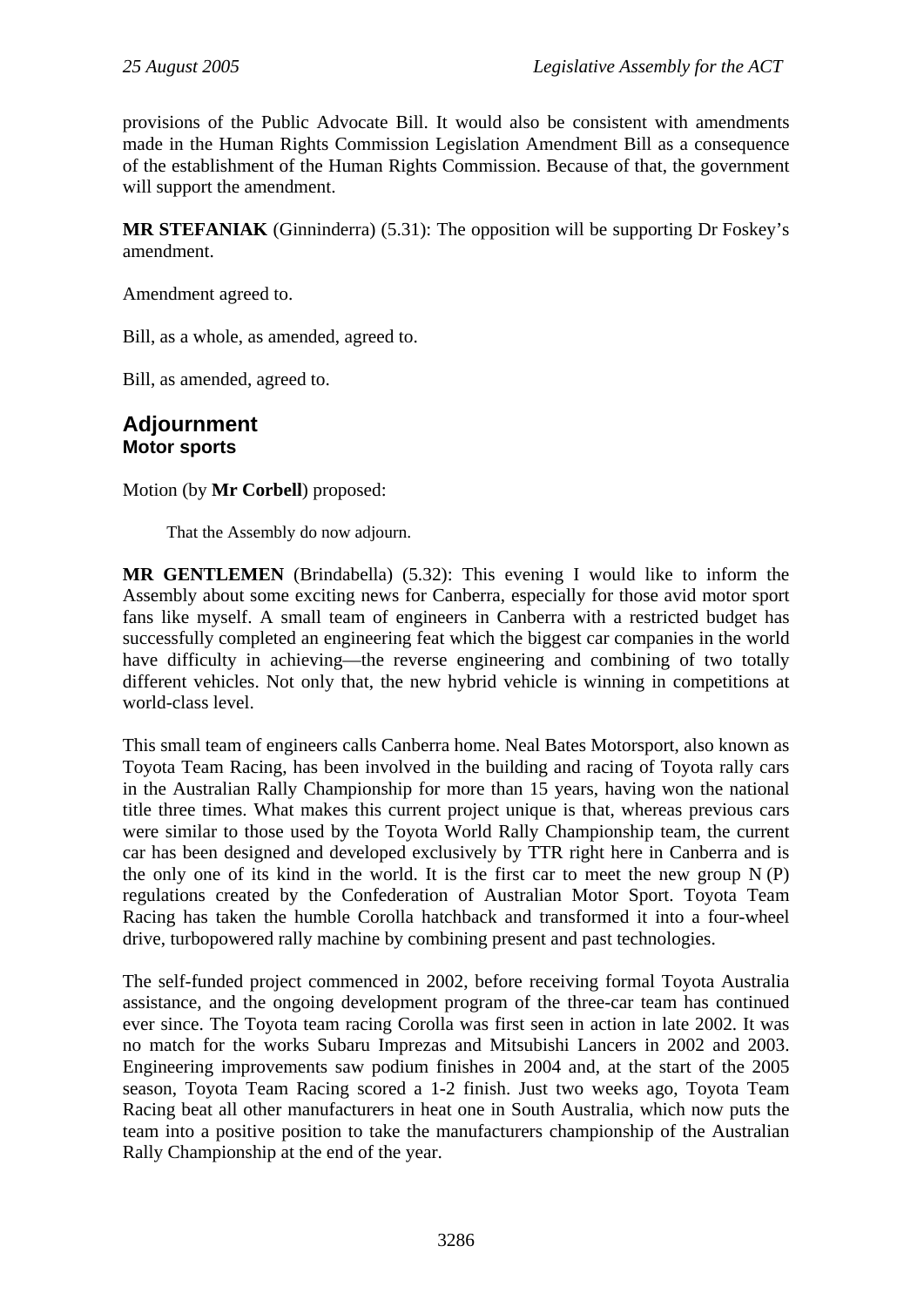provisions of the Public Advocate Bill. It would also be consistent with amendments made in the Human Rights Commission Legislation Amendment Bill as a consequence of the establishment of the Human Rights Commission. Because of that, the government will support the amendment.

**MR STEFANIAK** (Ginninderra) (5.31): The opposition will be supporting Dr Foskey's amendment.

Amendment agreed to.

Bill, as a whole, as amended, agreed to.

Bill, as amended, agreed to.

## Adjournment

### Motor sports

Motion (by **Mr Corbell**) proposed:

> That the Assembly do now adjourn.

**MR GENTLEMEN** (Brindabella) (5.32): This evening I would like to inform the Assembly about some exciting news for Canberra, especially for those avid motor sport fans like myself. A small team of engineers in Canberra with a restricted budget has successfully completed an engineering feat which the biggest car companies in the world have difficulty in achieving—the reverse engineering and combining of two totally different vehicles. Not only that, the new hybrid vehicle is winning in competitions at world-class level.

This small team of engineers calls Canberra home. Neal Bates Motorsport, also known as Toyota Team Racing, has been involved in the building and racing of Toyota rally cars in the Australian Rally Championship for more than 15 years, having won the national title three times. What makes this current project unique is that, whereas previous cars were similar to those used by the Toyota World Rally Championship team, the current car has been designed and developed exclusively by TTR right here in Canberra and is the only one of its kind in the world. It is the first car to meet the new group N (P) regulations created by the Confederation of Australian Motor Sport. Toyota Team Racing has taken the humble Corolla hatchback and transformed it into a four-wheel drive, turbopowered rally machine by combining present and past technologies.

The self-funded project commenced in 2002, before receiving formal Toyota Australia assistance, and the ongoing development program of the three-car team has continued ever since. The Toyota team racing Corolla was first seen in action in late 2002. It was no match for the works Subaru Imprezas and Mitsubishi Lancers in 2002 and 2003. Engineering improvements saw podium finishes in 2004 and, at the start of the 2005 season, Toyota Team Racing scored a 1-2 finish. Just two weeks ago, Toyota Team Racing beat all other manufacturers in heat one in South Australia, which now puts the team into a positive position to take the manufacturers championship of the Australian Rally Championship at the end of the year.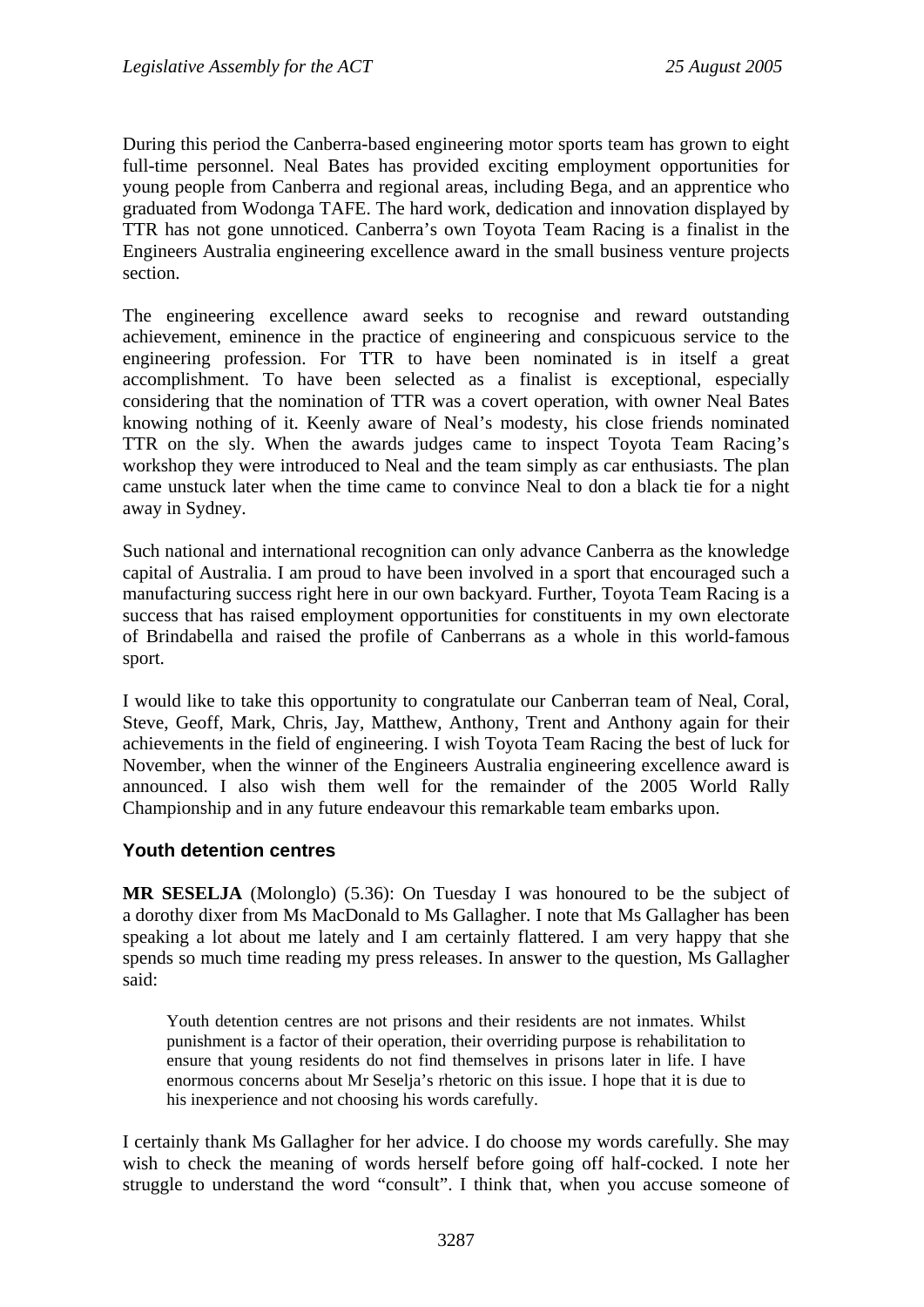During this period the Canberra-based engineering motor sports team has grown to eight full-time personnel. Neal Bates has provided exciting employment opportunities for young people from Canberra and regional areas, including Bega, and an apprentice who graduated from Wodonga TAFE. The hard work, dedication and innovation displayed by TTR has not gone unnoticed. Canberra's own Toyota Team Racing is a finalist in the Engineers Australia engineering excellence award in the small business venture projects section.

The engineering excellence award seeks to recognise and reward outstanding achievement, eminence in the practice of engineering and conspicuous service to the engineering profession. For TTR to have been nominated is in itself a great accomplishment. To have been selected as a finalist is exceptional, especially considering that the nomination of TTR was a covert operation, with owner Neal Bates knowing nothing of it. Keenly aware of Neal's modesty, his close friends nominated TTR on the sly. When the awards judges came to inspect Toyota Team Racing's workshop they were introduced to Neal and the team simply as car enthusiasts. The plan came unstuck later when the time came to convince Neal to don a black tie for a night away in Sydney.

Such national and international recognition can only advance Canberra as the knowledge capital of Australia. I am proud to have been involved in a sport that encouraged such a manufacturing success right here in our own backyard. Further, Toyota Team Racing is a success that has raised employment opportunities for constituents in my own electorate of Brindabella and raised the profile of Canberrans as a whole in this world-famous sport.

I would like to take this opportunity to congratulate our Canberran team of Neal, Coral, Steve, Geoff, Mark, Chris, Jay, Matthew, Anthony, Trent and Anthony again for their achievements in the field of engineering. I wish Toyota Team Racing the best of luck for November, when the winner of the Engineers Australia engineering excellence award is announced. I also wish them well for the remainder of the 2005 World Rally Championship and in any future endeavour this remarkable team embarks upon.

## Youth detention centres

**MR SESELJA** (Molonglo) (5.36): On Tuesday I was honoured to be the subject of a dorothy dixer from Ms MacDonald to Ms Gallagher. I note that Ms Gallagher has been speaking a lot about me lately and I am certainly flattered. I am very happy that she spends so much time reading my press releases. In answer to the question, Ms Gallagher said:

> Youth detention centres are not prisons and their residents are not inmates. Whilst punishment is a factor of their operation, their overriding purpose is rehabilitation to ensure that young residents do not find themselves in prisons later in life. I have enormous concerns about Mr Seselja's rhetoric on this issue. I hope that it is due to his inexperience and not choosing his words carefully.

I certainly thank Ms Gallagher for her advice. I do choose my words carefully. She may wish to check the meaning of words herself before going off half-cocked. I note her struggle to understand the word "consult". I think that, when you accuse someone of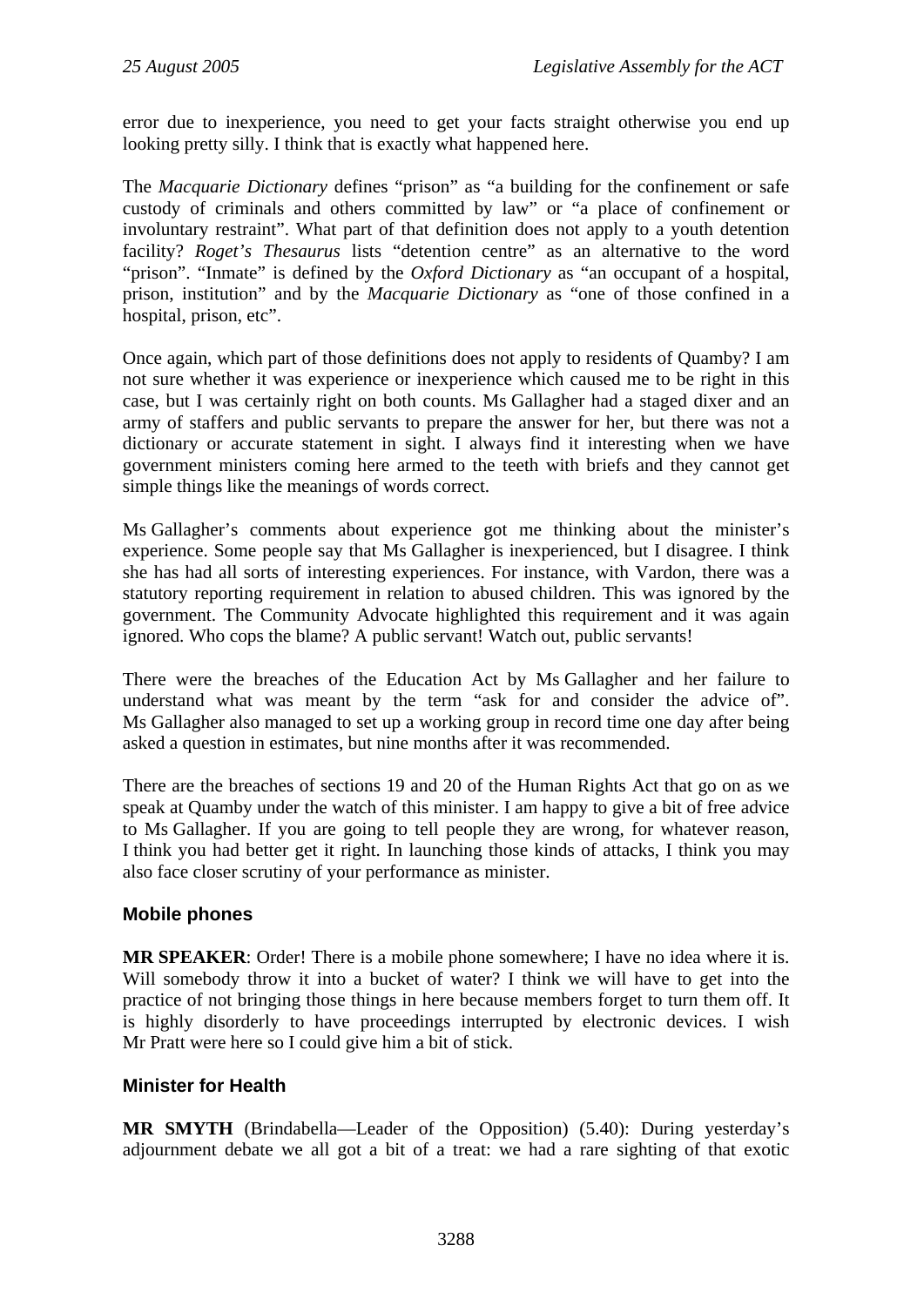error due to inexperience, you need to get your facts straight otherwise you end up looking pretty silly. I think that is exactly what happened here.

The *Macquarie Dictionary* defines "prison" as "a building for the confinement or safe custody of criminals and others committed by law" or "a place of confinement or involuntary restraint". What part of that definition does not apply to a youth detention facility? *Roget's Thesaurus* lists "detention centre" as an alternative to the word "prison". "Inmate" is defined by the *Oxford Dictionary* as "an occupant of a hospital, prison, institution" and by the *Macquarie Dictionary* as "one of those confined in a hospital, prison, etc".

Once again, which part of those definitions does not apply to residents of Quamby? I am not sure whether it was experience or inexperience which caused me to be right in this case, but I was certainly right on both counts. Ms Gallagher had a staged dixer and an army of staffers and public servants to prepare the answer for her, but there was not a dictionary or accurate statement in sight. I always find it interesting when we have government ministers coming here armed to the teeth with briefs and they cannot get simple things like the meanings of words correct.

Ms Gallagher's comments about experience got me thinking about the minister's experience. Some people say that Ms Gallagher is inexperienced, but I disagree. I think she has had all sorts of interesting experiences. For instance, with Vardon, there was a statutory reporting requirement in relation to abused children. This was ignored by the government. The Community Advocate highlighted this requirement and it was again ignored. Who cops the blame? A public servant! Watch out, public servants!

There were the breaches of the Education Act by Ms Gallagher and her failure to understand what was meant by the term "ask for and consider the advice of". Ms Gallagher also managed to set up a working group in record time one day after being asked a question in estimates, but nine months after it was recommended.

There are the breaches of sections 19 and 20 of the Human Rights Act that go on as we speak at Quamby under the watch of this minister. I am happy to give a bit of free advice to Ms Gallagher. If you are going to tell people they are wrong, for whatever reason, I think you had better get it right. In launching those kinds of attacks, I think you may also face closer scrutiny of your performance as minister.

### Mobile phones

**MR SPEAKER**: Order! There is a mobile phone somewhere; I have no idea where it is. Will somebody throw it into a bucket of water? I think we will have to get into the practice of not bringing those things in here because members forget to turn them off. It is highly disorderly to have proceedings interrupted by electronic devices. I wish Mr Pratt were here so I could give him a bit of stick.

### Minister for Health

**MR SMYTH** (Brindabella—Leader of the Opposition) (5.40): During yesterday's adjournment debate we all got a bit of a treat: we had a rare sighting of that exotic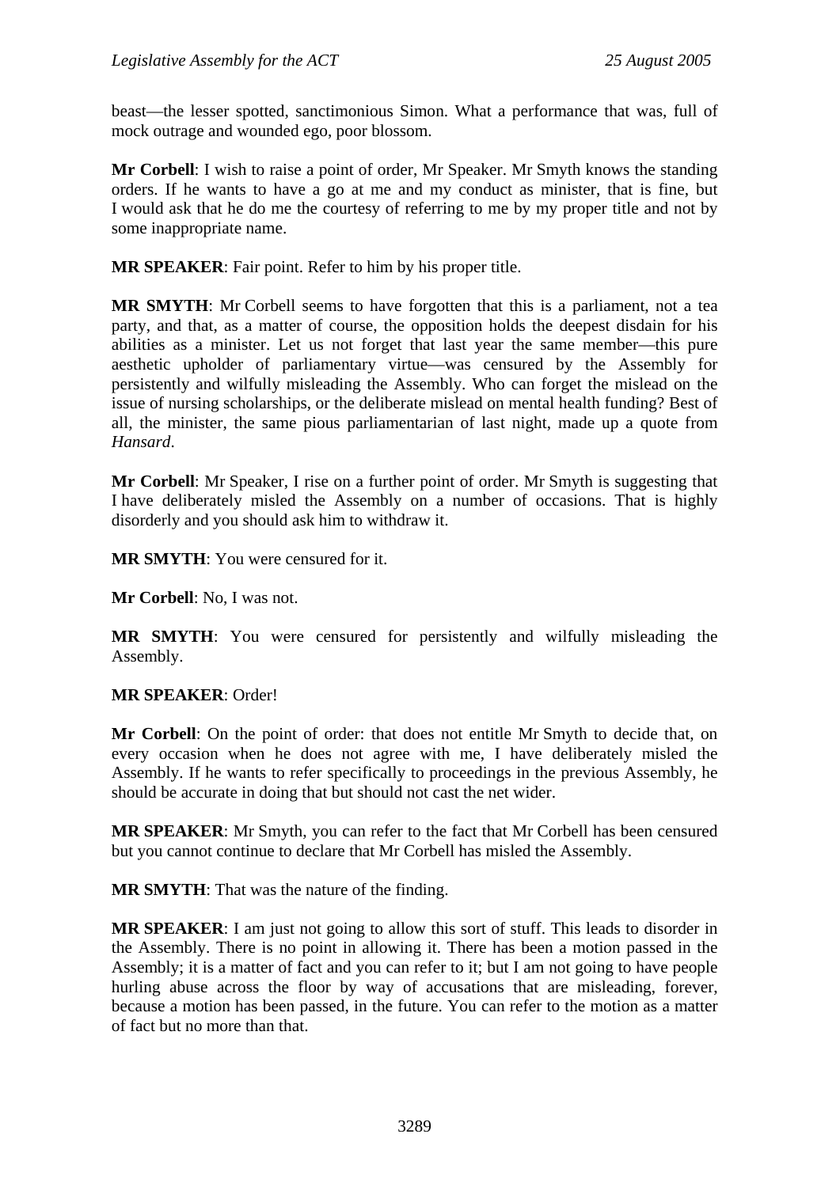beast—the lesser spotted, sanctimonious Simon. What a performance that was, full of mock outrage and wounded ego, poor blossom.

**Mr Corbell**: I wish to raise a point of order, Mr Speaker. Mr Smyth knows the standing orders. If he wants to have a go at me and my conduct as minister, that is fine, but I would ask that he do me the courtesy of referring to me by my proper title and not by some inappropriate name.

**MR SPEAKER**: Fair point. Refer to him by his proper title.

**MR SMYTH**: Mr Corbell seems to have forgotten that this is a parliament, not a tea party, and that, as a matter of course, the opposition holds the deepest disdain for his abilities as a minister. Let us not forget that last year the same member—this pure aesthetic upholder of parliamentary virtue—was censured by the Assembly for persistently and wilfully misleading the Assembly. Who can forget the mislead on the issue of nursing scholarships, or the deliberate mislead on mental health funding? Best of all, the minister, the same pious parliamentarian of last night, made up a quote from *Hansard*.

**Mr Corbell**: Mr Speaker, I rise on a further point of order. Mr Smyth is suggesting that I have deliberately misled the Assembly on a number of occasions. That is highly disorderly and you should ask him to withdraw it.

**MR SMYTH**: You were censured for it.

**Mr Corbell**: No, I was not.

**MR SMYTH**: You were censured for persistently and wilfully misleading the Assembly.

**MR SPEAKER**: Order!

**Mr Corbell**: On the point of order: that does not entitle Mr Smyth to decide that, on every occasion when he does not agree with me, I have deliberately misled the Assembly. If he wants to refer specifically to proceedings in the previous Assembly, he should be accurate in doing that but should not cast the net wider.

**MR SPEAKER**: Mr Smyth, you can refer to the fact that Mr Corbell has been censured but you cannot continue to declare that Mr Corbell has misled the Assembly.

**MR SMYTH**: That was the nature of the finding.

**MR SPEAKER**: I am just not going to allow this sort of stuff. This leads to disorder in the Assembly. There is no point in allowing it. There has been a motion passed in the Assembly; it is a matter of fact and you can refer to it; but I am not going to have people hurling abuse across the floor by way of accusations that are misleading, forever, because a motion has been passed, in the future. You can refer to the motion as a matter of fact but no more than that.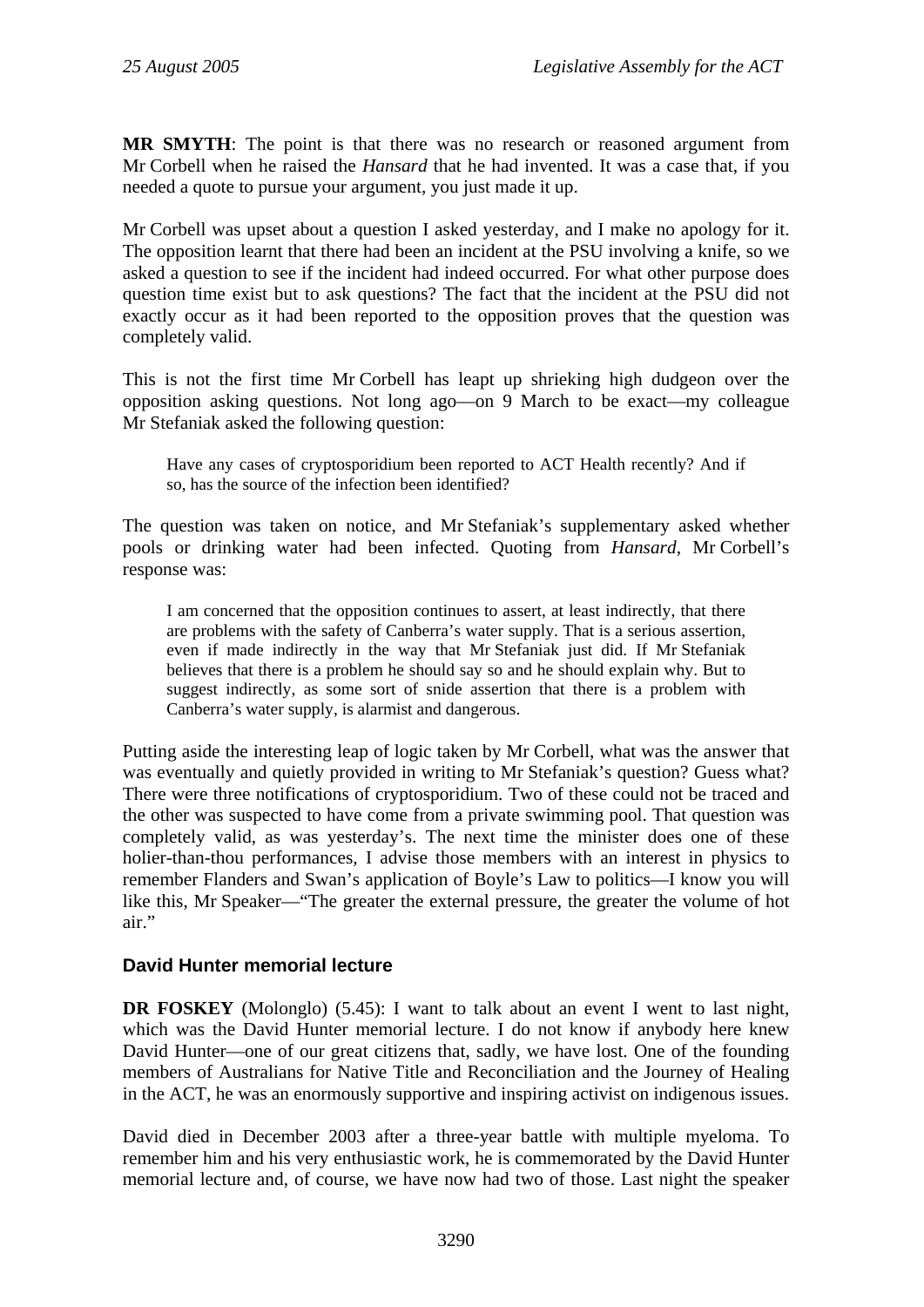**MR SMYTH**: The point is that there was no research or reasoned argument from Mr Corbell when he raised the *Hansard* that he had invented. It was a case that, if you needed a quote to pursue your argument, you just made it up.

Mr Corbell was upset about a question I asked yesterday, and I make no apology for it. The opposition learnt that there had been an incident at the PSU involving a knife, so we asked a question to see if the incident had indeed occurred. For what other purpose does question time exist but to ask questions? The fact that the incident at the PSU did not exactly occur as it had been reported to the opposition proves that the question was completely valid.

This is not the first time Mr Corbell has leapt up shrieking high dudgeon over the opposition asking questions. Not long ago—on 9 March to be exact—my colleague Mr Stefaniak asked the following question:

> Have any cases of cryptosporidium been reported to ACT Health recently? And if so, has the source of the infection been identified?

The question was taken on notice, and Mr Stefaniak's supplementary asked whether pools or drinking water had been infected. Quoting from *Hansard*, Mr Corbell's response was:

> I am concerned that the opposition continues to assert, at least indirectly, that there are problems with the safety of Canberra's water supply. That is a serious assertion, even if made indirectly in the way that Mr Stefaniak just did. If Mr Stefaniak believes that there is a problem he should say so and he should explain why. But to suggest indirectly, as some sort of snide assertion that there is a problem with Canberra's water supply, is alarmist and dangerous.

Putting aside the interesting leap of logic taken by Mr Corbell, what was the answer that was eventually and quietly provided in writing to Mr Stefaniak's question? Guess what? There were three notifications of cryptosporidium. Two of these could not be traced and the other was suspected to have come from a private swimming pool. That question was completely valid, as was yesterday's. The next time the minister does one of these holier-than-thou performances, I advise those members with an interest in physics to remember Flanders and Swan's application of Boyle's Law to politics—I know you will like this, Mr Speaker—"The greater the external pressure, the greater the volume of hot air."

## David Hunter memorial lecture

**DR FOSKEY** (Molonglo) (5.45): I want to talk about an event I went to last night, which was the David Hunter memorial lecture. I do not know if anybody here knew David Hunter—one of our great citizens that, sadly, we have lost. One of the founding members of Australians for Native Title and Reconciliation and the Journey of Healing in the ACT, he was an enormously supportive and inspiring activist on indigenous issues.

David died in December 2003 after a three-year battle with multiple myeloma. To remember him and his very enthusiastic work, he is commemorated by the David Hunter memorial lecture and, of course, we have now had two of those. Last night the speaker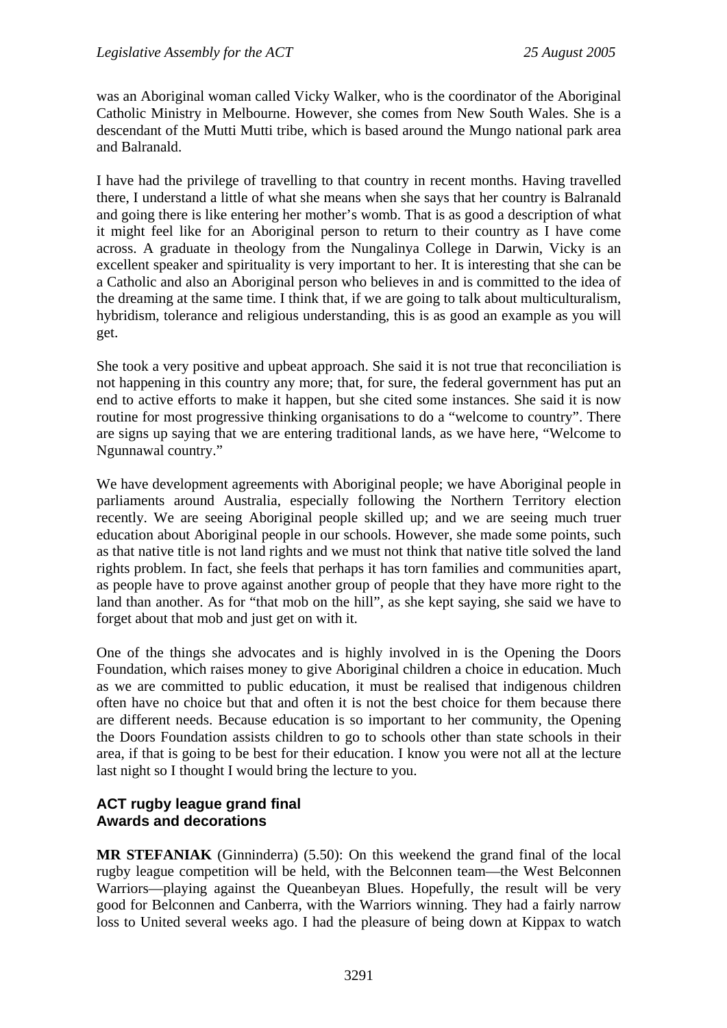was an Aboriginal woman called Vicky Walker, who is the coordinator of the Aboriginal Catholic Ministry in Melbourne. However, she comes from New South Wales. She is a descendant of the Mutti Mutti tribe, which is based around the Mungo national park area and Balranald.

I have had the privilege of travelling to that country in recent months. Having travelled there, I understand a little of what she means when she says that her country is Balranald and going there is like entering her mother's womb. That is as good a description of what it might feel like for an Aboriginal person to return to their country as I have come across. A graduate in theology from the Nungalinya College in Darwin, Vicky is an excellent speaker and spirituality is very important to her. It is interesting that she can be a Catholic and also an Aboriginal person who believes in and is committed to the idea of the dreaming at the same time. I think that, if we are going to talk about multiculturalism, hybridism, tolerance and religious understanding, this is as good an example as you will get.

She took a very positive and upbeat approach. She said it is not true that reconciliation is not happening in this country any more; that, for sure, the federal government has put an end to active efforts to make it happen, but she cited some instances. She said it is now routine for most progressive thinking organisations to do a "welcome to country". There are signs up saying that we are entering traditional lands, as we have here, "Welcome to Ngunnawal country."

We have development agreements with Aboriginal people; we have Aboriginal people in parliaments around Australia, especially following the Northern Territory election recently. We are seeing Aboriginal people skilled up; and we are seeing much truer education about Aboriginal people in our schools. However, she made some points, such as that native title is not land rights and we must not think that native title solved the land rights problem. In fact, she feels that perhaps it has torn families and communities apart, as people have to prove against another group of people that they have more right to the land than another. As for "that mob on the hill", as she kept saying, she said we have to forget about that mob and just get on with it.

One of the things she advocates and is highly involved in is the Opening the Doors Foundation, which raises money to give Aboriginal children a choice in education. Much as we are committed to public education, it must be realised that indigenous children often have no choice but that and often it is not the best choice for them because there are different needs. Because education is so important to her community, the Opening the Doors Foundation assists children to go to schools other than state schools in their area, if that is going to be best for their education. I know you were not all at the lecture last night so I thought I would bring the lecture to you.

### ACT rugby league grand final
### Awards and decorations

**MR STEFANIAK** (Ginninderra) (5.50): On this weekend the grand final of the local rugby league competition will be held, with the Belconnen team—the West Belconnen Warriors—playing against the Queanbeyan Blues. Hopefully, the result will be very good for Belconnen and Canberra, with the Warriors winning. They had a fairly narrow loss to United several weeks ago. I had the pleasure of being down at Kippax to watch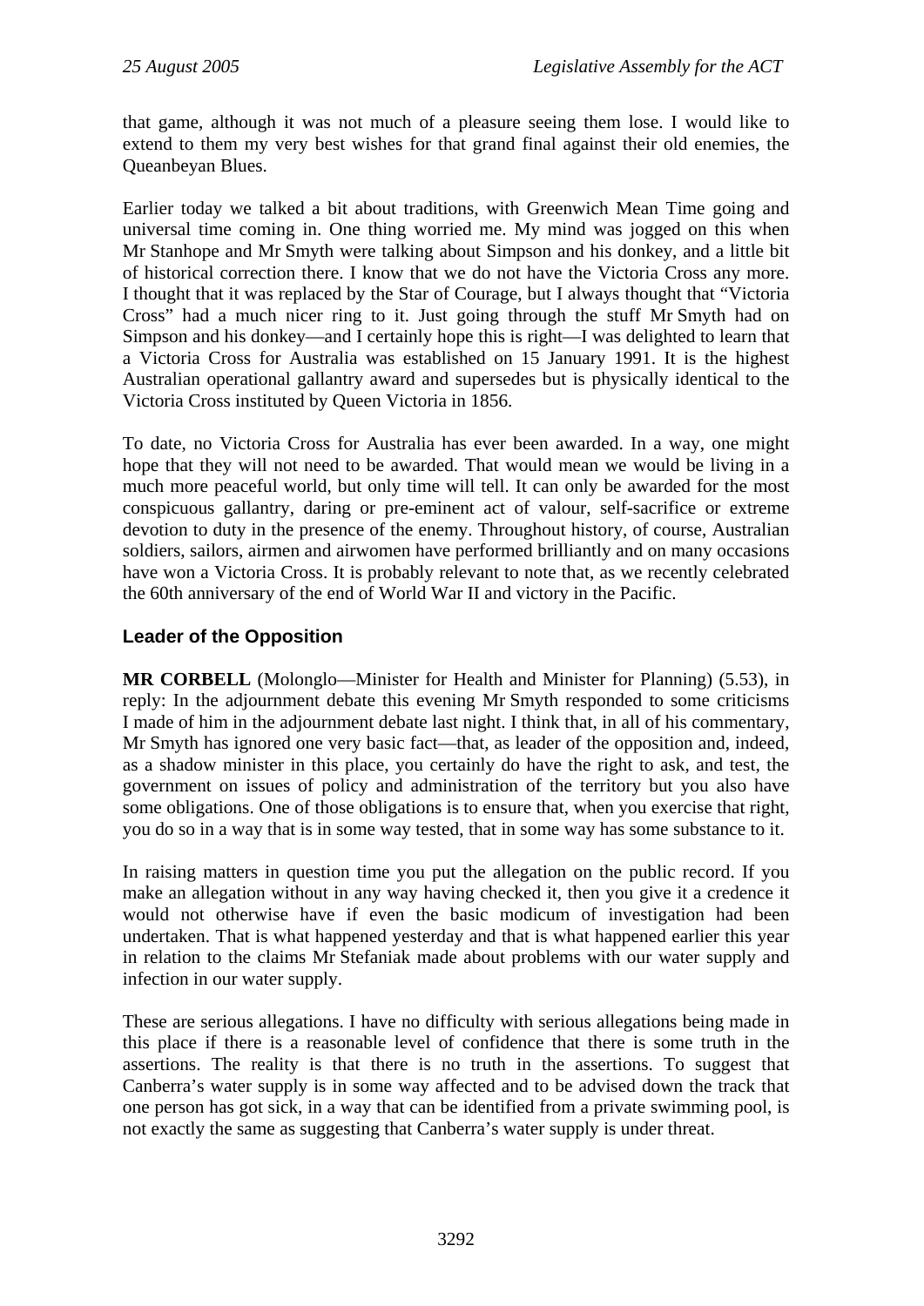that game, although it was not much of a pleasure seeing them lose. I would like to extend to them my very best wishes for that grand final against their old enemies, the Queanbeyan Blues.

Earlier today we talked a bit about traditions, with Greenwich Mean Time going and universal time coming in. One thing worried me. My mind was jogged on this when Mr Stanhope and Mr Smyth were talking about Simpson and his donkey, and a little bit of historical correction there. I know that we do not have the Victoria Cross any more. I thought that it was replaced by the Star of Courage, but I always thought that "Victoria Cross" had a much nicer ring to it. Just going through the stuff Mr Smyth had on Simpson and his donkey—and I certainly hope this is right—I was delighted to learn that a Victoria Cross for Australia was established on 15 January 1991. It is the highest Australian operational gallantry award and supersedes but is physically identical to the Victoria Cross instituted by Queen Victoria in 1856.

To date, no Victoria Cross for Australia has ever been awarded. In a way, one might hope that they will not need to be awarded. That would mean we would be living in a much more peaceful world, but only time will tell. It can only be awarded for the most conspicuous gallantry, daring or pre-eminent act of valour, self-sacrifice or extreme devotion to duty in the presence of the enemy. Throughout history, of course, Australian soldiers, sailors, airmen and airwomen have performed brilliantly and on many occasions have won a Victoria Cross. It is probably relevant to note that, as we recently celebrated the 60th anniversary of the end of World War II and victory in the Pacific.

## Leader of the Opposition

**MR CORBELL** (Molonglo—Minister for Health and Minister for Planning) (5.53), in reply: In the adjournment debate this evening Mr Smyth responded to some criticisms I made of him in the adjournment debate last night. I think that, in all of his commentary, Mr Smyth has ignored one very basic fact—that, as leader of the opposition and, indeed, as a shadow minister in this place, you certainly do have the right to ask, and test, the government on issues of policy and administration of the territory but you also have some obligations. One of those obligations is to ensure that, when you exercise that right, you do so in a way that is in some way tested, that in some way has some substance to it.

In raising matters in question time you put the allegation on the public record. If you make an allegation without in any way having checked it, then you give it a credence it would not otherwise have if even the basic modicum of investigation had been undertaken. That is what happened yesterday and that is what happened earlier this year in relation to the claims Mr Stefaniak made about problems with our water supply and infection in our water supply.

These are serious allegations. I have no difficulty with serious allegations being made in this place if there is a reasonable level of confidence that there is some truth in the assertions. The reality is that there is no truth in the assertions. To suggest that Canberra's water supply is in some way affected and to be advised down the track that one person has got sick, in a way that can be identified from a private swimming pool, is not exactly the same as suggesting that Canberra's water supply is under threat.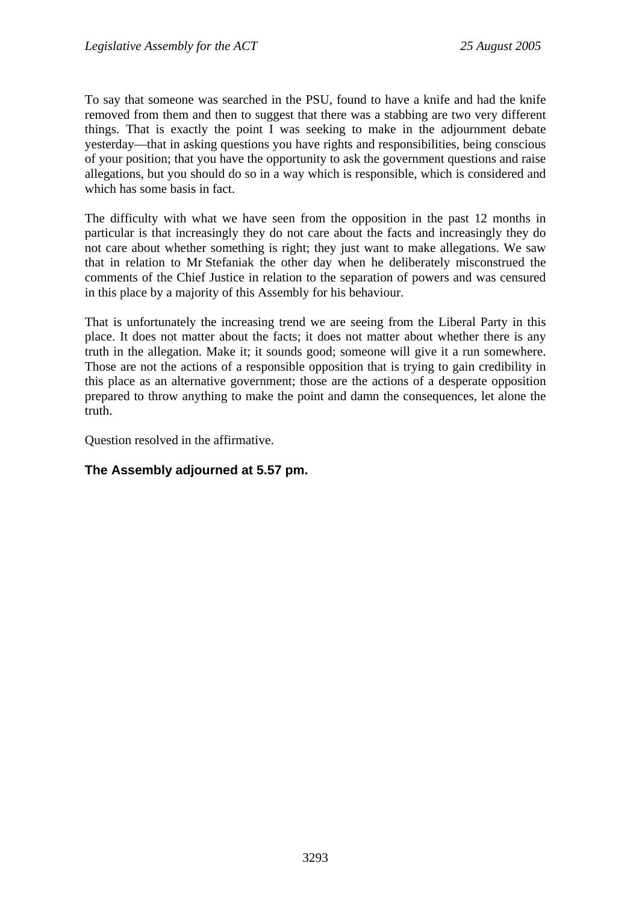To say that someone was searched in the PSU, found to have a knife and had the knife removed from them and then to suggest that there was a stabbing are two very different things. That is exactly the point I was seeking to make in the adjournment debate yesterday—that in asking questions you have rights and responsibilities, being conscious of your position; that you have the opportunity to ask the government questions and raise allegations, but you should do so in a way which is responsible, which is considered and which has some basis in fact.

The difficulty with what we have seen from the opposition in the past 12 months in particular is that increasingly they do not care about the facts and increasingly they do not care about whether something is right; they just want to make allegations. We saw that in relation to Mr Stefaniak the other day when he deliberately misconstrued the comments of the Chief Justice in relation to the separation of powers and was censured in this place by a majority of this Assembly for his behaviour.

That is unfortunately the increasing trend we are seeing from the Liberal Party in this place. It does not matter about the facts; it does not matter about whether there is any truth in the allegation. Make it; it sounds good; someone will give it a run somewhere. Those are not the actions of a responsible opposition that is trying to gain credibility in this place as an alternative government; those are the actions of a desperate opposition prepared to throw anything to make the point and damn the consequences, let alone the truth.

Question resolved in the affirmative.

**The Assembly adjourned at 5.57 pm.**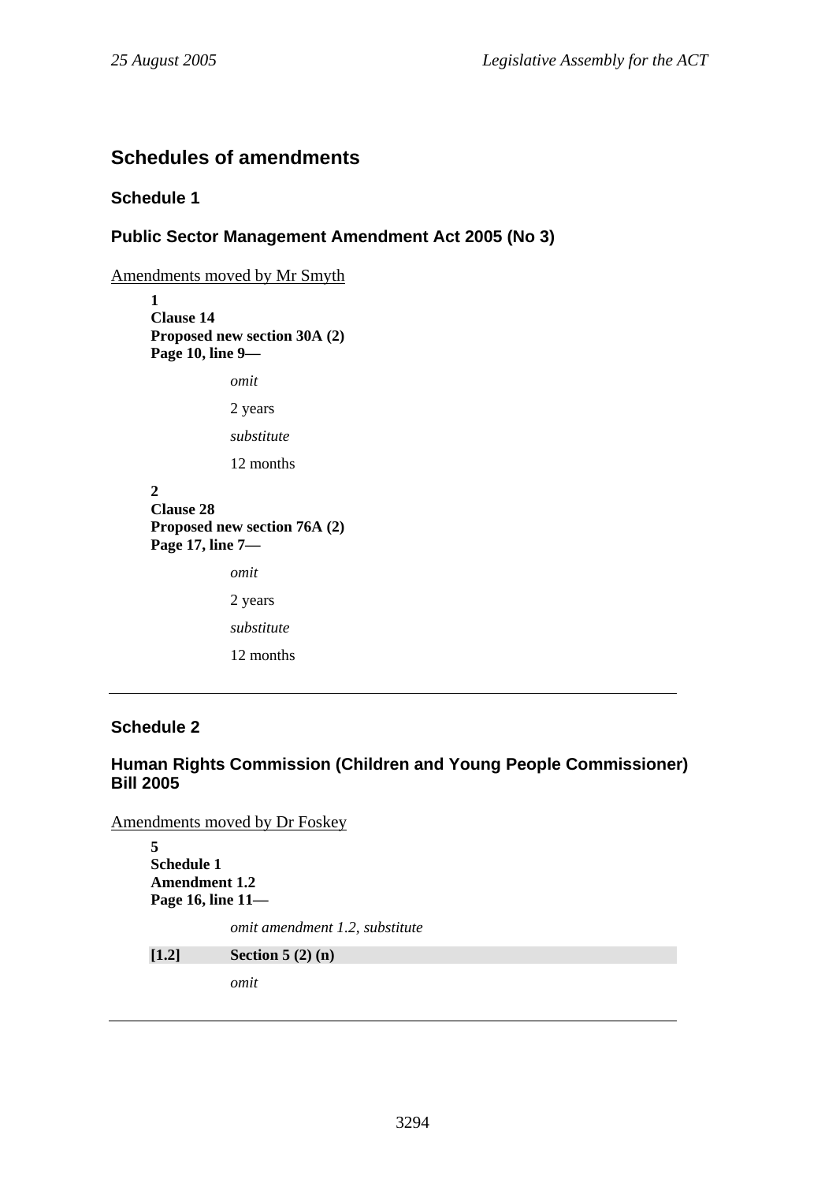## Schedules of amendments

### Schedule 1

### Public Sector Management Amendment Act 2005 (No 3)

Amendments moved by Mr Smyth

**1**
**Clause 14**
**Proposed new section 30A (2)**
**Page 10, line 9—**

*omit*

2 years

*substitute*

12 months

**2**
**Clause 28**
**Proposed new section 76A (2)**
**Page 17, line 7—**

*omit*

2 years

*substitute*

12 months

---

### Schedule 2

### Human Rights Commission (Children and Young People Commissioner) Bill 2005

Amendments moved by Dr Foskey

**5**
**Schedule 1**
**Amendment 1.2**
**Page 16, line 11—**

*omit amendment 1.2, substitute*

**[1.2] Section 5 (2) (n)**

*omit*

---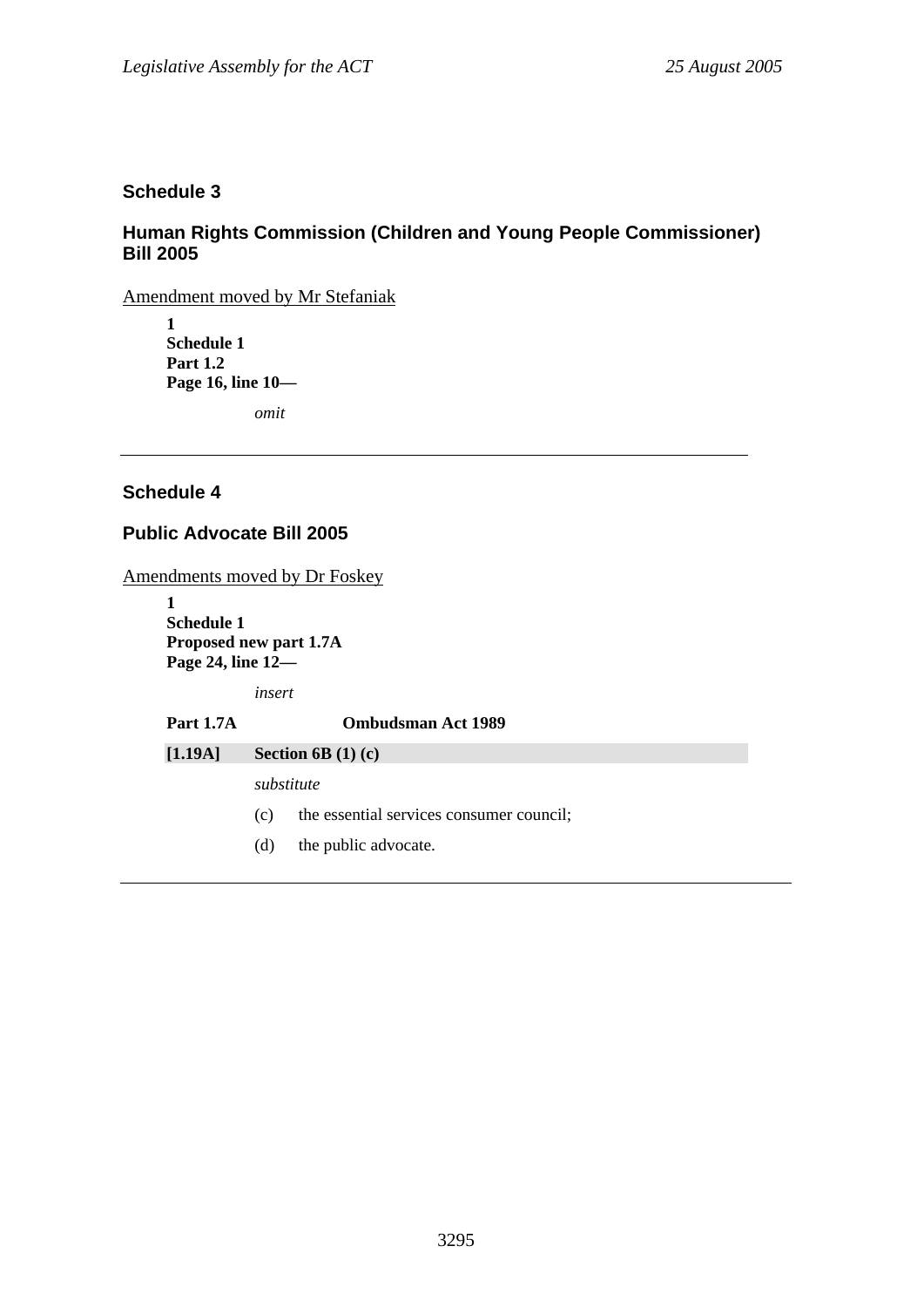## Schedule 3

### Human Rights Commission (Children and Young People Commissioner) Bill 2005

Amendment moved by Mr Stefaniak

**1**
**Schedule 1**
**Part 1.2**
**Page 16, line 10—**

*omit*

---

## Schedule 4

### Public Advocate Bill 2005

Amendments moved by Dr Foskey

**1**
**Schedule 1**
**Proposed new part 1.7A**
**Page 24, line 12—**

*insert*

**Part 1.7A Ombudsman Act 1989**

**[1.19A] Section 6B (1) (c)**

*substitute*

(c) the essential services consumer council;

(d) the public advocate.

---